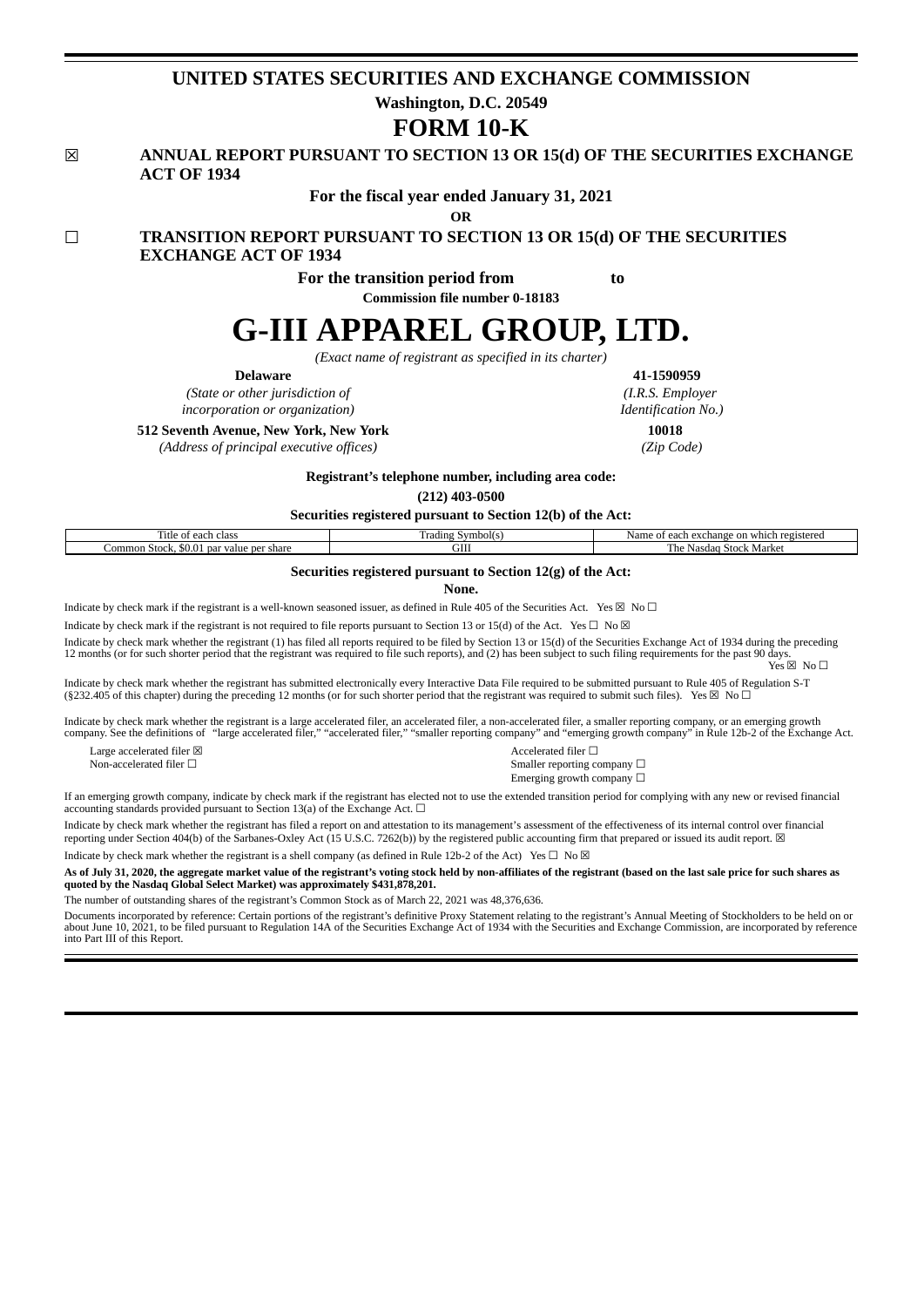# UNITED STATES SECURITIES AND EXCHANGE COMMISSION

**Washington, D.C. 20549**

# FORM 10-K

☒ **ANNUAL REPORT PURSUANT TO SECTION 13 OR 15(d) OF THE SECURITIES EXCHANGE ACT OF 1934**

**For the fiscal year ended January 31, 2021**

**OR**

☐ **TRANSITION REPORT PURSUANT TO SECTION 13 OR 15(d) OF THE SECURITIES EXCHANGE ACT OF 1934**

**For the transition period from to**

**Commission file number 0-18183**

# G-III APPAREL GROUP, LTD.

*(Exact name of registrant as specified in its charter)*

| **Delaware** | **41-1590959** |
|---|---|
| *(State or other jurisdiction of incorporation or organization)* | *(I.R.S. Employer Identification No.)* |
| **512 Seventh Avenue, New York, New York** | **10018** |
| *(Address of principal executive offices)* | *(Zip Code)* |

**Registrant's telephone number, including area code:**

**(212) 403-0500**

**Securities registered pursuant to Section 12(b) of the Act:**

| Title of each class | Trading Symbol(s) | Name of each exchange on which registered |
|---|---|---|
| Common Stock, $0.01 par value per share | GIII | The Nasdaq Stock Market |

**Securities registered pursuant to Section 12(g) of the Act:**

**None.**

Indicate by check mark if the registrant is a well-known seasoned issuer, as defined in Rule 405 of the Securities Act. Yes ☒ No ☐

Indicate by check mark if the registrant is not required to file reports pursuant to Section 13 or 15(d) of the Act. Yes ☐ No ☒

Indicate by check mark whether the registrant (1) has filed all reports required to be filed by Section 13 or 15(d) of the Securities Exchange Act of 1934 during the preceding 12 months (or for such shorter period that the registrant was required to file such reports), and (2) has been subject to such filing requirements for the past 90 days. Yes ☒ No ☐

Indicate by check mark whether the registrant has submitted electronically every Interactive Data File required to be submitted pursuant to Rule 405 of Regulation S-T (§232.405 of this chapter) during the preceding 12 months (or for such shorter period that the registrant was required to submit such files). Yes ☒ No ☐

Indicate by check mark whether the registrant is a large accelerated filer, an accelerated filer, a non-accelerated filer, a smaller reporting company, or an emerging growth company. See the definitions of "large accelerated filer," "accelerated filer," "smaller reporting company" and "emerging growth company" in Rule 12b-2 of the Exchange Act.

| | |
|---|---|
| Large accelerated filer ☒ | Accelerated filer ☐ |
| Non-accelerated filer ☐ | Smaller reporting company ☐ |
| | Emerging growth company ☐ |

If an emerging growth company, indicate by check mark if the registrant has elected not to use the extended transition period for complying with any new or revised financial accounting standards provided pursuant to Section 13(a) of the Exchange Act. ☐

Indicate by check mark whether the registrant has filed a report on and attestation to its management's assessment of the effectiveness of its internal control over financial reporting under Section 404(b) of the Sarbanes-Oxley Act (15 U.S.C. 7262(b)) by the registered public accounting firm that prepared or issued its audit report. ☒

Indicate by check mark whether the registrant is a shell company (as defined in Rule 12b-2 of the Act) Yes ☐ No ☒

**As of July 31, 2020, the aggregate market value of the registrant's voting stock held by non-affiliates of the registrant (based on the last sale price for such shares as quoted by the Nasdaq Global Select Market) was approximately $431,878,201.**

The number of outstanding shares of the registrant's Common Stock as of March 22, 2021 was 48,376,636.

Documents incorporated by reference: Certain portions of the registrant's definitive Proxy Statement relating to the registrant's Annual Meeting of Stockholders to be held on or about June 10, 2021, to be filed pursuant to Regulation 14A of the Securities Exchange Act of 1934 with the Securities and Exchange Commission, are incorporated by reference into Part III of this Report.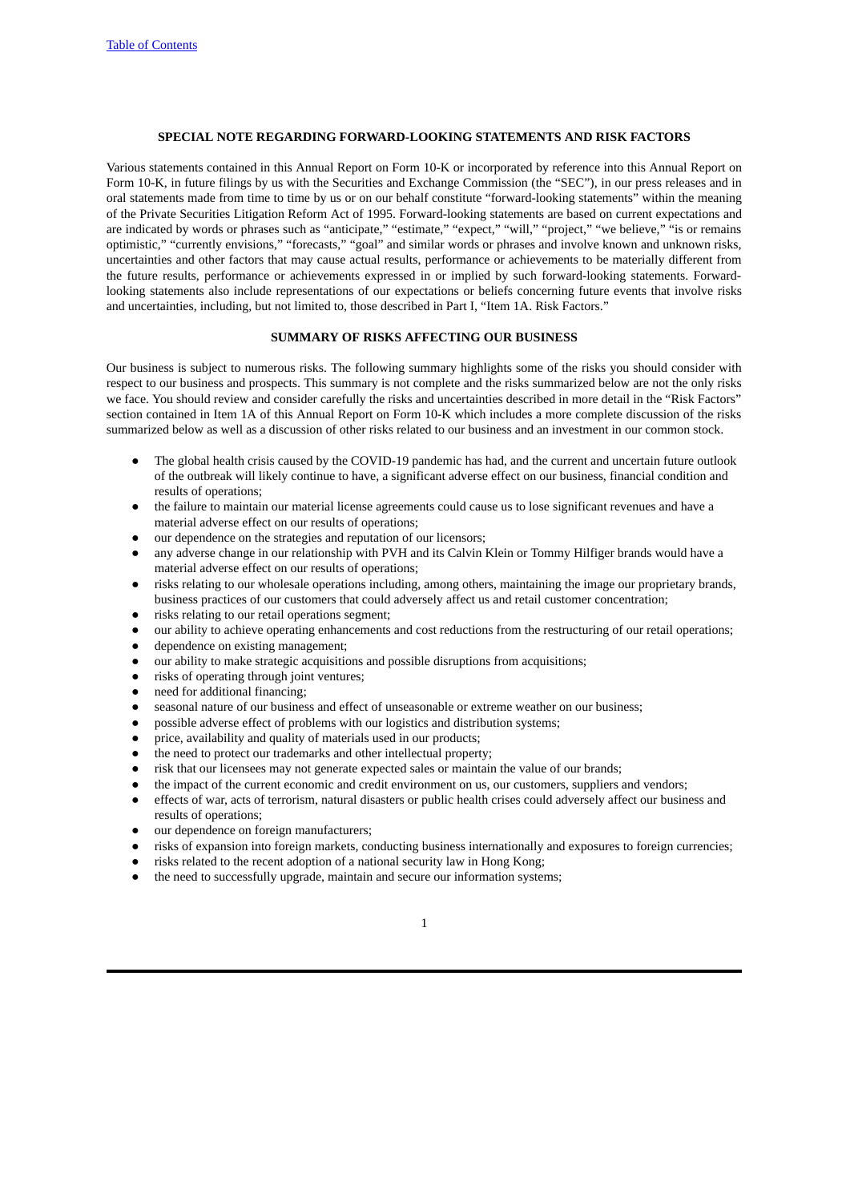## SPECIAL NOTE REGARDING FORWARD-LOOKING STATEMENTS AND RISK FACTORS

Various statements contained in this Annual Report on Form 10-K or incorporated by reference into this Annual Report on Form 10-K, in future filings by us with the Securities and Exchange Commission (the "SEC"), in our press releases and in oral statements made from time to time by us or on our behalf constitute "forward-looking statements" within the meaning of the Private Securities Litigation Reform Act of 1995. Forward-looking statements are based on current expectations and are indicated by words or phrases such as "anticipate," "estimate," "expect," "will," "project," "we believe," "is or remains optimistic," "currently envisions," "forecasts," "goal" and similar words or phrases and involve known and unknown risks, uncertainties and other factors that may cause actual results, performance or achievements to be materially different from the future results, performance or achievements expressed in or implied by such forward-looking statements. Forward-looking statements also include representations of our expectations or beliefs concerning future events that involve risks and uncertainties, including, but not limited to, those described in Part I, "Item 1A. Risk Factors."

## SUMMARY OF RISKS AFFECTING OUR BUSINESS

Our business is subject to numerous risks. The following summary highlights some of the risks you should consider with respect to our business and prospects. This summary is not complete and the risks summarized below are not the only risks we face. You should review and consider carefully the risks and uncertainties described in more detail in the "Risk Factors" section contained in Item 1A of this Annual Report on Form 10-K which includes a more complete discussion of the risks summarized below as well as a discussion of other risks related to our business and an investment in our common stock.

- The global health crisis caused by the COVID-19 pandemic has had, and the current and uncertain future outlook of the outbreak will likely continue to have, a significant adverse effect on our business, financial condition and results of operations;
- the failure to maintain our material license agreements could cause us to lose significant revenues and have a material adverse effect on our results of operations;
- our dependence on the strategies and reputation of our licensors;
- any adverse change in our relationship with PVH and its Calvin Klein or Tommy Hilfiger brands would have a material adverse effect on our results of operations;
- risks relating to our wholesale operations including, among others, maintaining the image our proprietary brands, business practices of our customers that could adversely affect us and retail customer concentration;
- risks relating to our retail operations segment;
- our ability to achieve operating enhancements and cost reductions from the restructuring of our retail operations;
- dependence on existing management;
- our ability to make strategic acquisitions and possible disruptions from acquisitions;
- risks of operating through joint ventures;
- need for additional financing;
- seasonal nature of our business and effect of unseasonable or extreme weather on our business;
- possible adverse effect of problems with our logistics and distribution systems;
- price, availability and quality of materials used in our products;
- the need to protect our trademarks and other intellectual property;
- risk that our licensees may not generate expected sales or maintain the value of our brands;
- the impact of the current economic and credit environment on us, our customers, suppliers and vendors;
- effects of war, acts of terrorism, natural disasters or public health crises could adversely affect our business and results of operations;
- our dependence on foreign manufacturers;
- risks of expansion into foreign markets, conducting business internationally and exposures to foreign currencies;
- risks related to the recent adoption of a national security law in Hong Kong;
- the need to successfully upgrade, maintain and secure our information systems;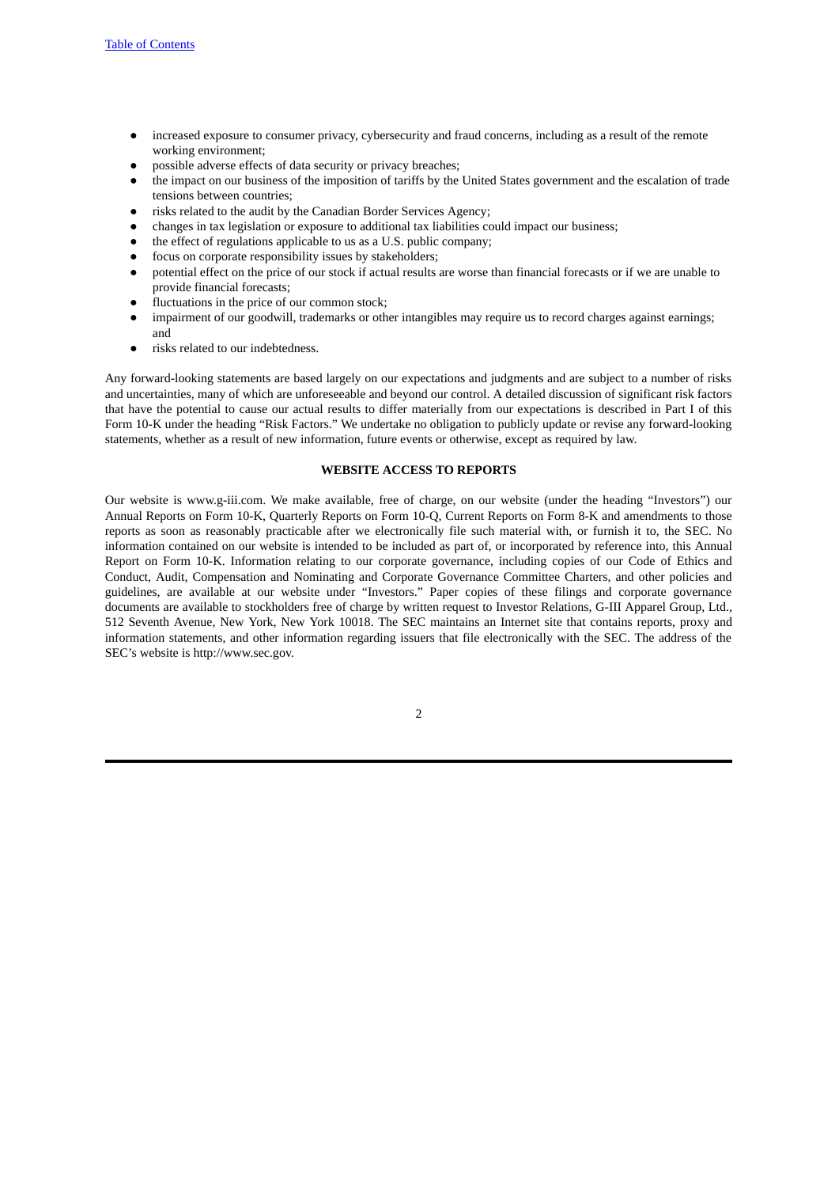- increased exposure to consumer privacy, cybersecurity and fraud concerns, including as a result of the remote working environment;
- possible adverse effects of data security or privacy breaches;
- the impact on our business of the imposition of tariffs by the United States government and the escalation of trade tensions between countries;
- risks related to the audit by the Canadian Border Services Agency;
- changes in tax legislation or exposure to additional tax liabilities could impact our business;
- the effect of regulations applicable to us as a U.S. public company;
- focus on corporate responsibility issues by stakeholders;
- potential effect on the price of our stock if actual results are worse than financial forecasts or if we are unable to provide financial forecasts;
- fluctuations in the price of our common stock;
- impairment of our goodwill, trademarks or other intangibles may require us to record charges against earnings; and
- risks related to our indebtedness.

Any forward-looking statements are based largely on our expectations and judgments and are subject to a number of risks and uncertainties, many of which are unforeseeable and beyond our control. A detailed discussion of significant risk factors that have the potential to cause our actual results to differ materially from our expectations is described in Part I of this Form 10-K under the heading "Risk Factors." We undertake no obligation to publicly update or revise any forward-looking statements, whether as a result of new information, future events or otherwise, except as required by law.

## WEBSITE ACCESS TO REPORTS

Our website is www.g-iii.com. We make available, free of charge, on our website (under the heading "Investors") our Annual Reports on Form 10-K, Quarterly Reports on Form 10-Q, Current Reports on Form 8-K and amendments to those reports as soon as reasonably practicable after we electronically file such material with, or furnish it to, the SEC. No information contained on our website is intended to be included as part of, or incorporated by reference into, this Annual Report on Form 10-K. Information relating to our corporate governance, including copies of our Code of Ethics and Conduct, Audit, Compensation and Nominating and Corporate Governance Committee Charters, and other policies and guidelines, are available at our website under "Investors." Paper copies of these filings and corporate governance documents are available to stockholders free of charge by written request to Investor Relations, G-III Apparel Group, Ltd., 512 Seventh Avenue, New York, New York 10018. The SEC maintains an Internet site that contains reports, proxy and information statements, and other information regarding issuers that file electronically with the SEC. The address of the SEC's website is http://www.sec.gov.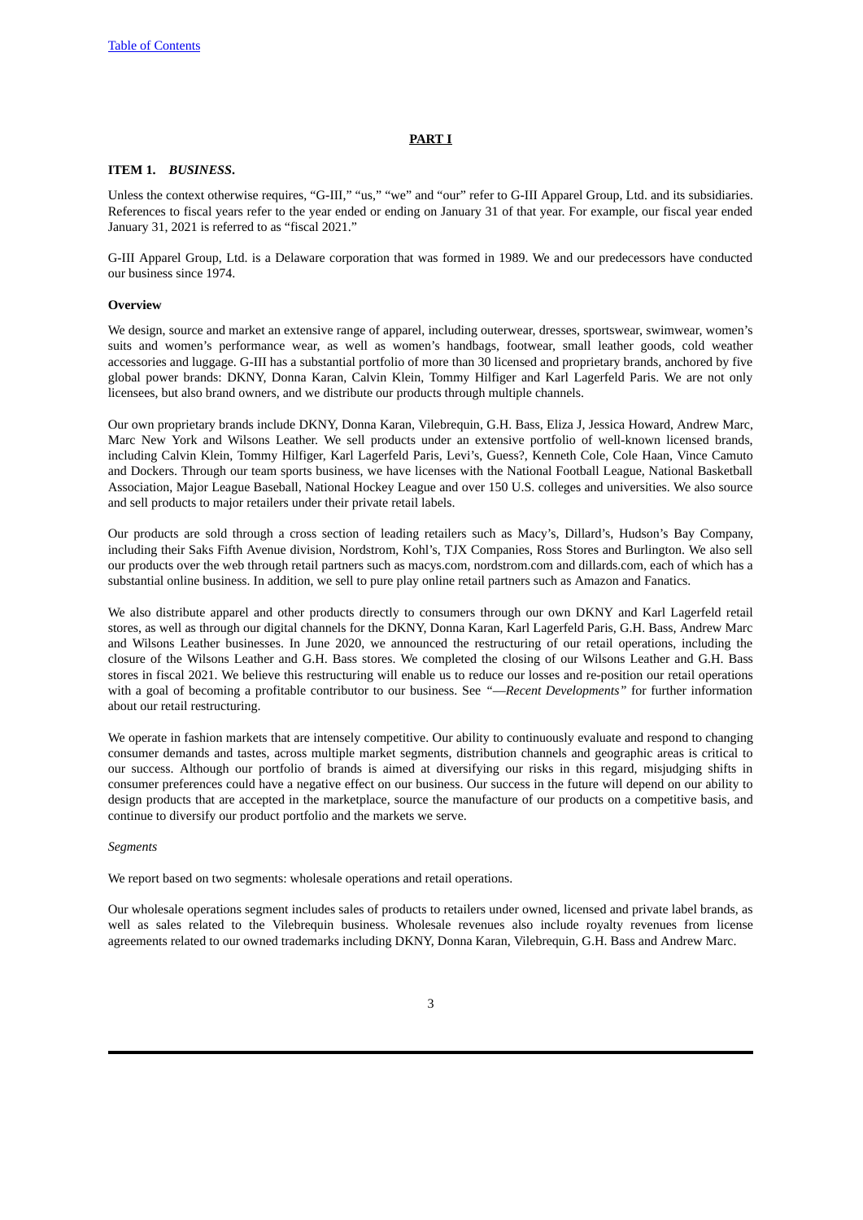## PART I

### ITEM 1. *BUSINESS***.**

Unless the context otherwise requires, "G-III," "us," "we" and "our" refer to G-III Apparel Group, Ltd. and its subsidiaries. References to fiscal years refer to the year ended or ending on January 31 of that year. For example, our fiscal year ended January 31, 2021 is referred to as "fiscal 2021."

G-III Apparel Group, Ltd. is a Delaware corporation that was formed in 1989. We and our predecessors have conducted our business since 1974.

**Overview**

We design, source and market an extensive range of apparel, including outerwear, dresses, sportswear, swimwear, women's suits and women's performance wear, as well as women's handbags, footwear, small leather goods, cold weather accessories and luggage. G-III has a substantial portfolio of more than 30 licensed and proprietary brands, anchored by five global power brands: DKNY, Donna Karan, Calvin Klein, Tommy Hilfiger and Karl Lagerfeld Paris. We are not only licensees, but also brand owners, and we distribute our products through multiple channels.

Our own proprietary brands include DKNY, Donna Karan, Vilebrequin, G.H. Bass, Eliza J, Jessica Howard, Andrew Marc, Marc New York and Wilsons Leather. We sell products under an extensive portfolio of well-known licensed brands, including Calvin Klein, Tommy Hilfiger, Karl Lagerfeld Paris, Levi's, Guess?, Kenneth Cole, Cole Haan, Vince Camuto and Dockers. Through our team sports business, we have licenses with the National Football League, National Basketball Association, Major League Baseball, National Hockey League and over 150 U.S. colleges and universities. We also source and sell products to major retailers under their private retail labels.

Our products are sold through a cross section of leading retailers such as Macy's, Dillard's, Hudson's Bay Company, including their Saks Fifth Avenue division, Nordstrom, Kohl's, TJX Companies, Ross Stores and Burlington. We also sell our products over the web through retail partners such as macys.com, nordstrom.com and dillards.com, each of which has a substantial online business. In addition, we sell to pure play online retail partners such as Amazon and Fanatics.

We also distribute apparel and other products directly to consumers through our own DKNY and Karl Lagerfeld retail stores, as well as through our digital channels for the DKNY, Donna Karan, Karl Lagerfeld Paris, G.H. Bass, Andrew Marc and Wilsons Leather businesses. In June 2020, we announced the restructuring of our retail operations, including the closure of the Wilsons Leather and G.H. Bass stores. We completed the closing of our Wilsons Leather and G.H. Bass stores in fiscal 2021. We believe this restructuring will enable us to reduce our losses and re-position our retail operations with a goal of becoming a profitable contributor to our business. See *"—Recent Developments"* for further information about our retail restructuring.

We operate in fashion markets that are intensely competitive. Our ability to continuously evaluate and respond to changing consumer demands and tastes, across multiple market segments, distribution channels and geographic areas is critical to our success. Although our portfolio of brands is aimed at diversifying our risks in this regard, misjudging shifts in consumer preferences could have a negative effect on our business. Our success in the future will depend on our ability to design products that are accepted in the marketplace, source the manufacture of our products on a competitive basis, and continue to diversify our product portfolio and the markets we serve.

*Segments*

We report based on two segments: wholesale operations and retail operations.

Our wholesale operations segment includes sales of products to retailers under owned, licensed and private label brands, as well as sales related to the Vilebrequin business. Wholesale revenues also include royalty revenues from license agreements related to our owned trademarks including DKNY, Donna Karan, Vilebrequin, G.H. Bass and Andrew Marc.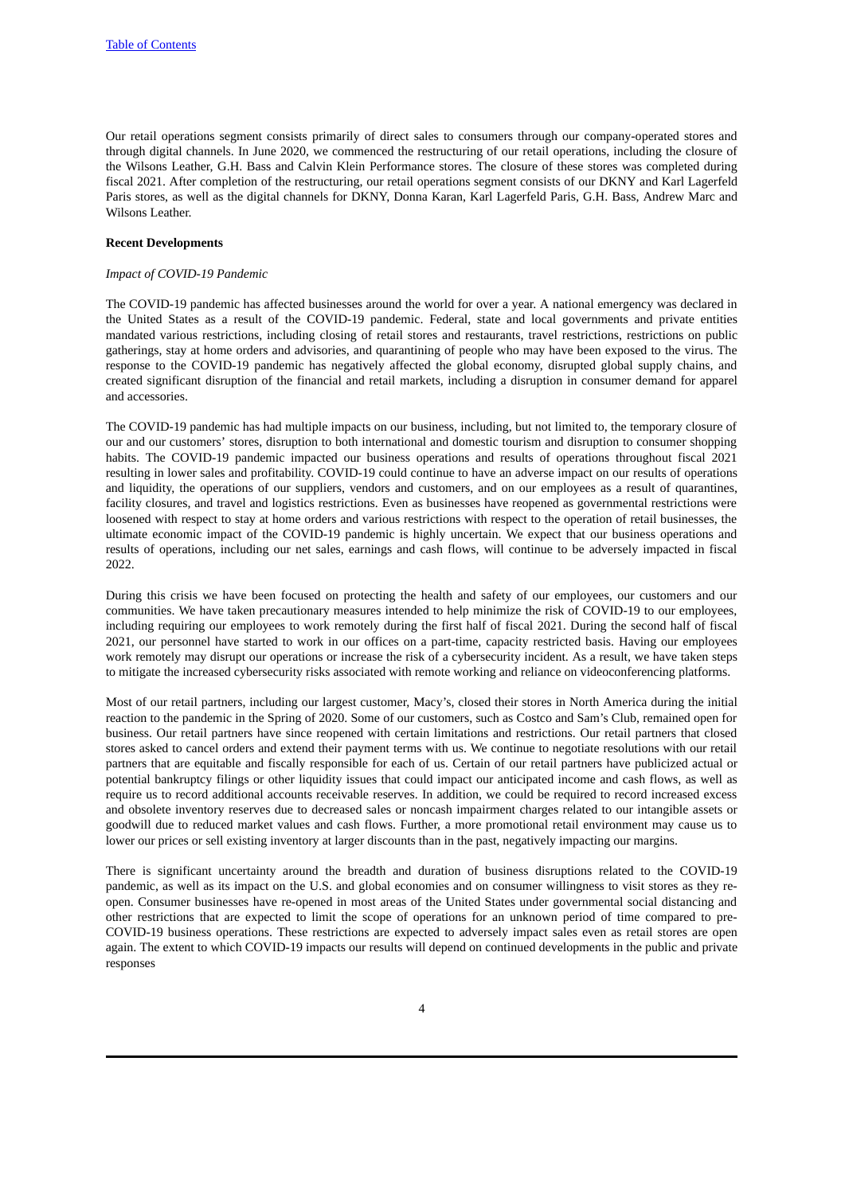Our retail operations segment consists primarily of direct sales to consumers through our company-operated stores and through digital channels. In June 2020, we commenced the restructuring of our retail operations, including the closure of the Wilsons Leather, G.H. Bass and Calvin Klein Performance stores. The closure of these stores was completed during fiscal 2021. After completion of the restructuring, our retail operations segment consists of our DKNY and Karl Lagerfeld Paris stores, as well as the digital channels for DKNY, Donna Karan, Karl Lagerfeld Paris, G.H. Bass, Andrew Marc and Wilsons Leather.

**Recent Developments**

*Impact of COVID-19 Pandemic*

The COVID-19 pandemic has affected businesses around the world for over a year. A national emergency was declared in the United States as a result of the COVID-19 pandemic. Federal, state and local governments and private entities mandated various restrictions, including closing of retail stores and restaurants, travel restrictions, restrictions on public gatherings, stay at home orders and advisories, and quarantining of people who may have been exposed to the virus. The response to the COVID-19 pandemic has negatively affected the global economy, disrupted global supply chains, and created significant disruption of the financial and retail markets, including a disruption in consumer demand for apparel and accessories.

The COVID-19 pandemic has had multiple impacts on our business, including, but not limited to, the temporary closure of our and our customers' stores, disruption to both international and domestic tourism and disruption to consumer shopping habits. The COVID-19 pandemic impacted our business operations and results of operations throughout fiscal 2021 resulting in lower sales and profitability. COVID-19 could continue to have an adverse impact on our results of operations and liquidity, the operations of our suppliers, vendors and customers, and on our employees as a result of quarantines, facility closures, and travel and logistics restrictions. Even as businesses have reopened as governmental restrictions were loosened with respect to stay at home orders and various restrictions with respect to the operation of retail businesses, the ultimate economic impact of the COVID-19 pandemic is highly uncertain. We expect that our business operations and results of operations, including our net sales, earnings and cash flows, will continue to be adversely impacted in fiscal 2022.

During this crisis we have been focused on protecting the health and safety of our employees, our customers and our communities. We have taken precautionary measures intended to help minimize the risk of COVID-19 to our employees, including requiring our employees to work remotely during the first half of fiscal 2021. During the second half of fiscal 2021, our personnel have started to work in our offices on a part-time, capacity restricted basis. Having our employees work remotely may disrupt our operations or increase the risk of a cybersecurity incident. As a result, we have taken steps to mitigate the increased cybersecurity risks associated with remote working and reliance on videoconferencing platforms.

Most of our retail partners, including our largest customer, Macy's, closed their stores in North America during the initial reaction to the pandemic in the Spring of 2020. Some of our customers, such as Costco and Sam's Club, remained open for business. Our retail partners have since reopened with certain limitations and restrictions. Our retail partners that closed stores asked to cancel orders and extend their payment terms with us. We continue to negotiate resolutions with our retail partners that are equitable and fiscally responsible for each of us. Certain of our retail partners have publicized actual or potential bankruptcy filings or other liquidity issues that could impact our anticipated income and cash flows, as well as require us to record additional accounts receivable reserves. In addition, we could be required to record increased excess and obsolete inventory reserves due to decreased sales or noncash impairment charges related to our intangible assets or goodwill due to reduced market values and cash flows. Further, a more promotional retail environment may cause us to lower our prices or sell existing inventory at larger discounts than in the past, negatively impacting our margins.

There is significant uncertainty around the breadth and duration of business disruptions related to the COVID-19 pandemic, as well as its impact on the U.S. and global economies and on consumer willingness to visit stores as they re-open. Consumer businesses have re-opened in most areas of the United States under governmental social distancing and other restrictions that are expected to limit the scope of operations for an unknown period of time compared to pre-COVID-19 business operations. These restrictions are expected to adversely impact sales even as retail stores are open again. The extent to which COVID-19 impacts our results will depend on continued developments in the public and private responses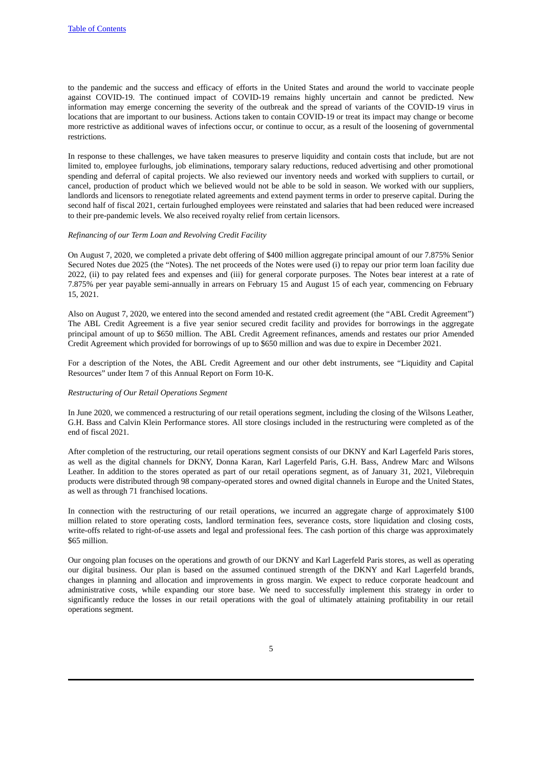to the pandemic and the success and efficacy of efforts in the United States and around the world to vaccinate people against COVID-19. The continued impact of COVID-19 remains highly uncertain and cannot be predicted. New information may emerge concerning the severity of the outbreak and the spread of variants of the COVID-19 virus in locations that are important to our business. Actions taken to contain COVID-19 or treat its impact may change or become more restrictive as additional waves of infections occur, or continue to occur, as a result of the loosening of governmental restrictions.

In response to these challenges, we have taken measures to preserve liquidity and contain costs that include, but are not limited to, employee furloughs, job eliminations, temporary salary reductions, reduced advertising and other promotional spending and deferral of capital projects. We also reviewed our inventory needs and worked with suppliers to curtail, or cancel, production of product which we believed would not be able to be sold in season. We worked with our suppliers, landlords and licensors to renegotiate related agreements and extend payment terms in order to preserve capital. During the second half of fiscal 2021, certain furloughed employees were reinstated and salaries that had been reduced were increased to their pre-pandemic levels. We also received royalty relief from certain licensors.

*Refinancing of our Term Loan and Revolving Credit Facility*

On August 7, 2020, we completed a private debt offering of $400 million aggregate principal amount of our 7.875% Senior Secured Notes due 2025 (the "Notes). The net proceeds of the Notes were used (i) to repay our prior term loan facility due 2022, (ii) to pay related fees and expenses and (iii) for general corporate purposes. The Notes bear interest at a rate of 7.875% per year payable semi-annually in arrears on February 15 and August 15 of each year, commencing on February 15, 2021.

Also on August 7, 2020, we entered into the second amended and restated credit agreement (the "ABL Credit Agreement") The ABL Credit Agreement is a five year senior secured credit facility and provides for borrowings in the aggregate principal amount of up to $650 million. The ABL Credit Agreement refinances, amends and restates our prior Amended Credit Agreement which provided for borrowings of up to $650 million and was due to expire in December 2021.

For a description of the Notes, the ABL Credit Agreement and our other debt instruments, see "Liquidity and Capital Resources" under Item 7 of this Annual Report on Form 10-K.

*Restructuring of Our Retail Operations Segment*

In June 2020, we commenced a restructuring of our retail operations segment, including the closing of the Wilsons Leather, G.H. Bass and Calvin Klein Performance stores. All store closings included in the restructuring were completed as of the end of fiscal 2021.

After completion of the restructuring, our retail operations segment consists of our DKNY and Karl Lagerfeld Paris stores, as well as the digital channels for DKNY, Donna Karan, Karl Lagerfeld Paris, G.H. Bass, Andrew Marc and Wilsons Leather. In addition to the stores operated as part of our retail operations segment, as of January 31, 2021, Vilebrequin products were distributed through 98 company-operated stores and owned digital channels in Europe and the United States, as well as through 71 franchised locations.

In connection with the restructuring of our retail operations, we incurred an aggregate charge of approximately $100 million related to store operating costs, landlord termination fees, severance costs, store liquidation and closing costs, write-offs related to right-of-use assets and legal and professional fees. The cash portion of this charge was approximately $65 million.

Our ongoing plan focuses on the operations and growth of our DKNY and Karl Lagerfeld Paris stores, as well as operating our digital business. Our plan is based on the assumed continued strength of the DKNY and Karl Lagerfeld brands, changes in planning and allocation and improvements in gross margin. We expect to reduce corporate headcount and administrative costs, while expanding our store base. We need to successfully implement this strategy in order to significantly reduce the losses in our retail operations with the goal of ultimately attaining profitability in our retail operations segment.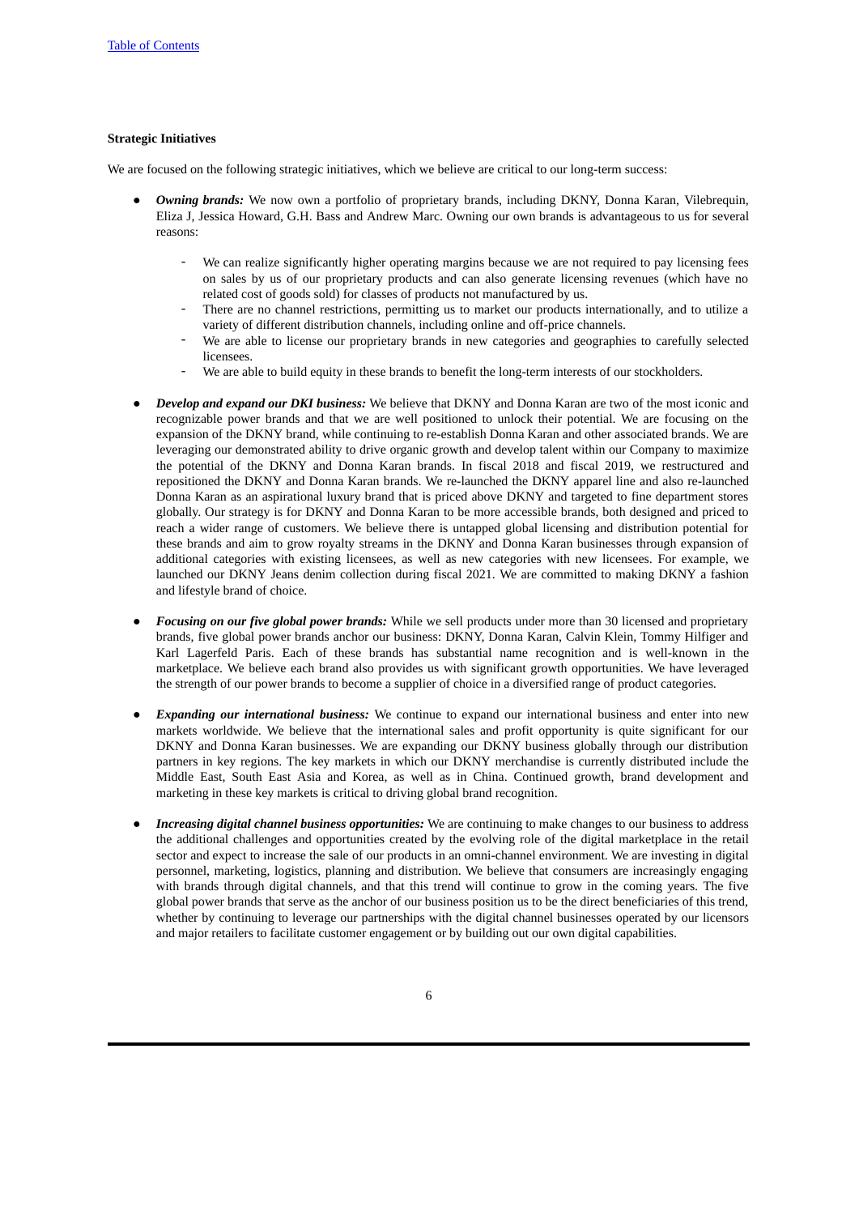**Strategic Initiatives**

We are focused on the following strategic initiatives, which we believe are critical to our long-term success:

- ***Owning brands:*** We now own a portfolio of proprietary brands, including DKNY, Donna Karan, Vilebrequin, Eliza J, Jessica Howard, G.H. Bass and Andrew Marc. Owning our own brands is advantageous to us for several reasons:
  - We can realize significantly higher operating margins because we are not required to pay licensing fees on sales by us of our proprietary products and can also generate licensing revenues (which have no related cost of goods sold) for classes of products not manufactured by us.
  - There are no channel restrictions, permitting us to market our products internationally, and to utilize a variety of different distribution channels, including online and off-price channels.
  - We are able to license our proprietary brands in new categories and geographies to carefully selected licensees.
  - We are able to build equity in these brands to benefit the long-term interests of our stockholders.

- ***Develop and expand our DKI business:*** We believe that DKNY and Donna Karan are two of the most iconic and recognizable power brands and that we are well positioned to unlock their potential. We are focusing on the expansion of the DKNY brand, while continuing to re-establish Donna Karan and other associated brands. We are leveraging our demonstrated ability to drive organic growth and develop talent within our Company to maximize the potential of the DKNY and Donna Karan brands. In fiscal 2018 and fiscal 2019, we restructured and repositioned the DKNY and Donna Karan brands. We re-launched the DKNY apparel line and also re-launched Donna Karan as an aspirational luxury brand that is priced above DKNY and targeted to fine department stores globally. Our strategy is for DKNY and Donna Karan to be more accessible brands, both designed and priced to reach a wider range of customers. We believe there is untapped global licensing and distribution potential for these brands and aim to grow royalty streams in the DKNY and Donna Karan businesses through expansion of additional categories with existing licensees, as well as new categories with new licensees. For example, we launched our DKNY Jeans denim collection during fiscal 2021. We are committed to making DKNY a fashion and lifestyle brand of choice.

- ***Focusing on our five global power brands:*** While we sell products under more than 30 licensed and proprietary brands, five global power brands anchor our business: DKNY, Donna Karan, Calvin Klein, Tommy Hilfiger and Karl Lagerfeld Paris. Each of these brands has substantial name recognition and is well-known in the marketplace. We believe each brand also provides us with significant growth opportunities. We have leveraged the strength of our power brands to become a supplier of choice in a diversified range of product categories.

- ***Expanding our international business:*** We continue to expand our international business and enter into new markets worldwide. We believe that the international sales and profit opportunity is quite significant for our DKNY and Donna Karan businesses. We are expanding our DKNY business globally through our distribution partners in key regions. The key markets in which our DKNY merchandise is currently distributed include the Middle East, South East Asia and Korea, as well as in China. Continued growth, brand development and marketing in these key markets is critical to driving global brand recognition.

- ***Increasing digital channel business opportunities:*** We are continuing to make changes to our business to address the additional challenges and opportunities created by the evolving role of the digital marketplace in the retail sector and expect to increase the sale of our products in an omni-channel environment. We are investing in digital personnel, marketing, logistics, planning and distribution. We believe that consumers are increasingly engaging with brands through digital channels, and that this trend will continue to grow in the coming years. The five global power brands that serve as the anchor of our business position us to be the direct beneficiaries of this trend, whether by continuing to leverage our partnerships with the digital channel businesses operated by our licensors and major retailers to facilitate customer engagement or by building out our own digital capabilities.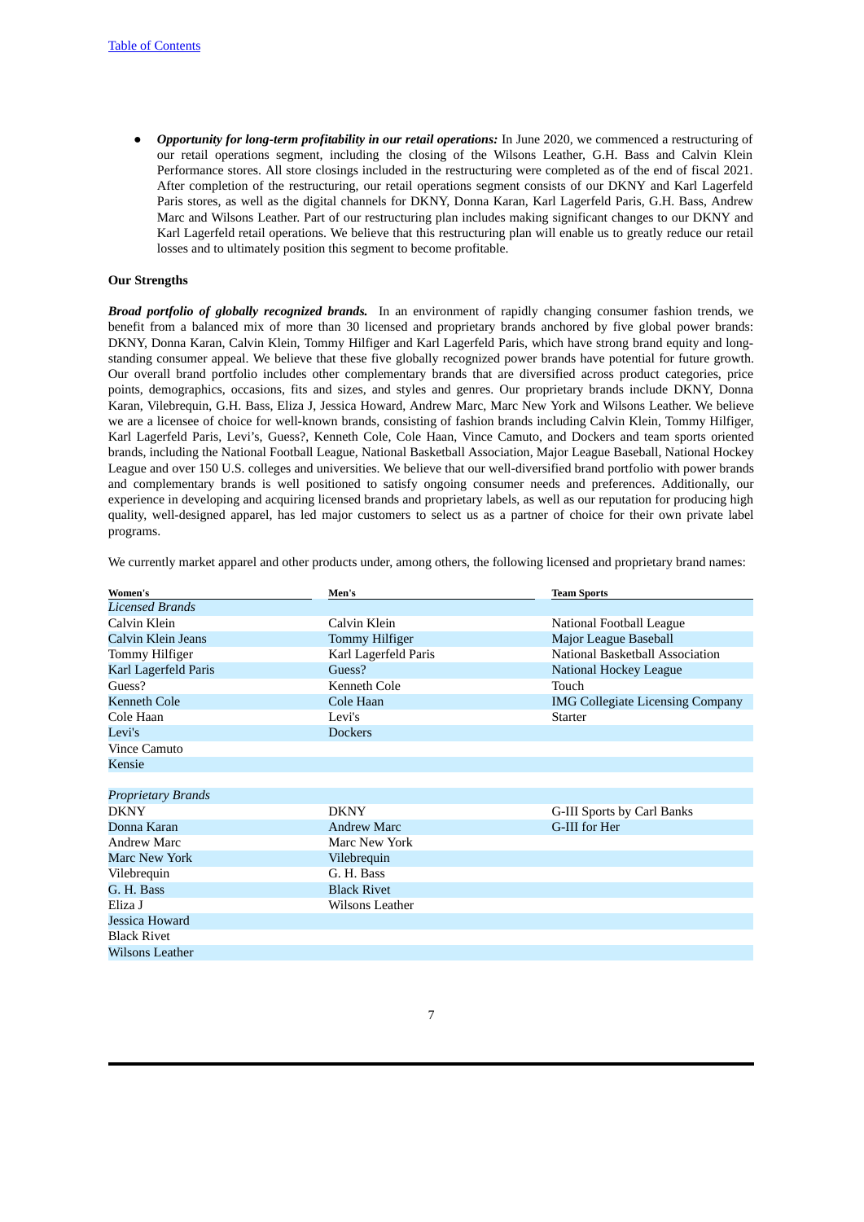- ***Opportunity for long-term profitability in our retail operations:*** In June 2020, we commenced a restructuring of our retail operations segment, including the closing of the Wilsons Leather, G.H. Bass and Calvin Klein Performance stores. All store closings included in the restructuring were completed as of the end of fiscal 2021. After completion of the restructuring, our retail operations segment consists of our DKNY and Karl Lagerfeld Paris stores, as well as the digital channels for DKNY, Donna Karan, Karl Lagerfeld Paris, G.H. Bass, Andrew Marc and Wilsons Leather. Part of our restructuring plan includes making significant changes to our DKNY and Karl Lagerfeld retail operations. We believe that this restructuring plan will enable us to greatly reduce our retail losses and to ultimately position this segment to become profitable.

**Our Strengths**

***Broad portfolio of globally recognized brands.*** In an environment of rapidly changing consumer fashion trends, we benefit from a balanced mix of more than 30 licensed and proprietary brands anchored by five global power brands: DKNY, Donna Karan, Calvin Klein, Tommy Hilfiger and Karl Lagerfeld Paris, which have strong brand equity and long-standing consumer appeal. We believe that these five globally recognized power brands have potential for future growth. Our overall brand portfolio includes other complementary brands that are diversified across product categories, price points, demographics, occasions, fits and sizes, and styles and genres. Our proprietary brands include DKNY, Donna Karan, Vilebrequin, G.H. Bass, Eliza J, Jessica Howard, Andrew Marc, Marc New York and Wilsons Leather. We believe we are a licensee of choice for well-known brands, consisting of fashion brands including Calvin Klein, Tommy Hilfiger, Karl Lagerfeld Paris, Levi's, Guess?, Kenneth Cole, Cole Haan, Vince Camuto, and Dockers and team sports oriented brands, including the National Football League, National Basketball Association, Major League Baseball, National Hockey League and over 150 U.S. colleges and universities. We believe that our well-diversified brand portfolio with power brands and complementary brands is well positioned to satisfy ongoing consumer needs and preferences. Additionally, our experience in developing and acquiring licensed brands and proprietary labels, as well as our reputation for producing high quality, well-designed apparel, has led major customers to select us as a partner of choice for their own private label programs.

We currently market apparel and other products under, among others, the following licensed and proprietary brand names:

| Women's | Men's | Team Sports |
|---|---|---|
| *Licensed Brands* | | |
| Calvin Klein | Calvin Klein | National Football League |
| Calvin Klein Jeans | Tommy Hilfiger | Major League Baseball |
| Tommy Hilfiger | Karl Lagerfeld Paris | National Basketball Association |
| Karl Lagerfeld Paris | Guess? | National Hockey League |
| Guess? | Kenneth Cole | Touch |
| Kenneth Cole | Cole Haan | IMG Collegiate Licensing Company |
| Cole Haan | Levi's | Starter |
| Levi's | Dockers | |
| Vince Camuto | | |
| Kensie | | |
| | | |
| *Proprietary Brands* | | |
| DKNY | DKNY | G-III Sports by Carl Banks |
| Donna Karan | Andrew Marc | G-III for Her |
| Andrew Marc | Marc New York | |
| Marc New York | Vilebrequin | |
| Vilebrequin | G. H. Bass | |
| G. H. Bass | Black Rivet | |
| Eliza J | Wilsons Leather | |
| Jessica Howard | | |
| Black Rivet | | |
| Wilsons Leather | | |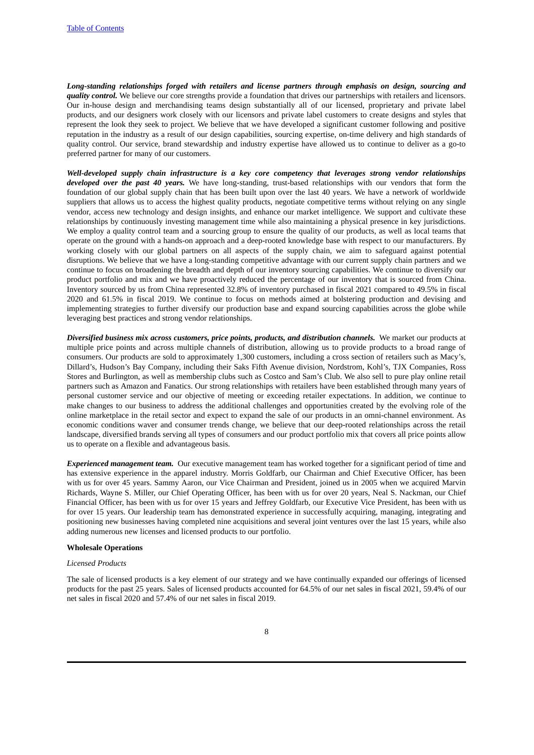***Long-standing relationships forged with retailers and license partners through emphasis on design, sourcing and quality control.*** We believe our core strengths provide a foundation that drives our partnerships with retailers and licensors. Our in-house design and merchandising teams design substantially all of our licensed, proprietary and private label products, and our designers work closely with our licensors and private label customers to create designs and styles that represent the look they seek to project. We believe that we have developed a significant customer following and positive reputation in the industry as a result of our design capabilities, sourcing expertise, on-time delivery and high standards of quality control. Our service, brand stewardship and industry expertise have allowed us to continue to deliver as a go-to preferred partner for many of our customers.

***Well-developed supply chain infrastructure is a key core competency that leverages strong vendor relationships developed over the past 40 years.*** We have long-standing, trust-based relationships with our vendors that form the foundation of our global supply chain that has been built upon over the last 40 years. We have a network of worldwide suppliers that allows us to access the highest quality products, negotiate competitive terms without relying on any single vendor, access new technology and design insights, and enhance our market intelligence. We support and cultivate these relationships by continuously investing management time while also maintaining a physical presence in key jurisdictions. We employ a quality control team and a sourcing group to ensure the quality of our products, as well as local teams that operate on the ground with a hands-on approach and a deep-rooted knowledge base with respect to our manufacturers. By working closely with our global partners on all aspects of the supply chain, we aim to safeguard against potential disruptions. We believe that we have a long-standing competitive advantage with our current supply chain partners and we continue to focus on broadening the breadth and depth of our inventory sourcing capabilities. We continue to diversify our product portfolio and mix and we have proactively reduced the percentage of our inventory that is sourced from China. Inventory sourced by us from China represented 32.8% of inventory purchased in fiscal 2021 compared to 49.5% in fiscal 2020 and 61.5% in fiscal 2019. We continue to focus on methods aimed at bolstering production and devising and implementing strategies to further diversify our production base and expand sourcing capabilities across the globe while leveraging best practices and strong vendor relationships.

***Diversified business mix across customers, price points, products, and distribution channels.*** We market our products at multiple price points and across multiple channels of distribution, allowing us to provide products to a broad range of consumers. Our products are sold to approximately 1,300 customers, including a cross section of retailers such as Macy's, Dillard's, Hudson's Bay Company, including their Saks Fifth Avenue division, Nordstrom, Kohl's, TJX Companies, Ross Stores and Burlington, as well as membership clubs such as Costco and Sam's Club. We also sell to pure play online retail partners such as Amazon and Fanatics. Our strong relationships with retailers have been established through many years of personal customer service and our objective of meeting or exceeding retailer expectations. In addition, we continue to make changes to our business to address the additional challenges and opportunities created by the evolving role of the online marketplace in the retail sector and expect to expand the sale of our products in an omni-channel environment. As economic conditions waver and consumer trends change, we believe that our deep-rooted relationships across the retail landscape, diversified brands serving all types of consumers and our product portfolio mix that covers all price points allow us to operate on a flexible and advantageous basis.

***Experienced management team.*** Our executive management team has worked together for a significant period of time and has extensive experience in the apparel industry. Morris Goldfarb, our Chairman and Chief Executive Officer, has been with us for over 45 years. Sammy Aaron, our Vice Chairman and President, joined us in 2005 when we acquired Marvin Richards, Wayne S. Miller, our Chief Operating Officer, has been with us for over 20 years, Neal S. Nackman, our Chief Financial Officer, has been with us for over 15 years and Jeffrey Goldfarb, our Executive Vice President, has been with us for over 15 years. Our leadership team has demonstrated experience in successfully acquiring, managing, integrating and positioning new businesses having completed nine acquisitions and several joint ventures over the last 15 years, while also adding numerous new licenses and licensed products to our portfolio.

**Wholesale Operations**

*Licensed Products*

The sale of licensed products is a key element of our strategy and we have continually expanded our offerings of licensed products for the past 25 years. Sales of licensed products accounted for 64.5% of our net sales in fiscal 2021, 59.4% of our net sales in fiscal 2020 and 57.4% of our net sales in fiscal 2019.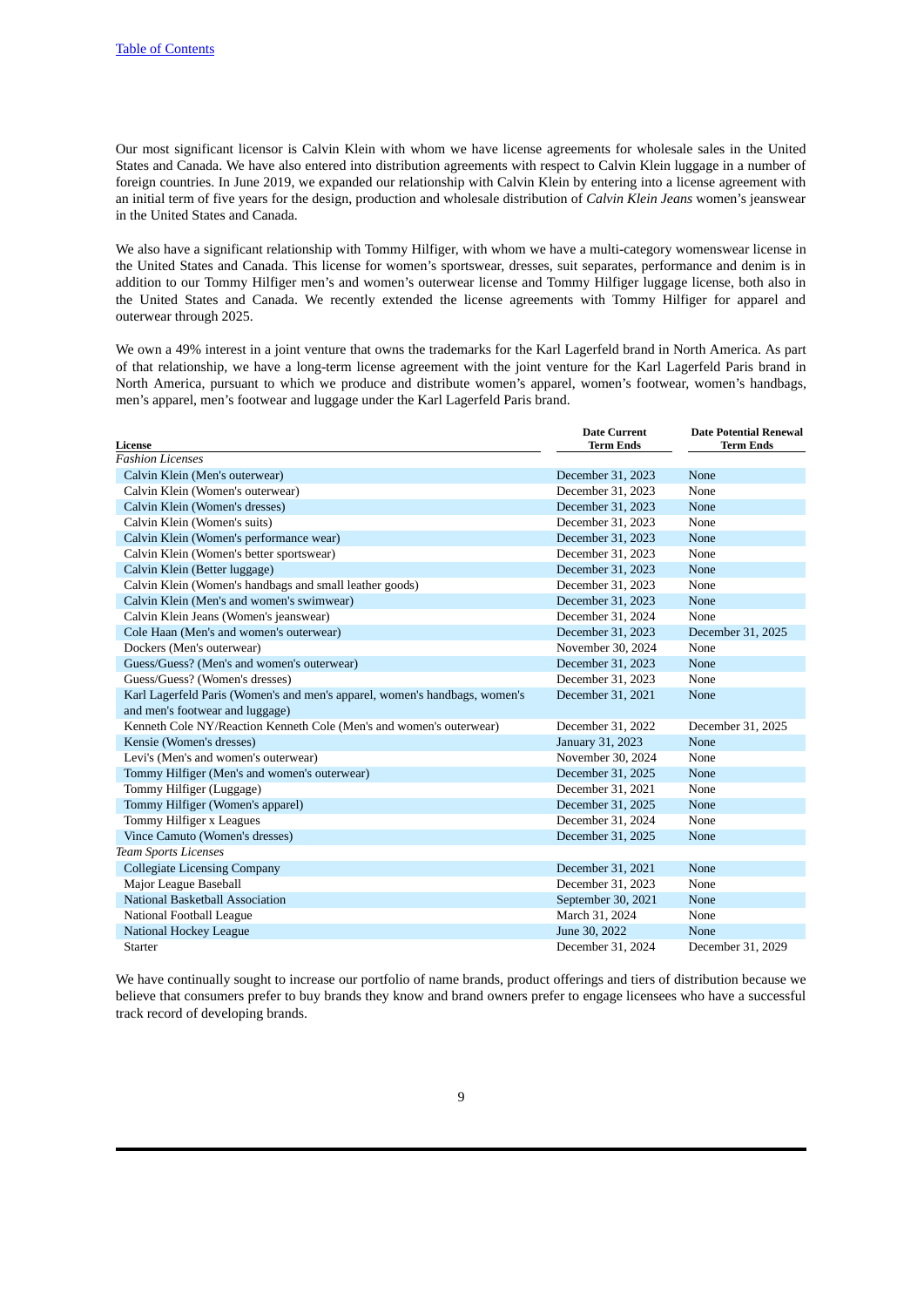Table of Contents

Our most significant licensor is Calvin Klein with whom we have license agreements for wholesale sales in the United States and Canada. We have also entered into distribution agreements with respect to Calvin Klein luggage in a number of foreign countries. In June 2019, we expanded our relationship with Calvin Klein by entering into a license agreement with an initial term of five years for the design, production and wholesale distribution of *Calvin Klein Jeans* women's jeanswear in the United States and Canada.

We also have a significant relationship with Tommy Hilfiger, with whom we have a multi-category womenswear license in the United States and Canada. This license for women's sportswear, dresses, suit separates, performance and denim is in addition to our Tommy Hilfiger men's and women's outerwear license and Tommy Hilfiger luggage license, both also in the United States and Canada. We recently extended the license agreements with Tommy Hilfiger for apparel and outerwear through 2025.

We own a 49% interest in a joint venture that owns the trademarks for the Karl Lagerfeld brand in North America. As part of that relationship, we have a long-term license agreement with the joint venture for the Karl Lagerfeld Paris brand in North America, pursuant to which we produce and distribute women's apparel, women's footwear, women's handbags, men's apparel, men's footwear and luggage under the Karl Lagerfeld Paris brand.

| License | Date Current Term Ends | Date Potential Renewal Term Ends |
|---|---|---|
| *Fashion Licenses* | | |
| Calvin Klein (Men's outerwear) | December 31, 2023 | None |
| Calvin Klein (Women's outerwear) | December 31, 2023 | None |
| Calvin Klein (Women's dresses) | December 31, 2023 | None |
| Calvin Klein (Women's suits) | December 31, 2023 | None |
| Calvin Klein (Women's performance wear) | December 31, 2023 | None |
| Calvin Klein (Women's better sportswear) | December 31, 2023 | None |
| Calvin Klein (Better luggage) | December 31, 2023 | None |
| Calvin Klein (Women's handbags and small leather goods) | December 31, 2023 | None |
| Calvin Klein (Men's and women's swimwear) | December 31, 2023 | None |
| Calvin Klein Jeans (Women's jeanswear) | December 31, 2024 | None |
| Cole Haan (Men's and women's outerwear) | December 31, 2023 | December 31, 2025 |
| Dockers (Men's outerwear) | November 30, 2024 | None |
| Guess/Guess? (Men's and women's outerwear) | December 31, 2023 | None |
| Guess/Guess? (Women's dresses) | December 31, 2023 | None |
| Karl Lagerfeld Paris (Women's and men's apparel, women's handbags, women's and men's footwear and luggage) | December 31, 2021 | None |
| Kenneth Cole NY/Reaction Kenneth Cole (Men's and women's outerwear) | December 31, 2022 | December 31, 2025 |
| Kensie (Women's dresses) | January 31, 2023 | None |
| Levi's (Men's and women's outerwear) | November 30, 2024 | None |
| Tommy Hilfiger (Men's and women's outerwear) | December 31, 2025 | None |
| Tommy Hilfiger (Luggage) | December 31, 2021 | None |
| Tommy Hilfiger (Women's apparel) | December 31, 2025 | None |
| Tommy Hilfiger x Leagues | December 31, 2024 | None |
| Vince Camuto (Women's dresses) | December 31, 2025 | None |
| *Team Sports Licenses* | | |
| Collegiate Licensing Company | December 31, 2021 | None |
| Major League Baseball | December 31, 2023 | None |
| National Basketball Association | September 30, 2021 | None |
| National Football League | March 31, 2024 | None |
| National Hockey League | June 30, 2022 | None |
| Starter | December 31, 2024 | December 31, 2029 |

We have continually sought to increase our portfolio of name brands, product offerings and tiers of distribution because we believe that consumers prefer to buy brands they know and brand owners prefer to engage licensees who have a successful track record of developing brands.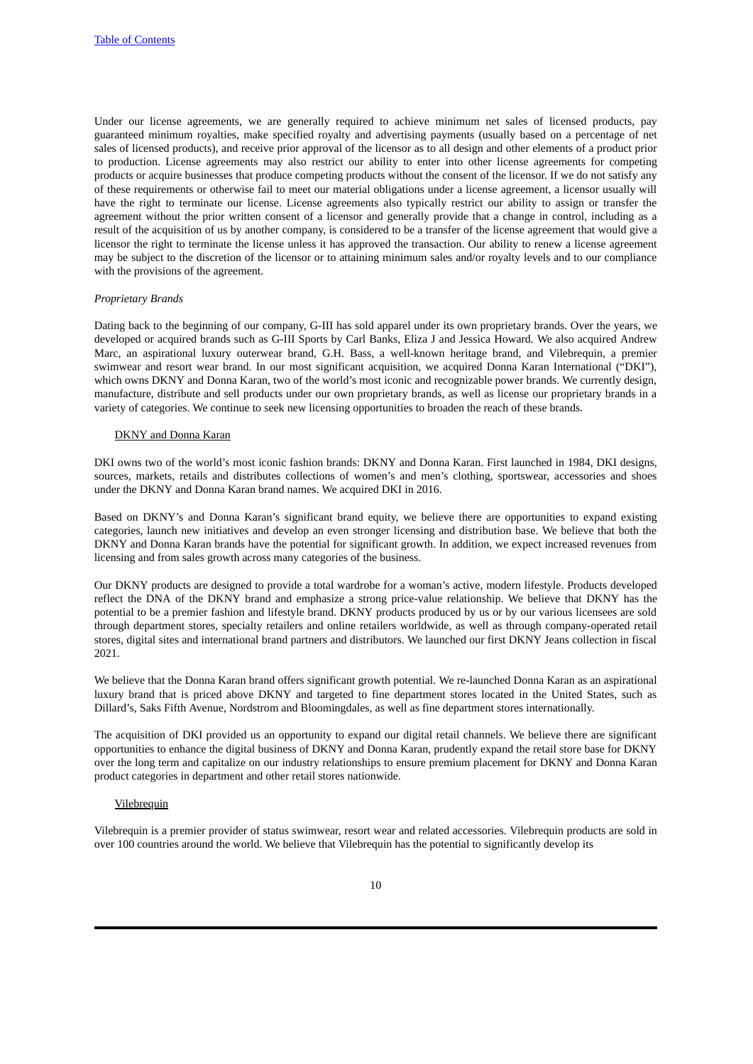Under our license agreements, we are generally required to achieve minimum net sales of licensed products, pay guaranteed minimum royalties, make specified royalty and advertising payments (usually based on a percentage of net sales of licensed products), and receive prior approval of the licensor as to all design and other elements of a product prior to production. License agreements may also restrict our ability to enter into other license agreements for competing products or acquire businesses that produce competing products without the consent of the licensor. If we do not satisfy any of these requirements or otherwise fail to meet our material obligations under a license agreement, a licensor usually will have the right to terminate our license. License agreements also typically restrict our ability to assign or transfer the agreement without the prior written consent of a licensor and generally provide that a change in control, including as a result of the acquisition of us by another company, is considered to be a transfer of the license agreement that would give a licensor the right to terminate the license unless it has approved the transaction. Our ability to renew a license agreement may be subject to the discretion of the licensor or to attaining minimum sales and/or royalty levels and to our compliance with the provisions of the agreement.

*Proprietary Brands*

Dating back to the beginning of our company, G-III has sold apparel under its own proprietary brands. Over the years, we developed or acquired brands such as G-III Sports by Carl Banks, Eliza J and Jessica Howard. We also acquired Andrew Marc, an aspirational luxury outerwear brand, G.H. Bass, a well-known heritage brand, and Vilebrequin, a premier swimwear and resort wear brand. In our most significant acquisition, we acquired Donna Karan International ("DKI"), which owns DKNY and Donna Karan, two of the world's most iconic and recognizable power brands. We currently design, manufacture, distribute and sell products under our own proprietary brands, as well as license our proprietary brands in a variety of categories. We continue to seek new licensing opportunities to broaden the reach of these brands.

DKNY and Donna Karan

DKI owns two of the world's most iconic fashion brands: DKNY and Donna Karan. First launched in 1984, DKI designs, sources, markets, retails and distributes collections of women's and men's clothing, sportswear, accessories and shoes under the DKNY and Donna Karan brand names. We acquired DKI in 2016.

Based on DKNY's and Donna Karan's significant brand equity, we believe there are opportunities to expand existing categories, launch new initiatives and develop an even stronger licensing and distribution base. We believe that both the DKNY and Donna Karan brands have the potential for significant growth. In addition, we expect increased revenues from licensing and from sales growth across many categories of the business.

Our DKNY products are designed to provide a total wardrobe for a woman's active, modern lifestyle. Products developed reflect the DNA of the DKNY brand and emphasize a strong price-value relationship. We believe that DKNY has the potential to be a premier fashion and lifestyle brand. DKNY products produced by us or by our various licensees are sold through department stores, specialty retailers and online retailers worldwide, as well as through company-operated retail stores, digital sites and international brand partners and distributors. We launched our first DKNY Jeans collection in fiscal 2021.

We believe that the Donna Karan brand offers significant growth potential. We re-launched Donna Karan as an aspirational luxury brand that is priced above DKNY and targeted to fine department stores located in the United States, such as Dillard's, Saks Fifth Avenue, Nordstrom and Bloomingdales, as well as fine department stores internationally.

The acquisition of DKI provided us an opportunity to expand our digital retail channels. We believe there are significant opportunities to enhance the digital business of DKNY and Donna Karan, prudently expand the retail store base for DKNY over the long term and capitalize on our industry relationships to ensure premium placement for DKNY and Donna Karan product categories in department and other retail stores nationwide.

Vilebrequin

Vilebrequin is a premier provider of status swimwear, resort wear and related accessories. Vilebrequin products are sold in over 100 countries around the world. We believe that Vilebrequin has the potential to significantly develop its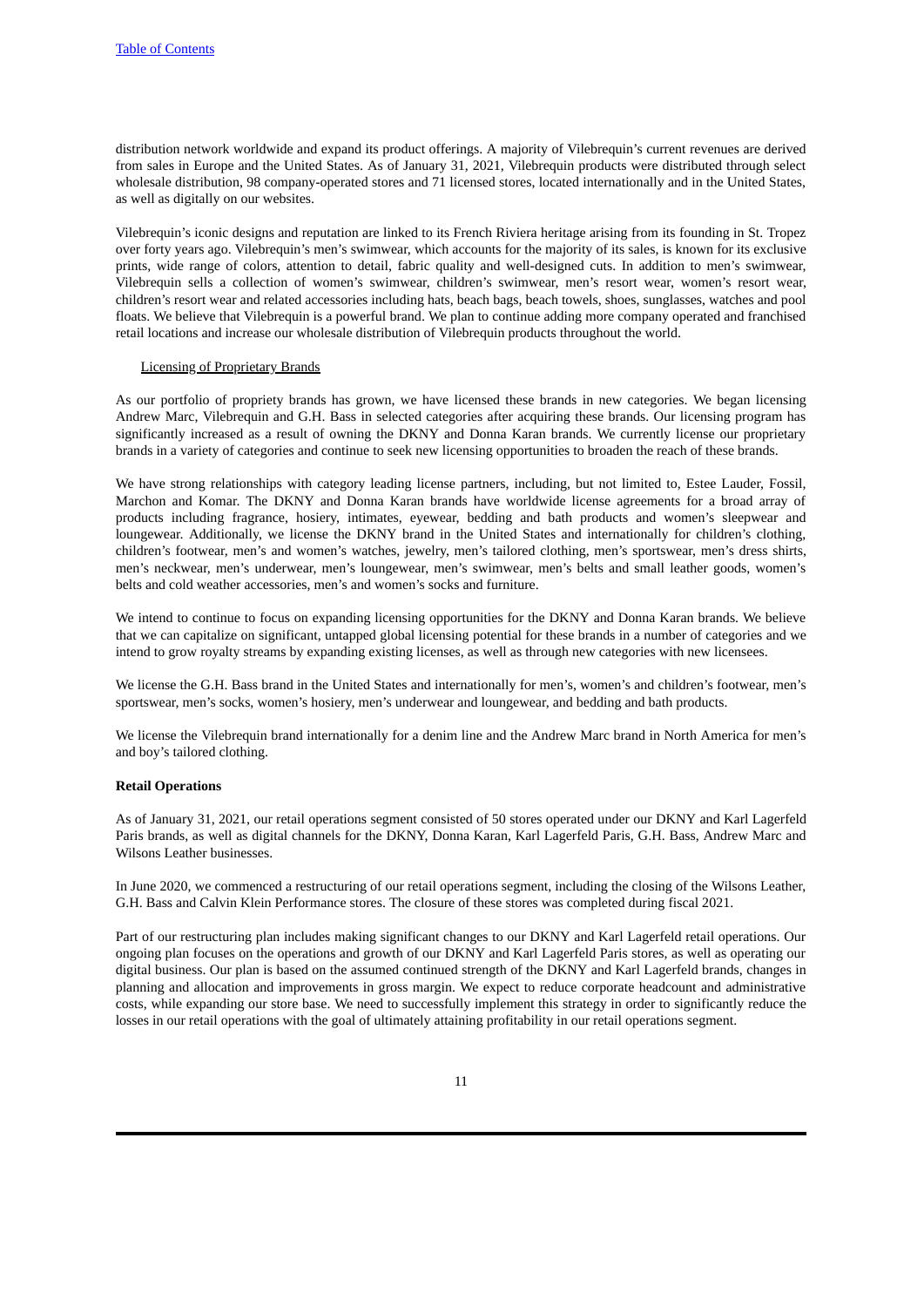distribution network worldwide and expand its product offerings. A majority of Vilebrequin's current revenues are derived from sales in Europe and the United States. As of January 31, 2021, Vilebrequin products were distributed through select wholesale distribution, 98 company-operated stores and 71 licensed stores, located internationally and in the United States, as well as digitally on our websites.

Vilebrequin's iconic designs and reputation are linked to its French Riviera heritage arising from its founding in St. Tropez over forty years ago. Vilebrequin's men's swimwear, which accounts for the majority of its sales, is known for its exclusive prints, wide range of colors, attention to detail, fabric quality and well-designed cuts. In addition to men's swimwear, Vilebrequin sells a collection of women's swimwear, children's swimwear, men's resort wear, women's resort wear, children's resort wear and related accessories including hats, beach bags, beach towels, shoes, sunglasses, watches and pool floats. We believe that Vilebrequin is a powerful brand. We plan to continue adding more company operated and franchised retail locations and increase our wholesale distribution of Vilebrequin products throughout the world.

Licensing of Proprietary Brands

As our portfolio of propriety brands has grown, we have licensed these brands in new categories. We began licensing Andrew Marc, Vilebrequin and G.H. Bass in selected categories after acquiring these brands. Our licensing program has significantly increased as a result of owning the DKNY and Donna Karan brands. We currently license our proprietary brands in a variety of categories and continue to seek new licensing opportunities to broaden the reach of these brands.

We have strong relationships with category leading license partners, including, but not limited to, Estee Lauder, Fossil, Marchon and Komar. The DKNY and Donna Karan brands have worldwide license agreements for a broad array of products including fragrance, hosiery, intimates, eyewear, bedding and bath products and women's sleepwear and loungewear. Additionally, we license the DKNY brand in the United States and internationally for children's clothing, children's footwear, men's and women's watches, jewelry, men's tailored clothing, men's sportswear, men's dress shirts, men's neckwear, men's underwear, men's loungewear, men's swimwear, men's belts and small leather goods, women's belts and cold weather accessories, men's and women's socks and furniture.

We intend to continue to focus on expanding licensing opportunities for the DKNY and Donna Karan brands. We believe that we can capitalize on significant, untapped global licensing potential for these brands in a number of categories and we intend to grow royalty streams by expanding existing licenses, as well as through new categories with new licensees.

We license the G.H. Bass brand in the United States and internationally for men's, women's and children's footwear, men's sportswear, men's socks, women's hosiery, men's underwear and loungewear, and bedding and bath products.

We license the Vilebrequin brand internationally for a denim line and the Andrew Marc brand in North America for men's and boy's tailored clothing.

**Retail Operations**

As of January 31, 2021, our retail operations segment consisted of 50 stores operated under our DKNY and Karl Lagerfeld Paris brands, as well as digital channels for the DKNY, Donna Karan, Karl Lagerfeld Paris, G.H. Bass, Andrew Marc and Wilsons Leather businesses.

In June 2020, we commenced a restructuring of our retail operations segment, including the closing of the Wilsons Leather, G.H. Bass and Calvin Klein Performance stores. The closure of these stores was completed during fiscal 2021.

Part of our restructuring plan includes making significant changes to our DKNY and Karl Lagerfeld retail operations. Our ongoing plan focuses on the operations and growth of our DKNY and Karl Lagerfeld Paris stores, as well as operating our digital business. Our plan is based on the assumed continued strength of the DKNY and Karl Lagerfeld brands, changes in planning and allocation and improvements in gross margin. We expect to reduce corporate headcount and administrative costs, while expanding our store base. We need to successfully implement this strategy in order to significantly reduce the losses in our retail operations with the goal of ultimately attaining profitability in our retail operations segment.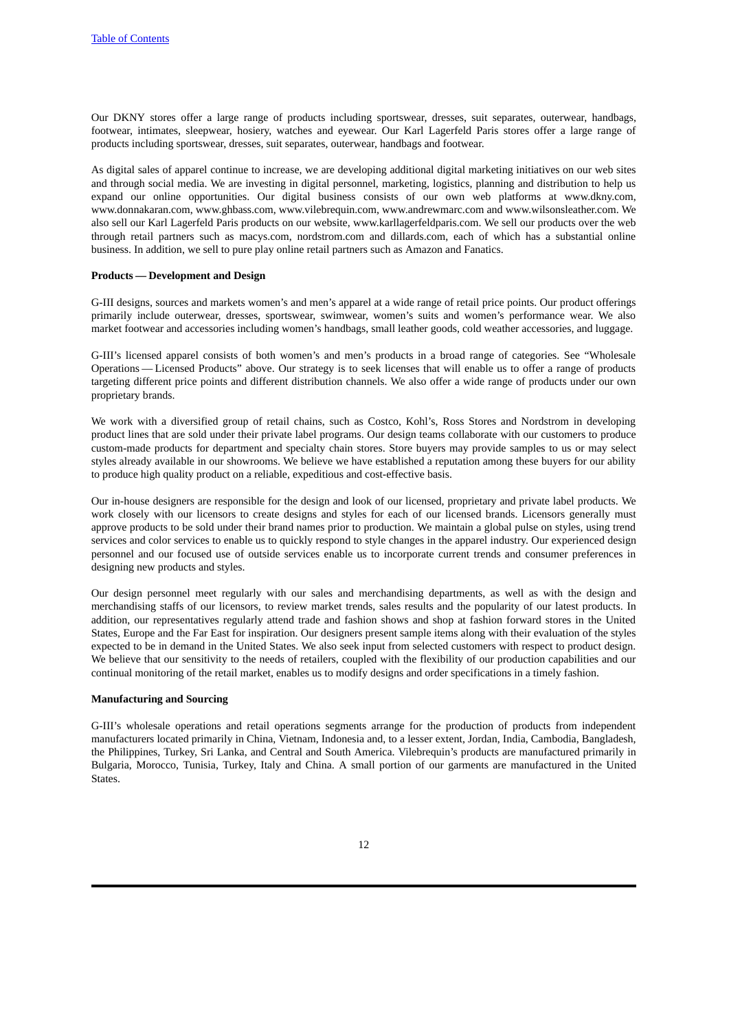Our DKNY stores offer a large range of products including sportswear, dresses, suit separates, outerwear, handbags, footwear, intimates, sleepwear, hosiery, watches and eyewear. Our Karl Lagerfeld Paris stores offer a large range of products including sportswear, dresses, suit separates, outerwear, handbags and footwear.

As digital sales of apparel continue to increase, we are developing additional digital marketing initiatives on our web sites and through social media. We are investing in digital personnel, marketing, logistics, planning and distribution to help us expand our online opportunities. Our digital business consists of our own web platforms at www.dkny.com, www.donnakaran.com, www.ghbass.com, www.vilebrequin.com, www.andrewmarc.com and www.wilsonsleather.com. We also sell our Karl Lagerfeld Paris products on our website, www.karllagerfeldparis.com. We sell our products over the web through retail partners such as macys.com, nordstrom.com and dillards.com, each of which has a substantial online business. In addition, we sell to pure play online retail partners such as Amazon and Fanatics.

**Products — Development and Design**

G-III designs, sources and markets women's and men's apparel at a wide range of retail price points. Our product offerings primarily include outerwear, dresses, sportswear, swimwear, women's suits and women's performance wear. We also market footwear and accessories including women's handbags, small leather goods, cold weather accessories, and luggage.

G-III's licensed apparel consists of both women's and men's products in a broad range of categories. See "Wholesale Operations — Licensed Products" above. Our strategy is to seek licenses that will enable us to offer a range of products targeting different price points and different distribution channels. We also offer a wide range of products under our own proprietary brands.

We work with a diversified group of retail chains, such as Costco, Kohl's, Ross Stores and Nordstrom in developing product lines that are sold under their private label programs. Our design teams collaborate with our customers to produce custom-made products for department and specialty chain stores. Store buyers may provide samples to us or may select styles already available in our showrooms. We believe we have established a reputation among these buyers for our ability to produce high quality product on a reliable, expeditious and cost-effective basis.

Our in-house designers are responsible for the design and look of our licensed, proprietary and private label products. We work closely with our licensors to create designs and styles for each of our licensed brands. Licensors generally must approve products to be sold under their brand names prior to production. We maintain a global pulse on styles, using trend services and color services to enable us to quickly respond to style changes in the apparel industry. Our experienced design personnel and our focused use of outside services enable us to incorporate current trends and consumer preferences in designing new products and styles.

Our design personnel meet regularly with our sales and merchandising departments, as well as with the design and merchandising staffs of our licensors, to review market trends, sales results and the popularity of our latest products. In addition, our representatives regularly attend trade and fashion shows and shop at fashion forward stores in the United States, Europe and the Far East for inspiration. Our designers present sample items along with their evaluation of the styles expected to be in demand in the United States. We also seek input from selected customers with respect to product design. We believe that our sensitivity to the needs of retailers, coupled with the flexibility of our production capabilities and our continual monitoring of the retail market, enables us to modify designs and order specifications in a timely fashion.

**Manufacturing and Sourcing**

G-III's wholesale operations and retail operations segments arrange for the production of products from independent manufacturers located primarily in China, Vietnam, Indonesia and, to a lesser extent, Jordan, India, Cambodia, Bangladesh, the Philippines, Turkey, Sri Lanka, and Central and South America. Vilebrequin's products are manufactured primarily in Bulgaria, Morocco, Tunisia, Turkey, Italy and China. A small portion of our garments are manufactured in the United States.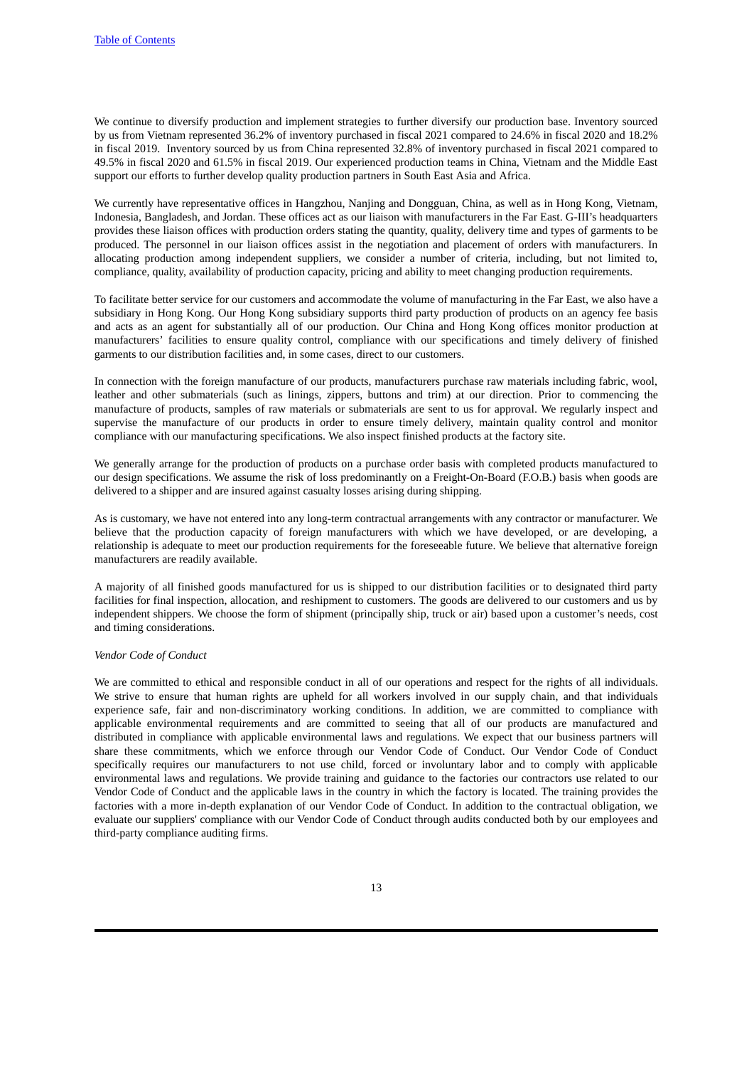We continue to diversify production and implement strategies to further diversify our production base. Inventory sourced by us from Vietnam represented 36.2% of inventory purchased in fiscal 2021 compared to 24.6% in fiscal 2020 and 18.2% in fiscal 2019. Inventory sourced by us from China represented 32.8% of inventory purchased in fiscal 2021 compared to 49.5% in fiscal 2020 and 61.5% in fiscal 2019. Our experienced production teams in China, Vietnam and the Middle East support our efforts to further develop quality production partners in South East Asia and Africa.

We currently have representative offices in Hangzhou, Nanjing and Dongguan, China, as well as in Hong Kong, Vietnam, Indonesia, Bangladesh, and Jordan. These offices act as our liaison with manufacturers in the Far East. G-III's headquarters provides these liaison offices with production orders stating the quantity, quality, delivery time and types of garments to be produced. The personnel in our liaison offices assist in the negotiation and placement of orders with manufacturers. In allocating production among independent suppliers, we consider a number of criteria, including, but not limited to, compliance, quality, availability of production capacity, pricing and ability to meet changing production requirements.

To facilitate better service for our customers and accommodate the volume of manufacturing in the Far East, we also have a subsidiary in Hong Kong. Our Hong Kong subsidiary supports third party production of products on an agency fee basis and acts as an agent for substantially all of our production. Our China and Hong Kong offices monitor production at manufacturers' facilities to ensure quality control, compliance with our specifications and timely delivery of finished garments to our distribution facilities and, in some cases, direct to our customers.

In connection with the foreign manufacture of our products, manufacturers purchase raw materials including fabric, wool, leather and other submaterials (such as linings, zippers, buttons and trim) at our direction. Prior to commencing the manufacture of products, samples of raw materials or submaterials are sent to us for approval. We regularly inspect and supervise the manufacture of our products in order to ensure timely delivery, maintain quality control and monitor compliance with our manufacturing specifications. We also inspect finished products at the factory site.

We generally arrange for the production of products on a purchase order basis with completed products manufactured to our design specifications. We assume the risk of loss predominantly on a Freight-On-Board (F.O.B.) basis when goods are delivered to a shipper and are insured against casualty losses arising during shipping.

As is customary, we have not entered into any long-term contractual arrangements with any contractor or manufacturer. We believe that the production capacity of foreign manufacturers with which we have developed, or are developing, a relationship is adequate to meet our production requirements for the foreseeable future. We believe that alternative foreign manufacturers are readily available.

A majority of all finished goods manufactured for us is shipped to our distribution facilities or to designated third party facilities for final inspection, allocation, and reshipment to customers. The goods are delivered to our customers and us by independent shippers. We choose the form of shipment (principally ship, truck or air) based upon a customer's needs, cost and timing considerations.

*Vendor Code of Conduct*

We are committed to ethical and responsible conduct in all of our operations and respect for the rights of all individuals. We strive to ensure that human rights are upheld for all workers involved in our supply chain, and that individuals experience safe, fair and non-discriminatory working conditions. In addition, we are committed to compliance with applicable environmental requirements and are committed to seeing that all of our products are manufactured and distributed in compliance with applicable environmental laws and regulations. We expect that our business partners will share these commitments, which we enforce through our Vendor Code of Conduct. Our Vendor Code of Conduct specifically requires our manufacturers to not use child, forced or involuntary labor and to comply with applicable environmental laws and regulations. We provide training and guidance to the factories our contractors use related to our Vendor Code of Conduct and the applicable laws in the country in which the factory is located. The training provides the factories with a more in-depth explanation of our Vendor Code of Conduct. In addition to the contractual obligation, we evaluate our suppliers' compliance with our Vendor Code of Conduct through audits conducted both by our employees and third-party compliance auditing firms.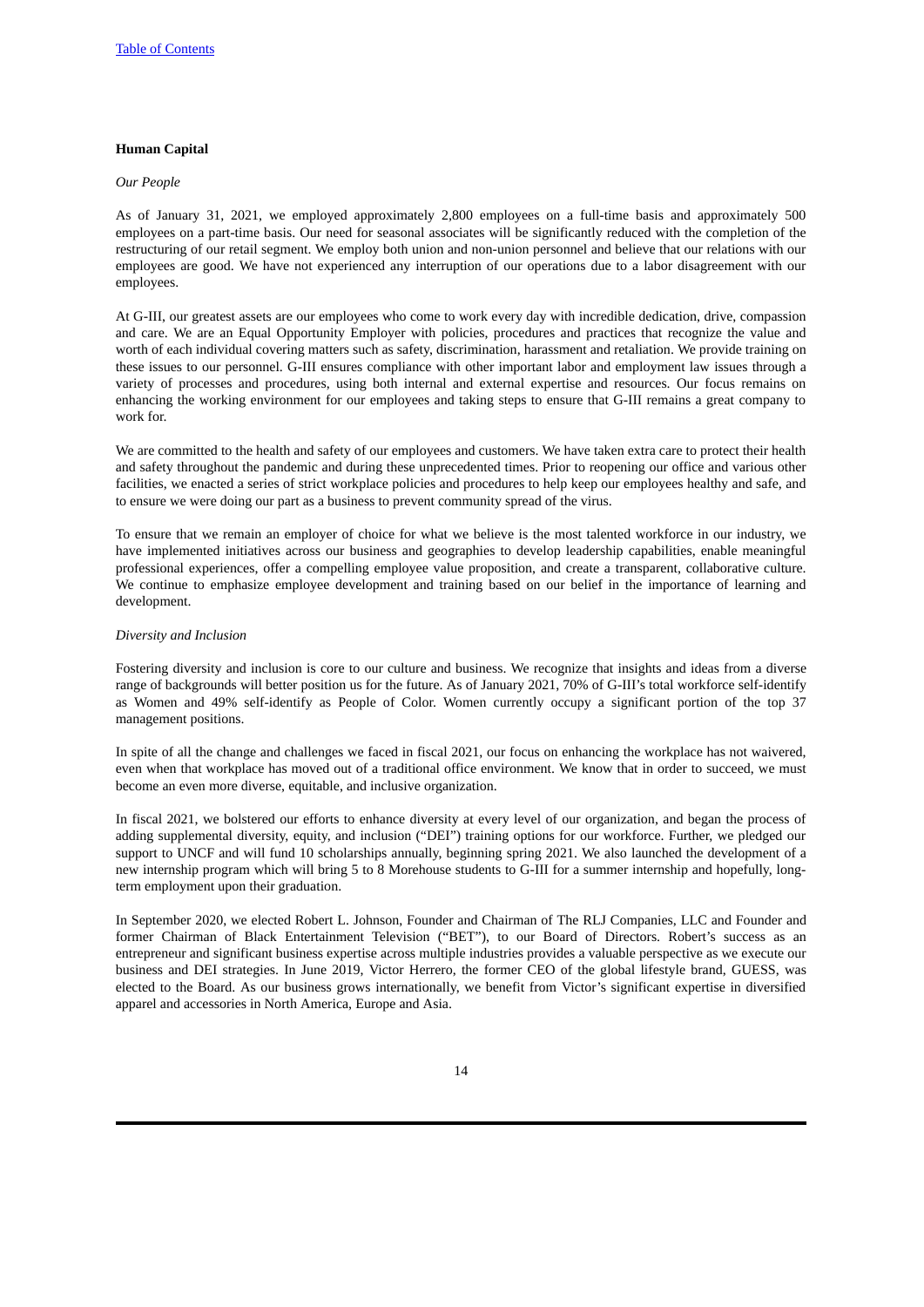**Human Capital**

*Our People*

As of January 31, 2021, we employed approximately 2,800 employees on a full-time basis and approximately 500 employees on a part-time basis. Our need for seasonal associates will be significantly reduced with the completion of the restructuring of our retail segment. We employ both union and non-union personnel and believe that our relations with our employees are good. We have not experienced any interruption of our operations due to a labor disagreement with our employees.

At G-III, our greatest assets are our employees who come to work every day with incredible dedication, drive, compassion and care. We are an Equal Opportunity Employer with policies, procedures and practices that recognize the value and worth of each individual covering matters such as safety, discrimination, harassment and retaliation. We provide training on these issues to our personnel. G-III ensures compliance with other important labor and employment law issues through a variety of processes and procedures, using both internal and external expertise and resources. Our focus remains on enhancing the working environment for our employees and taking steps to ensure that G-III remains a great company to work for.

We are committed to the health and safety of our employees and customers. We have taken extra care to protect their health and safety throughout the pandemic and during these unprecedented times. Prior to reopening our office and various other facilities, we enacted a series of strict workplace policies and procedures to help keep our employees healthy and safe, and to ensure we were doing our part as a business to prevent community spread of the virus.

To ensure that we remain an employer of choice for what we believe is the most talented workforce in our industry, we have implemented initiatives across our business and geographies to develop leadership capabilities, enable meaningful professional experiences, offer a compelling employee value proposition, and create a transparent, collaborative culture. We continue to emphasize employee development and training based on our belief in the importance of learning and development.

*Diversity and Inclusion*

Fostering diversity and inclusion is core to our culture and business. We recognize that insights and ideas from a diverse range of backgrounds will better position us for the future. As of January 2021, 70% of G-III's total workforce self-identify as Women and 49% self-identify as People of Color. Women currently occupy a significant portion of the top 37 management positions.

In spite of all the change and challenges we faced in fiscal 2021, our focus on enhancing the workplace has not waivered, even when that workplace has moved out of a traditional office environment. We know that in order to succeed, we must become an even more diverse, equitable, and inclusive organization.

In fiscal 2021, we bolstered our efforts to enhance diversity at every level of our organization, and began the process of adding supplemental diversity, equity, and inclusion ("DEI") training options for our workforce. Further, we pledged our support to UNCF and will fund 10 scholarships annually, beginning spring 2021. We also launched the development of a new internship program which will bring 5 to 8 Morehouse students to G-III for a summer internship and hopefully, long-term employment upon their graduation.

In September 2020, we elected Robert L. Johnson, Founder and Chairman of The RLJ Companies, LLC and Founder and former Chairman of Black Entertainment Television ("BET"), to our Board of Directors. Robert's success as an entrepreneur and significant business expertise across multiple industries provides a valuable perspective as we execute our business and DEI strategies. In June 2019, Victor Herrero, the former CEO of the global lifestyle brand, GUESS, was elected to the Board. As our business grows internationally, we benefit from Victor's significant expertise in diversified apparel and accessories in North America, Europe and Asia.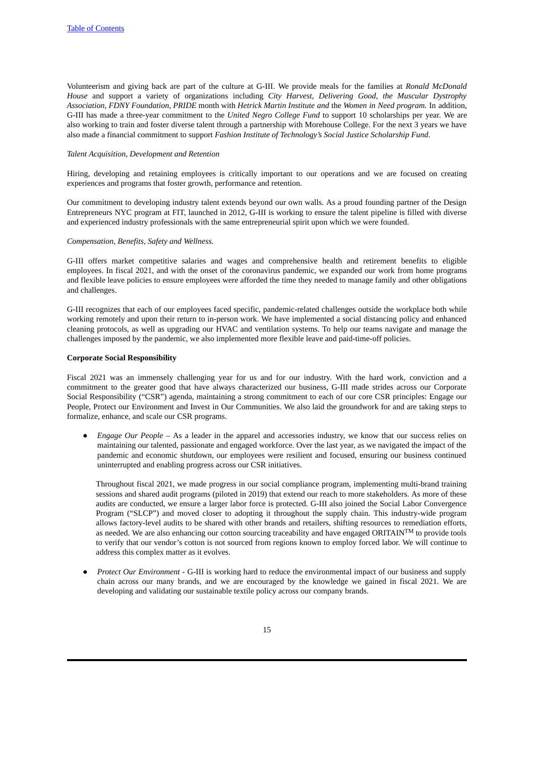Volunteerism and giving back are part of the culture at G-III. We provide meals for the families at *Ronald McDonald House* and support a variety of organizations including *City Harvest, Delivering Good, the Muscular Dystrophy Association, FDNY Foundation, PRIDE* month with *Hetrick Martin Institute and* the *Women in Need program.* In addition, G-III has made a three-year commitment to the *United Negro College Fund* to support 10 scholarships per year. We are also working to train and foster diverse talent through a partnership with Morehouse College. For the next 3 years we have also made a financial commitment to support *Fashion Institute of Technology's Social Justice Scholarship Fund*.

*Talent Acquisition, Development and Retention*

Hiring, developing and retaining employees is critically important to our operations and we are focused on creating experiences and programs that foster growth, performance and retention.

Our commitment to developing industry talent extends beyond our own walls. As a proud founding partner of the Design Entrepreneurs NYC program at FIT, launched in 2012, G-III is working to ensure the talent pipeline is filled with diverse and experienced industry professionals with the same entrepreneurial spirit upon which we were founded.

*Compensation, Benefits, Safety and Wellness.*

G-III offers market competitive salaries and wages and comprehensive health and retirement benefits to eligible employees. In fiscal 2021, and with the onset of the coronavirus pandemic, we expanded our work from home programs and flexible leave policies to ensure employees were afforded the time they needed to manage family and other obligations and challenges.

G-III recognizes that each of our employees faced specific, pandemic-related challenges outside the workplace both while working remotely and upon their return to in-person work. We have implemented a social distancing policy and enhanced cleaning protocols, as well as upgrading our HVAC and ventilation systems. To help our teams navigate and manage the challenges imposed by the pandemic, we also implemented more flexible leave and paid-time-off policies.

**Corporate Social Responsibility**

Fiscal 2021 was an immensely challenging year for us and for our industry. With the hard work, conviction and a commitment to the greater good that have always characterized our business, G-III made strides across our Corporate Social Responsibility ("CSR") agenda, maintaining a strong commitment to each of our core CSR principles: Engage our People, Protect our Environment and Invest in Our Communities. We also laid the groundwork for and are taking steps to formalize, enhance, and scale our CSR programs.

- *Engage Our People* – As a leader in the apparel and accessories industry, we know that our success relies on maintaining our talented, passionate and engaged workforce. Over the last year, as we navigated the impact of the pandemic and economic shutdown, our employees were resilient and focused, ensuring our business continued uninterrupted and enabling progress across our CSR initiatives.

  Throughout fiscal 2021, we made progress in our social compliance program, implementing multi-brand training sessions and shared audit programs (piloted in 2019) that extend our reach to more stakeholders. As more of these audits are conducted, we ensure a larger labor force is protected. G-III also joined the Social Labor Convergence Program ("SLCP") and moved closer to adopting it throughout the supply chain. This industry-wide program allows factory-level audits to be shared with other brands and retailers, shifting resources to remediation efforts, as needed. We are also enhancing our cotton sourcing traceability and have engaged ORITAIN™ to provide tools to verify that our vendor's cotton is not sourced from regions known to employ forced labor. We will continue to address this complex matter as it evolves.

- *Protect Our Environment* - G-III is working hard to reduce the environmental impact of our business and supply chain across our many brands, and we are encouraged by the knowledge we gained in fiscal 2021. We are developing and validating our sustainable textile policy across our company brands.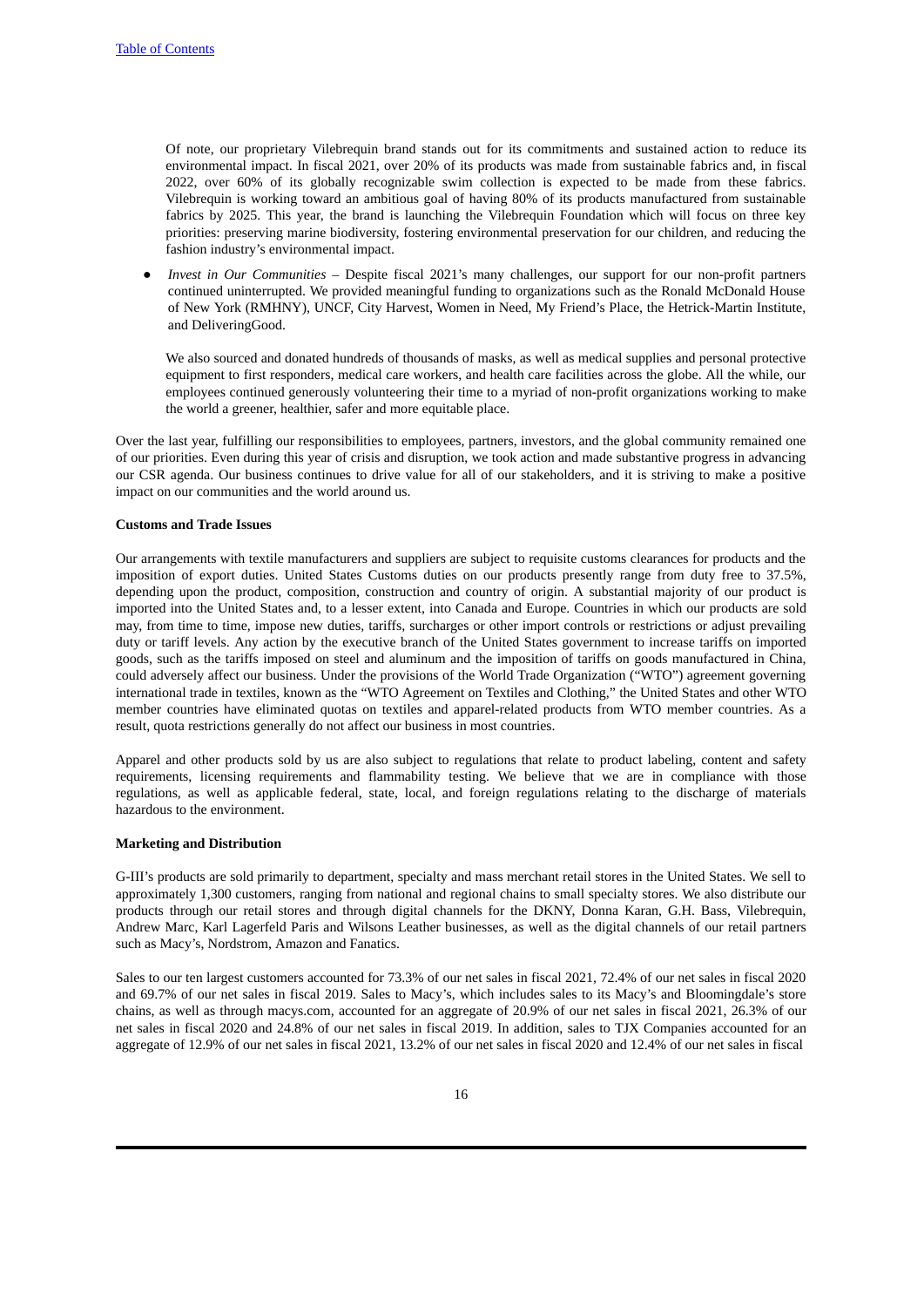Of note, our proprietary Vilebrequin brand stands out for its commitments and sustained action to reduce its environmental impact. In fiscal 2021, over 20% of its products was made from sustainable fabrics and, in fiscal 2022, over 60% of its globally recognizable swim collection is expected to be made from these fabrics. Vilebrequin is working toward an ambitious goal of having 80% of its products manufactured from sustainable fabrics by 2025. This year, the brand is launching the Vilebrequin Foundation which will focus on three key priorities: preserving marine biodiversity, fostering environmental preservation for our children, and reducing the fashion industry's environmental impact.

- *Invest in Our Communities* – Despite fiscal 2021's many challenges, our support for our non-profit partners continued uninterrupted. We provided meaningful funding to organizations such as the Ronald McDonald House of New York (RMHNY), UNCF, City Harvest, Women in Need, My Friend's Place, the Hetrick-Martin Institute, and DeliveringGood.

  We also sourced and donated hundreds of thousands of masks, as well as medical supplies and personal protective equipment to first responders, medical care workers, and health care facilities across the globe. All the while, our employees continued generously volunteering their time to a myriad of non-profit organizations working to make the world a greener, healthier, safer and more equitable place.

Over the last year, fulfilling our responsibilities to employees, partners, investors, and the global community remained one of our priorities. Even during this year of crisis and disruption, we took action and made substantive progress in advancing our CSR agenda. Our business continues to drive value for all of our stakeholders, and it is striving to make a positive impact on our communities and the world around us.

**Customs and Trade Issues**

Our arrangements with textile manufacturers and suppliers are subject to requisite customs clearances for products and the imposition of export duties. United States Customs duties on our products presently range from duty free to 37.5%, depending upon the product, composition, construction and country of origin. A substantial majority of our product is imported into the United States and, to a lesser extent, into Canada and Europe. Countries in which our products are sold may, from time to time, impose new duties, tariffs, surcharges or other import controls or restrictions or adjust prevailing duty or tariff levels. Any action by the executive branch of the United States government to increase tariffs on imported goods, such as the tariffs imposed on steel and aluminum and the imposition of tariffs on goods manufactured in China, could adversely affect our business. Under the provisions of the World Trade Organization ("WTO") agreement governing international trade in textiles, known as the "WTO Agreement on Textiles and Clothing," the United States and other WTO member countries have eliminated quotas on textiles and apparel-related products from WTO member countries. As a result, quota restrictions generally do not affect our business in most countries.

Apparel and other products sold by us are also subject to regulations that relate to product labeling, content and safety requirements, licensing requirements and flammability testing. We believe that we are in compliance with those regulations, as well as applicable federal, state, local, and foreign regulations relating to the discharge of materials hazardous to the environment.

**Marketing and Distribution**

G-III's products are sold primarily to department, specialty and mass merchant retail stores in the United States. We sell to approximately 1,300 customers, ranging from national and regional chains to small specialty stores. We also distribute our products through our retail stores and through digital channels for the DKNY, Donna Karan, G.H. Bass, Vilebrequin, Andrew Marc, Karl Lagerfeld Paris and Wilsons Leather businesses, as well as the digital channels of our retail partners such as Macy's, Nordstrom, Amazon and Fanatics.

Sales to our ten largest customers accounted for 73.3% of our net sales in fiscal 2021, 72.4% of our net sales in fiscal 2020 and 69.7% of our net sales in fiscal 2019. Sales to Macy's, which includes sales to its Macy's and Bloomingdale's store chains, as well as through macys.com, accounted for an aggregate of 20.9% of our net sales in fiscal 2021, 26.3% of our net sales in fiscal 2020 and 24.8% of our net sales in fiscal 2019. In addition, sales to TJX Companies accounted for an aggregate of 12.9% of our net sales in fiscal 2021, 13.2% of our net sales in fiscal 2020 and 12.4% of our net sales in fiscal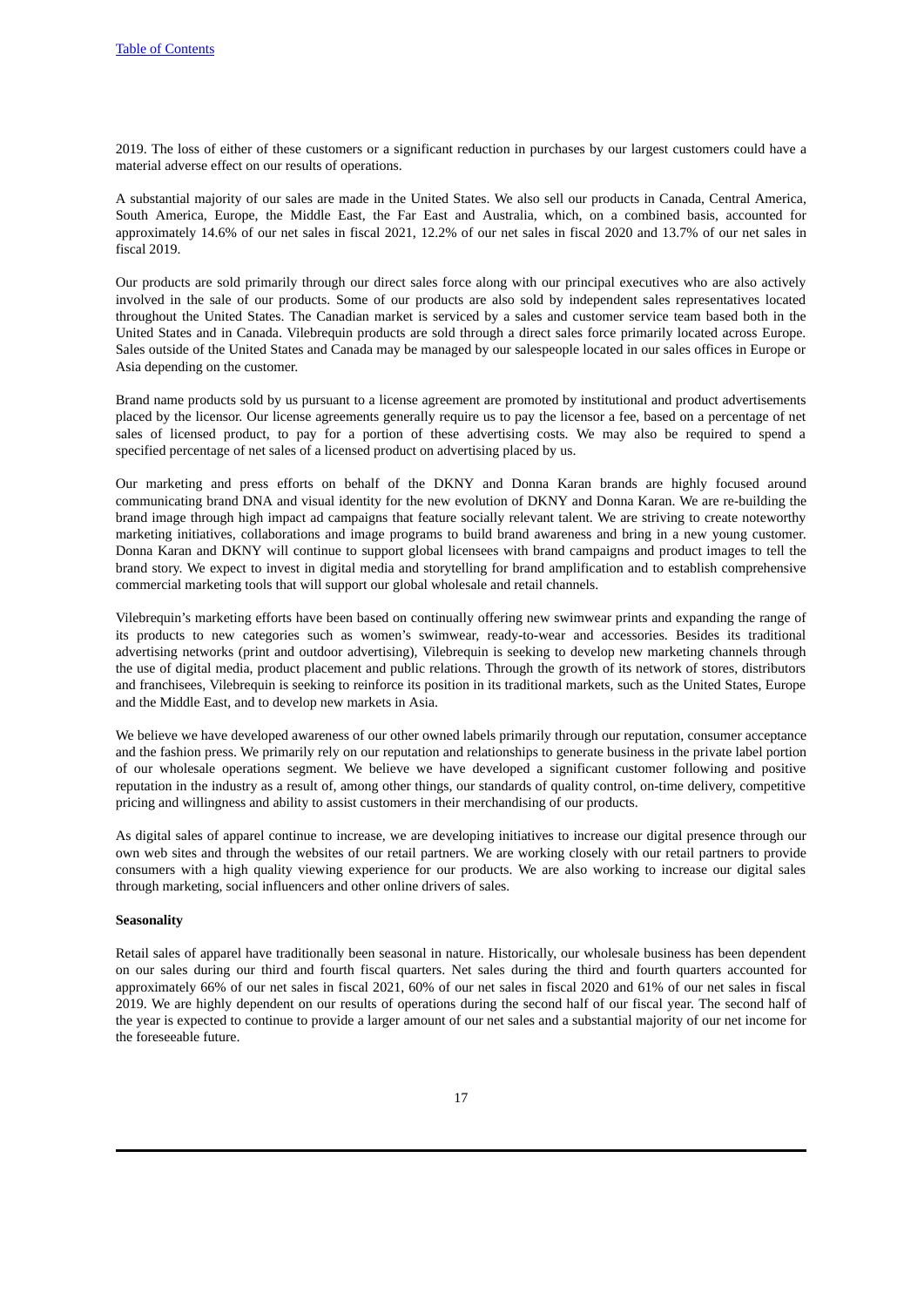2019. The loss of either of these customers or a significant reduction in purchases by our largest customers could have a material adverse effect on our results of operations.

A substantial majority of our sales are made in the United States. We also sell our products in Canada, Central America, South America, Europe, the Middle East, the Far East and Australia, which, on a combined basis, accounted for approximately 14.6% of our net sales in fiscal 2021, 12.2% of our net sales in fiscal 2020 and 13.7% of our net sales in fiscal 2019.

Our products are sold primarily through our direct sales force along with our principal executives who are also actively involved in the sale of our products. Some of our products are also sold by independent sales representatives located throughout the United States. The Canadian market is serviced by a sales and customer service team based both in the United States and in Canada. Vilebrequin products are sold through a direct sales force primarily located across Europe. Sales outside of the United States and Canada may be managed by our salespeople located in our sales offices in Europe or Asia depending on the customer.

Brand name products sold by us pursuant to a license agreement are promoted by institutional and product advertisements placed by the licensor. Our license agreements generally require us to pay the licensor a fee, based on a percentage of net sales of licensed product, to pay for a portion of these advertising costs. We may also be required to spend a specified percentage of net sales of a licensed product on advertising placed by us.

Our marketing and press efforts on behalf of the DKNY and Donna Karan brands are highly focused around communicating brand DNA and visual identity for the new evolution of DKNY and Donna Karan. We are re-building the brand image through high impact ad campaigns that feature socially relevant talent. We are striving to create noteworthy marketing initiatives, collaborations and image programs to build brand awareness and bring in a new young customer. Donna Karan and DKNY will continue to support global licensees with brand campaigns and product images to tell the brand story. We expect to invest in digital media and storytelling for brand amplification and to establish comprehensive commercial marketing tools that will support our global wholesale and retail channels.

Vilebrequin's marketing efforts have been based on continually offering new swimwear prints and expanding the range of its products to new categories such as women's swimwear, ready-to-wear and accessories. Besides its traditional advertising networks (print and outdoor advertising), Vilebrequin is seeking to develop new marketing channels through the use of digital media, product placement and public relations. Through the growth of its network of stores, distributors and franchisees, Vilebrequin is seeking to reinforce its position in its traditional markets, such as the United States, Europe and the Middle East, and to develop new markets in Asia.

We believe we have developed awareness of our other owned labels primarily through our reputation, consumer acceptance and the fashion press. We primarily rely on our reputation and relationships to generate business in the private label portion of our wholesale operations segment. We believe we have developed a significant customer following and positive reputation in the industry as a result of, among other things, our standards of quality control, on-time delivery, competitive pricing and willingness and ability to assist customers in their merchandising of our products.

As digital sales of apparel continue to increase, we are developing initiatives to increase our digital presence through our own web sites and through the websites of our retail partners. We are working closely with our retail partners to provide consumers with a high quality viewing experience for our products. We are also working to increase our digital sales through marketing, social influencers and other online drivers of sales.

**Seasonality**

Retail sales of apparel have traditionally been seasonal in nature. Historically, our wholesale business has been dependent on our sales during our third and fourth fiscal quarters. Net sales during the third and fourth quarters accounted for approximately 66% of our net sales in fiscal 2021, 60% of our net sales in fiscal 2020 and 61% of our net sales in fiscal 2019. We are highly dependent on our results of operations during the second half of our fiscal year. The second half of the year is expected to continue to provide a larger amount of our net sales and a substantial majority of our net income for the foreseeable future.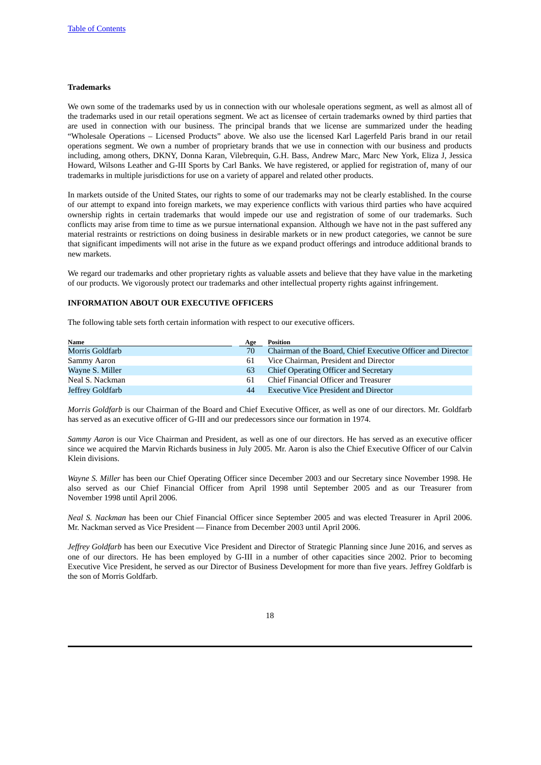**Trademarks**

We own some of the trademarks used by us in connection with our wholesale operations segment, as well as almost all of the trademarks used in our retail operations segment. We act as licensee of certain trademarks owned by third parties that are used in connection with our business. The principal brands that we license are summarized under the heading "Wholesale Operations – Licensed Products" above. We also use the licensed Karl Lagerfeld Paris brand in our retail operations segment. We own a number of proprietary brands that we use in connection with our business and products including, among others, DKNY, Donna Karan, Vilebrequin, G.H. Bass, Andrew Marc, Marc New York, Eliza J, Jessica Howard, Wilsons Leather and G-III Sports by Carl Banks. We have registered, or applied for registration of, many of our trademarks in multiple jurisdictions for use on a variety of apparel and related other products.

In markets outside of the United States, our rights to some of our trademarks may not be clearly established. In the course of our attempt to expand into foreign markets, we may experience conflicts with various third parties who have acquired ownership rights in certain trademarks that would impede our use and registration of some of our trademarks. Such conflicts may arise from time to time as we pursue international expansion. Although we have not in the past suffered any material restraints or restrictions on doing business in desirable markets or in new product categories, we cannot be sure that significant impediments will not arise in the future as we expand product offerings and introduce additional brands to new markets.

We regard our trademarks and other proprietary rights as valuable assets and believe that they have value in the marketing of our products. We vigorously protect our trademarks and other intellectual property rights against infringement.

**INFORMATION ABOUT OUR EXECUTIVE OFFICERS**

The following table sets forth certain information with respect to our executive officers.

| Name | Age | Position |
|---|---|---|
| Morris Goldfarb | 70 | Chairman of the Board, Chief Executive Officer and Director |
| Sammy Aaron | 61 | Vice Chairman, President and Director |
| Wayne S. Miller | 63 | Chief Operating Officer and Secretary |
| Neal S. Nackman | 61 | Chief Financial Officer and Treasurer |
| Jeffrey Goldfarb | 44 | Executive Vice President and Director |

*Morris Goldfarb* is our Chairman of the Board and Chief Executive Officer, as well as one of our directors. Mr. Goldfarb has served as an executive officer of G-III and our predecessors since our formation in 1974.

*Sammy Aaron* is our Vice Chairman and President, as well as one of our directors. He has served as an executive officer since we acquired the Marvin Richards business in July 2005. Mr. Aaron is also the Chief Executive Officer of our Calvin Klein divisions.

*Wayne S. Miller* has been our Chief Operating Officer since December 2003 and our Secretary since November 1998. He also served as our Chief Financial Officer from April 1998 until September 2005 and as our Treasurer from November 1998 until April 2006.

*Neal S. Nackman* has been our Chief Financial Officer since September 2005 and was elected Treasurer in April 2006. Mr. Nackman served as Vice President — Finance from December 2003 until April 2006.

*Jeffrey Goldfarb* has been our Executive Vice President and Director of Strategic Planning since June 2016, and serves as one of our directors. He has been employed by G-III in a number of other capacities since 2002. Prior to becoming Executive Vice President, he served as our Director of Business Development for more than five years. Jeffrey Goldfarb is the son of Morris Goldfarb.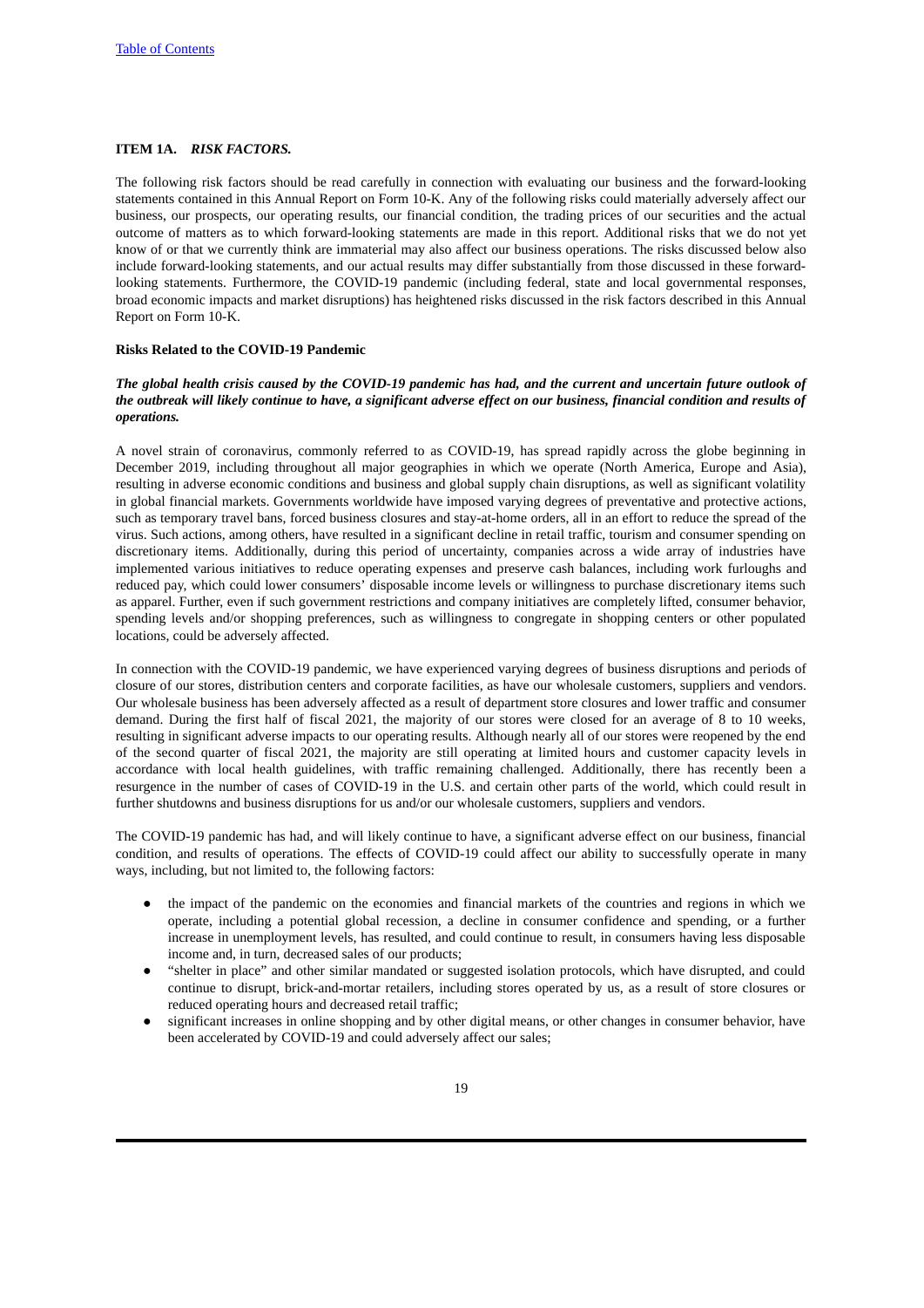## ITEM 1A. *RISK FACTORS.*

The following risk factors should be read carefully in connection with evaluating our business and the forward-looking statements contained in this Annual Report on Form 10-K. Any of the following risks could materially adversely affect our business, our prospects, our operating results, our financial condition, the trading prices of our securities and the actual outcome of matters as to which forward-looking statements are made in this report. Additional risks that we do not yet know of or that we currently think are immaterial may also affect our business operations. The risks discussed below also include forward-looking statements, and our actual results may differ substantially from those discussed in these forward-looking statements. Furthermore, the COVID-19 pandemic (including federal, state and local governmental responses, broad economic impacts and market disruptions) has heightened risks discussed in the risk factors described in this Annual Report on Form 10-K.

### Risks Related to the COVID-19 Pandemic

***The global health crisis caused by the COVID-19 pandemic has had, and the current and uncertain future outlook of the outbreak will likely continue to have, a significant adverse effect on our business, financial condition and results of operations.***

A novel strain of coronavirus, commonly referred to as COVID-19, has spread rapidly across the globe beginning in December 2019, including throughout all major geographies in which we operate (North America, Europe and Asia), resulting in adverse economic conditions and business and global supply chain disruptions, as well as significant volatility in global financial markets. Governments worldwide have imposed varying degrees of preventative and protective actions, such as temporary travel bans, forced business closures and stay-at-home orders, all in an effort to reduce the spread of the virus. Such actions, among others, have resulted in a significant decline in retail traffic, tourism and consumer spending on discretionary items. Additionally, during this period of uncertainty, companies across a wide array of industries have implemented various initiatives to reduce operating expenses and preserve cash balances, including work furloughs and reduced pay, which could lower consumers' disposable income levels or willingness to purchase discretionary items such as apparel. Further, even if such government restrictions and company initiatives are completely lifted, consumer behavior, spending levels and/or shopping preferences, such as willingness to congregate in shopping centers or other populated locations, could be adversely affected.

In connection with the COVID-19 pandemic, we have experienced varying degrees of business disruptions and periods of closure of our stores, distribution centers and corporate facilities, as have our wholesale customers, suppliers and vendors. Our wholesale business has been adversely affected as a result of department store closures and lower traffic and consumer demand. During the first half of fiscal 2021, the majority of our stores were closed for an average of 8 to 10 weeks, resulting in significant adverse impacts to our operating results. Although nearly all of our stores were reopened by the end of the second quarter of fiscal 2021, the majority are still operating at limited hours and customer capacity levels in accordance with local health guidelines, with traffic remaining challenged. Additionally, there has recently been a resurgence in the number of cases of COVID-19 in the U.S. and certain other parts of the world, which could result in further shutdowns and business disruptions for us and/or our wholesale customers, suppliers and vendors.

The COVID-19 pandemic has had, and will likely continue to have, a significant adverse effect on our business, financial condition, and results of operations. The effects of COVID-19 could affect our ability to successfully operate in many ways, including, but not limited to, the following factors:

- the impact of the pandemic on the economies and financial markets of the countries and regions in which we operate, including a potential global recession, a decline in consumer confidence and spending, or a further increase in unemployment levels, has resulted, and could continue to result, in consumers having less disposable income and, in turn, decreased sales of our products;
- "shelter in place" and other similar mandated or suggested isolation protocols, which have disrupted, and could continue to disrupt, brick-and-mortar retailers, including stores operated by us, as a result of store closures or reduced operating hours and decreased retail traffic;
- significant increases in online shopping and by other digital means, or other changes in consumer behavior, have been accelerated by COVID-19 and could adversely affect our sales;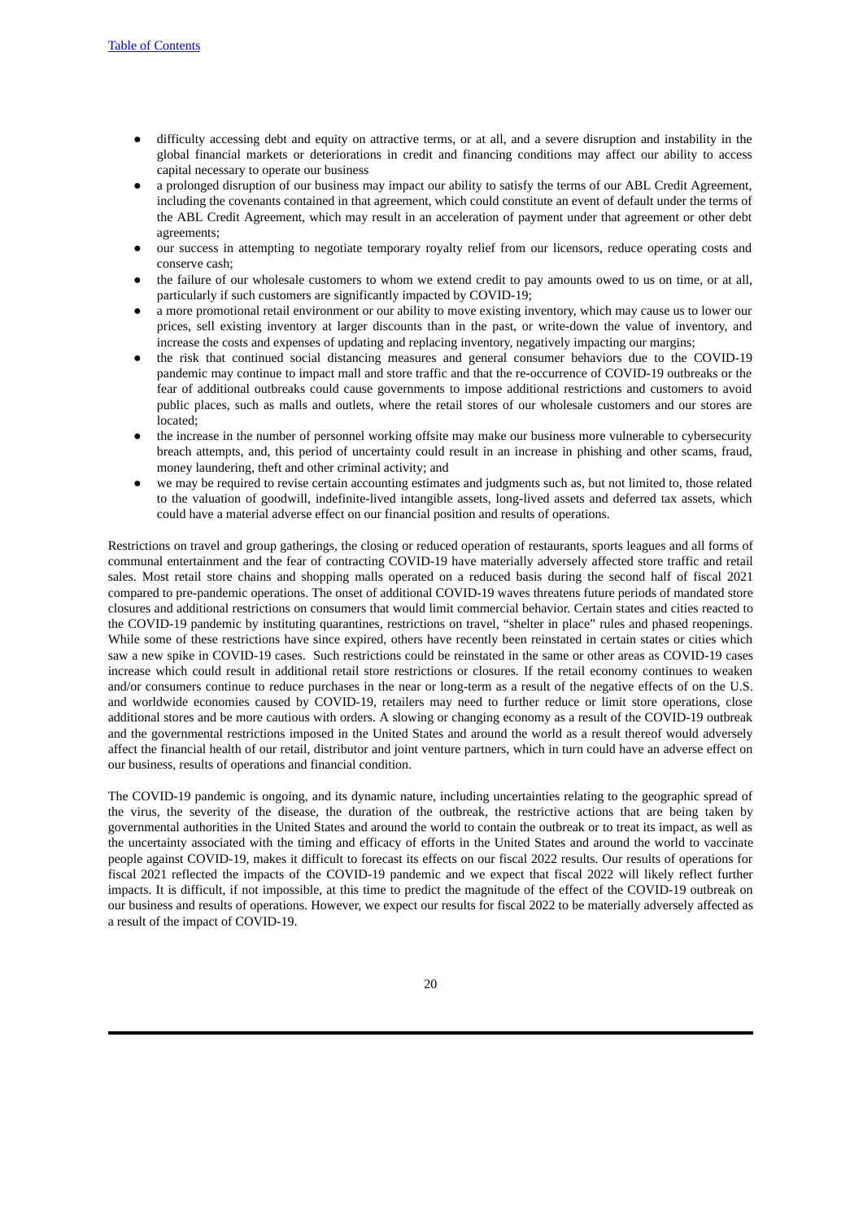- difficulty accessing debt and equity on attractive terms, or at all, and a severe disruption and instability in the global financial markets or deteriorations in credit and financing conditions may affect our ability to access capital necessary to operate our business
- a prolonged disruption of our business may impact our ability to satisfy the terms of our ABL Credit Agreement, including the covenants contained in that agreement, which could constitute an event of default under the terms of the ABL Credit Agreement, which may result in an acceleration of payment under that agreement or other debt agreements;
- our success in attempting to negotiate temporary royalty relief from our licensors, reduce operating costs and conserve cash;
- the failure of our wholesale customers to whom we extend credit to pay amounts owed to us on time, or at all, particularly if such customers are significantly impacted by COVID-19;
- a more promotional retail environment or our ability to move existing inventory, which may cause us to lower our prices, sell existing inventory at larger discounts than in the past, or write-down the value of inventory, and increase the costs and expenses of updating and replacing inventory, negatively impacting our margins;
- the risk that continued social distancing measures and general consumer behaviors due to the COVID-19 pandemic may continue to impact mall and store traffic and that the re-occurrence of COVID-19 outbreaks or the fear of additional outbreaks could cause governments to impose additional restrictions and customers to avoid public places, such as malls and outlets, where the retail stores of our wholesale customers and our stores are located;
- the increase in the number of personnel working offsite may make our business more vulnerable to cybersecurity breach attempts, and, this period of uncertainty could result in an increase in phishing and other scams, fraud, money laundering, theft and other criminal activity; and
- we may be required to revise certain accounting estimates and judgments such as, but not limited to, those related to the valuation of goodwill, indefinite-lived intangible assets, long-lived assets and deferred tax assets, which could have a material adverse effect on our financial position and results of operations.

Restrictions on travel and group gatherings, the closing or reduced operation of restaurants, sports leagues and all forms of communal entertainment and the fear of contracting COVID-19 have materially adversely affected store traffic and retail sales. Most retail store chains and shopping malls operated on a reduced basis during the second half of fiscal 2021 compared to pre-pandemic operations. The onset of additional COVID-19 waves threatens future periods of mandated store closures and additional restrictions on consumers that would limit commercial behavior. Certain states and cities reacted to the COVID-19 pandemic by instituting quarantines, restrictions on travel, "shelter in place" rules and phased reopenings. While some of these restrictions have since expired, others have recently been reinstated in certain states or cities which saw a new spike in COVID-19 cases. Such restrictions could be reinstated in the same or other areas as COVID-19 cases increase which could result in additional retail store restrictions or closures. If the retail economy continues to weaken and/or consumers continue to reduce purchases in the near or long-term as a result of the negative effects of on the U.S. and worldwide economies caused by COVID-19, retailers may need to further reduce or limit store operations, close additional stores and be more cautious with orders. A slowing or changing economy as a result of the COVID-19 outbreak and the governmental restrictions imposed in the United States and around the world as a result thereof would adversely affect the financial health of our retail, distributor and joint venture partners, which in turn could have an adverse effect on our business, results of operations and financial condition.

The COVID-19 pandemic is ongoing, and its dynamic nature, including uncertainties relating to the geographic spread of the virus, the severity of the disease, the duration of the outbreak, the restrictive actions that are being taken by governmental authorities in the United States and around the world to contain the outbreak or to treat its impact, as well as the uncertainty associated with the timing and efficacy of efforts in the United States and around the world to vaccinate people against COVID-19, makes it difficult to forecast its effects on our fiscal 2022 results. Our results of operations for fiscal 2021 reflected the impacts of the COVID-19 pandemic and we expect that fiscal 2022 will likely reflect further impacts. It is difficult, if not impossible, at this time to predict the magnitude of the effect of the COVID-19 outbreak on our business and results of operations. However, we expect our results for fiscal 2022 to be materially adversely affected as a result of the impact of COVID-19.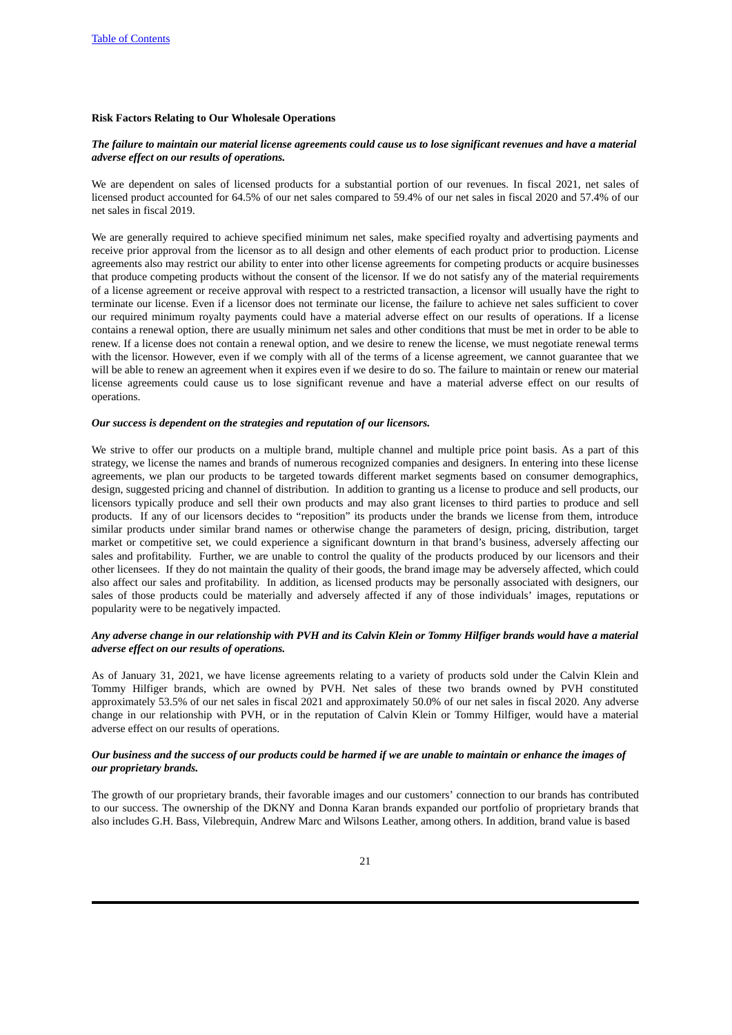**Risk Factors Relating to Our Wholesale Operations**

***The failure to maintain our material license agreements could cause us to lose significant revenues and have a material adverse effect on our results of operations.***

We are dependent on sales of licensed products for a substantial portion of our revenues. In fiscal 2021, net sales of licensed product accounted for 64.5% of our net sales compared to 59.4% of our net sales in fiscal 2020 and 57.4% of our net sales in fiscal 2019.

We are generally required to achieve specified minimum net sales, make specified royalty and advertising payments and receive prior approval from the licensor as to all design and other elements of each product prior to production. License agreements also may restrict our ability to enter into other license agreements for competing products or acquire businesses that produce competing products without the consent of the licensor. If we do not satisfy any of the material requirements of a license agreement or receive approval with respect to a restricted transaction, a licensor will usually have the right to terminate our license. Even if a licensor does not terminate our license, the failure to achieve net sales sufficient to cover our required minimum royalty payments could have a material adverse effect on our results of operations. If a license contains a renewal option, there are usually minimum net sales and other conditions that must be met in order to be able to renew. If a license does not contain a renewal option, and we desire to renew the license, we must negotiate renewal terms with the licensor. However, even if we comply with all of the terms of a license agreement, we cannot guarantee that we will be able to renew an agreement when it expires even if we desire to do so. The failure to maintain or renew our material license agreements could cause us to lose significant revenue and have a material adverse effect on our results of operations.

***Our success is dependent on the strategies and reputation of our licensors.***

We strive to offer our products on a multiple brand, multiple channel and multiple price point basis. As a part of this strategy, we license the names and brands of numerous recognized companies and designers. In entering into these license agreements, we plan our products to be targeted towards different market segments based on consumer demographics, design, suggested pricing and channel of distribution. In addition to granting us a license to produce and sell products, our licensors typically produce and sell their own products and may also grant licenses to third parties to produce and sell products. If any of our licensors decides to "reposition" its products under the brands we license from them, introduce similar products under similar brand names or otherwise change the parameters of design, pricing, distribution, target market or competitive set, we could experience a significant downturn in that brand's business, adversely affecting our sales and profitability. Further, we are unable to control the quality of the products produced by our licensors and their other licensees. If they do not maintain the quality of their goods, the brand image may be adversely affected, which could also affect our sales and profitability. In addition, as licensed products may be personally associated with designers, our sales of those products could be materially and adversely affected if any of those individuals' images, reputations or popularity were to be negatively impacted.

***Any adverse change in our relationship with PVH and its Calvin Klein or Tommy Hilfiger brands would have a material adverse effect on our results of operations.***

As of January 31, 2021, we have license agreements relating to a variety of products sold under the Calvin Klein and Tommy Hilfiger brands, which are owned by PVH. Net sales of these two brands owned by PVH constituted approximately 53.5% of our net sales in fiscal 2021 and approximately 50.0% of our net sales in fiscal 2020. Any adverse change in our relationship with PVH, or in the reputation of Calvin Klein or Tommy Hilfiger, would have a material adverse effect on our results of operations.

***Our business and the success of our products could be harmed if we are unable to maintain or enhance the images of our proprietary brands.***

The growth of our proprietary brands, their favorable images and our customers' connection to our brands has contributed to our success. The ownership of the DKNY and Donna Karan brands expanded our portfolio of proprietary brands that also includes G.H. Bass, Vilebrequin, Andrew Marc and Wilsons Leather, among others. In addition, brand value is based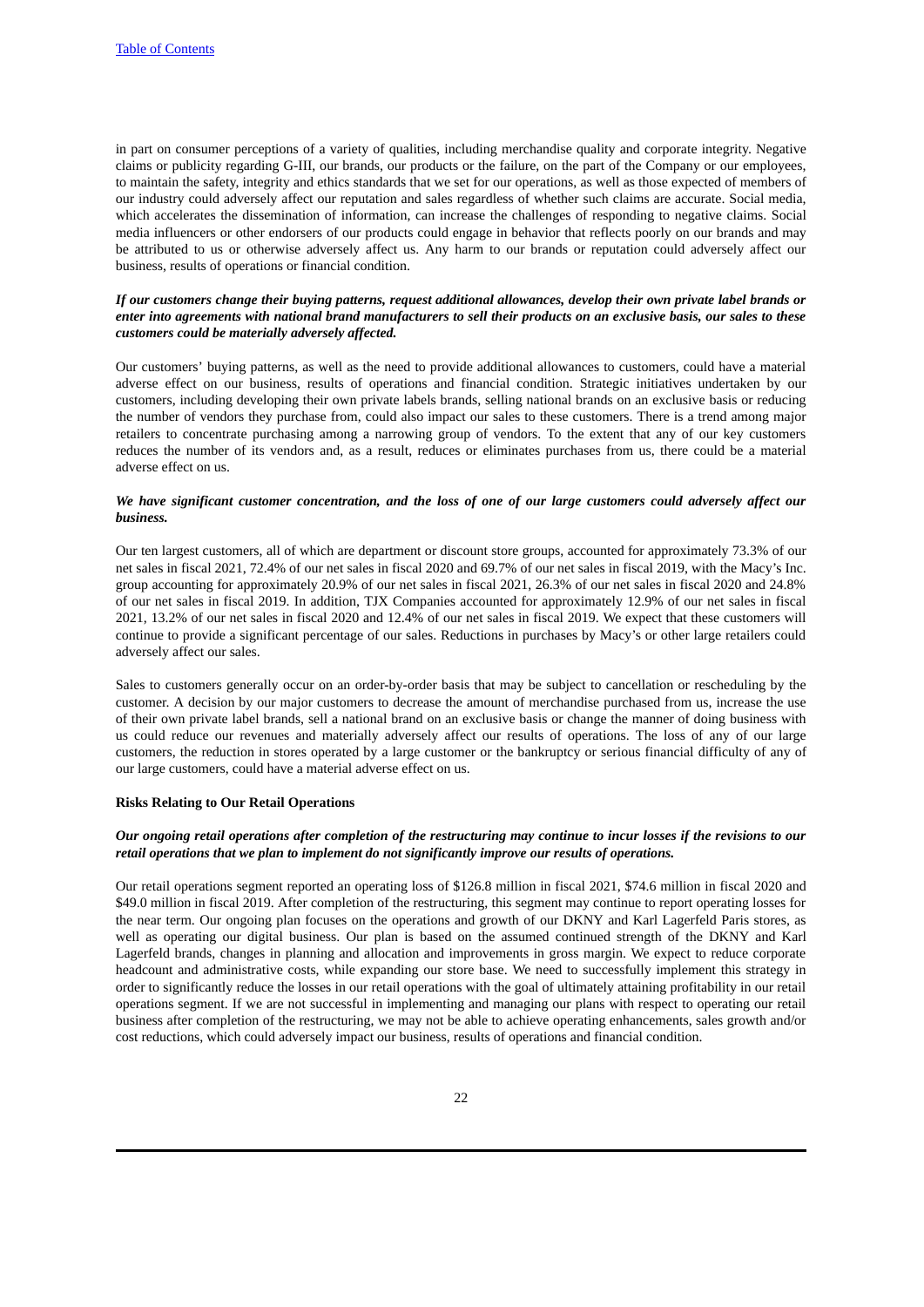in part on consumer perceptions of a variety of qualities, including merchandise quality and corporate integrity. Negative claims or publicity regarding G-III, our brands, our products or the failure, on the part of the Company or our employees, to maintain the safety, integrity and ethics standards that we set for our operations, as well as those expected of members of our industry could adversely affect our reputation and sales regardless of whether such claims are accurate. Social media, which accelerates the dissemination of information, can increase the challenges of responding to negative claims. Social media influencers or other endorsers of our products could engage in behavior that reflects poorly on our brands and may be attributed to us or otherwise adversely affect us. Any harm to our brands or reputation could adversely affect our business, results of operations or financial condition.

***If our customers change their buying patterns, request additional allowances, develop their own private label brands or enter into agreements with national brand manufacturers to sell their products on an exclusive basis, our sales to these customers could be materially adversely affected.***

Our customers' buying patterns, as well as the need to provide additional allowances to customers, could have a material adverse effect on our business, results of operations and financial condition. Strategic initiatives undertaken by our customers, including developing their own private labels brands, selling national brands on an exclusive basis or reducing the number of vendors they purchase from, could also impact our sales to these customers. There is a trend among major retailers to concentrate purchasing among a narrowing group of vendors. To the extent that any of our key customers reduces the number of its vendors and, as a result, reduces or eliminates purchases from us, there could be a material adverse effect on us.

***We have significant customer concentration, and the loss of one of our large customers could adversely affect our business.***

Our ten largest customers, all of which are department or discount store groups, accounted for approximately 73.3% of our net sales in fiscal 2021, 72.4% of our net sales in fiscal 2020 and 69.7% of our net sales in fiscal 2019, with the Macy's Inc. group accounting for approximately 20.9% of our net sales in fiscal 2021, 26.3% of our net sales in fiscal 2020 and 24.8% of our net sales in fiscal 2019. In addition, TJX Companies accounted for approximately 12.9% of our net sales in fiscal 2021, 13.2% of our net sales in fiscal 2020 and 12.4% of our net sales in fiscal 2019. We expect that these customers will continue to provide a significant percentage of our sales. Reductions in purchases by Macy's or other large retailers could adversely affect our sales.

Sales to customers generally occur on an order-by-order basis that may be subject to cancellation or rescheduling by the customer. A decision by our major customers to decrease the amount of merchandise purchased from us, increase the use of their own private label brands, sell a national brand on an exclusive basis or change the manner of doing business with us could reduce our revenues and materially adversely affect our results of operations. The loss of any of our large customers, the reduction in stores operated by a large customer or the bankruptcy or serious financial difficulty of any of our large customers, could have a material adverse effect on us.

**Risks Relating to Our Retail Operations**

***Our ongoing retail operations after completion of the restructuring may continue to incur losses if the revisions to our retail operations that we plan to implement do not significantly improve our results of operations.***

Our retail operations segment reported an operating loss of $126.8 million in fiscal 2021, $74.6 million in fiscal 2020 and $49.0 million in fiscal 2019. After completion of the restructuring, this segment may continue to report operating losses for the near term. Our ongoing plan focuses on the operations and growth of our DKNY and Karl Lagerfeld Paris stores, as well as operating our digital business. Our plan is based on the assumed continued strength of the DKNY and Karl Lagerfeld brands, changes in planning and allocation and improvements in gross margin. We expect to reduce corporate headcount and administrative costs, while expanding our store base. We need to successfully implement this strategy in order to significantly reduce the losses in our retail operations with the goal of ultimately attaining profitability in our retail operations segment. If we are not successful in implementing and managing our plans with respect to operating our retail business after completion of the restructuring, we may not be able to achieve operating enhancements, sales growth and/or cost reductions, which could adversely impact our business, results of operations and financial condition.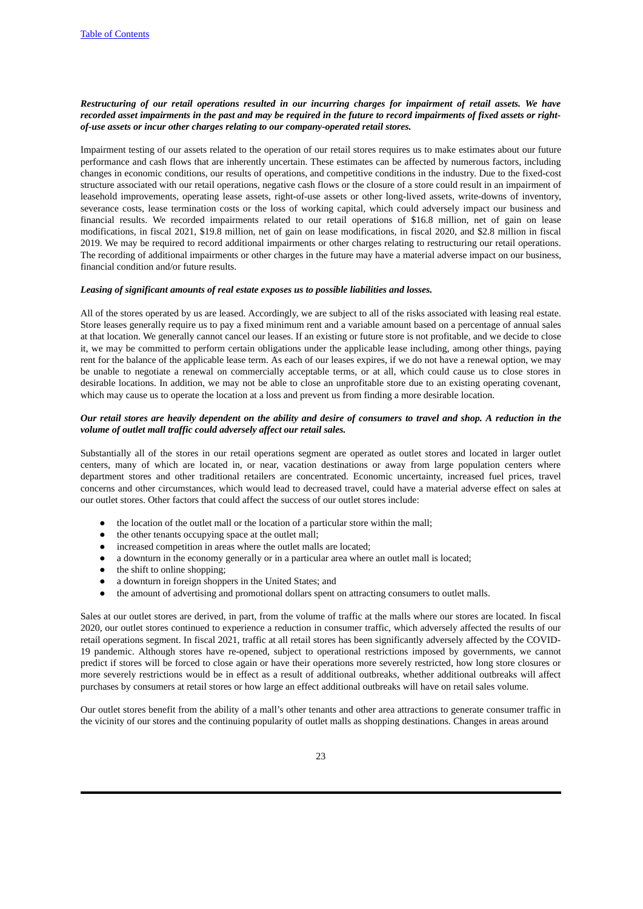***Restructuring of our retail operations resulted in our incurring charges for impairment of retail assets. We have recorded asset impairments in the past and may be required in the future to record impairments of fixed assets or right-of-use assets or incur other charges relating to our company-operated retail stores.***

Impairment testing of our assets related to the operation of our retail stores requires us to make estimates about our future performance and cash flows that are inherently uncertain. These estimates can be affected by numerous factors, including changes in economic conditions, our results of operations, and competitive conditions in the industry. Due to the fixed-cost structure associated with our retail operations, negative cash flows or the closure of a store could result in an impairment of leasehold improvements, operating lease assets, right-of-use assets or other long-lived assets, write-downs of inventory, severance costs, lease termination costs or the loss of working capital, which could adversely impact our business and financial results. We recorded impairments related to our retail operations of $16.8 million, net of gain on lease modifications, in fiscal 2021, $19.8 million, net of gain on lease modifications, in fiscal 2020, and $2.8 million in fiscal 2019. We may be required to record additional impairments or other charges relating to restructuring our retail operations. The recording of additional impairments or other charges in the future may have a material adverse impact on our business, financial condition and/or future results.

***Leasing of significant amounts of real estate exposes us to possible liabilities and losses.***

All of the stores operated by us are leased. Accordingly, we are subject to all of the risks associated with leasing real estate. Store leases generally require us to pay a fixed minimum rent and a variable amount based on a percentage of annual sales at that location. We generally cannot cancel our leases. If an existing or future store is not profitable, and we decide to close it, we may be committed to perform certain obligations under the applicable lease including, among other things, paying rent for the balance of the applicable lease term. As each of our leases expires, if we do not have a renewal option, we may be unable to negotiate a renewal on commercially acceptable terms, or at all, which could cause us to close stores in desirable locations. In addition, we may not be able to close an unprofitable store due to an existing operating covenant, which may cause us to operate the location at a loss and prevent us from finding a more desirable location.

***Our retail stores are heavily dependent on the ability and desire of consumers to travel and shop. A reduction in the volume of outlet mall traffic could adversely affect our retail sales.***

Substantially all of the stores in our retail operations segment are operated as outlet stores and located in larger outlet centers, many of which are located in, or near, vacation destinations or away from large population centers where department stores and other traditional retailers are concentrated. Economic uncertainty, increased fuel prices, travel concerns and other circumstances, which would lead to decreased travel, could have a material adverse effect on sales at our outlet stores. Other factors that could affect the success of our outlet stores include:

- the location of the outlet mall or the location of a particular store within the mall;
- the other tenants occupying space at the outlet mall;
- increased competition in areas where the outlet malls are located;
- a downturn in the economy generally or in a particular area where an outlet mall is located;
- the shift to online shopping;
- a downturn in foreign shoppers in the United States; and
- the amount of advertising and promotional dollars spent on attracting consumers to outlet malls.

Sales at our outlet stores are derived, in part, from the volume of traffic at the malls where our stores are located. In fiscal 2020, our outlet stores continued to experience a reduction in consumer traffic, which adversely affected the results of our retail operations segment. In fiscal 2021, traffic at all retail stores has been significantly adversely affected by the COVID-19 pandemic. Although stores have re-opened, subject to operational restrictions imposed by governments, we cannot predict if stores will be forced to close again or have their operations more severely restricted, how long store closures or more severely restrictions would be in effect as a result of additional outbreaks, whether additional outbreaks will affect purchases by consumers at retail stores or how large an effect additional outbreaks will have on retail sales volume.

Our outlet stores benefit from the ability of a mall's other tenants and other area attractions to generate consumer traffic in the vicinity of our stores and the continuing popularity of outlet malls as shopping destinations. Changes in areas around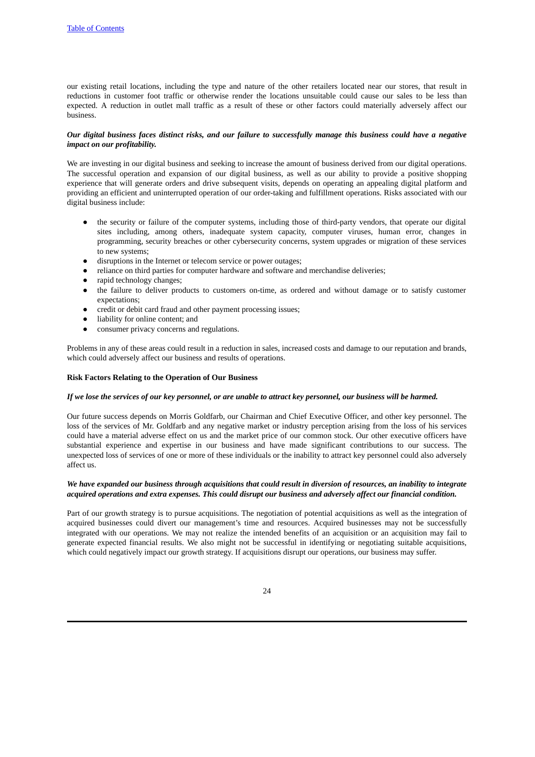our existing retail locations, including the type and nature of the other retailers located near our stores, that result in reductions in customer foot traffic or otherwise render the locations unsuitable could cause our sales to be less than expected. A reduction in outlet mall traffic as a result of these or other factors could materially adversely affect our business.

***Our digital business faces distinct risks, and our failure to successfully manage this business could have a negative impact on our profitability.***

We are investing in our digital business and seeking to increase the amount of business derived from our digital operations. The successful operation and expansion of our digital business, as well as our ability to provide a positive shopping experience that will generate orders and drive subsequent visits, depends on operating an appealing digital platform and providing an efficient and uninterrupted operation of our order-taking and fulfillment operations. Risks associated with our digital business include:

- the security or failure of the computer systems, including those of third-party vendors, that operate our digital sites including, among others, inadequate system capacity, computer viruses, human error, changes in programming, security breaches or other cybersecurity concerns, system upgrades or migration of these services to new systems;
- disruptions in the Internet or telecom service or power outages;
- reliance on third parties for computer hardware and software and merchandise deliveries;
- rapid technology changes;
- the failure to deliver products to customers on-time, as ordered and without damage or to satisfy customer expectations;
- credit or debit card fraud and other payment processing issues;
- liability for online content; and
- consumer privacy concerns and regulations.

Problems in any of these areas could result in a reduction in sales, increased costs and damage to our reputation and brands, which could adversely affect our business and results of operations.

**Risk Factors Relating to the Operation of Our Business**

***If we lose the services of our key personnel, or are unable to attract key personnel, our business will be harmed.***

Our future success depends on Morris Goldfarb, our Chairman and Chief Executive Officer, and other key personnel. The loss of the services of Mr. Goldfarb and any negative market or industry perception arising from the loss of his services could have a material adverse effect on us and the market price of our common stock. Our other executive officers have substantial experience and expertise in our business and have made significant contributions to our success. The unexpected loss of services of one or more of these individuals or the inability to attract key personnel could also adversely affect us.

***We have expanded our business through acquisitions that could result in diversion of resources, an inability to integrate acquired operations and extra expenses. This could disrupt our business and adversely affect our financial condition.***

Part of our growth strategy is to pursue acquisitions. The negotiation of potential acquisitions as well as the integration of acquired businesses could divert our management's time and resources. Acquired businesses may not be successfully integrated with our operations. We may not realize the intended benefits of an acquisition or an acquisition may fail to generate expected financial results. We also might not be successful in identifying or negotiating suitable acquisitions, which could negatively impact our growth strategy. If acquisitions disrupt our operations, our business may suffer.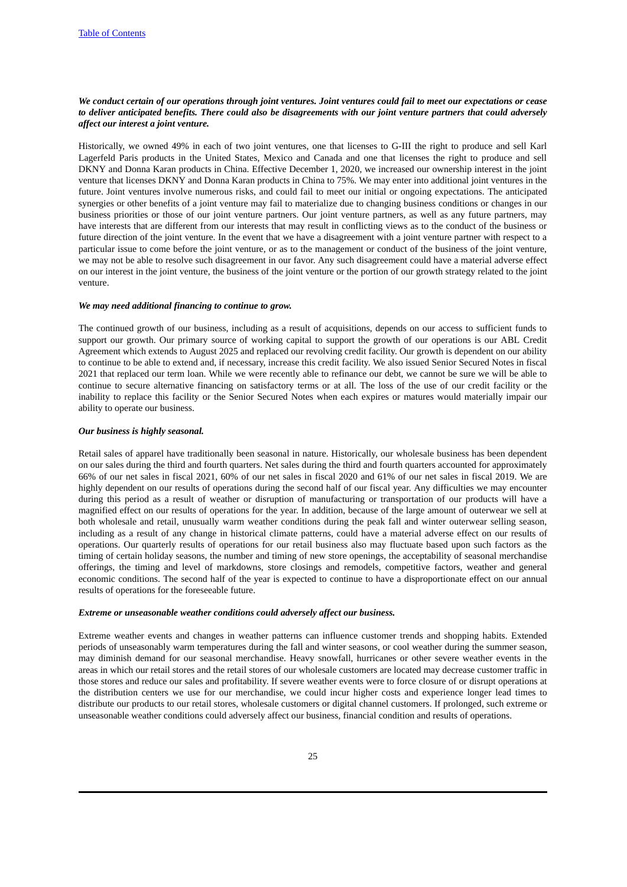***We conduct certain of our operations through joint ventures. Joint ventures could fail to meet our expectations or cease to deliver anticipated benefits. There could also be disagreements with our joint venture partners that could adversely affect our interest a joint venture.***

Historically, we owned 49% in each of two joint ventures, one that licenses to G-III the right to produce and sell Karl Lagerfeld Paris products in the United States, Mexico and Canada and one that licenses the right to produce and sell DKNY and Donna Karan products in China. Effective December 1, 2020, we increased our ownership interest in the joint venture that licenses DKNY and Donna Karan products in China to 75%. We may enter into additional joint ventures in the future. Joint ventures involve numerous risks, and could fail to meet our initial or ongoing expectations. The anticipated synergies or other benefits of a joint venture may fail to materialize due to changing business conditions or changes in our business priorities or those of our joint venture partners. Our joint venture partners, as well as any future partners, may have interests that are different from our interests that may result in conflicting views as to the conduct of the business or future direction of the joint venture. In the event that we have a disagreement with a joint venture partner with respect to a particular issue to come before the joint venture, or as to the management or conduct of the business of the joint venture, we may not be able to resolve such disagreement in our favor. Any such disagreement could have a material adverse effect on our interest in the joint venture, the business of the joint venture or the portion of our growth strategy related to the joint venture.

***We may need additional financing to continue to grow.***

The continued growth of our business, including as a result of acquisitions, depends on our access to sufficient funds to support our growth. Our primary source of working capital to support the growth of our operations is our ABL Credit Agreement which extends to August 2025 and replaced our revolving credit facility. Our growth is dependent on our ability to continue to be able to extend and, if necessary, increase this credit facility. We also issued Senior Secured Notes in fiscal 2021 that replaced our term loan. While we were recently able to refinance our debt, we cannot be sure we will be able to continue to secure alternative financing on satisfactory terms or at all. The loss of the use of our credit facility or the inability to replace this facility or the Senior Secured Notes when each expires or matures would materially impair our ability to operate our business.

***Our business is highly seasonal.***

Retail sales of apparel have traditionally been seasonal in nature. Historically, our wholesale business has been dependent on our sales during the third and fourth quarters. Net sales during the third and fourth quarters accounted for approximately 66% of our net sales in fiscal 2021, 60% of our net sales in fiscal 2020 and 61% of our net sales in fiscal 2019. We are highly dependent on our results of operations during the second half of our fiscal year. Any difficulties we may encounter during this period as a result of weather or disruption of manufacturing or transportation of our products will have a magnified effect on our results of operations for the year. In addition, because of the large amount of outerwear we sell at both wholesale and retail, unusually warm weather conditions during the peak fall and winter outerwear selling season, including as a result of any change in historical climate patterns, could have a material adverse effect on our results of operations. Our quarterly results of operations for our retail business also may fluctuate based upon such factors as the timing of certain holiday seasons, the number and timing of new store openings, the acceptability of seasonal merchandise offerings, the timing and level of markdowns, store closings and remodels, competitive factors, weather and general economic conditions. The second half of the year is expected to continue to have a disproportionate effect on our annual results of operations for the foreseeable future.

***Extreme or unseasonable weather conditions could adversely affect our business.***

Extreme weather events and changes in weather patterns can influence customer trends and shopping habits. Extended periods of unseasonably warm temperatures during the fall and winter seasons, or cool weather during the summer season, may diminish demand for our seasonal merchandise. Heavy snowfall, hurricanes or other severe weather events in the areas in which our retail stores and the retail stores of our wholesale customers are located may decrease customer traffic in those stores and reduce our sales and profitability. If severe weather events were to force closure of or disrupt operations at the distribution centers we use for our merchandise, we could incur higher costs and experience longer lead times to distribute our products to our retail stores, wholesale customers or digital channel customers. If prolonged, such extreme or unseasonable weather conditions could adversely affect our business, financial condition and results of operations.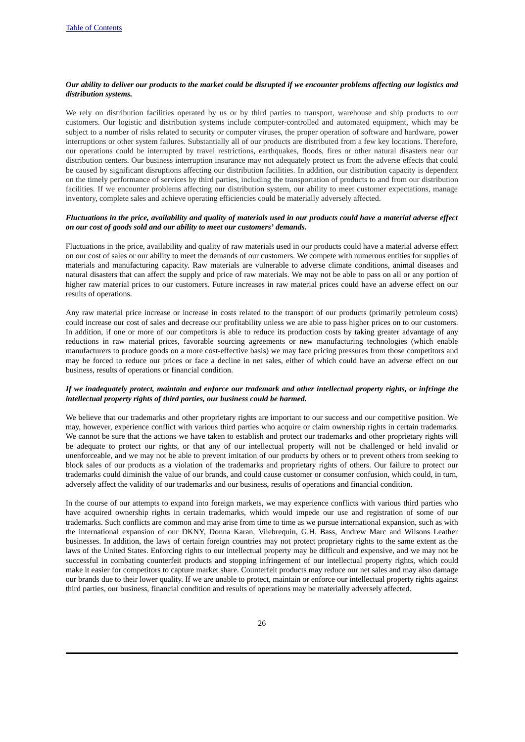***Our ability to deliver our products to the market could be disrupted if we encounter problems affecting our logistics and distribution systems.***

We rely on distribution facilities operated by us or by third parties to transport, warehouse and ship products to our customers. Our logistic and distribution systems include computer-controlled and automated equipment, which may be subject to a number of risks related to security or computer viruses, the proper operation of software and hardware, power interruptions or other system failures. Substantially all of our products are distributed from a few key locations. Therefore, our operations could be interrupted by travel restrictions, earthquakes, floods, fires or other natural disasters near our distribution centers. Our business interruption insurance may not adequately protect us from the adverse effects that could be caused by significant disruptions affecting our distribution facilities. In addition, our distribution capacity is dependent on the timely performance of services by third parties, including the transportation of products to and from our distribution facilities. If we encounter problems affecting our distribution system, our ability to meet customer expectations, manage inventory, complete sales and achieve operating efficiencies could be materially adversely affected.

***Fluctuations in the price, availability and quality of materials used in our products could have a material adverse effect on our cost of goods sold and our ability to meet our customers' demands.***

Fluctuations in the price, availability and quality of raw materials used in our products could have a material adverse effect on our cost of sales or our ability to meet the demands of our customers. We compete with numerous entities for supplies of materials and manufacturing capacity. Raw materials are vulnerable to adverse climate conditions, animal diseases and natural disasters that can affect the supply and price of raw materials. We may not be able to pass on all or any portion of higher raw material prices to our customers. Future increases in raw material prices could have an adverse effect on our results of operations.

Any raw material price increase or increase in costs related to the transport of our products (primarily petroleum costs) could increase our cost of sales and decrease our profitability unless we are able to pass higher prices on to our customers. In addition, if one or more of our competitors is able to reduce its production costs by taking greater advantage of any reductions in raw material prices, favorable sourcing agreements or new manufacturing technologies (which enable manufacturers to produce goods on a more cost-effective basis) we may face pricing pressures from those competitors and may be forced to reduce our prices or face a decline in net sales, either of which could have an adverse effect on our business, results of operations or financial condition.

***If we inadequately protect, maintain and enforce our trademark and other intellectual property rights, or infringe the intellectual property rights of third parties, our business could be harmed.***

We believe that our trademarks and other proprietary rights are important to our success and our competitive position. We may, however, experience conflict with various third parties who acquire or claim ownership rights in certain trademarks. We cannot be sure that the actions we have taken to establish and protect our trademarks and other proprietary rights will be adequate to protect our rights, or that any of our intellectual property will not be challenged or held invalid or unenforceable, and we may not be able to prevent imitation of our products by others or to prevent others from seeking to block sales of our products as a violation of the trademarks and proprietary rights of others. Our failure to protect our trademarks could diminish the value of our brands, and could cause customer or consumer confusion, which could, in turn, adversely affect the validity of our trademarks and our business, results of operations and financial condition.

In the course of our attempts to expand into foreign markets, we may experience conflicts with various third parties who have acquired ownership rights in certain trademarks, which would impede our use and registration of some of our trademarks. Such conflicts are common and may arise from time to time as we pursue international expansion, such as with the international expansion of our DKNY, Donna Karan, Vilebrequin, G.H. Bass, Andrew Marc and Wilsons Leather businesses. In addition, the laws of certain foreign countries may not protect proprietary rights to the same extent as the laws of the United States. Enforcing rights to our intellectual property may be difficult and expensive, and we may not be successful in combating counterfeit products and stopping infringement of our intellectual property rights, which could make it easier for competitors to capture market share. Counterfeit products may reduce our net sales and may also damage our brands due to their lower quality. If we are unable to protect, maintain or enforce our intellectual property rights against third parties, our business, financial condition and results of operations may be materially adversely affected.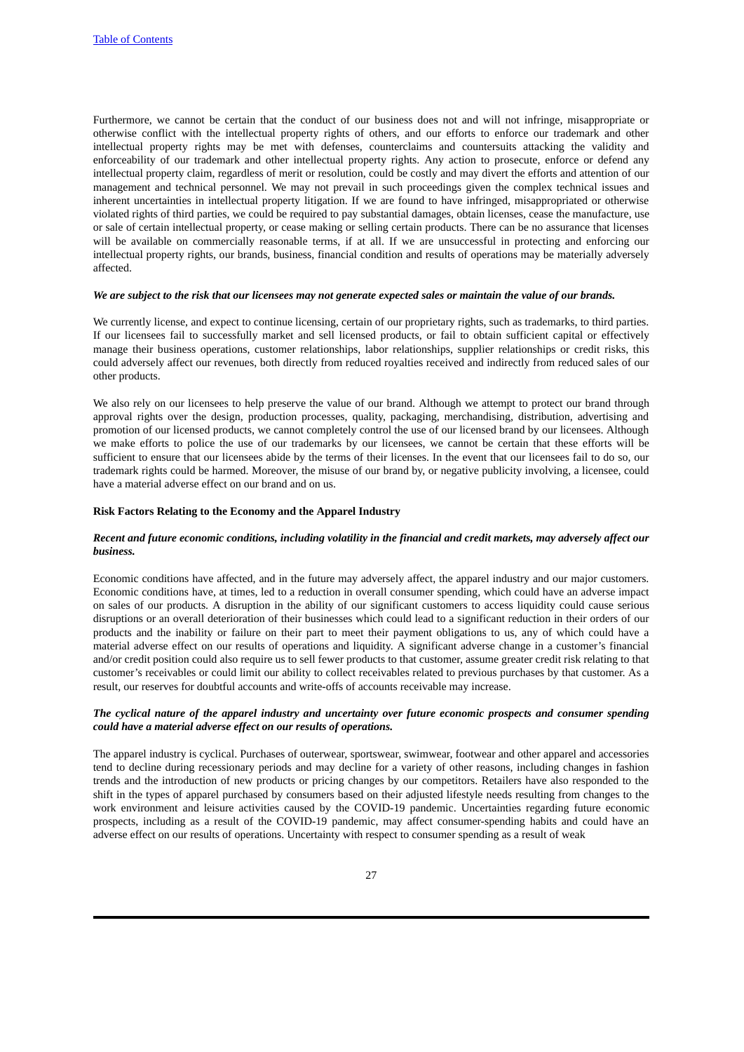Furthermore, we cannot be certain that the conduct of our business does not and will not infringe, misappropriate or otherwise conflict with the intellectual property rights of others, and our efforts to enforce our trademark and other intellectual property rights may be met with defenses, counterclaims and countersuits attacking the validity and enforceability of our trademark and other intellectual property rights. Any action to prosecute, enforce or defend any intellectual property claim, regardless of merit or resolution, could be costly and may divert the efforts and attention of our management and technical personnel. We may not prevail in such proceedings given the complex technical issues and inherent uncertainties in intellectual property litigation. If we are found to have infringed, misappropriated or otherwise violated rights of third parties, we could be required to pay substantial damages, obtain licenses, cease the manufacture, use or sale of certain intellectual property, or cease making or selling certain products. There can be no assurance that licenses will be available on commercially reasonable terms, if at all. If we are unsuccessful in protecting and enforcing our intellectual property rights, our brands, business, financial condition and results of operations may be materially adversely affected.

***We are subject to the risk that our licensees may not generate expected sales or maintain the value of our brands.***

We currently license, and expect to continue licensing, certain of our proprietary rights, such as trademarks, to third parties. If our licensees fail to successfully market and sell licensed products, or fail to obtain sufficient capital or effectively manage their business operations, customer relationships, labor relationships, supplier relationships or credit risks, this could adversely affect our revenues, both directly from reduced royalties received and indirectly from reduced sales of our other products.

We also rely on our licensees to help preserve the value of our brand. Although we attempt to protect our brand through approval rights over the design, production processes, quality, packaging, merchandising, distribution, advertising and promotion of our licensed products, we cannot completely control the use of our licensed brand by our licensees. Although we make efforts to police the use of our trademarks by our licensees, we cannot be certain that these efforts will be sufficient to ensure that our licensees abide by the terms of their licenses. In the event that our licensees fail to do so, our trademark rights could be harmed. Moreover, the misuse of our brand by, or negative publicity involving, a licensee, could have a material adverse effect on our brand and on us.

**Risk Factors Relating to the Economy and the Apparel Industry**

***Recent and future economic conditions, including volatility in the financial and credit markets, may adversely affect our business.***

Economic conditions have affected, and in the future may adversely affect, the apparel industry and our major customers. Economic conditions have, at times, led to a reduction in overall consumer spending, which could have an adverse impact on sales of our products. A disruption in the ability of our significant customers to access liquidity could cause serious disruptions or an overall deterioration of their businesses which could lead to a significant reduction in their orders of our products and the inability or failure on their part to meet their payment obligations to us, any of which could have a material adverse effect on our results of operations and liquidity. A significant adverse change in a customer's financial and/or credit position could also require us to sell fewer products to that customer, assume greater credit risk relating to that customer's receivables or could limit our ability to collect receivables related to previous purchases by that customer. As a result, our reserves for doubtful accounts and write-offs of accounts receivable may increase.

***The cyclical nature of the apparel industry and uncertainty over future economic prospects and consumer spending could have a material adverse effect on our results of operations.***

The apparel industry is cyclical. Purchases of outerwear, sportswear, swimwear, footwear and other apparel and accessories tend to decline during recessionary periods and may decline for a variety of other reasons, including changes in fashion trends and the introduction of new products or pricing changes by our competitors. Retailers have also responded to the shift in the types of apparel purchased by consumers based on their adjusted lifestyle needs resulting from changes to the work environment and leisure activities caused by the COVID-19 pandemic. Uncertainties regarding future economic prospects, including as a result of the COVID-19 pandemic, may affect consumer-spending habits and could have an adverse effect on our results of operations. Uncertainty with respect to consumer spending as a result of weak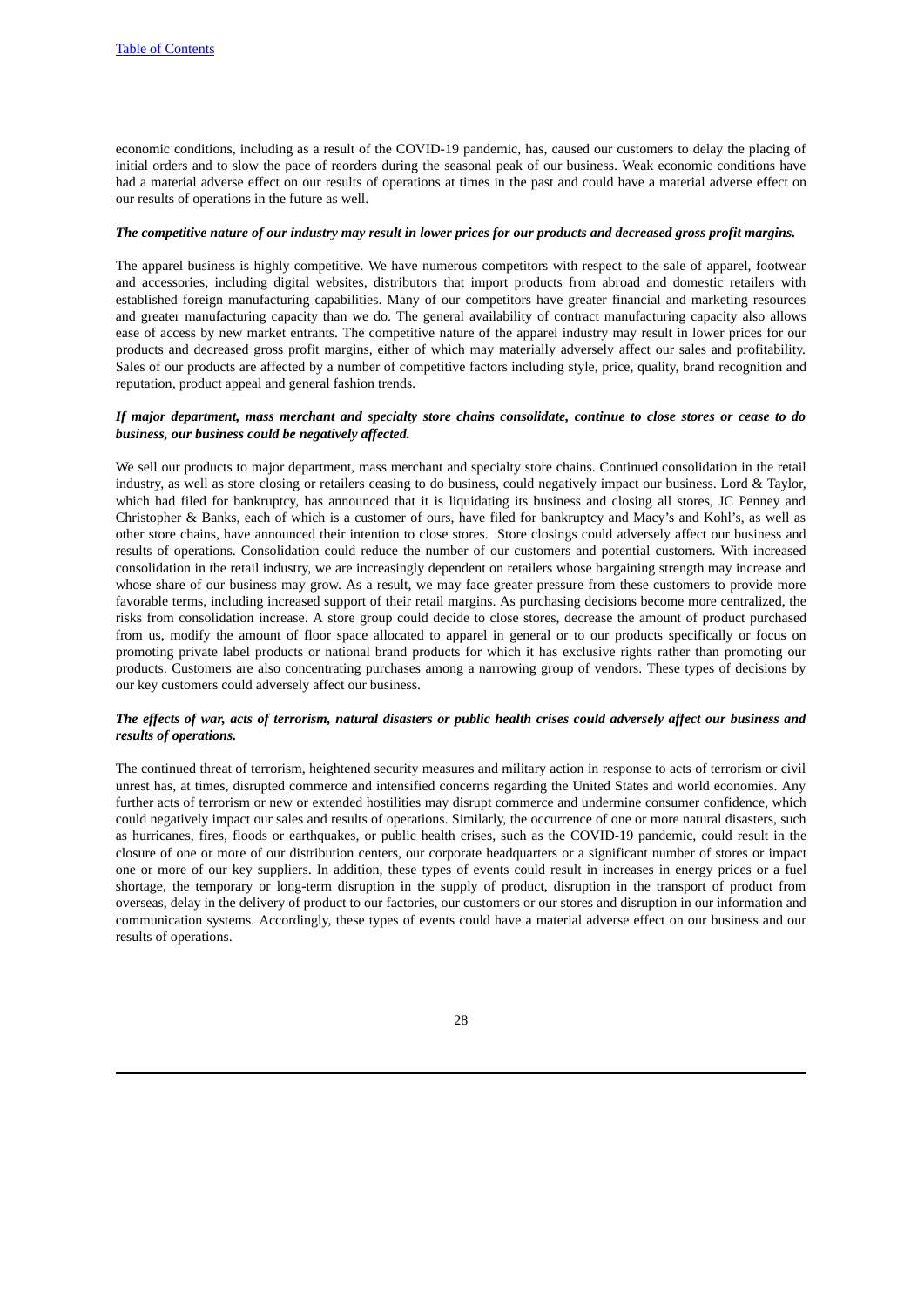economic conditions, including as a result of the COVID-19 pandemic, has, caused our customers to delay the placing of initial orders and to slow the pace of reorders during the seasonal peak of our business. Weak economic conditions have had a material adverse effect on our results of operations at times in the past and could have a material adverse effect on our results of operations in the future as well.

***The competitive nature of our industry may result in lower prices for our products and decreased gross profit margins.***

The apparel business is highly competitive. We have numerous competitors with respect to the sale of apparel, footwear and accessories, including digital websites, distributors that import products from abroad and domestic retailers with established foreign manufacturing capabilities. Many of our competitors have greater financial and marketing resources and greater manufacturing capacity than we do. The general availability of contract manufacturing capacity also allows ease of access by new market entrants. The competitive nature of the apparel industry may result in lower prices for our products and decreased gross profit margins, either of which may materially adversely affect our sales and profitability. Sales of our products are affected by a number of competitive factors including style, price, quality, brand recognition and reputation, product appeal and general fashion trends.

***If major department, mass merchant and specialty store chains consolidate, continue to close stores or cease to do business, our business could be negatively affected.***

We sell our products to major department, mass merchant and specialty store chains. Continued consolidation in the retail industry, as well as store closing or retailers ceasing to do business, could negatively impact our business. Lord & Taylor, which had filed for bankruptcy, has announced that it is liquidating its business and closing all stores, JC Penney and Christopher & Banks, each of which is a customer of ours, have filed for bankruptcy and Macy's and Kohl's, as well as other store chains, have announced their intention to close stores. Store closings could adversely affect our business and results of operations. Consolidation could reduce the number of our customers and potential customers. With increased consolidation in the retail industry, we are increasingly dependent on retailers whose bargaining strength may increase and whose share of our business may grow. As a result, we may face greater pressure from these customers to provide more favorable terms, including increased support of their retail margins. As purchasing decisions become more centralized, the risks from consolidation increase. A store group could decide to close stores, decrease the amount of product purchased from us, modify the amount of floor space allocated to apparel in general or to our products specifically or focus on promoting private label products or national brand products for which it has exclusive rights rather than promoting our products. Customers are also concentrating purchases among a narrowing group of vendors. These types of decisions by our key customers could adversely affect our business.

***The effects of war, acts of terrorism, natural disasters or public health crises could adversely affect our business and results of operations.***

The continued threat of terrorism, heightened security measures and military action in response to acts of terrorism or civil unrest has, at times, disrupted commerce and intensified concerns regarding the United States and world economies. Any further acts of terrorism or new or extended hostilities may disrupt commerce and undermine consumer confidence, which could negatively impact our sales and results of operations. Similarly, the occurrence of one or more natural disasters, such as hurricanes, fires, floods or earthquakes, or public health crises, such as the COVID-19 pandemic, could result in the closure of one or more of our distribution centers, our corporate headquarters or a significant number of stores or impact one or more of our key suppliers. In addition, these types of events could result in increases in energy prices or a fuel shortage, the temporary or long-term disruption in the supply of product, disruption in the transport of product from overseas, delay in the delivery of product to our factories, our customers or our stores and disruption in our information and communication systems. Accordingly, these types of events could have a material adverse effect on our business and our results of operations.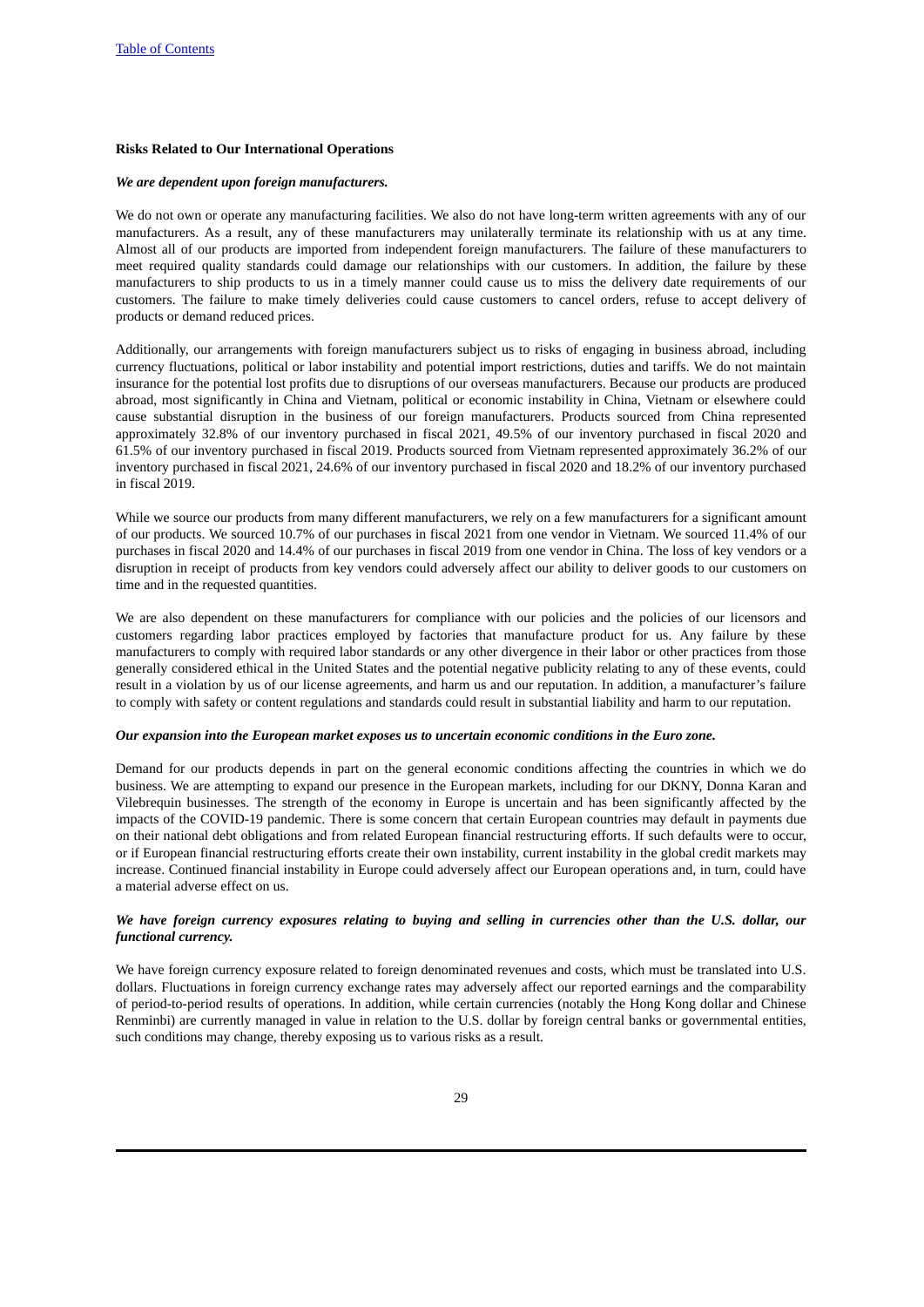### Risks Related to Our International Operations

***We are dependent upon foreign manufacturers.***

We do not own or operate any manufacturing facilities. We also do not have long-term written agreements with any of our manufacturers. As a result, any of these manufacturers may unilaterally terminate its relationship with us at any time. Almost all of our products are imported from independent foreign manufacturers. The failure of these manufacturers to meet required quality standards could damage our relationships with our customers. In addition, the failure by these manufacturers to ship products to us in a timely manner could cause us to miss the delivery date requirements of our customers. The failure to make timely deliveries could cause customers to cancel orders, refuse to accept delivery of products or demand reduced prices.

Additionally, our arrangements with foreign manufacturers subject us to risks of engaging in business abroad, including currency fluctuations, political or labor instability and potential import restrictions, duties and tariffs. We do not maintain insurance for the potential lost profits due to disruptions of our overseas manufacturers. Because our products are produced abroad, most significantly in China and Vietnam, political or economic instability in China, Vietnam or elsewhere could cause substantial disruption in the business of our foreign manufacturers. Products sourced from China represented approximately 32.8% of our inventory purchased in fiscal 2021, 49.5% of our inventory purchased in fiscal 2020 and 61.5% of our inventory purchased in fiscal 2019. Products sourced from Vietnam represented approximately 36.2% of our inventory purchased in fiscal 2021, 24.6% of our inventory purchased in fiscal 2020 and 18.2% of our inventory purchased in fiscal 2019.

While we source our products from many different manufacturers, we rely on a few manufacturers for a significant amount of our products. We sourced 10.7% of our purchases in fiscal 2021 from one vendor in Vietnam. We sourced 11.4% of our purchases in fiscal 2020 and 14.4% of our purchases in fiscal 2019 from one vendor in China. The loss of key vendors or a disruption in receipt of products from key vendors could adversely affect our ability to deliver goods to our customers on time and in the requested quantities.

We are also dependent on these manufacturers for compliance with our policies and the policies of our licensors and customers regarding labor practices employed by factories that manufacture product for us. Any failure by these manufacturers to comply with required labor standards or any other divergence in their labor or other practices from those generally considered ethical in the United States and the potential negative publicity relating to any of these events, could result in a violation by us of our license agreements, and harm us and our reputation. In addition, a manufacturer's failure to comply with safety or content regulations and standards could result in substantial liability and harm to our reputation.

***Our expansion into the European market exposes us to uncertain economic conditions in the Euro zone.***

Demand for our products depends in part on the general economic conditions affecting the countries in which we do business. We are attempting to expand our presence in the European markets, including for our DKNY, Donna Karan and Vilebrequin businesses. The strength of the economy in Europe is uncertain and has been significantly affected by the impacts of the COVID-19 pandemic. There is some concern that certain European countries may default in payments due on their national debt obligations and from related European financial restructuring efforts. If such defaults were to occur, or if European financial restructuring efforts create their own instability, current instability in the global credit markets may increase. Continued financial instability in Europe could adversely affect our European operations and, in turn, could have a material adverse effect on us.

***We have foreign currency exposures relating to buying and selling in currencies other than the U.S. dollar, our functional currency.***

We have foreign currency exposure related to foreign denominated revenues and costs, which must be translated into U.S. dollars. Fluctuations in foreign currency exchange rates may adversely affect our reported earnings and the comparability of period-to-period results of operations. In addition, while certain currencies (notably the Hong Kong dollar and Chinese Renminbi) are currently managed in value in relation to the U.S. dollar by foreign central banks or governmental entities, such conditions may change, thereby exposing us to various risks as a result.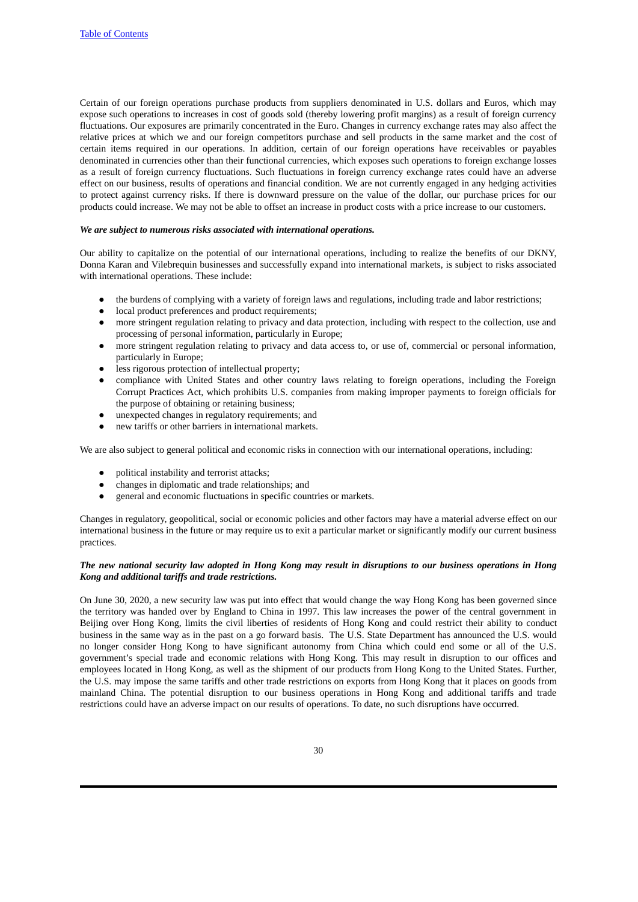Certain of our foreign operations purchase products from suppliers denominated in U.S. dollars and Euros, which may expose such operations to increases in cost of goods sold (thereby lowering profit margins) as a result of foreign currency fluctuations. Our exposures are primarily concentrated in the Euro. Changes in currency exchange rates may also affect the relative prices at which we and our foreign competitors purchase and sell products in the same market and the cost of certain items required in our operations. In addition, certain of our foreign operations have receivables or payables denominated in currencies other than their functional currencies, which exposes such operations to foreign exchange losses as a result of foreign currency fluctuations. Such fluctuations in foreign currency exchange rates could have an adverse effect on our business, results of operations and financial condition. We are not currently engaged in any hedging activities to protect against currency risks. If there is downward pressure on the value of the dollar, our purchase prices for our products could increase. We may not be able to offset an increase in product costs with a price increase to our customers.

***We are subject to numerous risks associated with international operations.***

Our ability to capitalize on the potential of our international operations, including to realize the benefits of our DKNY, Donna Karan and Vilebrequin businesses and successfully expand into international markets, is subject to risks associated with international operations. These include:

- the burdens of complying with a variety of foreign laws and regulations, including trade and labor restrictions;
- local product preferences and product requirements;
- more stringent regulation relating to privacy and data protection, including with respect to the collection, use and processing of personal information, particularly in Europe;
- more stringent regulation relating to privacy and data access to, or use of, commercial or personal information, particularly in Europe;
- less rigorous protection of intellectual property;
- compliance with United States and other country laws relating to foreign operations, including the Foreign Corrupt Practices Act, which prohibits U.S. companies from making improper payments to foreign officials for the purpose of obtaining or retaining business;
- unexpected changes in regulatory requirements; and
- new tariffs or other barriers in international markets.

We are also subject to general political and economic risks in connection with our international operations, including:

- political instability and terrorist attacks;
- changes in diplomatic and trade relationships; and
- general and economic fluctuations in specific countries or markets.

Changes in regulatory, geopolitical, social or economic policies and other factors may have a material adverse effect on our international business in the future or may require us to exit a particular market or significantly modify our current business practices.

***The new national security law adopted in Hong Kong may result in disruptions to our business operations in Hong Kong and additional tariffs and trade restrictions.***

On June 30, 2020, a new security law was put into effect that would change the way Hong Kong has been governed since the territory was handed over by England to China in 1997. This law increases the power of the central government in Beijing over Hong Kong, limits the civil liberties of residents of Hong Kong and could restrict their ability to conduct business in the same way as in the past on a go forward basis. The U.S. State Department has announced the U.S. would no longer consider Hong Kong to have significant autonomy from China which could end some or all of the U.S. government's special trade and economic relations with Hong Kong. This may result in disruption to our offices and employees located in Hong Kong, as well as the shipment of our products from Hong Kong to the United States. Further, the U.S. may impose the same tariffs and other trade restrictions on exports from Hong Kong that it places on goods from mainland China. The potential disruption to our business operations in Hong Kong and additional tariffs and trade restrictions could have an adverse impact on our results of operations. To date, no such disruptions have occurred.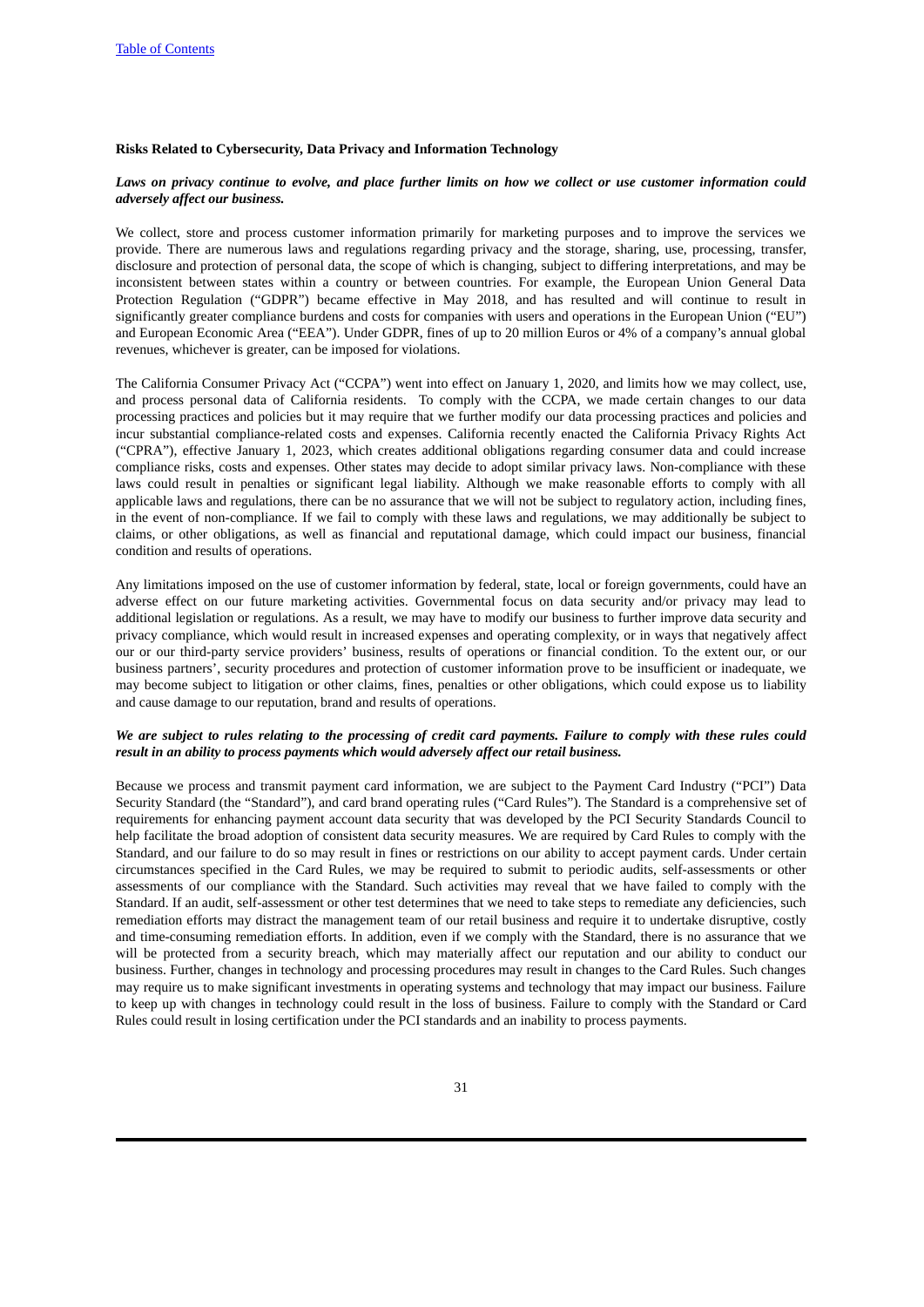### Risks Related to Cybersecurity, Data Privacy and Information Technology

***Laws on privacy continue to evolve, and place further limits on how we collect or use customer information could adversely affect our business.***

We collect, store and process customer information primarily for marketing purposes and to improve the services we provide. There are numerous laws and regulations regarding privacy and the storage, sharing, use, processing, transfer, disclosure and protection of personal data, the scope of which is changing, subject to differing interpretations, and may be inconsistent between states within a country or between countries. For example, the European Union General Data Protection Regulation ("GDPR") became effective in May 2018, and has resulted and will continue to result in significantly greater compliance burdens and costs for companies with users and operations in the European Union ("EU") and European Economic Area ("EEA"). Under GDPR, fines of up to 20 million Euros or 4% of a company's annual global revenues, whichever is greater, can be imposed for violations.

The California Consumer Privacy Act ("CCPA") went into effect on January 1, 2020, and limits how we may collect, use, and process personal data of California residents. To comply with the CCPA, we made certain changes to our data processing practices and policies but it may require that we further modify our data processing practices and policies and incur substantial compliance-related costs and expenses. California recently enacted the California Privacy Rights Act ("CPRA"), effective January 1, 2023, which creates additional obligations regarding consumer data and could increase compliance risks, costs and expenses. Other states may decide to adopt similar privacy laws. Non-compliance with these laws could result in penalties or significant legal liability. Although we make reasonable efforts to comply with all applicable laws and regulations, there can be no assurance that we will not be subject to regulatory action, including fines, in the event of non-compliance. If we fail to comply with these laws and regulations, we may additionally be subject to claims, or other obligations, as well as financial and reputational damage, which could impact our business, financial condition and results of operations.

Any limitations imposed on the use of customer information by federal, state, local or foreign governments, could have an adverse effect on our future marketing activities. Governmental focus on data security and/or privacy may lead to additional legislation or regulations. As a result, we may have to modify our business to further improve data security and privacy compliance, which would result in increased expenses and operating complexity, or in ways that negatively affect our or our third-party service providers' business, results of operations or financial condition. To the extent our, or our business partners', security procedures and protection of customer information prove to be insufficient or inadequate, we may become subject to litigation or other claims, fines, penalties or other obligations, which could expose us to liability and cause damage to our reputation, brand and results of operations.

***We are subject to rules relating to the processing of credit card payments. Failure to comply with these rules could result in an ability to process payments which would adversely affect our retail business.***

Because we process and transmit payment card information, we are subject to the Payment Card Industry ("PCI") Data Security Standard (the "Standard"), and card brand operating rules ("Card Rules"). The Standard is a comprehensive set of requirements for enhancing payment account data security that was developed by the PCI Security Standards Council to help facilitate the broad adoption of consistent data security measures. We are required by Card Rules to comply with the Standard, and our failure to do so may result in fines or restrictions on our ability to accept payment cards. Under certain circumstances specified in the Card Rules, we may be required to submit to periodic audits, self-assessments or other assessments of our compliance with the Standard. Such activities may reveal that we have failed to comply with the Standard. If an audit, self-assessment or other test determines that we need to take steps to remediate any deficiencies, such remediation efforts may distract the management team of our retail business and require it to undertake disruptive, costly and time-consuming remediation efforts. In addition, even if we comply with the Standard, there is no assurance that we will be protected from a security breach, which may materially affect our reputation and our ability to conduct our business. Further, changes in technology and processing procedures may result in changes to the Card Rules. Such changes may require us to make significant investments in operating systems and technology that may impact our business. Failure to keep up with changes in technology could result in the loss of business. Failure to comply with the Standard or Card Rules could result in losing certification under the PCI standards and an inability to process payments.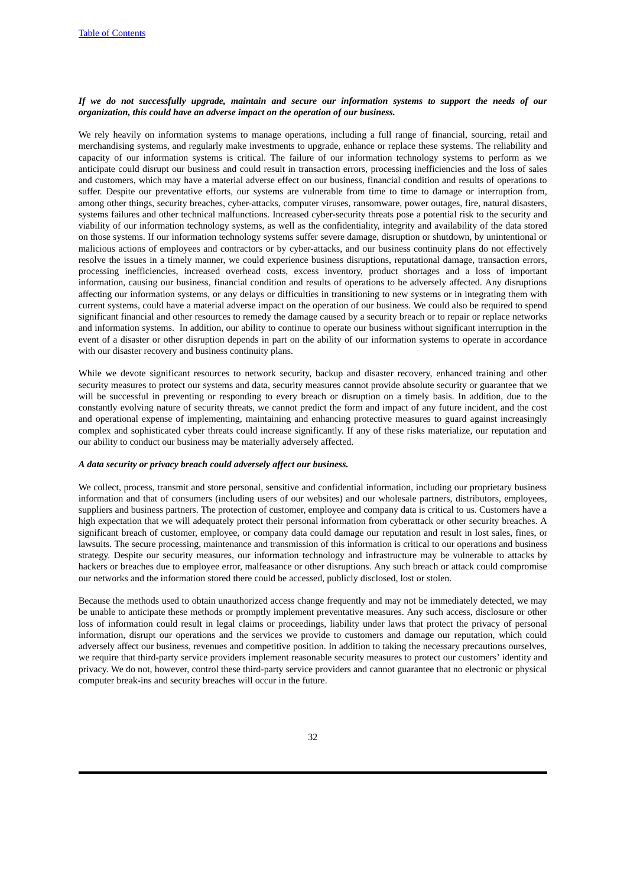***If we do not successfully upgrade, maintain and secure our information systems to support the needs of our organization, this could have an adverse impact on the operation of our business.***

We rely heavily on information systems to manage operations, including a full range of financial, sourcing, retail and merchandising systems, and regularly make investments to upgrade, enhance or replace these systems. The reliability and capacity of our information systems is critical. The failure of our information technology systems to perform as we anticipate could disrupt our business and could result in transaction errors, processing inefficiencies and the loss of sales and customers, which may have a material adverse effect on our business, financial condition and results of operations to suffer. Despite our preventative efforts, our systems are vulnerable from time to time to damage or interruption from, among other things, security breaches, cyber-attacks, computer viruses, ransomware, power outages, fire, natural disasters, systems failures and other technical malfunctions. Increased cyber-security threats pose a potential risk to the security and viability of our information technology systems, as well as the confidentiality, integrity and availability of the data stored on those systems. If our information technology systems suffer severe damage, disruption or shutdown, by unintentional or malicious actions of employees and contractors or by cyber-attacks, and our business continuity plans do not effectively resolve the issues in a timely manner, we could experience business disruptions, reputational damage, transaction errors, processing inefficiencies, increased overhead costs, excess inventory, product shortages and a loss of important information, causing our business, financial condition and results of operations to be adversely affected. Any disruptions affecting our information systems, or any delays or difficulties in transitioning to new systems or in integrating them with current systems, could have a material adverse impact on the operation of our business. We could also be required to spend significant financial and other resources to remedy the damage caused by a security breach or to repair or replace networks and information systems. In addition, our ability to continue to operate our business without significant interruption in the event of a disaster or other disruption depends in part on the ability of our information systems to operate in accordance with our disaster recovery and business continuity plans.

While we devote significant resources to network security, backup and disaster recovery, enhanced training and other security measures to protect our systems and data, security measures cannot provide absolute security or guarantee that we will be successful in preventing or responding to every breach or disruption on a timely basis. In addition, due to the constantly evolving nature of security threats, we cannot predict the form and impact of any future incident, and the cost and operational expense of implementing, maintaining and enhancing protective measures to guard against increasingly complex and sophisticated cyber threats could increase significantly. If any of these risks materialize, our reputation and our ability to conduct our business may be materially adversely affected.

***A data security or privacy breach could adversely affect our business.***

We collect, process, transmit and store personal, sensitive and confidential information, including our proprietary business information and that of consumers (including users of our websites) and our wholesale partners, distributors, employees, suppliers and business partners. The protection of customer, employee and company data is critical to us. Customers have a high expectation that we will adequately protect their personal information from cyberattack or other security breaches. A significant breach of customer, employee, or company data could damage our reputation and result in lost sales, fines, or lawsuits. The secure processing, maintenance and transmission of this information is critical to our operations and business strategy. Despite our security measures, our information technology and infrastructure may be vulnerable to attacks by hackers or breaches due to employee error, malfeasance or other disruptions. Any such breach or attack could compromise our networks and the information stored there could be accessed, publicly disclosed, lost or stolen.

Because the methods used to obtain unauthorized access change frequently and may not be immediately detected, we may be unable to anticipate these methods or promptly implement preventative measures. Any such access, disclosure or other loss of information could result in legal claims or proceedings, liability under laws that protect the privacy of personal information, disrupt our operations and the services we provide to customers and damage our reputation, which could adversely affect our business, revenues and competitive position. In addition to taking the necessary precautions ourselves, we require that third-party service providers implement reasonable security measures to protect our customers' identity and privacy. We do not, however, control these third-party service providers and cannot guarantee that no electronic or physical computer break-ins and security breaches will occur in the future.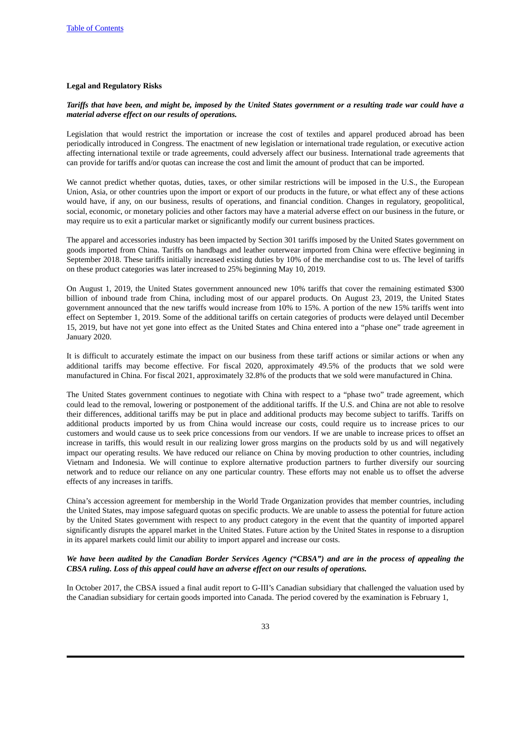### Legal and Regulatory Risks

***Tariffs that have been, and might be, imposed by the United States government or a resulting trade war could have a material adverse effect on our results of operations.***

Legislation that would restrict the importation or increase the cost of textiles and apparel produced abroad has been periodically introduced in Congress. The enactment of new legislation or international trade regulation, or executive action affecting international textile or trade agreements, could adversely affect our business. International trade agreements that can provide for tariffs and/or quotas can increase the cost and limit the amount of product that can be imported.

We cannot predict whether quotas, duties, taxes, or other similar restrictions will be imposed in the U.S., the European Union, Asia, or other countries upon the import or export of our products in the future, or what effect any of these actions would have, if any, on our business, results of operations, and financial condition. Changes in regulatory, geopolitical, social, economic, or monetary policies and other factors may have a material adverse effect on our business in the future, or may require us to exit a particular market or significantly modify our current business practices.

The apparel and accessories industry has been impacted by Section 301 tariffs imposed by the United States government on goods imported from China. Tariffs on handbags and leather outerwear imported from China were effective beginning in September 2018. These tariffs initially increased existing duties by 10% of the merchandise cost to us. The level of tariffs on these product categories was later increased to 25% beginning May 10, 2019.

On August 1, 2019, the United States government announced new 10% tariffs that cover the remaining estimated $300 billion of inbound trade from China, including most of our apparel products. On August 23, 2019, the United States government announced that the new tariffs would increase from 10% to 15%. A portion of the new 15% tariffs went into effect on September 1, 2019. Some of the additional tariffs on certain categories of products were delayed until December 15, 2019, but have not yet gone into effect as the United States and China entered into a "phase one" trade agreement in January 2020.

It is difficult to accurately estimate the impact on our business from these tariff actions or similar actions or when any additional tariffs may become effective. For fiscal 2020, approximately 49.5% of the products that we sold were manufactured in China. For fiscal 2021, approximately 32.8% of the products that we sold were manufactured in China.

The United States government continues to negotiate with China with respect to a "phase two" trade agreement, which could lead to the removal, lowering or postponement of the additional tariffs. If the U.S. and China are not able to resolve their differences, additional tariffs may be put in place and additional products may become subject to tariffs. Tariffs on additional products imported by us from China would increase our costs, could require us to increase prices to our customers and would cause us to seek price concessions from our vendors. If we are unable to increase prices to offset an increase in tariffs, this would result in our realizing lower gross margins on the products sold by us and will negatively impact our operating results. We have reduced our reliance on China by moving production to other countries, including Vietnam and Indonesia. We will continue to explore alternative production partners to further diversify our sourcing network and to reduce our reliance on any one particular country. These efforts may not enable us to offset the adverse effects of any increases in tariffs.

China's accession agreement for membership in the World Trade Organization provides that member countries, including the United States, may impose safeguard quotas on specific products. We are unable to assess the potential for future action by the United States government with respect to any product category in the event that the quantity of imported apparel significantly disrupts the apparel market in the United States. Future action by the United States in response to a disruption in its apparel markets could limit our ability to import apparel and increase our costs.

***We have been audited by the Canadian Border Services Agency ("CBSA") and are in the process of appealing the CBSA ruling. Loss of this appeal could have an adverse effect on our results of operations.***

In October 2017, the CBSA issued a final audit report to G-III's Canadian subsidiary that challenged the valuation used by the Canadian subsidiary for certain goods imported into Canada. The period covered by the examination is February 1,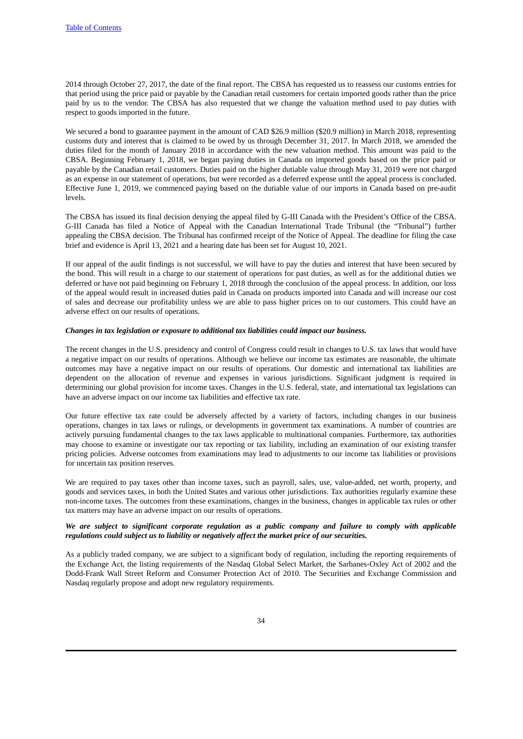2014 through October 27, 2017, the date of the final report. The CBSA has requested us to reassess our customs entries for that period using the price paid or payable by the Canadian retail customers for certain imported goods rather than the price paid by us to the vendor. The CBSA has also requested that we change the valuation method used to pay duties with respect to goods imported in the future.

We secured a bond to guarantee payment in the amount of CAD $26.9 million ($20.9 million) in March 2018, representing customs duty and interest that is claimed to be owed by us through December 31, 2017. In March 2018, we amended the duties filed for the month of January 2018 in accordance with the new valuation method. This amount was paid to the CBSA. Beginning February 1, 2018, we began paying duties in Canada on imported goods based on the price paid or payable by the Canadian retail customers. Duties paid on the higher dutiable value through May 31, 2019 were not charged as an expense in our statement of operations, but were recorded as a deferred expense until the appeal process is concluded. Effective June 1, 2019, we commenced paying based on the dutiable value of our imports in Canada based on pre-audit levels.

The CBSA has issued its final decision denying the appeal filed by G-III Canada with the President's Office of the CBSA. G-III Canada has filed a Notice of Appeal with the Canadian International Trade Tribunal (the "Tribunal") further appealing the CBSA decision. The Tribunal has confirmed receipt of the Notice of Appeal. The deadline for filing the case brief and evidence is April 13, 2021 and a hearing date has been set for August 10, 2021.

If our appeal of the audit findings is not successful, we will have to pay the duties and interest that have been secured by the bond. This will result in a charge to our statement of operations for past duties, as well as for the additional duties we deferred or have not paid beginning on February 1, 2018 through the conclusion of the appeal process. In addition, our loss of the appeal would result in increased duties paid in Canada on products imported into Canada and will increase our cost of sales and decrease our profitability unless we are able to pass higher prices on to our customers. This could have an adverse effect on our results of operations.

***Changes in tax legislation or exposure to additional tax liabilities could impact our business.***

The recent changes in the U.S. presidency and control of Congress could result in changes to U.S. tax laws that would have a negative impact on our results of operations. Although we believe our income tax estimates are reasonable, the ultimate outcomes may have a negative impact on our results of operations. Our domestic and international tax liabilities are dependent on the allocation of revenue and expenses in various jurisdictions. Significant judgment is required in determining our global provision for income taxes. Changes in the U.S. federal, state, and international tax legislations can have an adverse impact on our income tax liabilities and effective tax rate.

Our future effective tax rate could be adversely affected by a variety of factors, including changes in our business operations, changes in tax laws or rulings, or developments in government tax examinations. A number of countries are actively pursuing fundamental changes to the tax laws applicable to multinational companies. Furthermore, tax authorities may choose to examine or investigate our tax reporting or tax liability, including an examination of our existing transfer pricing policies. Adverse outcomes from examinations may lead to adjustments to our income tax liabilities or provisions for uncertain tax position reserves.

We are required to pay taxes other than income taxes, such as payroll, sales, use, value-added, net worth, property, and goods and services taxes, in both the United States and various other jurisdictions. Tax authorities regularly examine these non-income taxes. The outcomes from these examinations, changes in the business, changes in applicable tax rules or other tax matters may have an adverse impact on our results of operations.

***We are subject to significant corporate regulation as a public company and failure to comply with applicable regulations could subject us to liability or negatively affect the market price of our securities.***

As a publicly traded company, we are subject to a significant body of regulation, including the reporting requirements of the Exchange Act, the listing requirements of the Nasdaq Global Select Market, the Sarbanes-Oxley Act of 2002 and the Dodd-Frank Wall Street Reform and Consumer Protection Act of 2010. The Securities and Exchange Commission and Nasdaq regularly propose and adopt new regulatory requirements.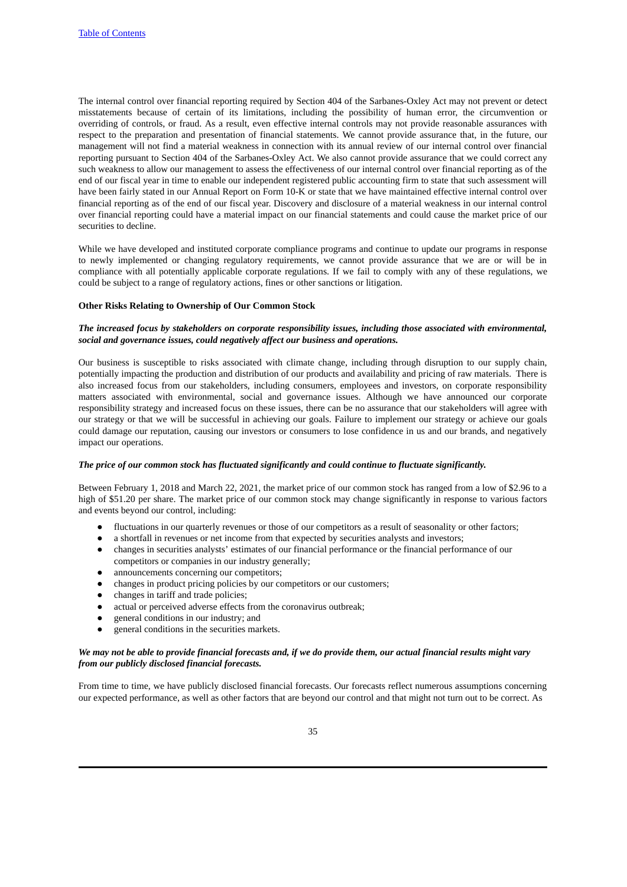The internal control over financial reporting required by Section 404 of the Sarbanes-Oxley Act may not prevent or detect misstatements because of certain of its limitations, including the possibility of human error, the circumvention or overriding of controls, or fraud. As a result, even effective internal controls may not provide reasonable assurances with respect to the preparation and presentation of financial statements. We cannot provide assurance that, in the future, our management will not find a material weakness in connection with its annual review of our internal control over financial reporting pursuant to Section 404 of the Sarbanes-Oxley Act. We also cannot provide assurance that we could correct any such weakness to allow our management to assess the effectiveness of our internal control over financial reporting as of the end of our fiscal year in time to enable our independent registered public accounting firm to state that such assessment will have been fairly stated in our Annual Report on Form 10-K or state that we have maintained effective internal control over financial reporting as of the end of our fiscal year. Discovery and disclosure of a material weakness in our internal control over financial reporting could have a material impact on our financial statements and could cause the market price of our securities to decline.

While we have developed and instituted corporate compliance programs and continue to update our programs in response to newly implemented or changing regulatory requirements, we cannot provide assurance that we are or will be in compliance with all potentially applicable corporate regulations. If we fail to comply with any of these regulations, we could be subject to a range of regulatory actions, fines or other sanctions or litigation.

**Other Risks Relating to Ownership of Our Common Stock**

***The increased focus by stakeholders on corporate responsibility issues, including those associated with environmental, social and governance issues, could negatively affect our business and operations.***

Our business is susceptible to risks associated with climate change, including through disruption to our supply chain, potentially impacting the production and distribution of our products and availability and pricing of raw materials. There is also increased focus from our stakeholders, including consumers, employees and investors, on corporate responsibility matters associated with environmental, social and governance issues. Although we have announced our corporate responsibility strategy and increased focus on these issues, there can be no assurance that our stakeholders will agree with our strategy or that we will be successful in achieving our goals. Failure to implement our strategy or achieve our goals could damage our reputation, causing our investors or consumers to lose confidence in us and our brands, and negatively impact our operations.

***The price of our common stock has fluctuated significantly and could continue to fluctuate significantly.***

Between February 1, 2018 and March 22, 2021, the market price of our common stock has ranged from a low of $2.96 to a high of $51.20 per share. The market price of our common stock may change significantly in response to various factors and events beyond our control, including:

- fluctuations in our quarterly revenues or those of our competitors as a result of seasonality or other factors;
- a shortfall in revenues or net income from that expected by securities analysts and investors;
- changes in securities analysts' estimates of our financial performance or the financial performance of our competitors or companies in our industry generally;
- announcements concerning our competitors;
- changes in product pricing policies by our competitors or our customers;
- changes in tariff and trade policies;
- actual or perceived adverse effects from the coronavirus outbreak;
- general conditions in our industry; and
- general conditions in the securities markets.

***We may not be able to provide financial forecasts and, if we do provide them, our actual financial results might vary from our publicly disclosed financial forecasts.***

From time to time, we have publicly disclosed financial forecasts. Our forecasts reflect numerous assumptions concerning our expected performance, as well as other factors that are beyond our control and that might not turn out to be correct. As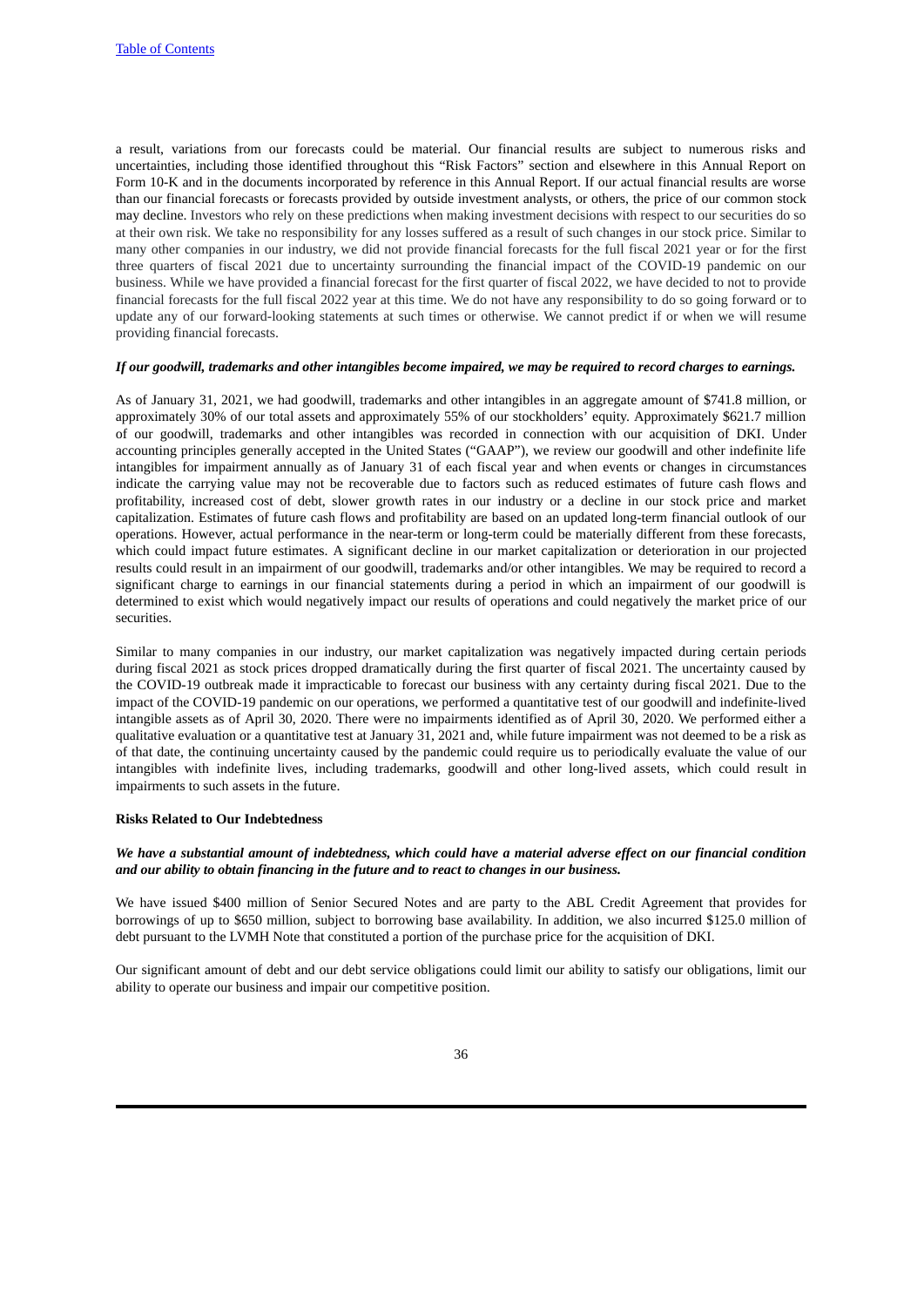a result, variations from our forecasts could be material. Our financial results are subject to numerous risks and uncertainties, including those identified throughout this "Risk Factors" section and elsewhere in this Annual Report on Form 10-K and in the documents incorporated by reference in this Annual Report. If our actual financial results are worse than our financial forecasts or forecasts provided by outside investment analysts, or others, the price of our common stock may decline. Investors who rely on these predictions when making investment decisions with respect to our securities do so at their own risk. We take no responsibility for any losses suffered as a result of such changes in our stock price. Similar to many other companies in our industry, we did not provide financial forecasts for the full fiscal 2021 year or for the first three quarters of fiscal 2021 due to uncertainty surrounding the financial impact of the COVID-19 pandemic on our business. While we have provided a financial forecast for the first quarter of fiscal 2022, we have decided to not to provide financial forecasts for the full fiscal 2022 year at this time. We do not have any responsibility to do so going forward or to update any of our forward-looking statements at such times or otherwise. We cannot predict if or when we will resume providing financial forecasts.

***If our goodwill, trademarks and other intangibles become impaired, we may be required to record charges to earnings.***

As of January 31, 2021, we had goodwill, trademarks and other intangibles in an aggregate amount of $741.8 million, or approximately 30% of our total assets and approximately 55% of our stockholders' equity. Approximately $621.7 million of our goodwill, trademarks and other intangibles was recorded in connection with our acquisition of DKI. Under accounting principles generally accepted in the United States ("GAAP"), we review our goodwill and other indefinite life intangibles for impairment annually as of January 31 of each fiscal year and when events or changes in circumstances indicate the carrying value may not be recoverable due to factors such as reduced estimates of future cash flows and profitability, increased cost of debt, slower growth rates in our industry or a decline in our stock price and market capitalization. Estimates of future cash flows and profitability are based on an updated long-term financial outlook of our operations. However, actual performance in the near-term or long-term could be materially different from these forecasts, which could impact future estimates. A significant decline in our market capitalization or deterioration in our projected results could result in an impairment of our goodwill, trademarks and/or other intangibles. We may be required to record a significant charge to earnings in our financial statements during a period in which an impairment of our goodwill is determined to exist which would negatively impact our results of operations and could negatively the market price of our securities.

Similar to many companies in our industry, our market capitalization was negatively impacted during certain periods during fiscal 2021 as stock prices dropped dramatically during the first quarter of fiscal 2021. The uncertainty caused by the COVID-19 outbreak made it impracticable to forecast our business with any certainty during fiscal 2021. Due to the impact of the COVID-19 pandemic on our operations, we performed a quantitative test of our goodwill and indefinite-lived intangible assets as of April 30, 2020. There were no impairments identified as of April 30, 2020. We performed either a qualitative evaluation or a quantitative test at January 31, 2021 and, while future impairment was not deemed to be a risk as of that date, the continuing uncertainty caused by the pandemic could require us to periodically evaluate the value of our intangibles with indefinite lives, including trademarks, goodwill and other long-lived assets, which could result in impairments to such assets in the future.

**Risks Related to Our Indebtedness**

***We have a substantial amount of indebtedness, which could have a material adverse effect on our financial condition and our ability to obtain financing in the future and to react to changes in our business.***

We have issued $400 million of Senior Secured Notes and are party to the ABL Credit Agreement that provides for borrowings of up to $650 million, subject to borrowing base availability. In addition, we also incurred $125.0 million of debt pursuant to the LVMH Note that constituted a portion of the purchase price for the acquisition of DKI.

Our significant amount of debt and our debt service obligations could limit our ability to satisfy our obligations, limit our ability to operate our business and impair our competitive position.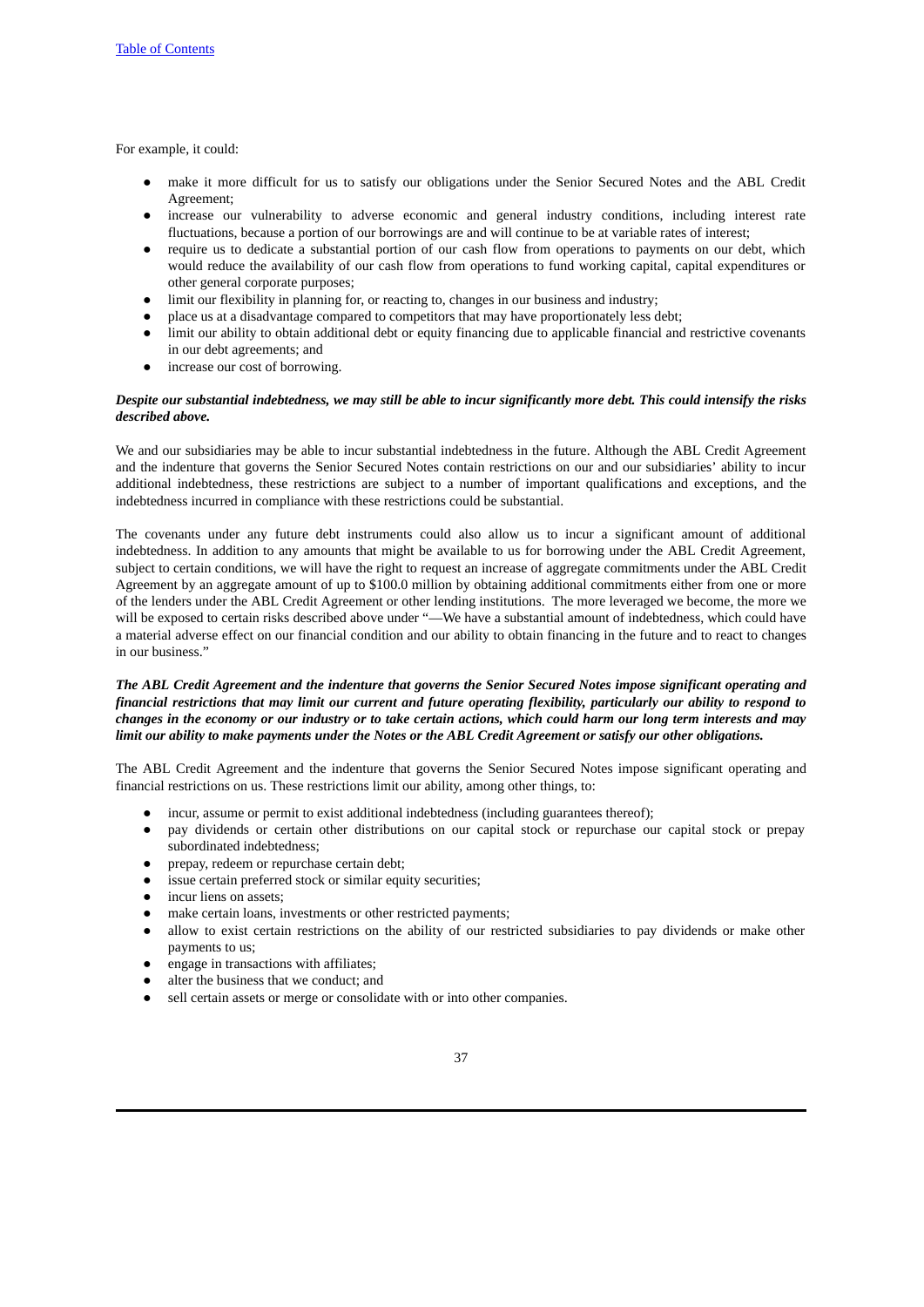For example, it could:

- make it more difficult for us to satisfy our obligations under the Senior Secured Notes and the ABL Credit Agreement;
- increase our vulnerability to adverse economic and general industry conditions, including interest rate fluctuations, because a portion of our borrowings are and will continue to be at variable rates of interest;
- require us to dedicate a substantial portion of our cash flow from operations to payments on our debt, which would reduce the availability of our cash flow from operations to fund working capital, capital expenditures or other general corporate purposes;
- limit our flexibility in planning for, or reacting to, changes in our business and industry;
- place us at a disadvantage compared to competitors that may have proportionately less debt;
- limit our ability to obtain additional debt or equity financing due to applicable financial and restrictive covenants in our debt agreements; and
- increase our cost of borrowing.

***Despite our substantial indebtedness, we may still be able to incur significantly more debt. This could intensify the risks described above.***

We and our subsidiaries may be able to incur substantial indebtedness in the future. Although the ABL Credit Agreement and the indenture that governs the Senior Secured Notes contain restrictions on our and our subsidiaries' ability to incur additional indebtedness, these restrictions are subject to a number of important qualifications and exceptions, and the indebtedness incurred in compliance with these restrictions could be substantial.

The covenants under any future debt instruments could also allow us to incur a significant amount of additional indebtedness. In addition to any amounts that might be available to us for borrowing under the ABL Credit Agreement, subject to certain conditions, we will have the right to request an increase of aggregate commitments under the ABL Credit Agreement by an aggregate amount of up to $100.0 million by obtaining additional commitments either from one or more of the lenders under the ABL Credit Agreement or other lending institutions. The more leveraged we become, the more we will be exposed to certain risks described above under "—We have a substantial amount of indebtedness, which could have a material adverse effect on our financial condition and our ability to obtain financing in the future and to react to changes in our business."

***The ABL Credit Agreement and the indenture that governs the Senior Secured Notes impose significant operating and financial restrictions that may limit our current and future operating flexibility, particularly our ability to respond to changes in the economy or our industry or to take certain actions, which could harm our long term interests and may limit our ability to make payments under the Notes or the ABL Credit Agreement or satisfy our other obligations.***

The ABL Credit Agreement and the indenture that governs the Senior Secured Notes impose significant operating and financial restrictions on us. These restrictions limit our ability, among other things, to:

- incur, assume or permit to exist additional indebtedness (including guarantees thereof);
- pay dividends or certain other distributions on our capital stock or repurchase our capital stock or prepay subordinated indebtedness;
- prepay, redeem or repurchase certain debt;
- issue certain preferred stock or similar equity securities;
- incur liens on assets;
- make certain loans, investments or other restricted payments;
- allow to exist certain restrictions on the ability of our restricted subsidiaries to pay dividends or make other payments to us;
- engage in transactions with affiliates;
- alter the business that we conduct; and
- sell certain assets or merge or consolidate with or into other companies.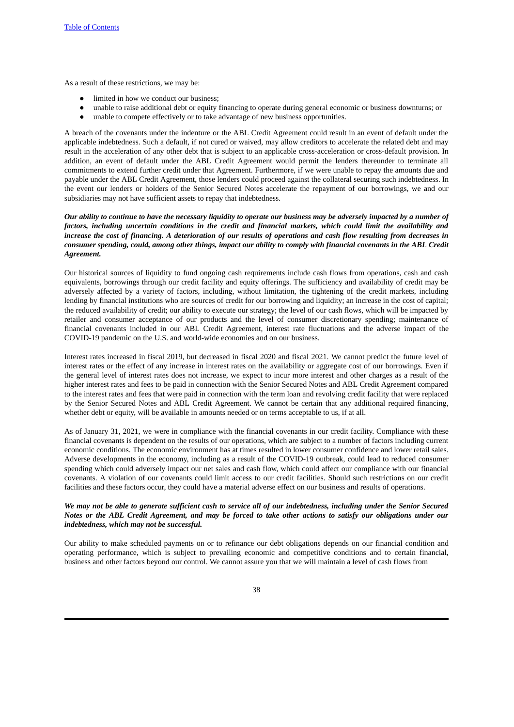As a result of these restrictions, we may be:

- limited in how we conduct our business;
- unable to raise additional debt or equity financing to operate during general economic or business downturns; or
- unable to compete effectively or to take advantage of new business opportunities.

A breach of the covenants under the indenture or the ABL Credit Agreement could result in an event of default under the applicable indebtedness. Such a default, if not cured or waived, may allow creditors to accelerate the related debt and may result in the acceleration of any other debt that is subject to an applicable cross-acceleration or cross-default provision. In addition, an event of default under the ABL Credit Agreement would permit the lenders thereunder to terminate all commitments to extend further credit under that Agreement. Furthermore, if we were unable to repay the amounts due and payable under the ABL Credit Agreement, those lenders could proceed against the collateral securing such indebtedness. In the event our lenders or holders of the Senior Secured Notes accelerate the repayment of our borrowings, we and our subsidiaries may not have sufficient assets to repay that indebtedness.

***Our ability to continue to have the necessary liquidity to operate our business may be adversely impacted by a number of factors, including uncertain conditions in the credit and financial markets, which could limit the availability and increase the cost of financing. A deterioration of our results of operations and cash flow resulting from decreases in consumer spending, could, among other things, impact our ability to comply with financial covenants in the ABL Credit Agreement.***

Our historical sources of liquidity to fund ongoing cash requirements include cash flows from operations, cash and cash equivalents, borrowings through our credit facility and equity offerings. The sufficiency and availability of credit may be adversely affected by a variety of factors, including, without limitation, the tightening of the credit markets, including lending by financial institutions who are sources of credit for our borrowing and liquidity; an increase in the cost of capital; the reduced availability of credit; our ability to execute our strategy; the level of our cash flows, which will be impacted by retailer and consumer acceptance of our products and the level of consumer discretionary spending; maintenance of financial covenants included in our ABL Credit Agreement, interest rate fluctuations and the adverse impact of the COVID-19 pandemic on the U.S. and world-wide economies and on our business.

Interest rates increased in fiscal 2019, but decreased in fiscal 2020 and fiscal 2021. We cannot predict the future level of interest rates or the effect of any increase in interest rates on the availability or aggregate cost of our borrowings. Even if the general level of interest rates does not increase, we expect to incur more interest and other charges as a result of the higher interest rates and fees to be paid in connection with the Senior Secured Notes and ABL Credit Agreement compared to the interest rates and fees that were paid in connection with the term loan and revolving credit facility that were replaced by the Senior Secured Notes and ABL Credit Agreement. We cannot be certain that any additional required financing, whether debt or equity, will be available in amounts needed or on terms acceptable to us, if at all.

As of January 31, 2021, we were in compliance with the financial covenants in our credit facility. Compliance with these financial covenants is dependent on the results of our operations, which are subject to a number of factors including current economic conditions. The economic environment has at times resulted in lower consumer confidence and lower retail sales. Adverse developments in the economy, including as a result of the COVID-19 outbreak, could lead to reduced consumer spending which could adversely impact our net sales and cash flow, which could affect our compliance with our financial covenants. A violation of our covenants could limit access to our credit facilities. Should such restrictions on our credit facilities and these factors occur, they could have a material adverse effect on our business and results of operations.

***We may not be able to generate sufficient cash to service all of our indebtedness, including under the Senior Secured Notes or the ABL Credit Agreement, and may be forced to take other actions to satisfy our obligations under our indebtedness, which may not be successful.***

Our ability to make scheduled payments on or to refinance our debt obligations depends on our financial condition and operating performance, which is subject to prevailing economic and competitive conditions and to certain financial, business and other factors beyond our control. We cannot assure you that we will maintain a level of cash flows from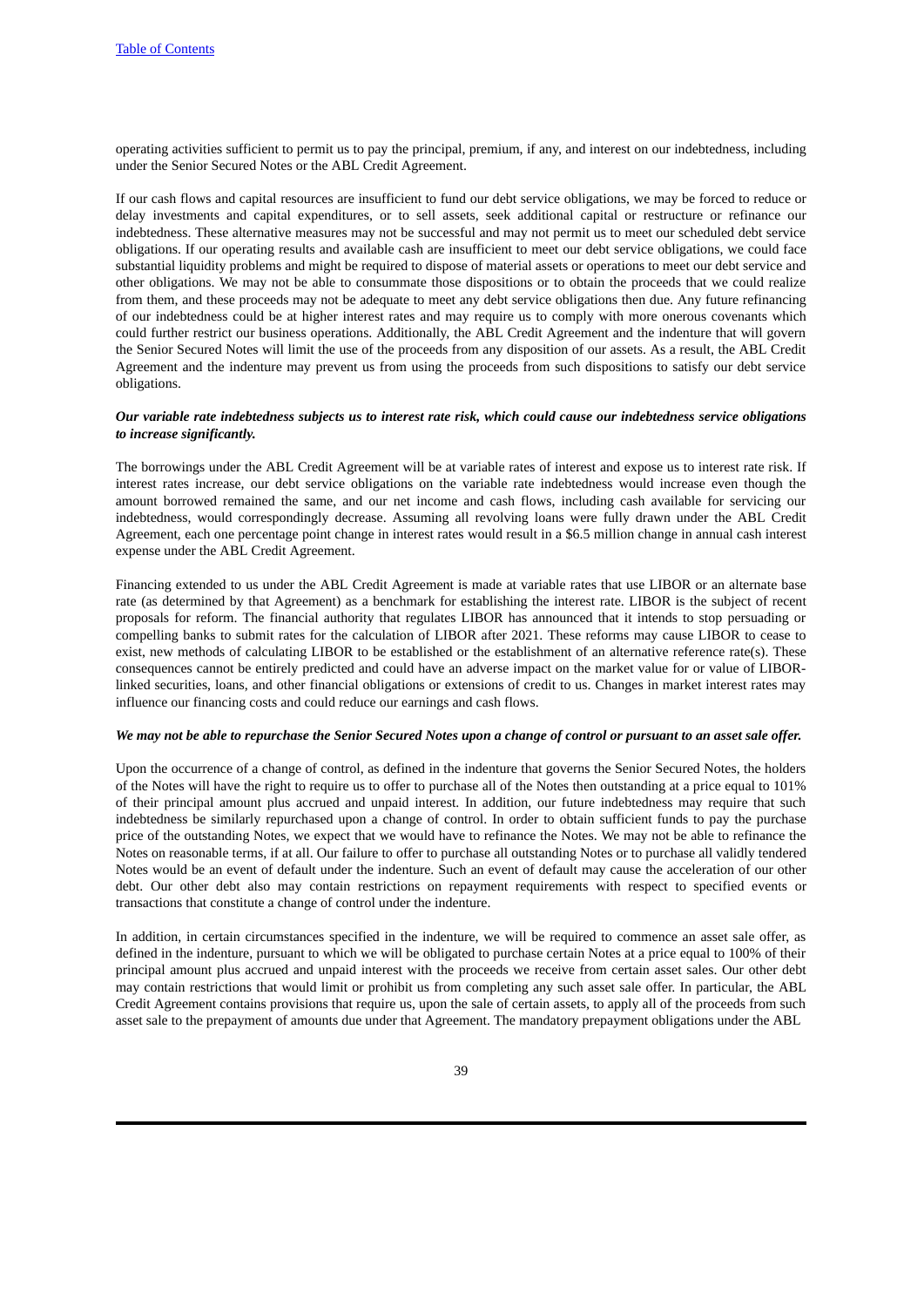operating activities sufficient to permit us to pay the principal, premium, if any, and interest on our indebtedness, including under the Senior Secured Notes or the ABL Credit Agreement.

If our cash flows and capital resources are insufficient to fund our debt service obligations, we may be forced to reduce or delay investments and capital expenditures, or to sell assets, seek additional capital or restructure or refinance our indebtedness. These alternative measures may not be successful and may not permit us to meet our scheduled debt service obligations. If our operating results and available cash are insufficient to meet our debt service obligations, we could face substantial liquidity problems and might be required to dispose of material assets or operations to meet our debt service and other obligations. We may not be able to consummate those dispositions or to obtain the proceeds that we could realize from them, and these proceeds may not be adequate to meet any debt service obligations then due. Any future refinancing of our indebtedness could be at higher interest rates and may require us to comply with more onerous covenants which could further restrict our business operations. Additionally, the ABL Credit Agreement and the indenture that will govern the Senior Secured Notes will limit the use of the proceeds from any disposition of our assets. As a result, the ABL Credit Agreement and the indenture may prevent us from using the proceeds from such dispositions to satisfy our debt service obligations.

***Our variable rate indebtedness subjects us to interest rate risk, which could cause our indebtedness service obligations to increase significantly.***

The borrowings under the ABL Credit Agreement will be at variable rates of interest and expose us to interest rate risk. If interest rates increase, our debt service obligations on the variable rate indebtedness would increase even though the amount borrowed remained the same, and our net income and cash flows, including cash available for servicing our indebtedness, would correspondingly decrease. Assuming all revolving loans were fully drawn under the ABL Credit Agreement, each one percentage point change in interest rates would result in a $6.5 million change in annual cash interest expense under the ABL Credit Agreement.

Financing extended to us under the ABL Credit Agreement is made at variable rates that use LIBOR or an alternate base rate (as determined by that Agreement) as a benchmark for establishing the interest rate. LIBOR is the subject of recent proposals for reform. The financial authority that regulates LIBOR has announced that it intends to stop persuading or compelling banks to submit rates for the calculation of LIBOR after 2021. These reforms may cause LIBOR to cease to exist, new methods of calculating LIBOR to be established or the establishment of an alternative reference rate(s). These consequences cannot be entirely predicted and could have an adverse impact on the market value for or value of LIBOR-linked securities, loans, and other financial obligations or extensions of credit to us. Changes in market interest rates may influence our financing costs and could reduce our earnings and cash flows.

***We may not be able to repurchase the Senior Secured Notes upon a change of control or pursuant to an asset sale offer.***

Upon the occurrence of a change of control, as defined in the indenture that governs the Senior Secured Notes, the holders of the Notes will have the right to require us to offer to purchase all of the Notes then outstanding at a price equal to 101% of their principal amount plus accrued and unpaid interest. In addition, our future indebtedness may require that such indebtedness be similarly repurchased upon a change of control. In order to obtain sufficient funds to pay the purchase price of the outstanding Notes, we expect that we would have to refinance the Notes. We may not be able to refinance the Notes on reasonable terms, if at all. Our failure to offer to purchase all outstanding Notes or to purchase all validly tendered Notes would be an event of default under the indenture. Such an event of default may cause the acceleration of our other debt. Our other debt also may contain restrictions on repayment requirements with respect to specified events or transactions that constitute a change of control under the indenture.

In addition, in certain circumstances specified in the indenture, we will be required to commence an asset sale offer, as defined in the indenture, pursuant to which we will be obligated to purchase certain Notes at a price equal to 100% of their principal amount plus accrued and unpaid interest with the proceeds we receive from certain asset sales. Our other debt may contain restrictions that would limit or prohibit us from completing any such asset sale offer. In particular, the ABL Credit Agreement contains provisions that require us, upon the sale of certain assets, to apply all of the proceeds from such asset sale to the prepayment of amounts due under that Agreement. The mandatory prepayment obligations under the ABL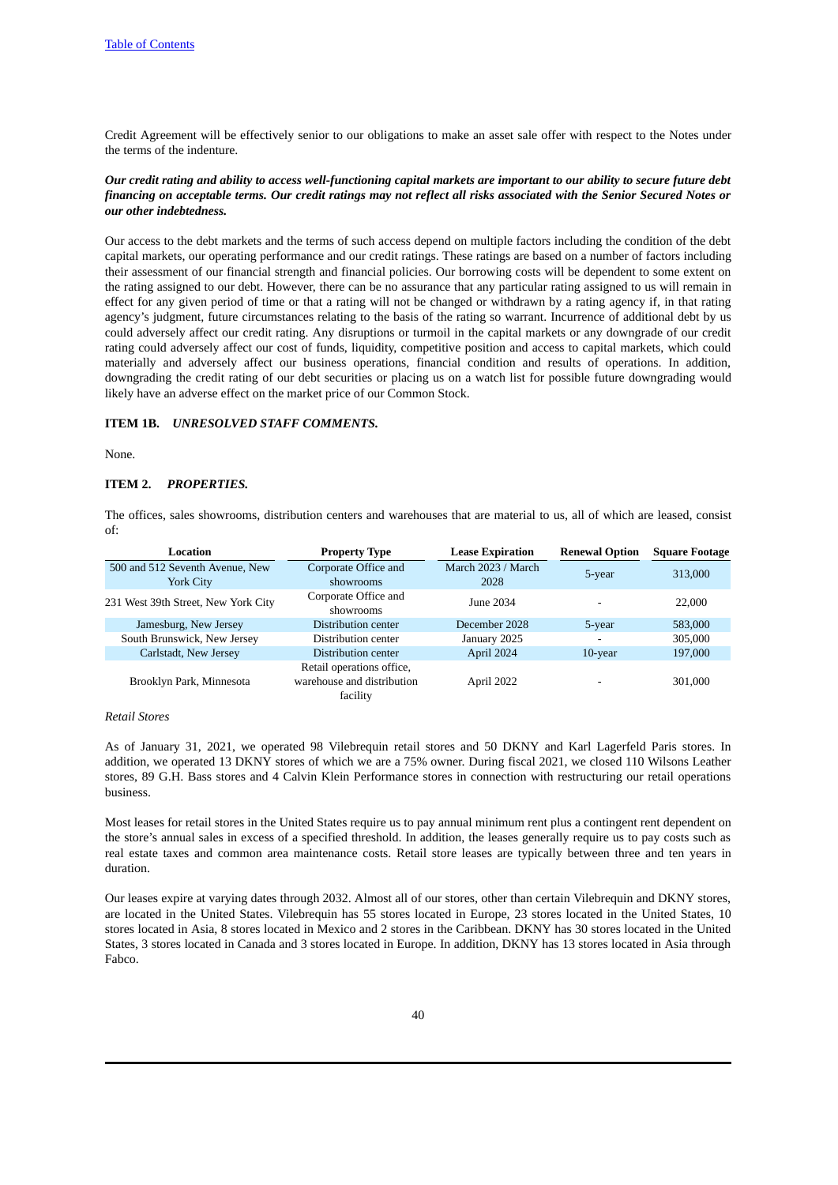Credit Agreement will be effectively senior to our obligations to make an asset sale offer with respect to the Notes under the terms of the indenture.

***Our credit rating and ability to access well-functioning capital markets are important to our ability to secure future debt financing on acceptable terms. Our credit ratings may not reflect all risks associated with the Senior Secured Notes or our other indebtedness.***

Our access to the debt markets and the terms of such access depend on multiple factors including the condition of the debt capital markets, our operating performance and our credit ratings. These ratings are based on a number of factors including their assessment of our financial strength and financial policies. Our borrowing costs will be dependent to some extent on the rating assigned to our debt. However, there can be no assurance that any particular rating assigned to us will remain in effect for any given period of time or that a rating will not be changed or withdrawn by a rating agency if, in that rating agency's judgment, future circumstances relating to the basis of the rating so warrant. Incurrence of additional debt by us could adversely affect our credit rating. Any disruptions or turmoil in the capital markets or any downgrade of our credit rating could adversely affect our cost of funds, liquidity, competitive position and access to capital markets, which could materially and adversely affect our business operations, financial condition and results of operations. In addition, downgrading the credit rating of our debt securities or placing us on a watch list for possible future downgrading would likely have an adverse effect on the market price of our Common Stock.

**ITEM 1B.** ***UNRESOLVED STAFF COMMENTS.***

None.

**ITEM 2.** ***PROPERTIES.***

The offices, sales showrooms, distribution centers and warehouses that are material to us, all of which are leased, consist of:

| Location | Property Type | Lease Expiration | Renewal Option | Square Footage |
|---|---|---|---|---|
| 500 and 512 Seventh Avenue, New York City | Corporate Office and showrooms | March 2023 / March 2028 | 5-year | 313,000 |
| 231 West 39th Street, New York City | Corporate Office and showrooms | June 2034 | - | 22,000 |
| Jamesburg, New Jersey | Distribution center | December 2028 | 5-year | 583,000 |
| South Brunswick, New Jersey | Distribution center | January 2025 | - | 305,000 |
| Carlstadt, New Jersey | Distribution center | April 2024 | 10-year | 197,000 |
| Brooklyn Park, Minnesota | Retail operations office, warehouse and distribution facility | April 2022 | - | 301,000 |

*Retail Stores*

As of January 31, 2021, we operated 98 Vilebrequin retail stores and 50 DKNY and Karl Lagerfeld Paris stores. In addition, we operated 13 DKNY stores of which we are a 75% owner. During fiscal 2021, we closed 110 Wilsons Leather stores, 89 G.H. Bass stores and 4 Calvin Klein Performance stores in connection with restructuring our retail operations business.

Most leases for retail stores in the United States require us to pay annual minimum rent plus a contingent rent dependent on the store's annual sales in excess of a specified threshold. In addition, the leases generally require us to pay costs such as real estate taxes and common area maintenance costs. Retail store leases are typically between three and ten years in duration.

Our leases expire at varying dates through 2032. Almost all of our stores, other than certain Vilebrequin and DKNY stores, are located in the United States. Vilebrequin has 55 stores located in Europe, 23 stores located in the United States, 10 stores located in Asia, 8 stores located in Mexico and 2 stores in the Caribbean. DKNY has 30 stores located in the United States, 3 stores located in Canada and 3 stores located in Europe. In addition, DKNY has 13 stores located in Asia through Fabco.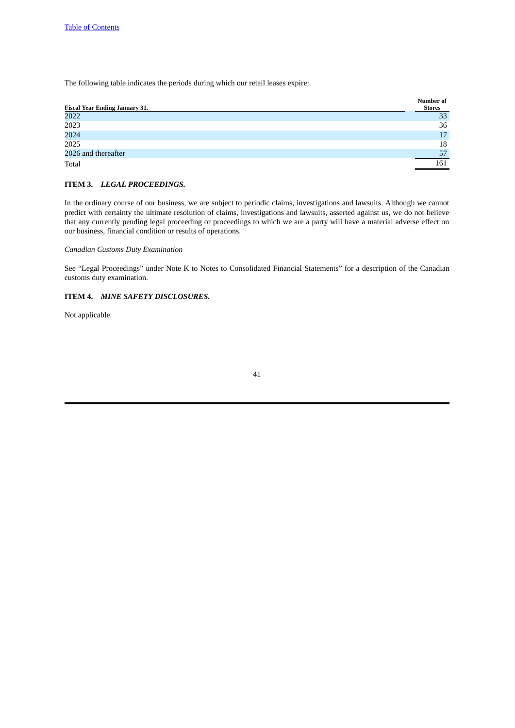The following table indicates the periods during which our retail leases expire:

| Fiscal Year Ending January 31, | Number of Stores |
| --- | --- |
| 2022 | 33 |
| 2023 | 36 |
| 2024 | 17 |
| 2025 | 18 |
| 2026 and thereafter | 57 |
| Total | 161 |

## ITEM 3. *LEGAL PROCEEDINGS.*

In the ordinary course of our business, we are subject to periodic claims, investigations and lawsuits. Although we cannot predict with certainty the ultimate resolution of claims, investigations and lawsuits, asserted against us, we do not believe that any currently pending legal proceeding or proceedings to which we are a party will have a material adverse effect on our business, financial condition or results of operations.

*Canadian Customs Duty Examination*

See "Legal Proceedings" under Note K to Notes to Consolidated Financial Statements" for a description of the Canadian customs duty examination.

## ITEM 4. *MINE SAFETY DISCLOSURES.*

Not applicable.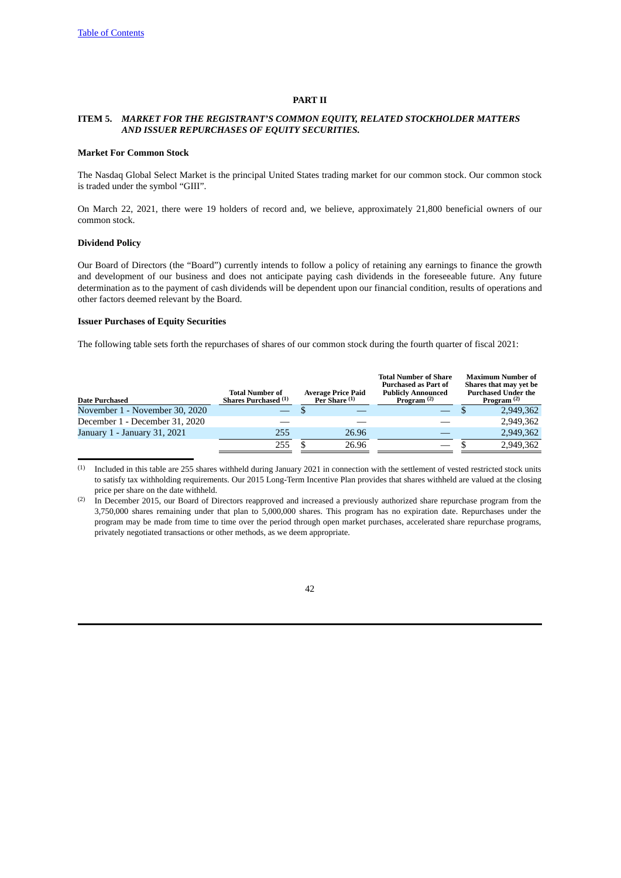## PART II

### ITEM 5. *MARKET FOR THE REGISTRANT'S COMMON EQUITY, RELATED STOCKHOLDER MATTERS AND ISSUER REPURCHASES OF EQUITY SECURITIES.*

**Market For Common Stock**

The Nasdaq Global Select Market is the principal United States trading market for our common stock. Our common stock is traded under the symbol "GIII".

On March 22, 2021, there were 19 holders of record and, we believe, approximately 21,800 beneficial owners of our common stock.

**Dividend Policy**

Our Board of Directors (the "Board") currently intends to follow a policy of retaining any earnings to finance the growth and development of our business and does not anticipate paying cash dividends in the foreseeable future. Any future determination as to the payment of cash dividends will be dependent upon our financial condition, results of operations and other factors deemed relevant by the Board.

**Issuer Purchases of Equity Securities**

The following table sets forth the repurchases of shares of our common stock during the fourth quarter of fiscal 2021:

| Date Purchased | Total Number of Shares Purchased [(1)] | Average Price Paid Per Share [(1)] | Total Number of Share Purchased as Part of Publicly Announced Program [(2)] | Maximum Number of Shares that may yet be Purchased Under the Program [(2)] |
|---|---|---|---|---|
| November 1 - November 30, 2020 | — | $ — | — | $ 2,949,362 |
| December 1 - December 31, 2020 | — | — | — | 2,949,362 |
| January 1 - January 31, 2021 | 255 | 26.96 | — | 2,949,362 |
| | 255 | $ 26.96 | — | $ 2,949,362 |

(1) Included in this table are 255 shares withheld during January 2021 in connection with the settlement of vested restricted stock units to satisfy tax withholding requirements. Our 2015 Long-Term Incentive Plan provides that shares withheld are valued at the closing price per share on the date withheld.

(2) In December 2015, our Board of Directors reapproved and increased a previously authorized share repurchase program from the 3,750,000 shares remaining under that plan to 5,000,000 shares. This program has no expiration date. Repurchases under the program may be made from time to time over the period through open market purchases, accelerated share repurchase programs, privately negotiated transactions or other methods, as we deem appropriate.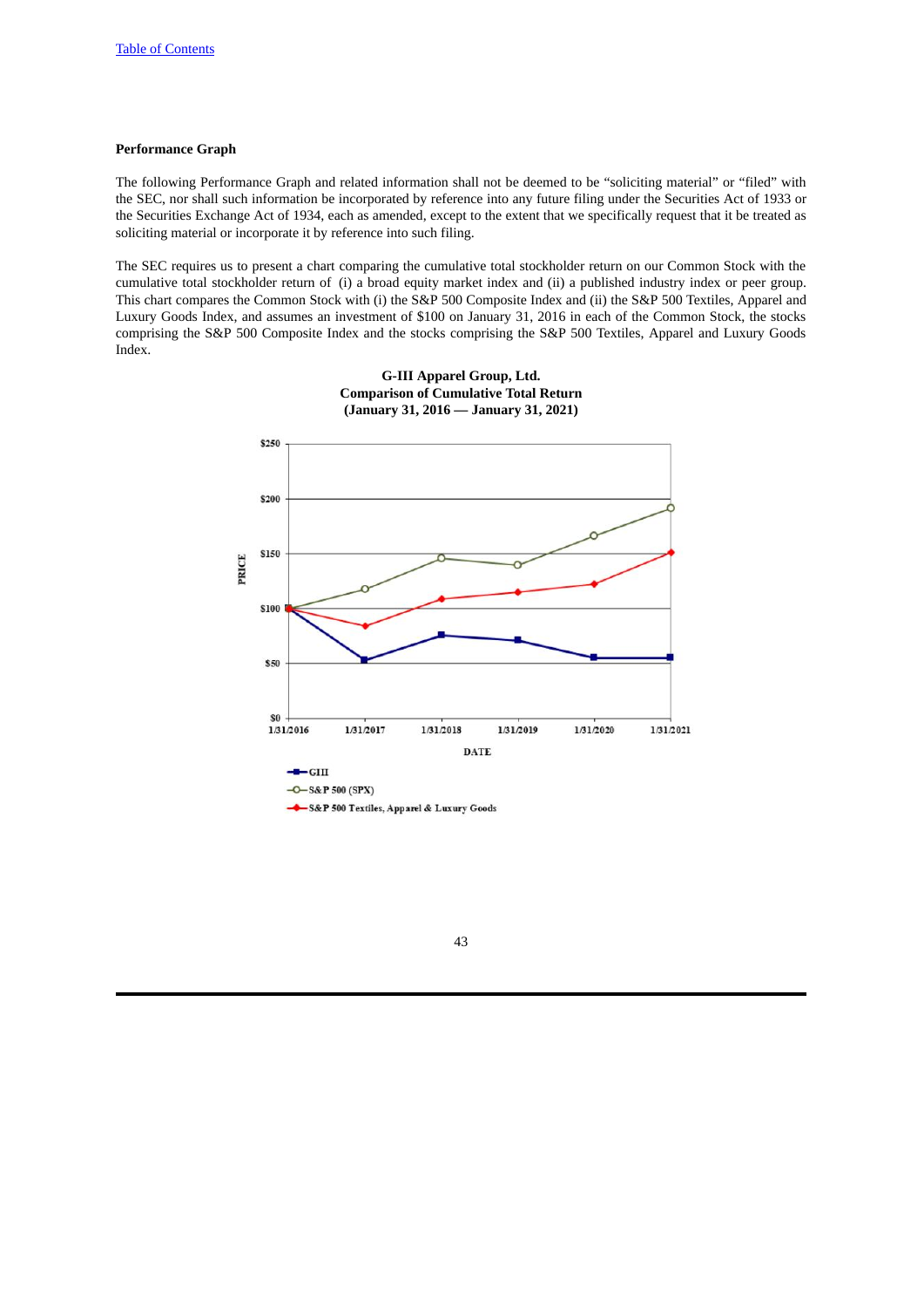[Table of Contents](#)

**Performance Graph**

The following Performance Graph and related information shall not be deemed to be "soliciting material" or "filed" with the SEC, nor shall such information be incorporated by reference into any future filing under the Securities Act of 1933 or the Securities Exchange Act of 1934, each as amended, except to the extent that we specifically request that it be treated as soliciting material or incorporate it by reference into such filing.

The SEC requires us to present a chart comparing the cumulative total stockholder return on our Common Stock with the cumulative total stockholder return of (i) a broad equity market index and (ii) a published industry index or peer group. This chart compares the Common Stock with (i) the S&P 500 Composite Index and (ii) the S&P 500 Textiles, Apparel and Luxury Goods Index, and assumes an investment of $100 on January 31, 2016 in each of the Common Stock, the stocks comprising the S&P 500 Composite Index and the stocks comprising the S&P 500 Textiles, Apparel and Luxury Goods Index.

**G-III Apparel Group, Ltd.**
**Comparison of Cumulative Total Return**
**(January 31, 2016 — January 31, 2021)**

PRICE: $0, $50, $100, $150, $200, $250

DATE: 1/31/2016, 1/31/2017, 1/31/2018, 1/31/2019, 1/31/2020, 1/31/2021

- GIII
- S&P 500 (SPX)
- S&P 500 Textiles, Apparel & Luxury Goods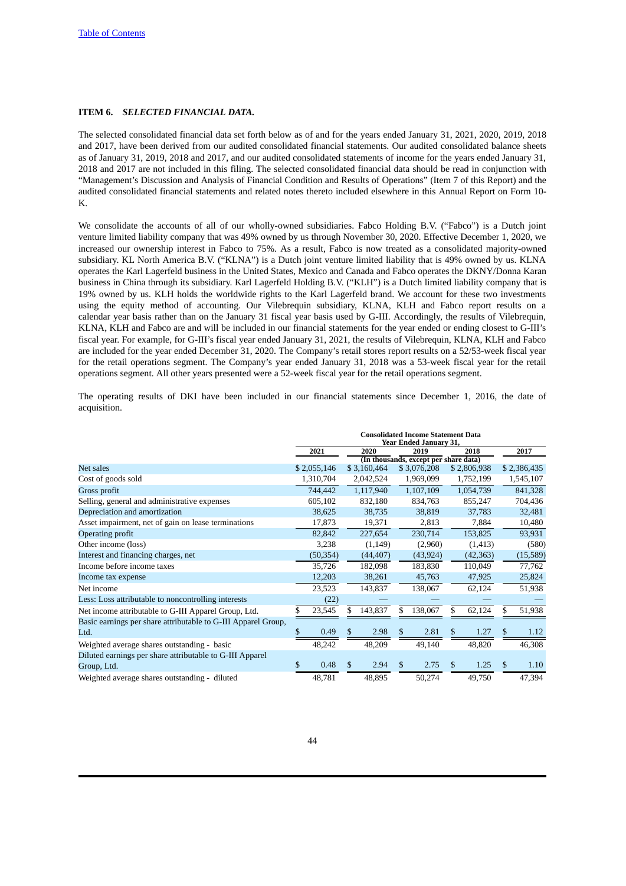[Table of Contents](#)

### ITEM 6. *SELECTED FINANCIAL DATA.*

The selected consolidated financial data set forth below as of and for the years ended January 31, 2021, 2020, 2019, 2018 and 2017, have been derived from our audited consolidated financial statements. Our audited consolidated balance sheets as of January 31, 2019, 2018 and 2017, and our audited consolidated statements of income for the years ended January 31, 2018 and 2017 are not included in this filing. The selected consolidated financial data should be read in conjunction with "Management's Discussion and Analysis of Financial Condition and Results of Operations" (Item 7 of this Report) and the audited consolidated financial statements and related notes thereto included elsewhere in this Annual Report on Form 10-K.

We consolidate the accounts of all of our wholly-owned subsidiaries. Fabco Holding B.V. ("Fabco") is a Dutch joint venture limited liability company that was 49% owned by us through November 30, 2020. Effective December 1, 2020, we increased our ownership interest in Fabco to 75%. As a result, Fabco is now treated as a consolidated majority-owned subsidiary. KL North America B.V. ("KLNA") is a Dutch joint venture limited liability that is 49% owned by us. KLNA operates the Karl Lagerfeld business in the United States, Mexico and Canada and Fabco operates the DKNY/Donna Karan business in China through its subsidiary. Karl Lagerfeld Holding B.V. ("KLH") is a Dutch limited liability company that is 19% owned by us. KLH holds the worldwide rights to the Karl Lagerfeld brand. We account for these two investments using the equity method of accounting. Our Vilebrequin subsidiary, KLNA, KLH and Fabco report results on a calendar year basis rather than on the January 31 fiscal year basis used by G-III. Accordingly, the results of Vilebrequin, KLNA, KLH and Fabco are and will be included in our financial statements for the year ended or ending closest to G-III's fiscal year. For example, for G-III's fiscal year ended January 31, 2021, the results of Vilebrequin, KLNA, KLH and Fabco are included for the year ended December 31, 2020. The Company's retail stores report results on a 52/53-week fiscal year for the retail operations segment. The Company's year ended January 31, 2018 was a 53-week fiscal year for the retail operations segment. All other years presented were a 52-week fiscal year for the retail operations segment.

The operating results of DKI have been included in our financial statements since December 1, 2016, the date of acquisition.

| | Consolidated Income Statement Data Year Ended January 31, | | | | |
|---|---|---|---|---|---|
| | 2021 | 2020 | 2019 | 2018 | 2017 |
| | (In thousands, except per share data) | | | | |
| Net sales | $ 2,055,146 | $ 3,160,464 | $ 3,076,208 | $ 2,806,938 | $ 2,386,435 |
| Cost of goods sold | 1,310,704 | 2,042,524 | 1,969,099 | 1,752,199 | 1,545,107 |
| Gross profit | 744,442 | 1,117,940 | 1,107,109 | 1,054,739 | 841,328 |
| Selling, general and administrative expenses | 605,102 | 832,180 | 834,763 | 855,247 | 704,436 |
| Depreciation and amortization | 38,625 | 38,735 | 38,819 | 37,783 | 32,481 |
| Asset impairment, net of gain on lease terminations | 17,873 | 19,371 | 2,813 | 7,884 | 10,480 |
| Operating profit | 82,842 | 227,654 | 230,714 | 153,825 | 93,931 |
| Other income (loss) | 3,238 | (1,149) | (2,960) | (1,413) | (580) |
| Interest and financing charges, net | (50,354) | (44,407) | (43,924) | (42,363) | (15,589) |
| Income before income taxes | 35,726 | 182,098 | 183,830 | 110,049 | 77,762 |
| Income tax expense | 12,203 | 38,261 | 45,763 | 47,925 | 25,824 |
| Net income | 23,523 | 143,837 | 138,067 | 62,124 | 51,938 |
| Less: Loss attributable to noncontrolling interests | (22) | — | — | — | — |
| Net income attributable to G-III Apparel Group, Ltd. | $ 23,545 | $ 143,837 | $ 138,067 | $ 62,124 | $ 51,938 |
| Basic earnings per share attributable to G-III Apparel Group, Ltd. | $ 0.49 | $ 2.98 | $ 2.81 | $ 1.27 | $ 1.12 |
| Weighted average shares outstanding - basic | 48,242 | 48,209 | 49,140 | 48,820 | 46,308 |
| Diluted earnings per share attributable to G-III Apparel Group, Ltd. | $ 0.48 | $ 2.94 | $ 2.75 | $ 1.25 | $ 1.10 |
| Weighted average shares outstanding - diluted | 48,781 | 48,895 | 50,274 | 49,750 | 47,394 |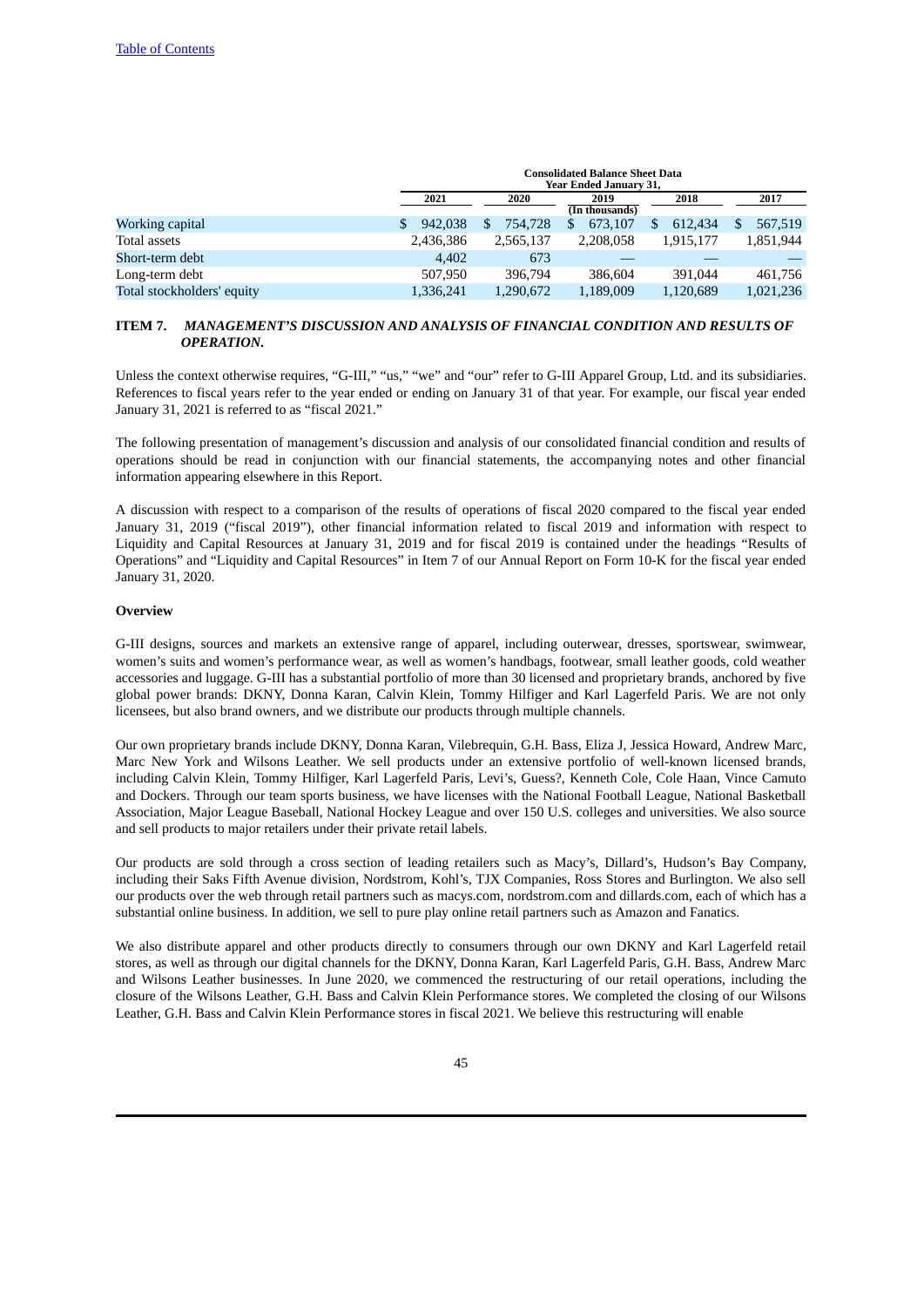| | Consolidated Balance Sheet Data Year Ended January 31, | | | | |
|---|---|---|---|---|---|
| | 2021 | 2020 | 2019 | 2018 | 2017 |
| | | | (In thousands) | | |
| Working capital | $ 942,038 | $ 754,728 | $ 673,107 | $ 612,434 | $ 567,519 |
| Total assets | 2,436,386 | 2,565,137 | 2,208,058 | 1,915,177 | 1,851,944 |
| Short-term debt | 4,402 | 673 | — | — | — |
| Long-term debt | 507,950 | 396,794 | 386,604 | 391,044 | 461,756 |
| Total stockholders' equity | 1,336,241 | 1,290,672 | 1,189,009 | 1,120,689 | 1,021,236 |

## ITEM 7. *MANAGEMENT'S DISCUSSION AND ANALYSIS OF FINANCIAL CONDITION AND RESULTS OF OPERATION.*

Unless the context otherwise requires, "G-III," "us," "we" and "our" refer to G-III Apparel Group, Ltd. and its subsidiaries. References to fiscal years refer to the year ended or ending on January 31 of that year. For example, our fiscal year ended January 31, 2021 is referred to as "fiscal 2021."

The following presentation of management's discussion and analysis of our consolidated financial condition and results of operations should be read in conjunction with our financial statements, the accompanying notes and other financial information appearing elsewhere in this Report.

A discussion with respect to a comparison of the results of operations of fiscal 2020 compared to the fiscal year ended January 31, 2019 ("fiscal 2019"), other financial information related to fiscal 2019 and information with respect to Liquidity and Capital Resources at January 31, 2019 and for fiscal 2019 is contained under the headings "Results of Operations" and "Liquidity and Capital Resources" in Item 7 of our Annual Report on Form 10-K for the fiscal year ended January 31, 2020.

**Overview**

G-III designs, sources and markets an extensive range of apparel, including outerwear, dresses, sportswear, swimwear, women's suits and women's performance wear, as well as women's handbags, footwear, small leather goods, cold weather accessories and luggage. G-III has a substantial portfolio of more than 30 licensed and proprietary brands, anchored by five global power brands: DKNY, Donna Karan, Calvin Klein, Tommy Hilfiger and Karl Lagerfeld Paris. We are not only licensees, but also brand owners, and we distribute our products through multiple channels.

Our own proprietary brands include DKNY, Donna Karan, Vilebrequin, G.H. Bass, Eliza J, Jessica Howard, Andrew Marc, Marc New York and Wilsons Leather. We sell products under an extensive portfolio of well-known licensed brands, including Calvin Klein, Tommy Hilfiger, Karl Lagerfeld Paris, Levi's, Guess?, Kenneth Cole, Cole Haan, Vince Camuto and Dockers. Through our team sports business, we have licenses with the National Football League, National Basketball Association, Major League Baseball, National Hockey League and over 150 U.S. colleges and universities. We also source and sell products to major retailers under their private retail labels.

Our products are sold through a cross section of leading retailers such as Macy's, Dillard's, Hudson's Bay Company, including their Saks Fifth Avenue division, Nordstrom, Kohl's, TJX Companies, Ross Stores and Burlington. We also sell our products over the web through retail partners such as macys.com, nordstrom.com and dillards.com, each of which has a substantial online business. In addition, we sell to pure play online retail partners such as Amazon and Fanatics.

We also distribute apparel and other products directly to consumers through our own DKNY and Karl Lagerfeld retail stores, as well as through our digital channels for the DKNY, Donna Karan, Karl Lagerfeld Paris, G.H. Bass, Andrew Marc and Wilsons Leather businesses. In June 2020, we commenced the restructuring of our retail operations, including the closure of the Wilsons Leather, G.H. Bass and Calvin Klein Performance stores. We completed the closing of our Wilsons Leather, G.H. Bass and Calvin Klein Performance stores in fiscal 2021. We believe this restructuring will enable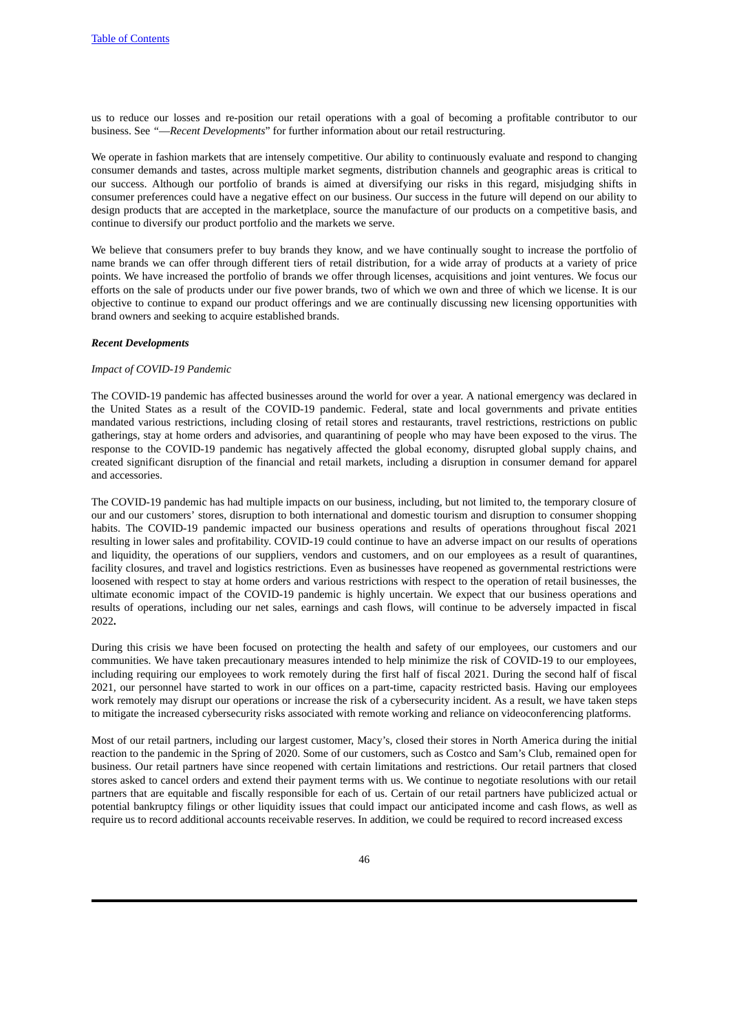us to reduce our losses and re-position our retail operations with a goal of becoming a profitable contributor to our business. See "—*Recent Developments*" for further information about our retail restructuring.

We operate in fashion markets that are intensely competitive. Our ability to continuously evaluate and respond to changing consumer demands and tastes, across multiple market segments, distribution channels and geographic areas is critical to our success. Although our portfolio of brands is aimed at diversifying our risks in this regard, misjudging shifts in consumer preferences could have a negative effect on our business. Our success in the future will depend on our ability to design products that are accepted in the marketplace, source the manufacture of our products on a competitive basis, and continue to diversify our product portfolio and the markets we serve.

We believe that consumers prefer to buy brands they know, and we have continually sought to increase the portfolio of name brands we can offer through different tiers of retail distribution, for a wide array of products at a variety of price points. We have increased the portfolio of brands we offer through licenses, acquisitions and joint ventures. We focus our efforts on the sale of products under our five power brands, two of which we own and three of which we license. It is our objective to continue to expand our product offerings and we are continually discussing new licensing opportunities with brand owners and seeking to acquire established brands.

***Recent Developments***

*Impact of COVID-19 Pandemic*

The COVID-19 pandemic has affected businesses around the world for over a year. A national emergency was declared in the United States as a result of the COVID-19 pandemic. Federal, state and local governments and private entities mandated various restrictions, including closing of retail stores and restaurants, travel restrictions, restrictions on public gatherings, stay at home orders and advisories, and quarantining of people who may have been exposed to the virus. The response to the COVID-19 pandemic has negatively affected the global economy, disrupted global supply chains, and created significant disruption of the financial and retail markets, including a disruption in consumer demand for apparel and accessories.

The COVID-19 pandemic has had multiple impacts on our business, including, but not limited to, the temporary closure of our and our customers' stores, disruption to both international and domestic tourism and disruption to consumer shopping habits. The COVID-19 pandemic impacted our business operations and results of operations throughout fiscal 2021 resulting in lower sales and profitability. COVID-19 could continue to have an adverse impact on our results of operations and liquidity, the operations of our suppliers, vendors and customers, and on our employees as a result of quarantines, facility closures, and travel and logistics restrictions. Even as businesses have reopened as governmental restrictions were loosened with respect to stay at home orders and various restrictions with respect to the operation of retail businesses, the ultimate economic impact of the COVID-19 pandemic is highly uncertain. We expect that our business operations and results of operations, including our net sales, earnings and cash flows, will continue to be adversely impacted in fiscal 2022.

During this crisis we have been focused on protecting the health and safety of our employees, our customers and our communities. We have taken precautionary measures intended to help minimize the risk of COVID-19 to our employees, including requiring our employees to work remotely during the first half of fiscal 2021. During the second half of fiscal 2021, our personnel have started to work in our offices on a part-time, capacity restricted basis. Having our employees work remotely may disrupt our operations or increase the risk of a cybersecurity incident. As a result, we have taken steps to mitigate the increased cybersecurity risks associated with remote working and reliance on videoconferencing platforms.

Most of our retail partners, including our largest customer, Macy's, closed their stores in North America during the initial reaction to the pandemic in the Spring of 2020. Some of our customers, such as Costco and Sam's Club, remained open for business. Our retail partners have since reopened with certain limitations and restrictions. Our retail partners that closed stores asked to cancel orders and extend their payment terms with us. We continue to negotiate resolutions with our retail partners that are equitable and fiscally responsible for each of us. Certain of our retail partners have publicized actual or potential bankruptcy filings or other liquidity issues that could impact our anticipated income and cash flows, as well as require us to record additional accounts receivable reserves. In addition, we could be required to record increased excess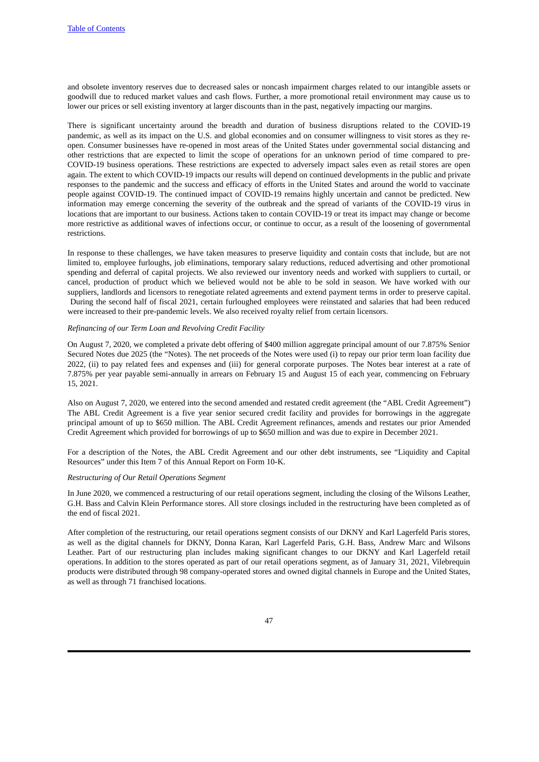and obsolete inventory reserves due to decreased sales or noncash impairment charges related to our intangible assets or goodwill due to reduced market values and cash flows. Further, a more promotional retail environment may cause us to lower our prices or sell existing inventory at larger discounts than in the past, negatively impacting our margins.

There is significant uncertainty around the breadth and duration of business disruptions related to the COVID-19 pandemic, as well as its impact on the U.S. and global economies and on consumer willingness to visit stores as they re-open. Consumer businesses have re-opened in most areas of the United States under governmental social distancing and other restrictions that are expected to limit the scope of operations for an unknown period of time compared to pre-COVID-19 business operations. These restrictions are expected to adversely impact sales even as retail stores are open again. The extent to which COVID-19 impacts our results will depend on continued developments in the public and private responses to the pandemic and the success and efficacy of efforts in the United States and around the world to vaccinate people against COVID-19. The continued impact of COVID-19 remains highly uncertain and cannot be predicted. New information may emerge concerning the severity of the outbreak and the spread of variants of the COVID-19 virus in locations that are important to our business. Actions taken to contain COVID-19 or treat its impact may change or become more restrictive as additional waves of infections occur, or continue to occur, as a result of the loosening of governmental restrictions.

In response to these challenges, we have taken measures to preserve liquidity and contain costs that include, but are not limited to, employee furloughs, job eliminations, temporary salary reductions, reduced advertising and other promotional spending and deferral of capital projects. We also reviewed our inventory needs and worked with suppliers to curtail, or cancel, production of product which we believed would not be able to be sold in season. We have worked with our suppliers, landlords and licensors to renegotiate related agreements and extend payment terms in order to preserve capital. During the second half of fiscal 2021, certain furloughed employees were reinstated and salaries that had been reduced were increased to their pre-pandemic levels. We also received royalty relief from certain licensors.

*Refinancing of our Term Loan and Revolving Credit Facility*

On August 7, 2020, we completed a private debt offering of $400 million aggregate principal amount of our 7.875% Senior Secured Notes due 2025 (the "Notes). The net proceeds of the Notes were used (i) to repay our prior term loan facility due 2022, (ii) to pay related fees and expenses and (iii) for general corporate purposes. The Notes bear interest at a rate of 7.875% per year payable semi-annually in arrears on February 15 and August 15 of each year, commencing on February 15, 2021.

Also on August 7, 2020, we entered into the second amended and restated credit agreement (the "ABL Credit Agreement") The ABL Credit Agreement is a five year senior secured credit facility and provides for borrowings in the aggregate principal amount of up to $650 million. The ABL Credit Agreement refinances, amends and restates our prior Amended Credit Agreement which provided for borrowings of up to $650 million and was due to expire in December 2021.

For a description of the Notes, the ABL Credit Agreement and our other debt instruments, see "Liquidity and Capital Resources" under this Item 7 of this Annual Report on Form 10-K.

*Restructuring of Our Retail Operations Segment*

In June 2020, we commenced a restructuring of our retail operations segment, including the closing of the Wilsons Leather, G.H. Bass and Calvin Klein Performance stores. All store closings included in the restructuring have been completed as of the end of fiscal 2021.

After completion of the restructuring, our retail operations segment consists of our DKNY and Karl Lagerfeld Paris stores, as well as the digital channels for DKNY, Donna Karan, Karl Lagerfeld Paris, G.H. Bass, Andrew Marc and Wilsons Leather. Part of our restructuring plan includes making significant changes to our DKNY and Karl Lagerfeld retail operations. In addition to the stores operated as part of our retail operations segment, as of January 31, 2021, Vilebrequin products were distributed through 98 company-operated stores and owned digital channels in Europe and the United States, as well as through 71 franchised locations.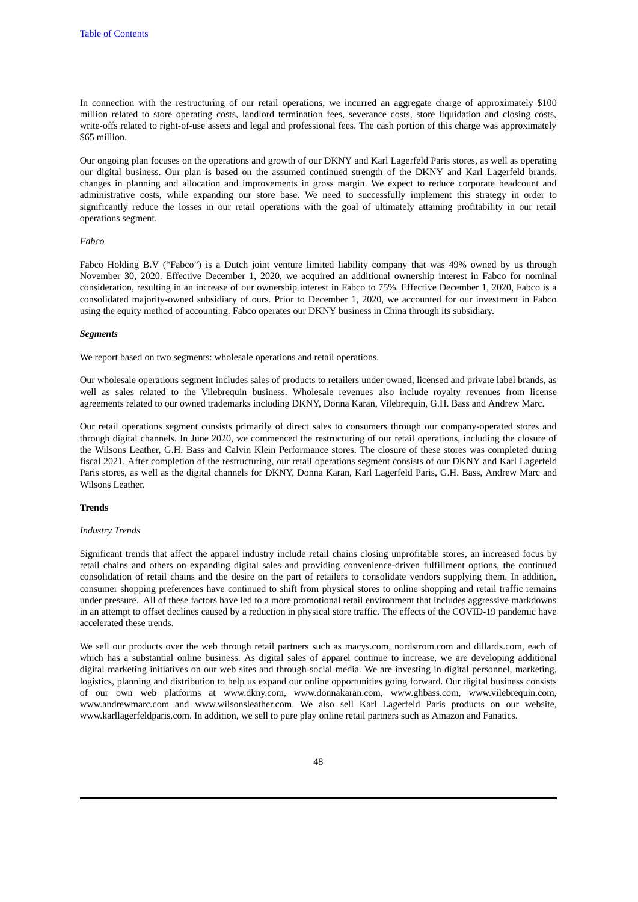In connection with the restructuring of our retail operations, we incurred an aggregate charge of approximately $100 million related to store operating costs, landlord termination fees, severance costs, store liquidation and closing costs, write-offs related to right-of-use assets and legal and professional fees. The cash portion of this charge was approximately $65 million.

Our ongoing plan focuses on the operations and growth of our DKNY and Karl Lagerfeld Paris stores, as well as operating our digital business. Our plan is based on the assumed continued strength of the DKNY and Karl Lagerfeld brands, changes in planning and allocation and improvements in gross margin. We expect to reduce corporate headcount and administrative costs, while expanding our store base. We need to successfully implement this strategy in order to significantly reduce the losses in our retail operations with the goal of ultimately attaining profitability in our retail operations segment.

*Fabco*

Fabco Holding B.V ("Fabco") is a Dutch joint venture limited liability company that was 49% owned by us through November 30, 2020. Effective December 1, 2020, we acquired an additional ownership interest in Fabco for nominal consideration, resulting in an increase of our ownership interest in Fabco to 75%. Effective December 1, 2020, Fabco is a consolidated majority-owned subsidiary of ours. Prior to December 1, 2020, we accounted for our investment in Fabco using the equity method of accounting. Fabco operates our DKNY business in China through its subsidiary.

***Segments***

We report based on two segments: wholesale operations and retail operations.

Our wholesale operations segment includes sales of products to retailers under owned, licensed and private label brands, as well as sales related to the Vilebrequin business. Wholesale revenues also include royalty revenues from license agreements related to our owned trademarks including DKNY, Donna Karan, Vilebrequin, G.H. Bass and Andrew Marc.

Our retail operations segment consists primarily of direct sales to consumers through our company-operated stores and through digital channels. In June 2020, we commenced the restructuring of our retail operations, including the closure of the Wilsons Leather, G.H. Bass and Calvin Klein Performance stores. The closure of these stores was completed during fiscal 2021. After completion of the restructuring, our retail operations segment consists of our DKNY and Karl Lagerfeld Paris stores, as well as the digital channels for DKNY, Donna Karan, Karl Lagerfeld Paris, G.H. Bass, Andrew Marc and Wilsons Leather.

**Trends**

*Industry Trends*

Significant trends that affect the apparel industry include retail chains closing unprofitable stores, an increased focus by retail chains and others on expanding digital sales and providing convenience-driven fulfillment options, the continued consolidation of retail chains and the desire on the part of retailers to consolidate vendors supplying them. In addition, consumer shopping preferences have continued to shift from physical stores to online shopping and retail traffic remains under pressure. All of these factors have led to a more promotional retail environment that includes aggressive markdowns in an attempt to offset declines caused by a reduction in physical store traffic. The effects of the COVID-19 pandemic have accelerated these trends.

We sell our products over the web through retail partners such as macys.com, nordstrom.com and dillards.com, each of which has a substantial online business. As digital sales of apparel continue to increase, we are developing additional digital marketing initiatives on our web sites and through social media. We are investing in digital personnel, marketing, logistics, planning and distribution to help us expand our online opportunities going forward. Our digital business consists of our own web platforms at www.dkny.com, www.donnakaran.com, www.ghbass.com, www.vilebrequin.com, www.andrewmarc.com and www.wilsonsleather.com. We also sell Karl Lagerfeld Paris products on our website, www.karllagerfeldparis.com. In addition, we sell to pure play online retail partners such as Amazon and Fanatics.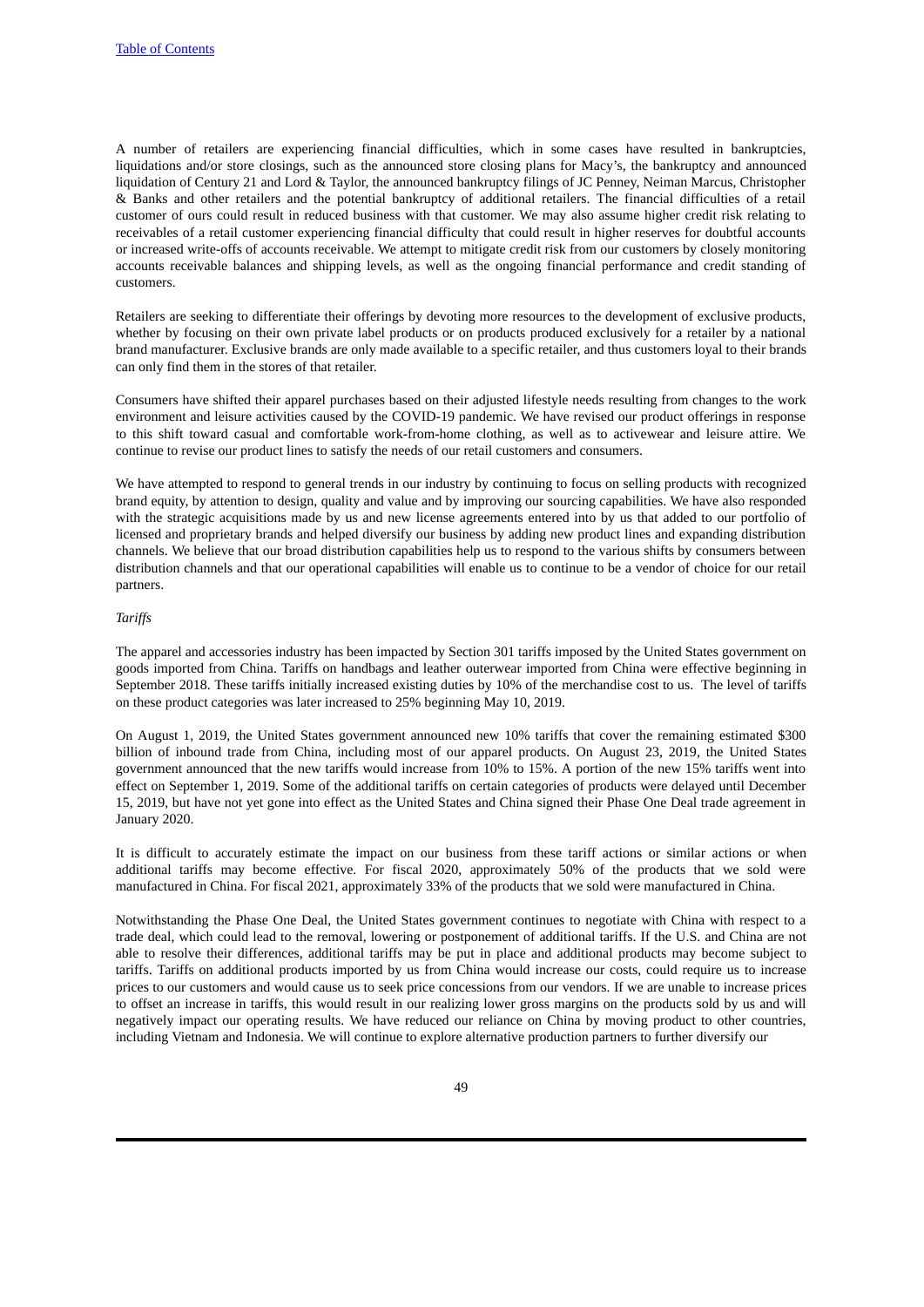A number of retailers are experiencing financial difficulties, which in some cases have resulted in bankruptcies, liquidations and/or store closings, such as the announced store closing plans for Macy's, the bankruptcy and announced liquidation of Century 21 and Lord & Taylor, the announced bankruptcy filings of JC Penney, Neiman Marcus, Christopher & Banks and other retailers and the potential bankruptcy of additional retailers. The financial difficulties of a retail customer of ours could result in reduced business with that customer. We may also assume higher credit risk relating to receivables of a retail customer experiencing financial difficulty that could result in higher reserves for doubtful accounts or increased write-offs of accounts receivable. We attempt to mitigate credit risk from our customers by closely monitoring accounts receivable balances and shipping levels, as well as the ongoing financial performance and credit standing of customers.

Retailers are seeking to differentiate their offerings by devoting more resources to the development of exclusive products, whether by focusing on their own private label products or on products produced exclusively for a retailer by a national brand manufacturer. Exclusive brands are only made available to a specific retailer, and thus customers loyal to their brands can only find them in the stores of that retailer.

Consumers have shifted their apparel purchases based on their adjusted lifestyle needs resulting from changes to the work environment and leisure activities caused by the COVID-19 pandemic. We have revised our product offerings in response to this shift toward casual and comfortable work-from-home clothing, as well as to activewear and leisure attire. We continue to revise our product lines to satisfy the needs of our retail customers and consumers.

We have attempted to respond to general trends in our industry by continuing to focus on selling products with recognized brand equity, by attention to design, quality and value and by improving our sourcing capabilities. We have also responded with the strategic acquisitions made by us and new license agreements entered into by us that added to our portfolio of licensed and proprietary brands and helped diversify our business by adding new product lines and expanding distribution channels. We believe that our broad distribution capabilities help us to respond to the various shifts by consumers between distribution channels and that our operational capabilities will enable us to continue to be a vendor of choice for our retail partners.

*Tariffs*

The apparel and accessories industry has been impacted by Section 301 tariffs imposed by the United States government on goods imported from China. Tariffs on handbags and leather outerwear imported from China were effective beginning in September 2018. These tariffs initially increased existing duties by 10% of the merchandise cost to us. The level of tariffs on these product categories was later increased to 25% beginning May 10, 2019.

On August 1, 2019, the United States government announced new 10% tariffs that cover the remaining estimated $300 billion of inbound trade from China, including most of our apparel products. On August 23, 2019, the United States government announced that the new tariffs would increase from 10% to 15%. A portion of the new 15% tariffs went into effect on September 1, 2019. Some of the additional tariffs on certain categories of products were delayed until December 15, 2019, but have not yet gone into effect as the United States and China signed their Phase One Deal trade agreement in January 2020.

It is difficult to accurately estimate the impact on our business from these tariff actions or similar actions or when additional tariffs may become effective. For fiscal 2020, approximately 50% of the products that we sold were manufactured in China. For fiscal 2021, approximately 33% of the products that we sold were manufactured in China.

Notwithstanding the Phase One Deal, the United States government continues to negotiate with China with respect to a trade deal, which could lead to the removal, lowering or postponement of additional tariffs. If the U.S. and China are not able to resolve their differences, additional tariffs may be put in place and additional products may become subject to tariffs. Tariffs on additional products imported by us from China would increase our costs, could require us to increase prices to our customers and would cause us to seek price concessions from our vendors. If we are unable to increase prices to offset an increase in tariffs, this would result in our realizing lower gross margins on the products sold by us and will negatively impact our operating results. We have reduced our reliance on China by moving product to other countries, including Vietnam and Indonesia. We will continue to explore alternative production partners to further diversify our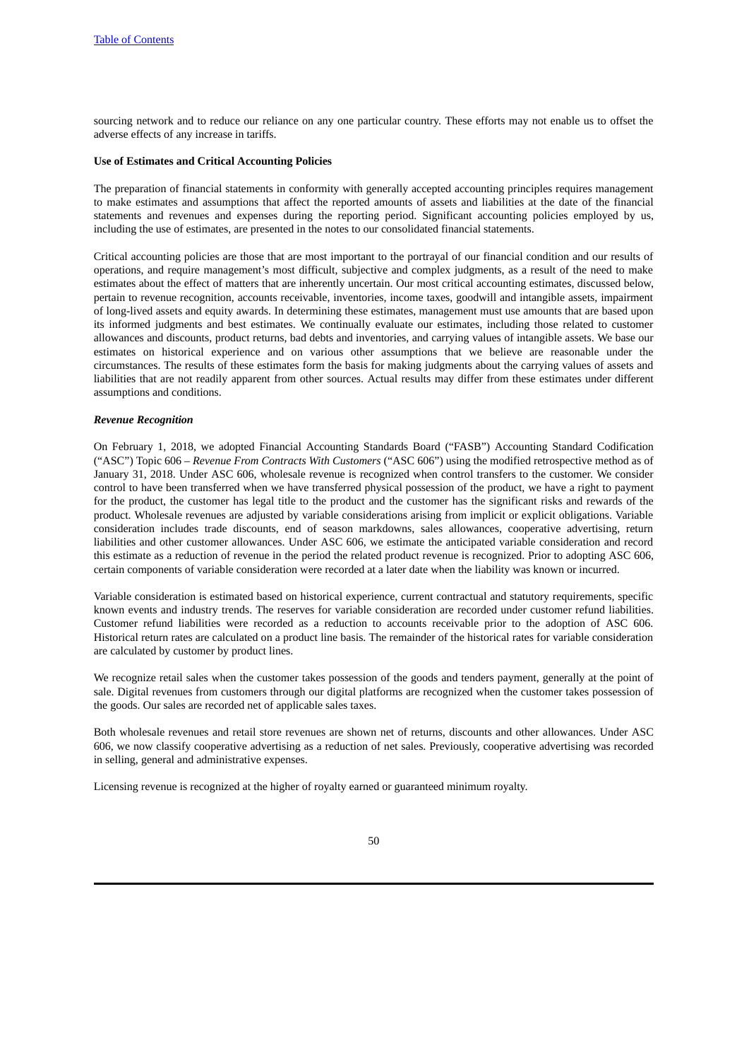sourcing network and to reduce our reliance on any one particular country. These efforts may not enable us to offset the adverse effects of any increase in tariffs.

**Use of Estimates and Critical Accounting Policies**

The preparation of financial statements in conformity with generally accepted accounting principles requires management to make estimates and assumptions that affect the reported amounts of assets and liabilities at the date of the financial statements and revenues and expenses during the reporting period. Significant accounting policies employed by us, including the use of estimates, are presented in the notes to our consolidated financial statements.

Critical accounting policies are those that are most important to the portrayal of our financial condition and our results of operations, and require management's most difficult, subjective and complex judgments, as a result of the need to make estimates about the effect of matters that are inherently uncertain. Our most critical accounting estimates, discussed below, pertain to revenue recognition, accounts receivable, inventories, income taxes, goodwill and intangible assets, impairment of long-lived assets and equity awards. In determining these estimates, management must use amounts that are based upon its informed judgments and best estimates. We continually evaluate our estimates, including those related to customer allowances and discounts, product returns, bad debts and inventories, and carrying values of intangible assets. We base our estimates on historical experience and on various other assumptions that we believe are reasonable under the circumstances. The results of these estimates form the basis for making judgments about the carrying values of assets and liabilities that are not readily apparent from other sources. Actual results may differ from these estimates under different assumptions and conditions.

***Revenue Recognition***

On February 1, 2018, we adopted Financial Accounting Standards Board ("FASB") Accounting Standard Codification ("ASC") Topic 606 – *Revenue From Contracts With Customers* ("ASC 606") using the modified retrospective method as of January 31, 2018. Under ASC 606, wholesale revenue is recognized when control transfers to the customer. We consider control to have been transferred when we have transferred physical possession of the product, we have a right to payment for the product, the customer has legal title to the product and the customer has the significant risks and rewards of the product. Wholesale revenues are adjusted by variable considerations arising from implicit or explicit obligations. Variable consideration includes trade discounts, end of season markdowns, sales allowances, cooperative advertising, return liabilities and other customer allowances. Under ASC 606, we estimate the anticipated variable consideration and record this estimate as a reduction of revenue in the period the related product revenue is recognized. Prior to adopting ASC 606, certain components of variable consideration were recorded at a later date when the liability was known or incurred.

Variable consideration is estimated based on historical experience, current contractual and statutory requirements, specific known events and industry trends. The reserves for variable consideration are recorded under customer refund liabilities. Customer refund liabilities were recorded as a reduction to accounts receivable prior to the adoption of ASC 606. Historical return rates are calculated on a product line basis. The remainder of the historical rates for variable consideration are calculated by customer by product lines.

We recognize retail sales when the customer takes possession of the goods and tenders payment, generally at the point of sale. Digital revenues from customers through our digital platforms are recognized when the customer takes possession of the goods. Our sales are recorded net of applicable sales taxes.

Both wholesale revenues and retail store revenues are shown net of returns, discounts and other allowances. Under ASC 606, we now classify cooperative advertising as a reduction of net sales. Previously, cooperative advertising was recorded in selling, general and administrative expenses.

Licensing revenue is recognized at the higher of royalty earned or guaranteed minimum royalty.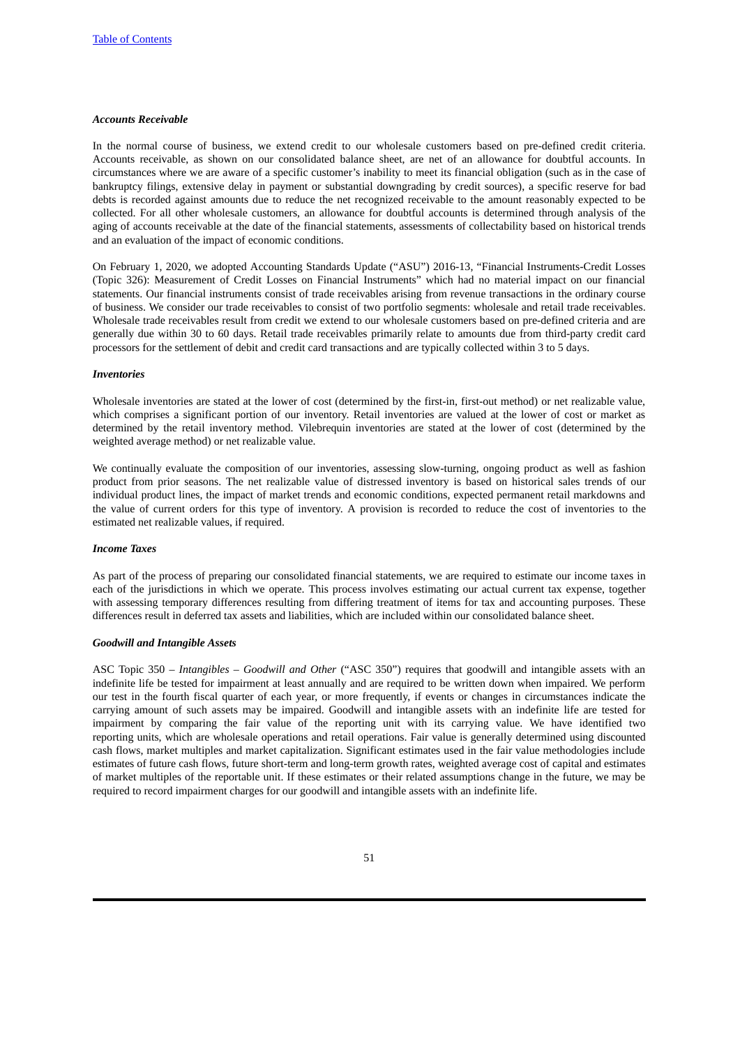### *Accounts Receivable*

In the normal course of business, we extend credit to our wholesale customers based on pre-defined credit criteria. Accounts receivable, as shown on our consolidated balance sheet, are net of an allowance for doubtful accounts. In circumstances where we are aware of a specific customer's inability to meet its financial obligation (such as in the case of bankruptcy filings, extensive delay in payment or substantial downgrading by credit sources), a specific reserve for bad debts is recorded against amounts due to reduce the net recognized receivable to the amount reasonably expected to be collected. For all other wholesale customers, an allowance for doubtful accounts is determined through analysis of the aging of accounts receivable at the date of the financial statements, assessments of collectability based on historical trends and an evaluation of the impact of economic conditions.

On February 1, 2020, we adopted Accounting Standards Update ("ASU") 2016-13, "Financial Instruments-Credit Losses (Topic 326): Measurement of Credit Losses on Financial Instruments" which had no material impact on our financial statements. Our financial instruments consist of trade receivables arising from revenue transactions in the ordinary course of business. We consider our trade receivables to consist of two portfolio segments: wholesale and retail trade receivables. Wholesale trade receivables result from credit we extend to our wholesale customers based on pre-defined criteria and are generally due within 30 to 60 days. Retail trade receivables primarily relate to amounts due from third-party credit card processors for the settlement of debit and credit card transactions and are typically collected within 3 to 5 days.

### *Inventories*

Wholesale inventories are stated at the lower of cost (determined by the first-in, first-out method) or net realizable value, which comprises a significant portion of our inventory. Retail inventories are valued at the lower of cost or market as determined by the retail inventory method. Vilebrequin inventories are stated at the lower of cost (determined by the weighted average method) or net realizable value.

We continually evaluate the composition of our inventories, assessing slow-turning, ongoing product as well as fashion product from prior seasons. The net realizable value of distressed inventory is based on historical sales trends of our individual product lines, the impact of market trends and economic conditions, expected permanent retail markdowns and the value of current orders for this type of inventory. A provision is recorded to reduce the cost of inventories to the estimated net realizable values, if required.

### *Income Taxes*

As part of the process of preparing our consolidated financial statements, we are required to estimate our income taxes in each of the jurisdictions in which we operate. This process involves estimating our actual current tax expense, together with assessing temporary differences resulting from differing treatment of items for tax and accounting purposes. These differences result in deferred tax assets and liabilities, which are included within our consolidated balance sheet.

### *Goodwill and Intangible Assets*

ASC Topic 350 – *Intangibles – Goodwill and Other* ("ASC 350") requires that goodwill and intangible assets with an indefinite life be tested for impairment at least annually and are required to be written down when impaired. We perform our test in the fourth fiscal quarter of each year, or more frequently, if events or changes in circumstances indicate the carrying amount of such assets may be impaired. Goodwill and intangible assets with an indefinite life are tested for impairment by comparing the fair value of the reporting unit with its carrying value. We have identified two reporting units, which are wholesale operations and retail operations. Fair value is generally determined using discounted cash flows, market multiples and market capitalization. Significant estimates used in the fair value methodologies include estimates of future cash flows, future short-term and long-term growth rates, weighted average cost of capital and estimates of market multiples of the reportable unit. If these estimates or their related assumptions change in the future, we may be required to record impairment charges for our goodwill and intangible assets with an indefinite life.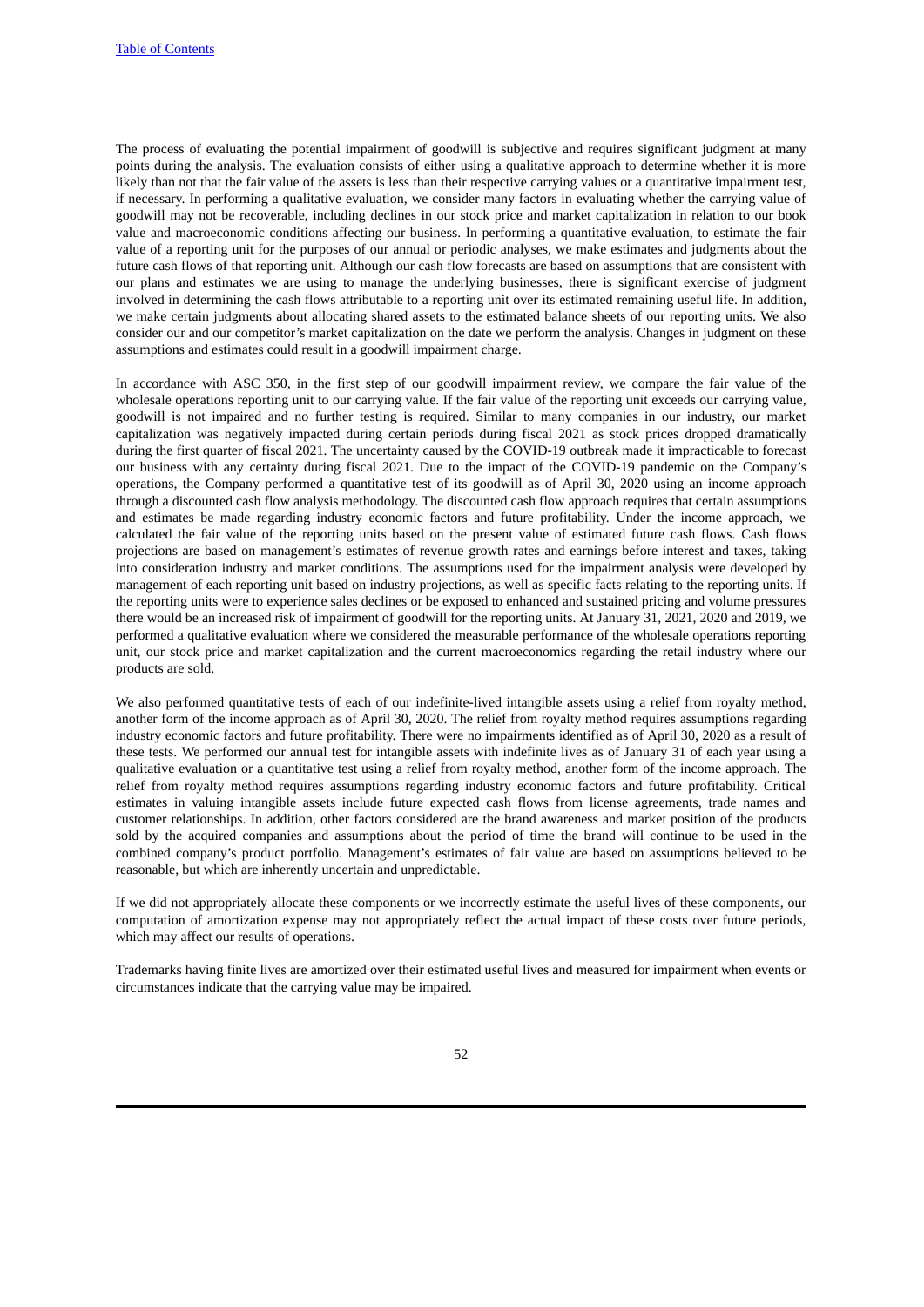The process of evaluating the potential impairment of goodwill is subjective and requires significant judgment at many points during the analysis. The evaluation consists of either using a qualitative approach to determine whether it is more likely than not that the fair value of the assets is less than their respective carrying values or a quantitative impairment test, if necessary. In performing a qualitative evaluation, we consider many factors in evaluating whether the carrying value of goodwill may not be recoverable, including declines in our stock price and market capitalization in relation to our book value and macroeconomic conditions affecting our business. In performing a quantitative evaluation, to estimate the fair value of a reporting unit for the purposes of our annual or periodic analyses, we make estimates and judgments about the future cash flows of that reporting unit. Although our cash flow forecasts are based on assumptions that are consistent with our plans and estimates we are using to manage the underlying businesses, there is significant exercise of judgment involved in determining the cash flows attributable to a reporting unit over its estimated remaining useful life. In addition, we make certain judgments about allocating shared assets to the estimated balance sheets of our reporting units. We also consider our and our competitor's market capitalization on the date we perform the analysis. Changes in judgment on these assumptions and estimates could result in a goodwill impairment charge.

In accordance with ASC 350, in the first step of our goodwill impairment review, we compare the fair value of the wholesale operations reporting unit to our carrying value. If the fair value of the reporting unit exceeds our carrying value, goodwill is not impaired and no further testing is required. Similar to many companies in our industry, our market capitalization was negatively impacted during certain periods during fiscal 2021 as stock prices dropped dramatically during the first quarter of fiscal 2021. The uncertainty caused by the COVID-19 outbreak made it impracticable to forecast our business with any certainty during fiscal 2021. Due to the impact of the COVID-19 pandemic on the Company's operations, the Company performed a quantitative test of its goodwill as of April 30, 2020 using an income approach through a discounted cash flow analysis methodology. The discounted cash flow approach requires that certain assumptions and estimates be made regarding industry economic factors and future profitability. Under the income approach, we calculated the fair value of the reporting units based on the present value of estimated future cash flows. Cash flows projections are based on management's estimates of revenue growth rates and earnings before interest and taxes, taking into consideration industry and market conditions. The assumptions used for the impairment analysis were developed by management of each reporting unit based on industry projections, as well as specific facts relating to the reporting units. If the reporting units were to experience sales declines or be exposed to enhanced and sustained pricing and volume pressures there would be an increased risk of impairment of goodwill for the reporting units. At January 31, 2021, 2020 and 2019, we performed a qualitative evaluation where we considered the measurable performance of the wholesale operations reporting unit, our stock price and market capitalization and the current macroeconomics regarding the retail industry where our products are sold.

We also performed quantitative tests of each of our indefinite-lived intangible assets using a relief from royalty method, another form of the income approach as of April 30, 2020. The relief from royalty method requires assumptions regarding industry economic factors and future profitability. There were no impairments identified as of April 30, 2020 as a result of these tests. We performed our annual test for intangible assets with indefinite lives as of January 31 of each year using a qualitative evaluation or a quantitative test using a relief from royalty method, another form of the income approach. The relief from royalty method requires assumptions regarding industry economic factors and future profitability. Critical estimates in valuing intangible assets include future expected cash flows from license agreements, trade names and customer relationships. In addition, other factors considered are the brand awareness and market position of the products sold by the acquired companies and assumptions about the period of time the brand will continue to be used in the combined company's product portfolio. Management's estimates of fair value are based on assumptions believed to be reasonable, but which are inherently uncertain and unpredictable.

If we did not appropriately allocate these components or we incorrectly estimate the useful lives of these components, our computation of amortization expense may not appropriately reflect the actual impact of these costs over future periods, which may affect our results of operations.

Trademarks having finite lives are amortized over their estimated useful lives and measured for impairment when events or circumstances indicate that the carrying value may be impaired.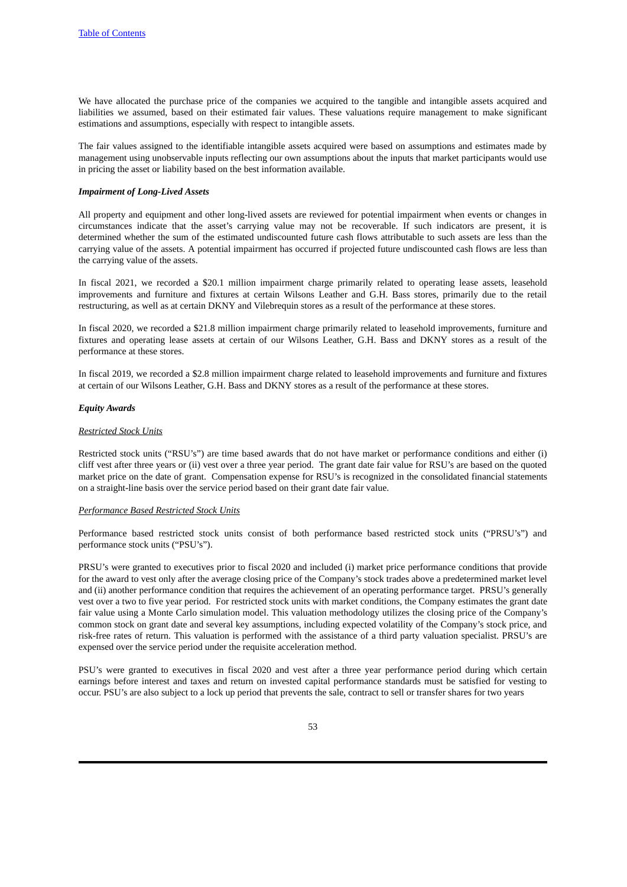We have allocated the purchase price of the companies we acquired to the tangible and intangible assets acquired and liabilities we assumed, based on their estimated fair values. These valuations require management to make significant estimations and assumptions, especially with respect to intangible assets.

The fair values assigned to the identifiable intangible assets acquired were based on assumptions and estimates made by management using unobservable inputs reflecting our own assumptions about the inputs that market participants would use in pricing the asset or liability based on the best information available.

***Impairment of Long-Lived Assets***

All property and equipment and other long-lived assets are reviewed for potential impairment when events or changes in circumstances indicate that the asset's carrying value may not be recoverable. If such indicators are present, it is determined whether the sum of the estimated undiscounted future cash flows attributable to such assets are less than the carrying value of the assets. A potential impairment has occurred if projected future undiscounted cash flows are less than the carrying value of the assets.

In fiscal 2021, we recorded a $20.1 million impairment charge primarily related to operating lease assets, leasehold improvements and furniture and fixtures at certain Wilsons Leather and G.H. Bass stores, primarily due to the retail restructuring, as well as at certain DKNY and Vilebrequin stores as a result of the performance at these stores.

In fiscal 2020, we recorded a $21.8 million impairment charge primarily related to leasehold improvements, furniture and fixtures and operating lease assets at certain of our Wilsons Leather, G.H. Bass and DKNY stores as a result of the performance at these stores.

In fiscal 2019, we recorded a $2.8 million impairment charge related to leasehold improvements and furniture and fixtures at certain of our Wilsons Leather, G.H. Bass and DKNY stores as a result of the performance at these stores.

***Equity Awards***

*Restricted Stock Units*

Restricted stock units ("RSU's") are time based awards that do not have market or performance conditions and either (i) cliff vest after three years or (ii) vest over a three year period. The grant date fair value for RSU's are based on the quoted market price on the date of grant. Compensation expense for RSU's is recognized in the consolidated financial statements on a straight-line basis over the service period based on their grant date fair value.

*Performance Based Restricted Stock Units*

Performance based restricted stock units consist of both performance based restricted stock units ("PRSU's") and performance stock units ("PSU's").

PRSU's were granted to executives prior to fiscal 2020 and included (i) market price performance conditions that provide for the award to vest only after the average closing price of the Company's stock trades above a predetermined market level and (ii) another performance condition that requires the achievement of an operating performance target. PRSU's generally vest over a two to five year period. For restricted stock units with market conditions, the Company estimates the grant date fair value using a Monte Carlo simulation model. This valuation methodology utilizes the closing price of the Company's common stock on grant date and several key assumptions, including expected volatility of the Company's stock price, and risk-free rates of return. This valuation is performed with the assistance of a third party valuation specialist. PRSU's are expensed over the service period under the requisite acceleration method.

PSU's were granted to executives in fiscal 2020 and vest after a three year performance period during which certain earnings before interest and taxes and return on invested capital performance standards must be satisfied for vesting to occur. PSU's are also subject to a lock up period that prevents the sale, contract to sell or transfer shares for two years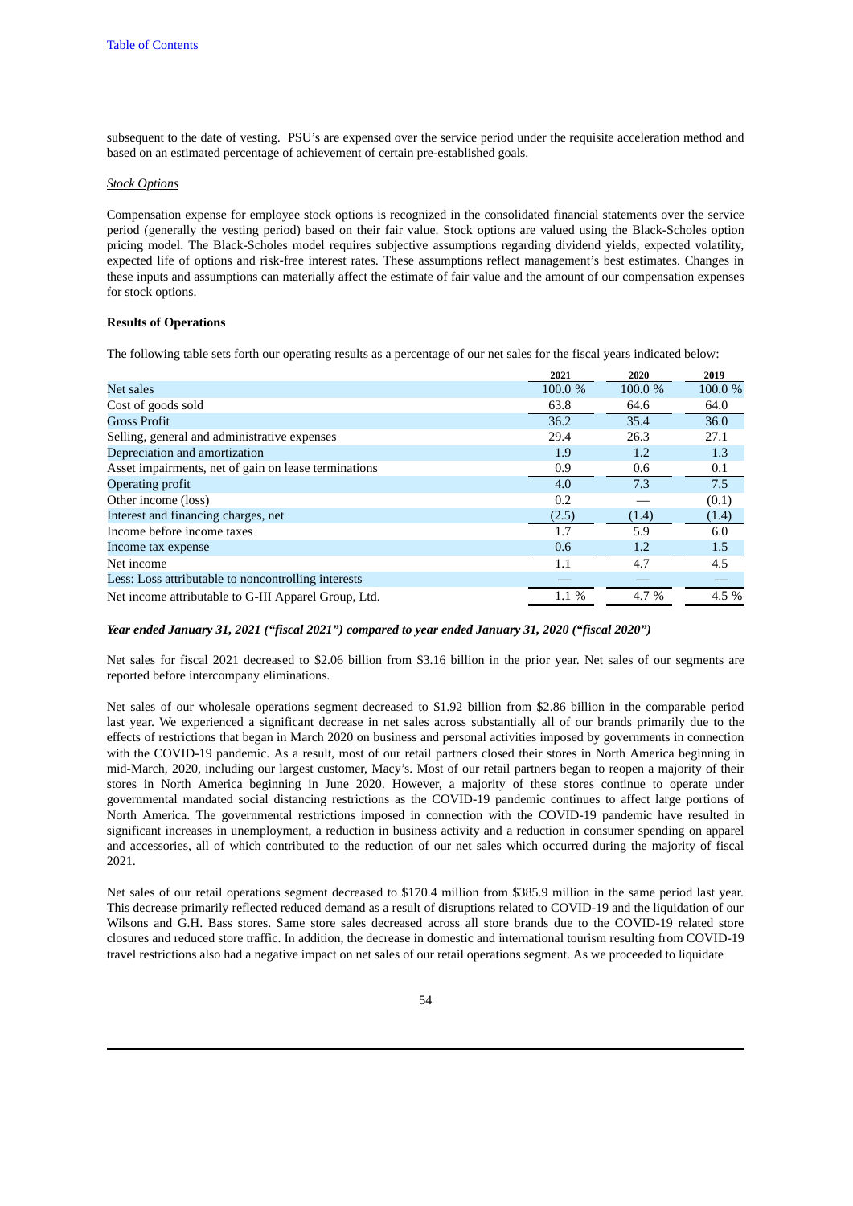subsequent to the date of vesting.  PSU's are expensed over the service period under the requisite acceleration method and based on an estimated percentage of achievement of certain pre-established goals.

*Stock Options*

Compensation expense for employee stock options is recognized in the consolidated financial statements over the service period (generally the vesting period) based on their fair value. Stock options are valued using the Black-Scholes option pricing model. The Black-Scholes model requires subjective assumptions regarding dividend yields, expected volatility, expected life of options and risk-free interest rates. These assumptions reflect management's best estimates. Changes in these inputs and assumptions can materially affect the estimate of fair value and the amount of our compensation expenses for stock options.

**Results of Operations**

The following table sets forth our operating results as a percentage of our net sales for the fiscal years indicated below:

| | 2021 | 2020 | 2019 |
|---|---|---|---|
| Net sales | 100.0 % | 100.0 % | 100.0 % |
| Cost of goods sold | 63.8 | 64.6 | 64.0 |
| Gross Profit | 36.2 | 35.4 | 36.0 |
| Selling, general and administrative expenses | 29.4 | 26.3 | 27.1 |
| Depreciation and amortization | 1.9 | 1.2 | 1.3 |
| Asset impairments, net of gain on lease terminations | 0.9 | 0.6 | 0.1 |
| Operating profit | 4.0 | 7.3 | 7.5 |
| Other income (loss) | 0.2 | — | (0.1) |
| Interest and financing charges, net | (2.5) | (1.4) | (1.4) |
| Income before income taxes | 1.7 | 5.9 | 6.0 |
| Income tax expense | 0.6 | 1.2 | 1.5 |
| Net income | 1.1 | 4.7 | 4.5 |
| Less: Loss attributable to noncontrolling interests | — | — | — |
| Net income attributable to G-III Apparel Group, Ltd. | 1.1 % | 4.7 % | 4.5 % |

***Year ended January 31, 2021 ("fiscal 2021") compared to year ended January 31, 2020 ("fiscal 2020")***

Net sales for fiscal 2021 decreased to $2.06 billion from $3.16 billion in the prior year. Net sales of our segments are reported before intercompany eliminations.

Net sales of our wholesale operations segment decreased to $1.92 billion from $2.86 billion in the comparable period last year. We experienced a significant decrease in net sales across substantially all of our brands primarily due to the effects of restrictions that began in March 2020 on business and personal activities imposed by governments in connection with the COVID-19 pandemic. As a result, most of our retail partners closed their stores in North America beginning in mid-March, 2020, including our largest customer, Macy's. Most of our retail partners began to reopen a majority of their stores in North America beginning in June 2020. However, a majority of these stores continue to operate under governmental mandated social distancing restrictions as the COVID-19 pandemic continues to affect large portions of North America. The governmental restrictions imposed in connection with the COVID-19 pandemic have resulted in significant increases in unemployment, a reduction in business activity and a reduction in consumer spending on apparel and accessories, all of which contributed to the reduction of our net sales which occurred during the majority of fiscal 2021.

Net sales of our retail operations segment decreased to $170.4 million from $385.9 million in the same period last year. This decrease primarily reflected reduced demand as a result of disruptions related to COVID-19 and the liquidation of our Wilsons and G.H. Bass stores. Same store sales decreased across all store brands due to the COVID-19 related store closures and reduced store traffic. In addition, the decrease in domestic and international tourism resulting from COVID-19 travel restrictions also had a negative impact on net sales of our retail operations segment. As we proceeded to liquidate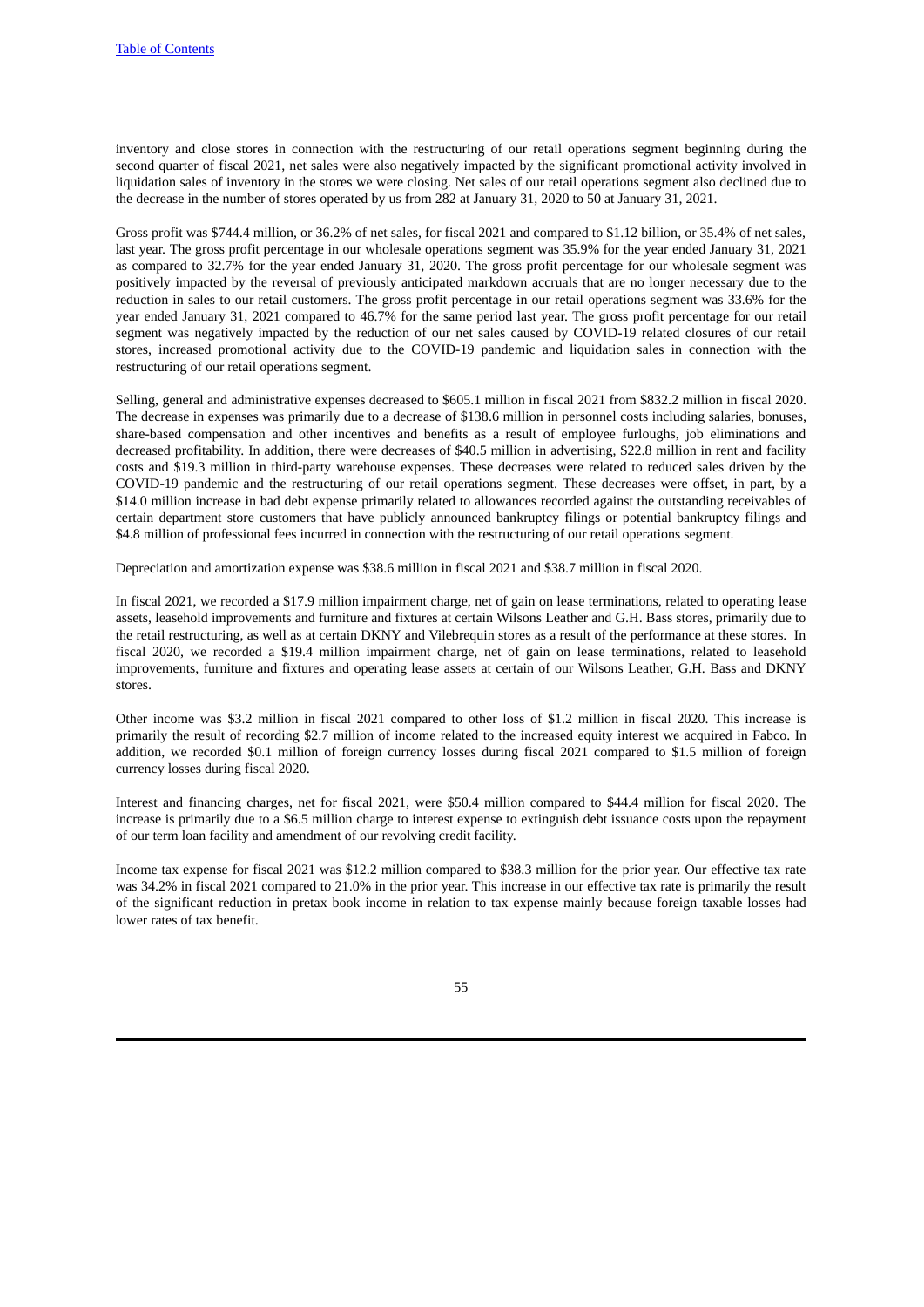inventory and close stores in connection with the restructuring of our retail operations segment beginning during the second quarter of fiscal 2021, net sales were also negatively impacted by the significant promotional activity involved in liquidation sales of inventory in the stores we were closing. Net sales of our retail operations segment also declined due to the decrease in the number of stores operated by us from 282 at January 31, 2020 to 50 at January 31, 2021.

Gross profit was $744.4 million, or 36.2% of net sales, for fiscal 2021 and compared to $1.12 billion, or 35.4% of net sales, last year. The gross profit percentage in our wholesale operations segment was 35.9% for the year ended January 31, 2021 as compared to 32.7% for the year ended January 31, 2020. The gross profit percentage for our wholesale segment was positively impacted by the reversal of previously anticipated markdown accruals that are no longer necessary due to the reduction in sales to our retail customers. The gross profit percentage in our retail operations segment was 33.6% for the year ended January 31, 2021 compared to 46.7% for the same period last year. The gross profit percentage for our retail segment was negatively impacted by the reduction of our net sales caused by COVID-19 related closures of our retail stores, increased promotional activity due to the COVID-19 pandemic and liquidation sales in connection with the restructuring of our retail operations segment.

Selling, general and administrative expenses decreased to $605.1 million in fiscal 2021 from $832.2 million in fiscal 2020. The decrease in expenses was primarily due to a decrease of $138.6 million in personnel costs including salaries, bonuses, share-based compensation and other incentives and benefits as a result of employee furloughs, job eliminations and decreased profitability. In addition, there were decreases of $40.5 million in advertising, $22.8 million in rent and facility costs and $19.3 million in third-party warehouse expenses. These decreases were related to reduced sales driven by the COVID-19 pandemic and the restructuring of our retail operations segment. These decreases were offset, in part, by a $14.0 million increase in bad debt expense primarily related to allowances recorded against the outstanding receivables of certain department store customers that have publicly announced bankruptcy filings or potential bankruptcy filings and $4.8 million of professional fees incurred in connection with the restructuring of our retail operations segment.

Depreciation and amortization expense was $38.6 million in fiscal 2021 and $38.7 million in fiscal 2020.

In fiscal 2021, we recorded a $17.9 million impairment charge, net of gain on lease terminations, related to operating lease assets, leasehold improvements and furniture and fixtures at certain Wilsons Leather and G.H. Bass stores, primarily due to the retail restructuring, as well as at certain DKNY and Vilebrequin stores as a result of the performance at these stores. In fiscal 2020, we recorded a $19.4 million impairment charge, net of gain on lease terminations, related to leasehold improvements, furniture and fixtures and operating lease assets at certain of our Wilsons Leather, G.H. Bass and DKNY stores.

Other income was $3.2 million in fiscal 2021 compared to other loss of $1.2 million in fiscal 2020. This increase is primarily the result of recording $2.7 million of income related to the increased equity interest we acquired in Fabco. In addition, we recorded $0.1 million of foreign currency losses during fiscal 2021 compared to $1.5 million of foreign currency losses during fiscal 2020.

Interest and financing charges, net for fiscal 2021, were $50.4 million compared to $44.4 million for fiscal 2020. The increase is primarily due to a $6.5 million charge to interest expense to extinguish debt issuance costs upon the repayment of our term loan facility and amendment of our revolving credit facility.

Income tax expense for fiscal 2021 was $12.2 million compared to $38.3 million for the prior year. Our effective tax rate was 34.2% in fiscal 2021 compared to 21.0% in the prior year. This increase in our effective tax rate is primarily the result of the significant reduction in pretax book income in relation to tax expense mainly because foreign taxable losses had lower rates of tax benefit.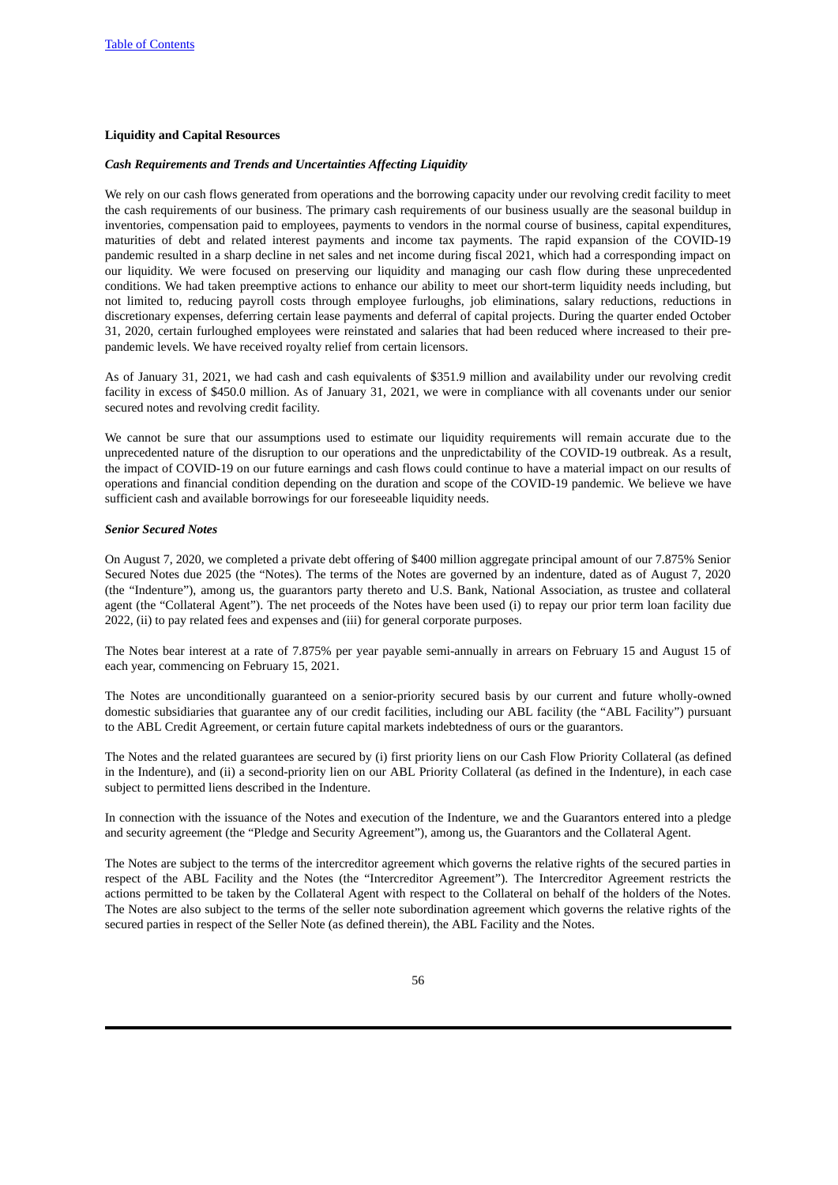**Liquidity and Capital Resources**

***Cash Requirements and Trends and Uncertainties Affecting Liquidity***

We rely on our cash flows generated from operations and the borrowing capacity under our revolving credit facility to meet the cash requirements of our business. The primary cash requirements of our business usually are the seasonal buildup in inventories, compensation paid to employees, payments to vendors in the normal course of business, capital expenditures, maturities of debt and related interest payments and income tax payments. The rapid expansion of the COVID-19 pandemic resulted in a sharp decline in net sales and net income during fiscal 2021, which had a corresponding impact on our liquidity. We were focused on preserving our liquidity and managing our cash flow during these unprecedented conditions. We had taken preemptive actions to enhance our ability to meet our short-term liquidity needs including, but not limited to, reducing payroll costs through employee furloughs, job eliminations, salary reductions, reductions in discretionary expenses, deferring certain lease payments and deferral of capital projects. During the quarter ended October 31, 2020, certain furloughed employees were reinstated and salaries that had been reduced where increased to their pre-pandemic levels. We have received royalty relief from certain licensors.

As of January 31, 2021, we had cash and cash equivalents of $351.9 million and availability under our revolving credit facility in excess of $450.0 million. As of January 31, 2021, we were in compliance with all covenants under our senior secured notes and revolving credit facility.

We cannot be sure that our assumptions used to estimate our liquidity requirements will remain accurate due to the unprecedented nature of the disruption to our operations and the unpredictability of the COVID-19 outbreak. As a result, the impact of COVID-19 on our future earnings and cash flows could continue to have a material impact on our results of operations and financial condition depending on the duration and scope of the COVID-19 pandemic. We believe we have sufficient cash and available borrowings for our foreseeable liquidity needs.

***Senior Secured Notes***

On August 7, 2020, we completed a private debt offering of $400 million aggregate principal amount of our 7.875% Senior Secured Notes due 2025 (the "Notes). The terms of the Notes are governed by an indenture, dated as of August 7, 2020 (the "Indenture"), among us, the guarantors party thereto and U.S. Bank, National Association, as trustee and collateral agent (the "Collateral Agent"). The net proceeds of the Notes have been used (i) to repay our prior term loan facility due 2022, (ii) to pay related fees and expenses and (iii) for general corporate purposes.

The Notes bear interest at a rate of 7.875% per year payable semi-annually in arrears on February 15 and August 15 of each year, commencing on February 15, 2021.

The Notes are unconditionally guaranteed on a senior-priority secured basis by our current and future wholly-owned domestic subsidiaries that guarantee any of our credit facilities, including our ABL facility (the "ABL Facility") pursuant to the ABL Credit Agreement, or certain future capital markets indebtedness of ours or the guarantors.

The Notes and the related guarantees are secured by (i) first priority liens on our Cash Flow Priority Collateral (as defined in the Indenture), and (ii) a second-priority lien on our ABL Priority Collateral (as defined in the Indenture), in each case subject to permitted liens described in the Indenture.

In connection with the issuance of the Notes and execution of the Indenture, we and the Guarantors entered into a pledge and security agreement (the "Pledge and Security Agreement"), among us, the Guarantors and the Collateral Agent.

The Notes are subject to the terms of the intercreditor agreement which governs the relative rights of the secured parties in respect of the ABL Facility and the Notes (the "Intercreditor Agreement"). The Intercreditor Agreement restricts the actions permitted to be taken by the Collateral Agent with respect to the Collateral on behalf of the holders of the Notes. The Notes are also subject to the terms of the seller note subordination agreement which governs the relative rights of the secured parties in respect of the Seller Note (as defined therein), the ABL Facility and the Notes.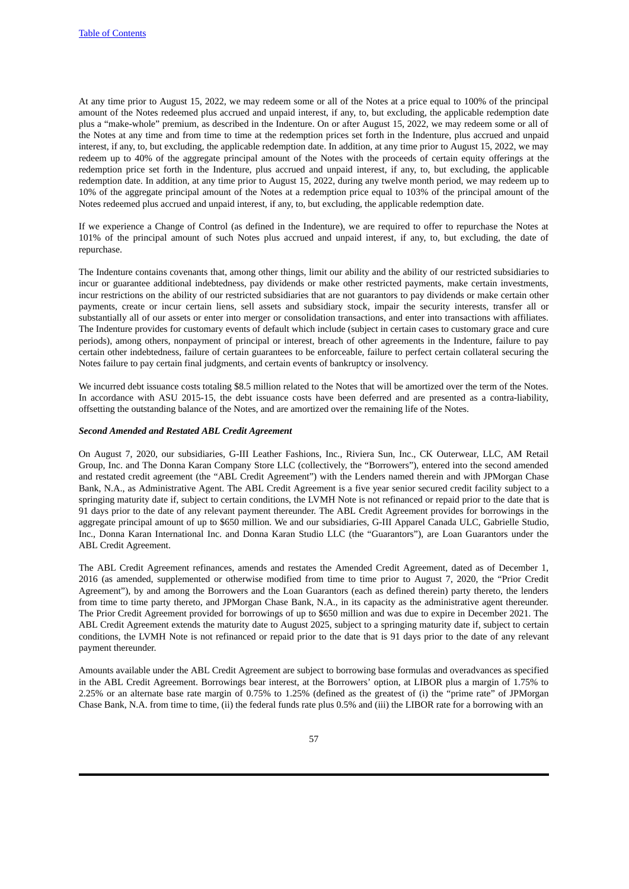At any time prior to August 15, 2022, we may redeem some or all of the Notes at a price equal to 100% of the principal amount of the Notes redeemed plus accrued and unpaid interest, if any, to, but excluding, the applicable redemption date plus a "make-whole" premium, as described in the Indenture. On or after August 15, 2022, we may redeem some or all of the Notes at any time and from time to time at the redemption prices set forth in the Indenture, plus accrued and unpaid interest, if any, to, but excluding, the applicable redemption date. In addition, at any time prior to August 15, 2022, we may redeem up to 40% of the aggregate principal amount of the Notes with the proceeds of certain equity offerings at the redemption price set forth in the Indenture, plus accrued and unpaid interest, if any, to, but excluding, the applicable redemption date. In addition, at any time prior to August 15, 2022, during any twelve month period, we may redeem up to 10% of the aggregate principal amount of the Notes at a redemption price equal to 103% of the principal amount of the Notes redeemed plus accrued and unpaid interest, if any, to, but excluding, the applicable redemption date.

If we experience a Change of Control (as defined in the Indenture), we are required to offer to repurchase the Notes at 101% of the principal amount of such Notes plus accrued and unpaid interest, if any, to, but excluding, the date of repurchase.

The Indenture contains covenants that, among other things, limit our ability and the ability of our restricted subsidiaries to incur or guarantee additional indebtedness, pay dividends or make other restricted payments, make certain investments, incur restrictions on the ability of our restricted subsidiaries that are not guarantors to pay dividends or make certain other payments, create or incur certain liens, sell assets and subsidiary stock, impair the security interests, transfer all or substantially all of our assets or enter into merger or consolidation transactions, and enter into transactions with affiliates. The Indenture provides for customary events of default which include (subject in certain cases to customary grace and cure periods), among others, nonpayment of principal or interest, breach of other agreements in the Indenture, failure to pay certain other indebtedness, failure of certain guarantees to be enforceable, failure to perfect certain collateral securing the Notes failure to pay certain final judgments, and certain events of bankruptcy or insolvency.

We incurred debt issuance costs totaling $8.5 million related to the Notes that will be amortized over the term of the Notes. In accordance with ASU 2015-15, the debt issuance costs have been deferred and are presented as a contra-liability, offsetting the outstanding balance of the Notes, and are amortized over the remaining life of the Notes.

***Second Amended and Restated ABL Credit Agreement***

On August 7, 2020, our subsidiaries, G-III Leather Fashions, Inc., Riviera Sun, Inc., CK Outerwear, LLC, AM Retail Group, Inc. and The Donna Karan Company Store LLC (collectively, the "Borrowers"), entered into the second amended and restated credit agreement (the "ABL Credit Agreement") with the Lenders named therein and with JPMorgan Chase Bank, N.A., as Administrative Agent. The ABL Credit Agreement is a five year senior secured credit facility subject to a springing maturity date if, subject to certain conditions, the LVMH Note is not refinanced or repaid prior to the date that is 91 days prior to the date of any relevant payment thereunder. The ABL Credit Agreement provides for borrowings in the aggregate principal amount of up to $650 million. We and our subsidiaries, G-III Apparel Canada ULC, Gabrielle Studio, Inc., Donna Karan International Inc. and Donna Karan Studio LLC (the "Guarantors"), are Loan Guarantors under the ABL Credit Agreement.

The ABL Credit Agreement refinances, amends and restates the Amended Credit Agreement, dated as of December 1, 2016 (as amended, supplemented or otherwise modified from time to time prior to August 7, 2020, the "Prior Credit Agreement"), by and among the Borrowers and the Loan Guarantors (each as defined therein) party thereto, the lenders from time to time party thereto, and JPMorgan Chase Bank, N.A., in its capacity as the administrative agent thereunder. The Prior Credit Agreement provided for borrowings of up to $650 million and was due to expire in December 2021. The ABL Credit Agreement extends the maturity date to August 2025, subject to a springing maturity date if, subject to certain conditions, the LVMH Note is not refinanced or repaid prior to the date that is 91 days prior to the date of any relevant payment thereunder.

Amounts available under the ABL Credit Agreement are subject to borrowing base formulas and overadvances as specified in the ABL Credit Agreement. Borrowings bear interest, at the Borrowers' option, at LIBOR plus a margin of 1.75% to 2.25% or an alternate base rate margin of 0.75% to 1.25% (defined as the greatest of (i) the "prime rate" of JPMorgan Chase Bank, N.A. from time to time, (ii) the federal funds rate plus 0.5% and (iii) the LIBOR rate for a borrowing with an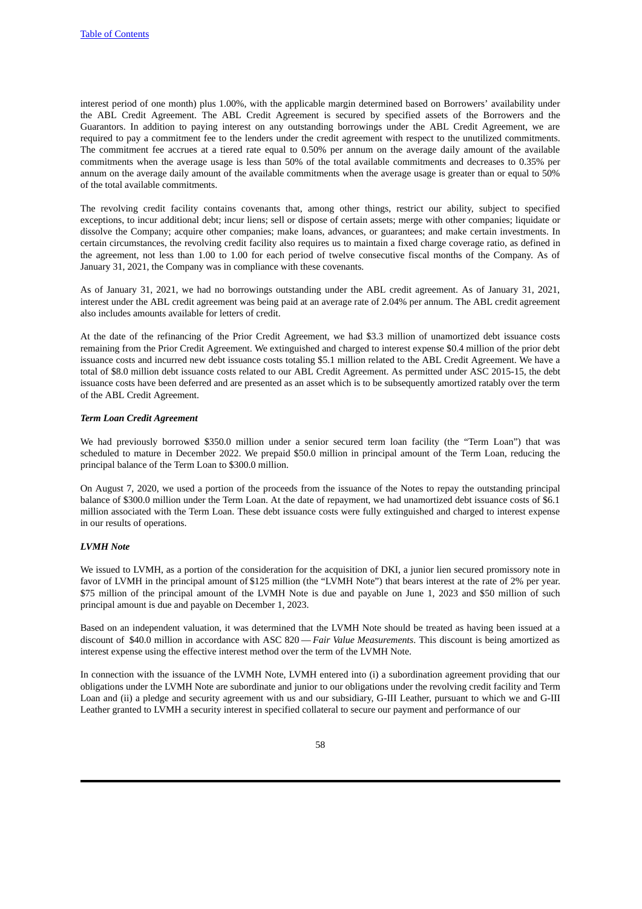interest period of one month) plus 1.00%, with the applicable margin determined based on Borrowers' availability under the ABL Credit Agreement. The ABL Credit Agreement is secured by specified assets of the Borrowers and the Guarantors. In addition to paying interest on any outstanding borrowings under the ABL Credit Agreement, we are required to pay a commitment fee to the lenders under the credit agreement with respect to the unutilized commitments. The commitment fee accrues at a tiered rate equal to 0.50% per annum on the average daily amount of the available commitments when the average usage is less than 50% of the total available commitments and decreases to 0.35% per annum on the average daily amount of the available commitments when the average usage is greater than or equal to 50% of the total available commitments.

The revolving credit facility contains covenants that, among other things, restrict our ability, subject to specified exceptions, to incur additional debt; incur liens; sell or dispose of certain assets; merge with other companies; liquidate or dissolve the Company; acquire other companies; make loans, advances, or guarantees; and make certain investments. In certain circumstances, the revolving credit facility also requires us to maintain a fixed charge coverage ratio, as defined in the agreement, not less than 1.00 to 1.00 for each period of twelve consecutive fiscal months of the Company. As of January 31, 2021, the Company was in compliance with these covenants.

As of January 31, 2021, we had no borrowings outstanding under the ABL credit agreement. As of January 31, 2021, interest under the ABL credit agreement was being paid at an average rate of 2.04% per annum. The ABL credit agreement also includes amounts available for letters of credit.

At the date of the refinancing of the Prior Credit Agreement, we had $3.3 million of unamortized debt issuance costs remaining from the Prior Credit Agreement. We extinguished and charged to interest expense $0.4 million of the prior debt issuance costs and incurred new debt issuance costs totaling $5.1 million related to the ABL Credit Agreement. We have a total of $8.0 million debt issuance costs related to our ABL Credit Agreement. As permitted under ASC 2015-15, the debt issuance costs have been deferred and are presented as an asset which is to be subsequently amortized ratably over the term of the ABL Credit Agreement.

***Term Loan Credit Agreement***

We had previously borrowed $350.0 million under a senior secured term loan facility (the "Term Loan") that was scheduled to mature in December 2022. We prepaid $50.0 million in principal amount of the Term Loan, reducing the principal balance of the Term Loan to $300.0 million.

On August 7, 2020, we used a portion of the proceeds from the issuance of the Notes to repay the outstanding principal balance of $300.0 million under the Term Loan. At the date of repayment, we had unamortized debt issuance costs of $6.1 million associated with the Term Loan. These debt issuance costs were fully extinguished and charged to interest expense in our results of operations.

***LVMH Note***

We issued to LVMH, as a portion of the consideration for the acquisition of DKI, a junior lien secured promissory note in favor of LVMH in the principal amount of $125 million (the "LVMH Note") that bears interest at the rate of 2% per year. $75 million of the principal amount of the LVMH Note is due and payable on June 1, 2023 and $50 million of such principal amount is due and payable on December 1, 2023.

Based on an independent valuation, it was determined that the LVMH Note should be treated as having been issued at a discount of $40.0 million in accordance with ASC 820 — *Fair Value Measurements*. This discount is being amortized as interest expense using the effective interest method over the term of the LVMH Note.

In connection with the issuance of the LVMH Note, LVMH entered into (i) a subordination agreement providing that our obligations under the LVMH Note are subordinate and junior to our obligations under the revolving credit facility and Term Loan and (ii) a pledge and security agreement with us and our subsidiary, G-III Leather, pursuant to which we and G-III Leather granted to LVMH a security interest in specified collateral to secure our payment and performance of our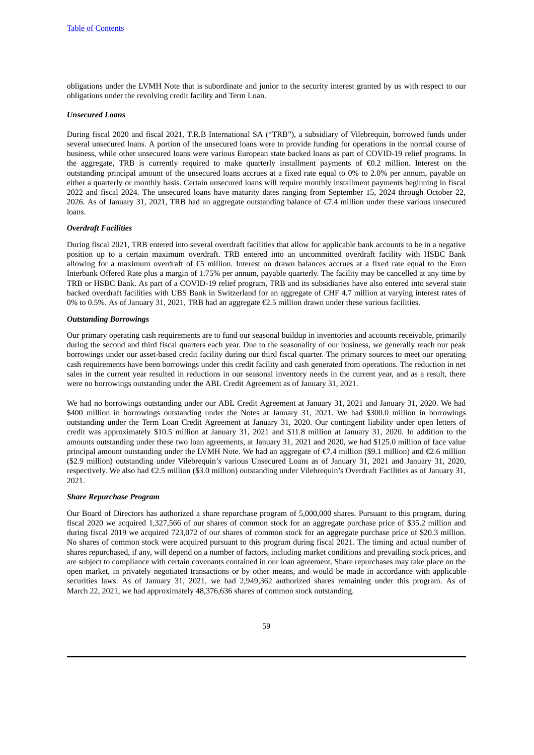obligations under the LVMH Note that is subordinate and junior to the security interest granted by us with respect to our obligations under the revolving credit facility and Term Loan.

***Unsecured Loans***

During fiscal 2020 and fiscal 2021, T.R.B International SA ("TRB"), a subsidiary of Vilebrequin, borrowed funds under several unsecured loans. A portion of the unsecured loans were to provide funding for operations in the normal course of business, while other unsecured loans were various European state backed loans as part of COVID-19 relief programs. In the aggregate, TRB is currently required to make quarterly installment payments of €0.2 million. Interest on the outstanding principal amount of the unsecured loans accrues at a fixed rate equal to 0% to 2.0% per annum, payable on either a quarterly or monthly basis. Certain unsecured loans will require monthly installment payments beginning in fiscal 2022 and fiscal 2024. The unsecured loans have maturity dates ranging from September 15, 2024 through October 22, 2026. As of January 31, 2021, TRB had an aggregate outstanding balance of €7.4 million under these various unsecured loans.

***Overdraft Facilities***

During fiscal 2021, TRB entered into several overdraft facilities that allow for applicable bank accounts to be in a negative position up to a certain maximum overdraft. TRB entered into an uncommitted overdraft facility with HSBC Bank allowing for a maximum overdraft of €5 million. Interest on drawn balances accrues at a fixed rate equal to the Euro Interbank Offered Rate plus a margin of 1.75% per annum, payable quarterly. The facility may be cancelled at any time by TRB or HSBC Bank. As part of a COVID-19 relief program, TRB and its subsidiaries have also entered into several state backed overdraft facilities with UBS Bank in Switzerland for an aggregate of CHF 4.7 million at varying interest rates of 0% to 0.5%. As of January 31, 2021, TRB had an aggregate €2.5 million drawn under these various facilities.

***Outstanding Borrowings***

Our primary operating cash requirements are to fund our seasonal buildup in inventories and accounts receivable, primarily during the second and third fiscal quarters each year. Due to the seasonality of our business, we generally reach our peak borrowings under our asset-based credit facility during our third fiscal quarter. The primary sources to meet our operating cash requirements have been borrowings under this credit facility and cash generated from operations. The reduction in net sales in the current year resulted in reductions in our seasonal inventory needs in the current year, and as a result, there were no borrowings outstanding under the ABL Credit Agreement as of January 31, 2021.

We had no borrowings outstanding under our ABL Credit Agreement at January 31, 2021 and January 31, 2020. We had $400 million in borrowings outstanding under the Notes at January 31, 2021. We had $300.0 million in borrowings outstanding under the Term Loan Credit Agreement at January 31, 2020. Our contingent liability under open letters of credit was approximately $10.5 million at January 31, 2021 and $11.8 million at January 31, 2020. In addition to the amounts outstanding under these two loan agreements, at January 31, 2021 and 2020, we had $125.0 million of face value principal amount outstanding under the LVMH Note. We had an aggregate of €7.4 million ($9.1 million) and €2.6 million ($2.9 million) outstanding under Vilebrequin's various Unsecured Loans as of January 31, 2021 and January 31, 2020, respectively. We also had €2.5 million ($3.0 million) outstanding under Vilebrequin's Overdraft Facilities as of January 31, 2021.

***Share Repurchase Program***

Our Board of Directors has authorized a share repurchase program of 5,000,000 shares. Pursuant to this program, during fiscal 2020 we acquired 1,327,566 of our shares of common stock for an aggregate purchase price of $35.2 million and during fiscal 2019 we acquired 723,072 of our shares of common stock for an aggregate purchase price of $20.3 million. No shares of common stock were acquired pursuant to this program during fiscal 2021. The timing and actual number of shares repurchased, if any, will depend on a number of factors, including market conditions and prevailing stock prices, and are subject to compliance with certain covenants contained in our loan agreement. Share repurchases may take place on the open market, in privately negotiated transactions or by other means, and would be made in accordance with applicable securities laws. As of January 31, 2021, we had 2,949,362 authorized shares remaining under this program. As of March 22, 2021, we had approximately 48,376,636 shares of common stock outstanding.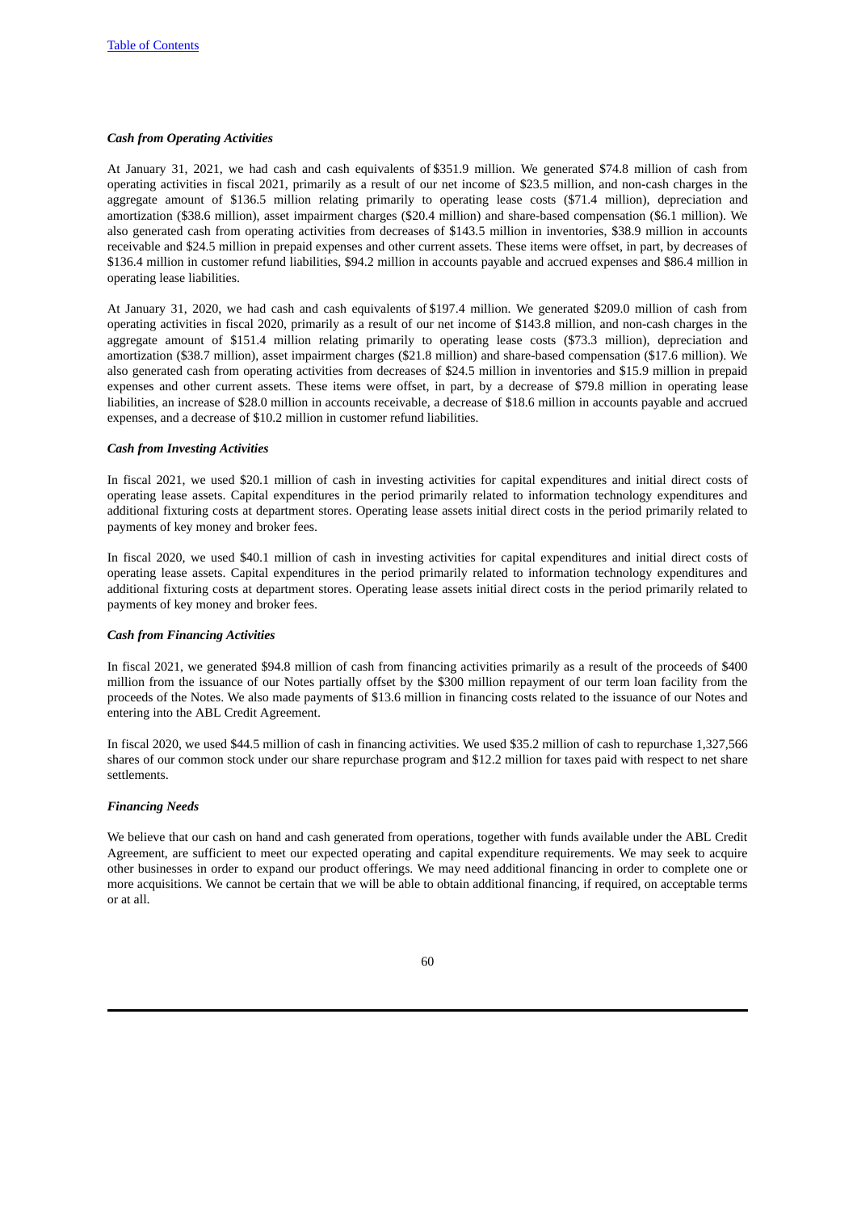### *Cash from Operating Activities*

At January 31, 2021, we had cash and cash equivalents of $351.9 million. We generated $74.8 million of cash from operating activities in fiscal 2021, primarily as a result of our net income of $23.5 million, and non-cash charges in the aggregate amount of $136.5 million relating primarily to operating lease costs ($71.4 million), depreciation and amortization ($38.6 million), asset impairment charges ($20.4 million) and share-based compensation ($6.1 million). We also generated cash from operating activities from decreases of $143.5 million in inventories, $38.9 million in accounts receivable and $24.5 million in prepaid expenses and other current assets. These items were offset, in part, by decreases of $136.4 million in customer refund liabilities, $94.2 million in accounts payable and accrued expenses and $86.4 million in operating lease liabilities.

At January 31, 2020, we had cash and cash equivalents of $197.4 million. We generated $209.0 million of cash from operating activities in fiscal 2020, primarily as a result of our net income of $143.8 million, and non-cash charges in the aggregate amount of $151.4 million relating primarily to operating lease costs ($73.3 million), depreciation and amortization ($38.7 million), asset impairment charges ($21.8 million) and share-based compensation ($17.6 million). We also generated cash from operating activities from decreases of $24.5 million in inventories and $15.9 million in prepaid expenses and other current assets. These items were offset, in part, by a decrease of $79.8 million in operating lease liabilities, an increase of $28.0 million in accounts receivable, a decrease of $18.6 million in accounts payable and accrued expenses, and a decrease of $10.2 million in customer refund liabilities.

### *Cash from Investing Activities*

In fiscal 2021, we used $20.1 million of cash in investing activities for capital expenditures and initial direct costs of operating lease assets. Capital expenditures in the period primarily related to information technology expenditures and additional fixturing costs at department stores. Operating lease assets initial direct costs in the period primarily related to payments of key money and broker fees.

In fiscal 2020, we used $40.1 million of cash in investing activities for capital expenditures and initial direct costs of operating lease assets. Capital expenditures in the period primarily related to information technology expenditures and additional fixturing costs at department stores. Operating lease assets initial direct costs in the period primarily related to payments of key money and broker fees.

### *Cash from Financing Activities*

In fiscal 2021, we generated $94.8 million of cash from financing activities primarily as a result of the proceeds of $400 million from the issuance of our Notes partially offset by the $300 million repayment of our term loan facility from the proceeds of the Notes. We also made payments of $13.6 million in financing costs related to the issuance of our Notes and entering into the ABL Credit Agreement.

In fiscal 2020, we used $44.5 million of cash in financing activities. We used $35.2 million of cash to repurchase 1,327,566 shares of our common stock under our share repurchase program and $12.2 million for taxes paid with respect to net share settlements.

### *Financing Needs*

We believe that our cash on hand and cash generated from operations, together with funds available under the ABL Credit Agreement, are sufficient to meet our expected operating and capital expenditure requirements. We may seek to acquire other businesses in order to expand our product offerings. We may need additional financing in order to complete one or more acquisitions. We cannot be certain that we will be able to obtain additional financing, if required, on acceptable terms or at all.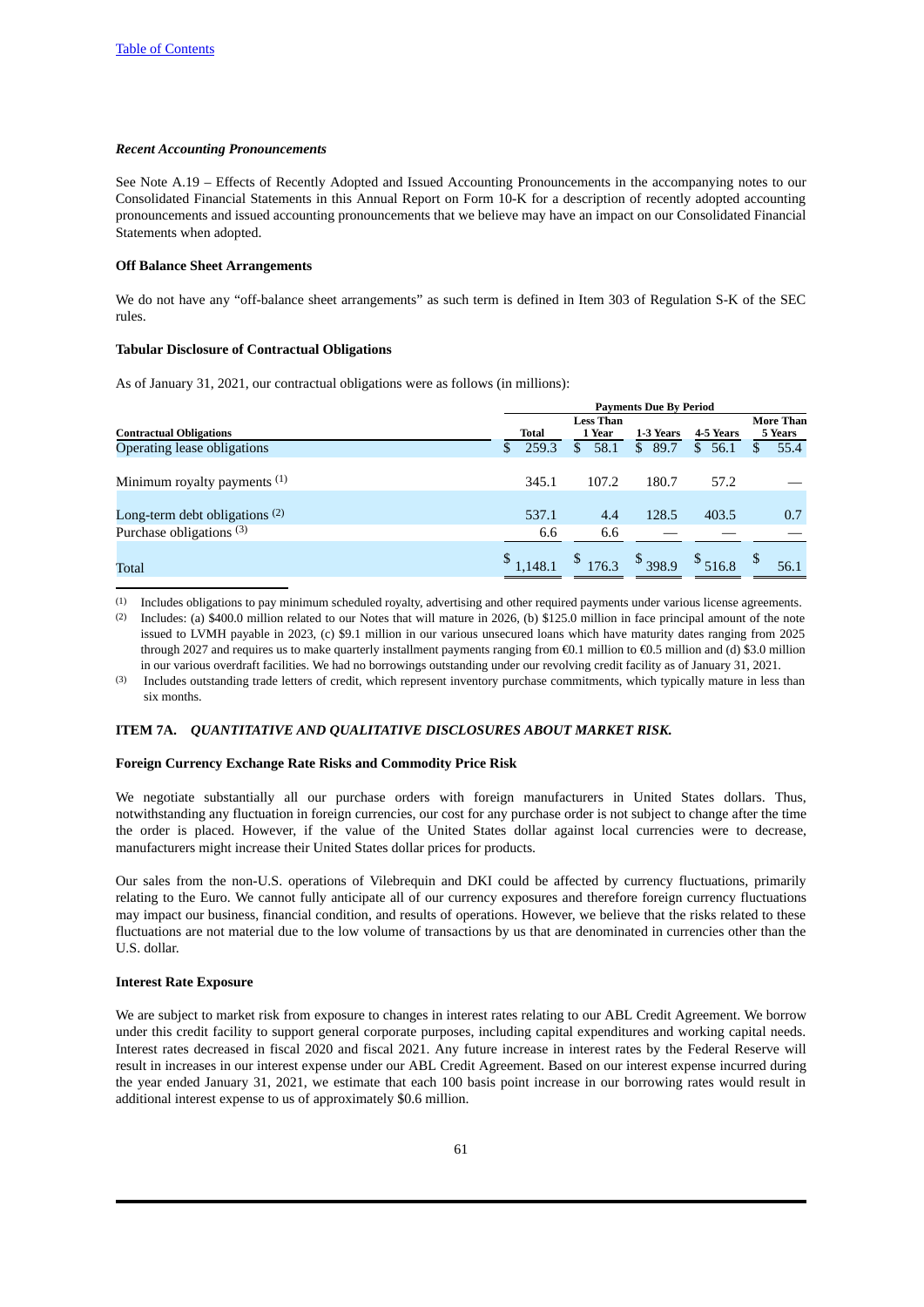*Recent Accounting Pronouncements*

See Note A.19 – Effects of Recently Adopted and Issued Accounting Pronouncements in the accompanying notes to our Consolidated Financial Statements in this Annual Report on Form 10-K for a description of recently adopted accounting pronouncements and issued accounting pronouncements that we believe may have an impact on our Consolidated Financial Statements when adopted.

**Off Balance Sheet Arrangements**

We do not have any "off-balance sheet arrangements" as such term is defined in Item 303 of Regulation S-K of the SEC rules.

**Tabular Disclosure of Contractual Obligations**

As of January 31, 2021, our contractual obligations were as follows (in millions):

| | Payments Due By Period | | | | |
|---|---|---|---|---|---|
| **Contractual Obligations** | **Total** | **Less Than 1 Year** | **1-3 Years** | **4-5 Years** | **More Than 5 Years** |
| Operating lease obligations | $ 259.3 | $ 58.1 | $ 89.7 | $ 56.1 | $ 55.4 |
| Minimum royalty payments [(1)] | 345.1 | 107.2 | 180.7 | 57.2 | — |
| Long-term debt obligations [(2)] | 537.1 | 4.4 | 128.5 | 403.5 | 0.7 |
| Purchase obligations [(3)] | 6.6 | 6.6 | — | — | — |
| Total | $ 1,148.1 | $ 176.3 | $ 398.9 | $ 516.8 | $ 56.1 |

(1) Includes obligations to pay minimum scheduled royalty, advertising and other required payments under various license agreements.

(2) Includes: (a) $400.0 million related to our Notes that will mature in 2026, (b) $125.0 million in face principal amount of the note issued to LVMH payable in 2023, (c) $9.1 million in our various unsecured loans which have maturity dates ranging from 2025 through 2027 and requires us to make quarterly installment payments ranging from €0.1 million to €0.5 million and (d) $3.0 million in our various overdraft facilities. We had no borrowings outstanding under our revolving credit facility as of January 31, 2021.

(3) Includes outstanding trade letters of credit, which represent inventory purchase commitments, which typically mature in less than six months.

## ITEM 7A. *QUANTITATIVE AND QUALITATIVE DISCLOSURES ABOUT MARKET RISK.*

**Foreign Currency Exchange Rate Risks and Commodity Price Risk**

We negotiate substantially all our purchase orders with foreign manufacturers in United States dollars. Thus, notwithstanding any fluctuation in foreign currencies, our cost for any purchase order is not subject to change after the time the order is placed. However, if the value of the United States dollar against local currencies were to decrease, manufacturers might increase their United States dollar prices for products.

Our sales from the non-U.S. operations of Vilebrequin and DKI could be affected by currency fluctuations, primarily relating to the Euro. We cannot fully anticipate all of our currency exposures and therefore foreign currency fluctuations may impact our business, financial condition, and results of operations. However, we believe that the risks related to these fluctuations are not material due to the low volume of transactions by us that are denominated in currencies other than the U.S. dollar.

**Interest Rate Exposure**

We are subject to market risk from exposure to changes in interest rates relating to our ABL Credit Agreement. We borrow under this credit facility to support general corporate purposes, including capital expenditures and working capital needs. Interest rates decreased in fiscal 2020 and fiscal 2021. Any future increase in interest rates by the Federal Reserve will result in increases in our interest expense under our ABL Credit Agreement. Based on our interest expense incurred during the year ended January 31, 2021, we estimate that each 100 basis point increase in our borrowing rates would result in additional interest expense to us of approximately $0.6 million.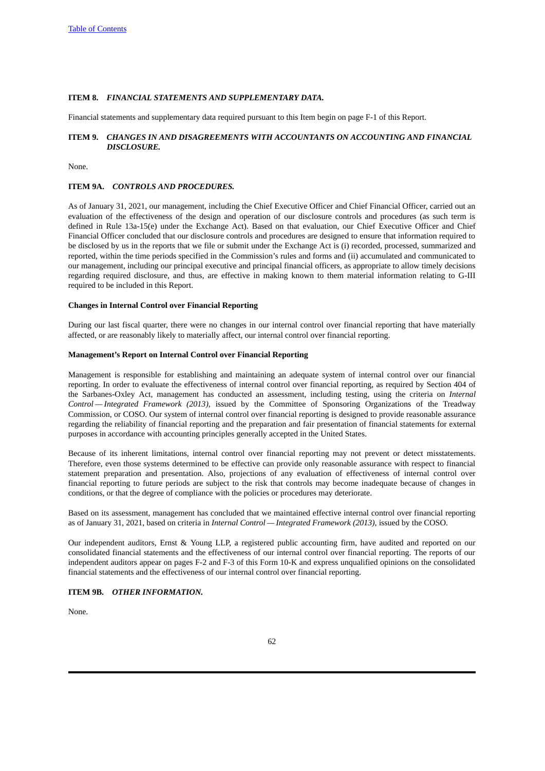## ITEM 8. *FINANCIAL STATEMENTS AND SUPPLEMENTARY DATA.*

Financial statements and supplementary data required pursuant to this Item begin on page F-1 of this Report.

## ITEM 9. *CHANGES IN AND DISAGREEMENTS WITH ACCOUNTANTS ON ACCOUNTING AND FINANCIAL DISCLOSURE.*

None.

## ITEM 9A. *CONTROLS AND PROCEDURES.*

As of January 31, 2021, our management, including the Chief Executive Officer and Chief Financial Officer, carried out an evaluation of the effectiveness of the design and operation of our disclosure controls and procedures (as such term is defined in Rule 13a-15(e) under the Exchange Act). Based on that evaluation, our Chief Executive Officer and Chief Financial Officer concluded that our disclosure controls and procedures are designed to ensure that information required to be disclosed by us in the reports that we file or submit under the Exchange Act is (i) recorded, processed, summarized and reported, within the time periods specified in the Commission's rules and forms and (ii) accumulated and communicated to our management, including our principal executive and principal financial officers, as appropriate to allow timely decisions regarding required disclosure, and thus, are effective in making known to them material information relating to G-III required to be included in this Report.

**Changes in Internal Control over Financial Reporting**

During our last fiscal quarter, there were no changes in our internal control over financial reporting that have materially affected, or are reasonably likely to materially affect, our internal control over financial reporting.

**Management's Report on Internal Control over Financial Reporting**

Management is responsible for establishing and maintaining an adequate system of internal control over our financial reporting. In order to evaluate the effectiveness of internal control over financial reporting, as required by Section 404 of the Sarbanes-Oxley Act, management has conducted an assessment, including testing, using the criteria on *Internal Control — Integrated Framework (2013)*, issued by the Committee of Sponsoring Organizations of the Treadway Commission, or COSO. Our system of internal control over financial reporting is designed to provide reasonable assurance regarding the reliability of financial reporting and the preparation and fair presentation of financial statements for external purposes in accordance with accounting principles generally accepted in the United States.

Because of its inherent limitations, internal control over financial reporting may not prevent or detect misstatements. Therefore, even those systems determined to be effective can provide only reasonable assurance with respect to financial statement preparation and presentation. Also, projections of any evaluation of effectiveness of internal control over financial reporting to future periods are subject to the risk that controls may become inadequate because of changes in conditions, or that the degree of compliance with the policies or procedures may deteriorate.

Based on its assessment, management has concluded that we maintained effective internal control over financial reporting as of January 31, 2021, based on criteria in *Internal Control — Integrated Framework (2013)*, issued by the COSO.

Our independent auditors, Ernst & Young LLP, a registered public accounting firm, have audited and reported on our consolidated financial statements and the effectiveness of our internal control over financial reporting. The reports of our independent auditors appear on pages F-2 and F-3 of this Form 10-K and express unqualified opinions on the consolidated financial statements and the effectiveness of our internal control over financial reporting.

## ITEM 9B. *OTHER INFORMATION.*

None.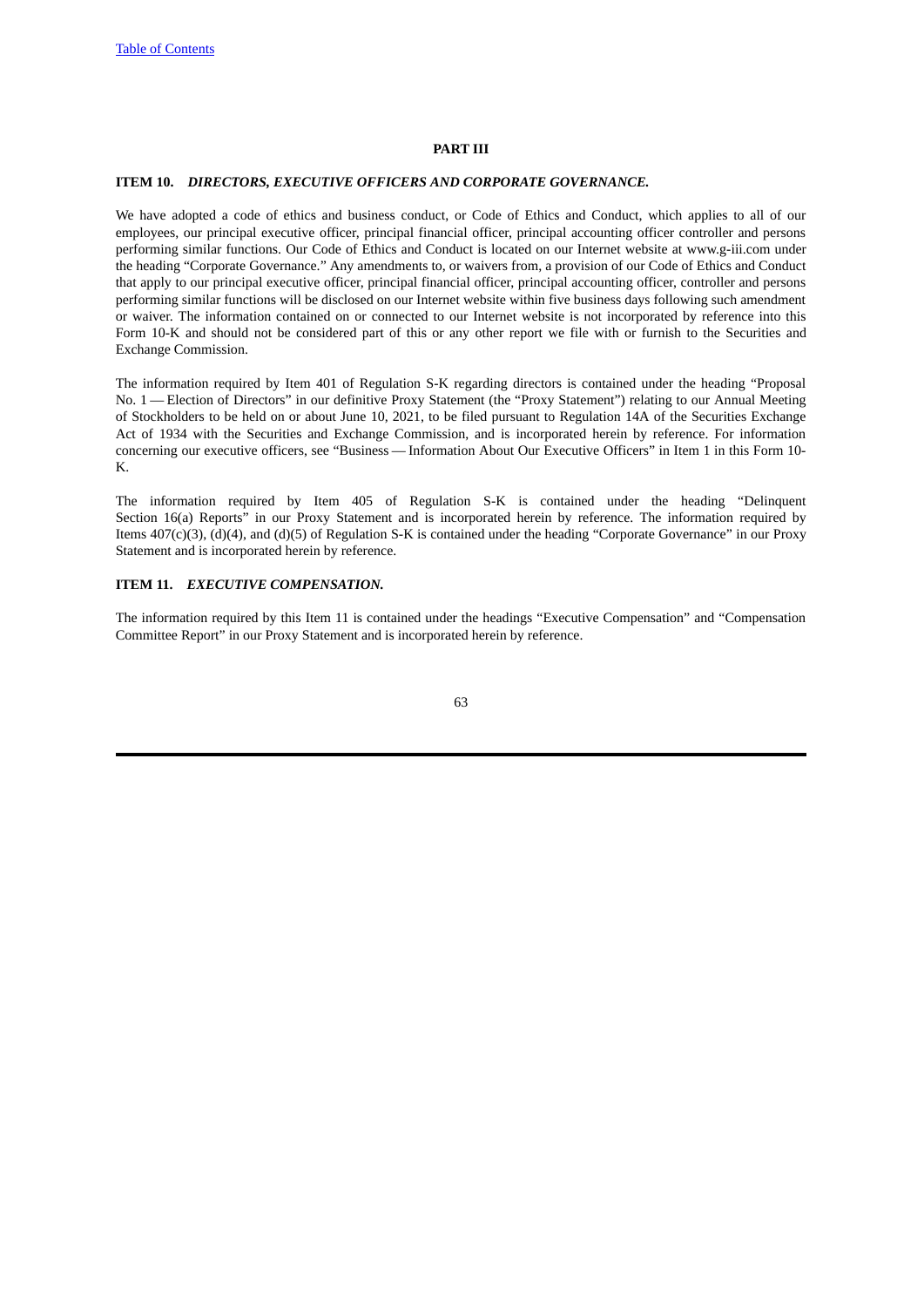# PART III

## ITEM 10. *DIRECTORS, EXECUTIVE OFFICERS AND CORPORATE GOVERNANCE.*

We have adopted a code of ethics and business conduct, or Code of Ethics and Conduct, which applies to all of our employees, our principal executive officer, principal financial officer, principal accounting officer controller and persons performing similar functions. Our Code of Ethics and Conduct is located on our Internet website at www.g-iii.com under the heading "Corporate Governance." Any amendments to, or waivers from, a provision of our Code of Ethics and Conduct that apply to our principal executive officer, principal financial officer, principal accounting officer, controller and persons performing similar functions will be disclosed on our Internet website within five business days following such amendment or waiver. The information contained on or connected to our Internet website is not incorporated by reference into this Form 10-K and should not be considered part of this or any other report we file with or furnish to the Securities and Exchange Commission.

The information required by Item 401 of Regulation S-K regarding directors is contained under the heading "Proposal No. 1 — Election of Directors" in our definitive Proxy Statement (the "Proxy Statement") relating to our Annual Meeting of Stockholders to be held on or about June 10, 2021, to be filed pursuant to Regulation 14A of the Securities Exchange Act of 1934 with the Securities and Exchange Commission, and is incorporated herein by reference. For information concerning our executive officers, see "Business — Information About Our Executive Officers" in Item 1 in this Form 10-K.

The information required by Item 405 of Regulation S-K is contained under the heading "Delinquent Section 16(a) Reports" in our Proxy Statement and is incorporated herein by reference. The information required by Items 407(c)(3), (d)(4), and (d)(5) of Regulation S-K is contained under the heading "Corporate Governance" in our Proxy Statement and is incorporated herein by reference.

## ITEM 11. *EXECUTIVE COMPENSATION.*

The information required by this Item 11 is contained under the headings "Executive Compensation" and "Compensation Committee Report" in our Proxy Statement and is incorporated herein by reference.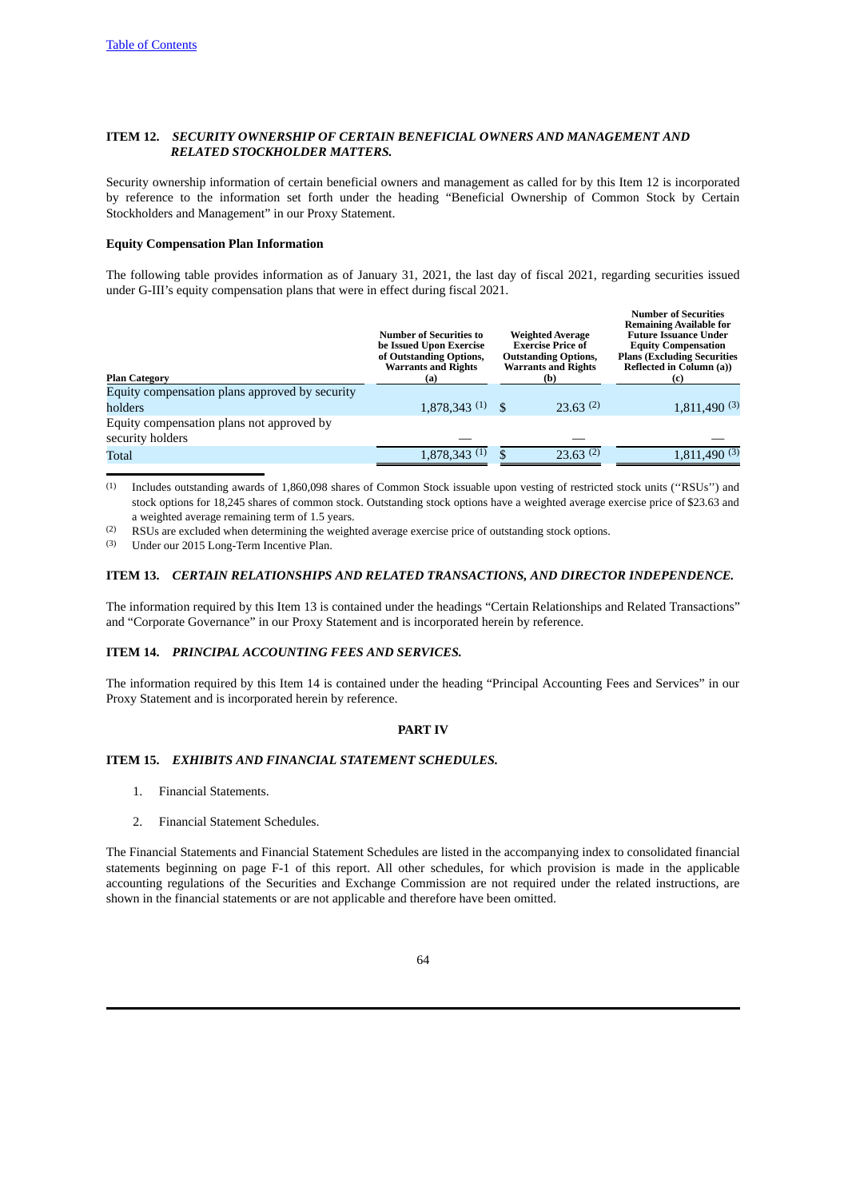### ITEM 12. *SECURITY OWNERSHIP OF CERTAIN BENEFICIAL OWNERS AND MANAGEMENT AND RELATED STOCKHOLDER MATTERS.*

Security ownership information of certain beneficial owners and management as called for by this Item 12 is incorporated by reference to the information set forth under the heading "Beneficial Ownership of Common Stock by Certain Stockholders and Management" in our Proxy Statement.

**Equity Compensation Plan Information**

The following table provides information as of January 31, 2021, the last day of fiscal 2021, regarding securities issued under G-III's equity compensation plans that were in effect during fiscal 2021.

| Plan Category | Number of Securities to be Issued Upon Exercise of Outstanding Options, Warrants and Rights (a) | Weighted Average Exercise Price of Outstanding Options, Warrants and Rights (b) | Number of Securities Remaining Available for Future Issuance Under Equity Compensation Plans (Excluding Securities Reflected in Column (a)) (c) |
|---|---|---|---|
| Equity compensation plans approved by security holders | 1,878,343 (1) | $ 23.63 (2) | 1,811,490 (3) |
| Equity compensation plans not approved by security holders | — | — | — |
| Total | 1,878,343 (1) | $ 23.63 (2) | 1,811,490 (3) |

(1) Includes outstanding awards of 1,860,098 shares of Common Stock issuable upon vesting of restricted stock units (''RSUs'') and stock options for 18,245 shares of common stock. Outstanding stock options have a weighted average exercise price of $23.63 and a weighted average remaining term of 1.5 years.

(2) RSUs are excluded when determining the weighted average exercise price of outstanding stock options.

(3) Under our 2015 Long-Term Incentive Plan.

### ITEM 13. *CERTAIN RELATIONSHIPS AND RELATED TRANSACTIONS, AND DIRECTOR INDEPENDENCE.*

The information required by this Item 13 is contained under the headings "Certain Relationships and Related Transactions" and "Corporate Governance" in our Proxy Statement and is incorporated herein by reference.

### ITEM 14. *PRINCIPAL ACCOUNTING FEES AND SERVICES.*

The information required by this Item 14 is contained under the heading "Principal Accounting Fees and Services" in our Proxy Statement and is incorporated herein by reference.

## PART IV

### ITEM 15. *EXHIBITS AND FINANCIAL STATEMENT SCHEDULES.*

1. Financial Statements.

2. Financial Statement Schedules.

The Financial Statements and Financial Statement Schedules are listed in the accompanying index to consolidated financial statements beginning on page F-1 of this report. All other schedules, for which provision is made in the applicable accounting regulations of the Securities and Exchange Commission are not required under the related instructions, are shown in the financial statements or are not applicable and therefore have been omitted.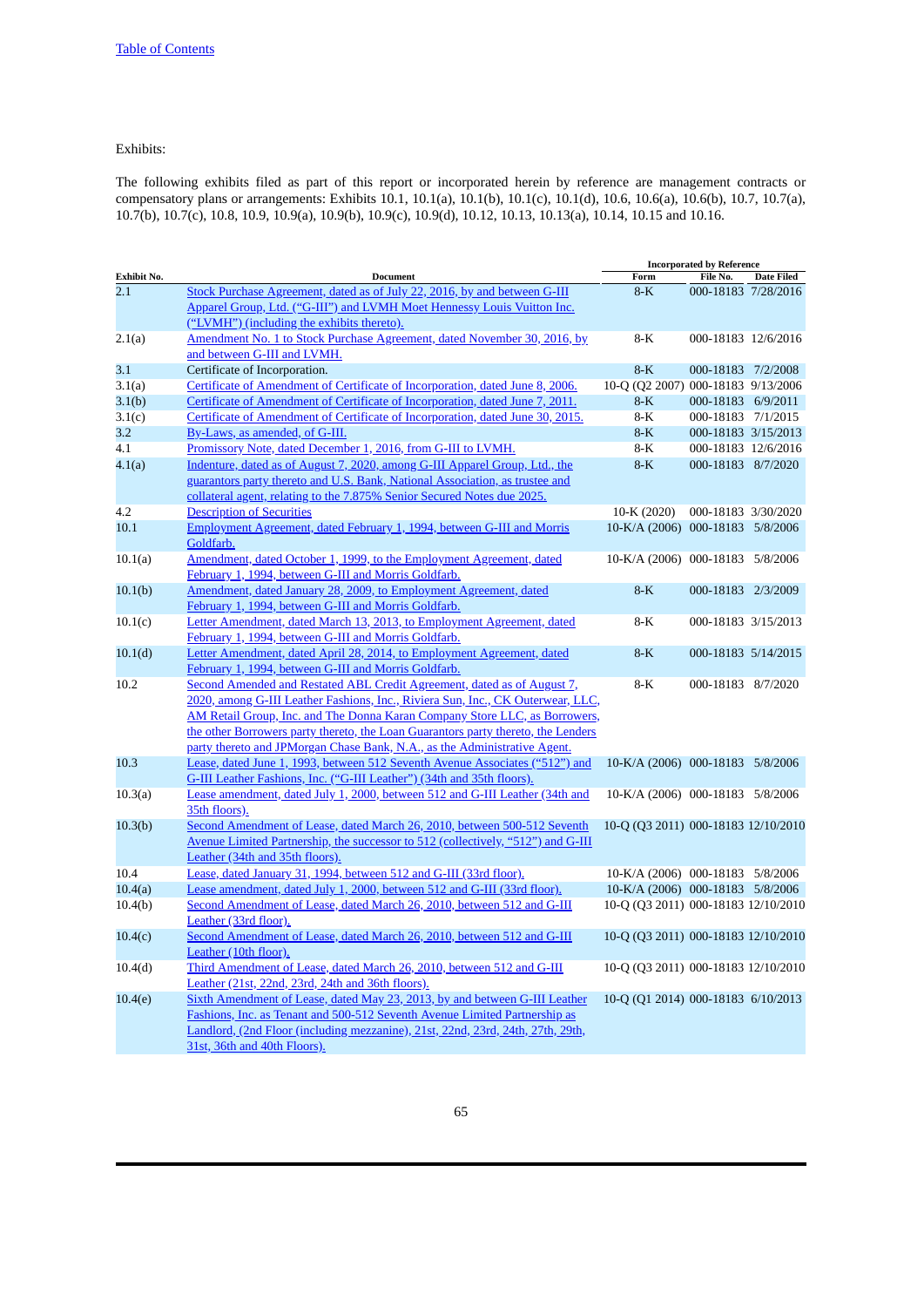Exhibits:

The following exhibits filed as part of this report or incorporated herein by reference are management contracts or compensatory plans or arrangements: Exhibits 10.1, 10.1(a), 10.1(b), 10.1(c), 10.1(d), 10.6, 10.6(a), 10.6(b), 10.7, 10.7(a), 10.7(b), 10.7(c), 10.8, 10.9, 10.9(a), 10.9(b), 10.9(c), 10.9(d), 10.12, 10.13, 10.13(a), 10.14, 10.15 and 10.16.

| | | Incorporated by Reference | | |
|---|---|---|---|---|
| Exhibit No. | Document | Form | File No. | Date Filed |
| 2.1 | Stock Purchase Agreement, dated as of July 22, 2016, by and between G-III Apparel Group, Ltd. ("G-III") and LVMH Moet Hennessy Louis Vuitton Inc. ("LVMH") (including the exhibits thereto). | 8-K | 000-18183 | 7/28/2016 |
| 2.1(a) | Amendment No. 1 to Stock Purchase Agreement, dated November 30, 2016, by and between G-III and LVMH. | 8-K | 000-18183 | 12/6/2016 |
| 3.1 | Certificate of Incorporation. | 8-K | 000-18183 | 7/2/2008 |
| 3.1(a) | Certificate of Amendment of Certificate of Incorporation, dated June 8, 2006. | 10-Q (Q2 2007) | 000-18183 | 9/13/2006 |
| 3.1(b) | Certificate of Amendment of Certificate of Incorporation, dated June 7, 2011. | 8-K | 000-18183 | 6/9/2011 |
| 3.1(c) | Certificate of Amendment of Certificate of Incorporation, dated June 30, 2015. | 8-K | 000-18183 | 7/1/2015 |
| 3.2 | By-Laws, as amended, of G-III. | 8-K | 000-18183 | 3/15/2013 |
| 4.1 | Promissory Note, dated December 1, 2016, from G-III to LVMH. | 8-K | 000-18183 | 12/6/2016 |
| 4.1(a) | Indenture, dated as of August 7, 2020, among G-III Apparel Group, Ltd., the guarantors party thereto and U.S. Bank, National Association, as trustee and collateral agent, relating to the 7.875% Senior Secured Notes due 2025. | 8-K | 000-18183 | 8/7/2020 |
| 4.2 | Description of Securities | 10-K (2020) | 000-18183 | 3/30/2020 |
| 10.1 | Employment Agreement, dated February 1, 1994, between G-III and Morris Goldfarb. | 10-K/A (2006) | 000-18183 | 5/8/2006 |
| 10.1(a) | Amendment, dated October 1, 1999, to the Employment Agreement, dated February 1, 1994, between G-III and Morris Goldfarb. | 10-K/A (2006) | 000-18183 | 5/8/2006 |
| 10.1(b) | Amendment, dated January 28, 2009, to Employment Agreement, dated February 1, 1994, between G-III and Morris Goldfarb. | 8-K | 000-18183 | 2/3/2009 |
| 10.1(c) | Letter Amendment, dated March 13, 2013, to Employment Agreement, dated February 1, 1994, between G-III and Morris Goldfarb. | 8-K | 000-18183 | 3/15/2013 |
| 10.1(d) | Letter Amendment, dated April 28, 2014, to Employment Agreement, dated February 1, 1994, between G-III and Morris Goldfarb. | 8-K | 000-18183 | 5/14/2015 |
| 10.2 | Second Amended and Restated ABL Credit Agreement, dated as of August 7, 2020, among G-III Leather Fashions, Inc., Riviera Sun, Inc., CK Outerwear, LLC, AM Retail Group, Inc. and The Donna Karan Company Store LLC, as Borrowers, the other Borrowers party thereto, the Loan Guarantors party thereto, the Lenders party thereto and JPMorgan Chase Bank, N.A., as the Administrative Agent. | 8-K | 000-18183 | 8/7/2020 |
| 10.3 | Lease, dated June 1, 1993, between 512 Seventh Avenue Associates ("512") and G-III Leather Fashions, Inc. ("G-III Leather") (34th and 35th floors). | 10-K/A (2006) | 000-18183 | 5/8/2006 |
| 10.3(a) | Lease amendment, dated July 1, 2000, between 512 and G-III Leather (34th and 35th floors). | 10-K/A (2006) | 000-18183 | 5/8/2006 |
| 10.3(b) | Second Amendment of Lease, dated March 26, 2010, between 500-512 Seventh Avenue Limited Partnership, the successor to 512 (collectively, "512") and G-III Leather (34th and 35th floors). | 10-Q (Q3 2011) | 000-18183 | 12/10/2010 |
| 10.4 | Lease, dated January 31, 1994, between 512 and G-III (33rd floor). | 10-K/A (2006) | 000-18183 | 5/8/2006 |
| 10.4(a) | Lease amendment, dated July 1, 2000, between 512 and G-III (33rd floor). | 10-K/A (2006) | 000-18183 | 5/8/2006 |
| 10.4(b) | Second Amendment of Lease, dated March 26, 2010, between 512 and G-III Leather (33rd floor). | 10-Q (Q3 2011) | 000-18183 | 12/10/2010 |
| 10.4(c) | Second Amendment of Lease, dated March 26, 2010, between 512 and G-III Leather (10th floor). | 10-Q (Q3 2011) | 000-18183 | 12/10/2010 |
| 10.4(d) | Third Amendment of Lease, dated March 26, 2010, between 512 and G-III Leather (21st, 22nd, 23rd, 24th and 36th floors). | 10-Q (Q3 2011) | 000-18183 | 12/10/2010 |
| 10.4(e) | Sixth Amendment of Lease, dated May 23, 2013, by and between G-III Leather Fashions, Inc. as Tenant and 500-512 Seventh Avenue Limited Partnership as Landlord, (2nd Floor (including mezzanine), 21st, 22nd, 23rd, 24th, 27th, 29th, 31st, 36th and 40th Floors). | 10-Q (Q1 2014) | 000-18183 | 6/10/2013 |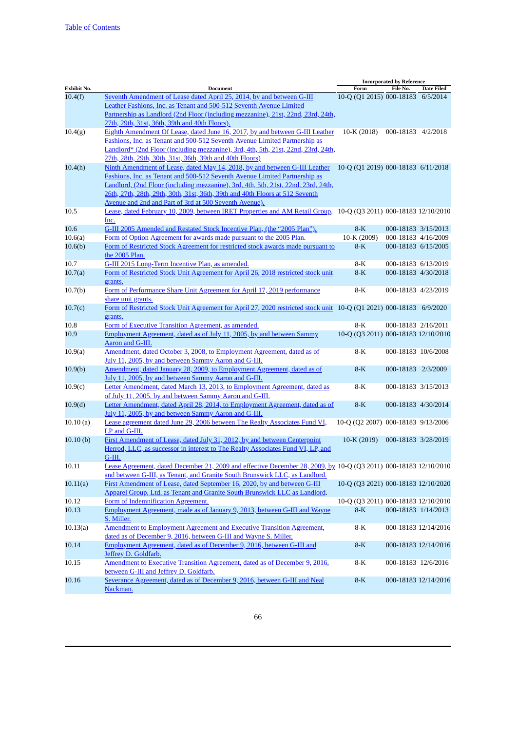[Table of Contents](#)

| Exhibit No. | Document | Incorporated by Reference | | |
|---|---|---|---|---|
| | | Form | File No. | Date Filed |
| 10.4(f) | Seventh Amendment of Lease dated April 25, 2014, by and between G-III Leather Fashions, Inc. as Tenant and 500-512 Seventh Avenue Limited Partnership as Landlord (2nd Floor (including mezzanine), 21st, 22nd, 23rd, 24th, 27th, 29th, 31st, 36th, 39th and 40th Floors). | 10-Q (Q1 2015) | 000-18183 | 6/5/2014 |
| 10.4(g) | Eighth Amendment Of Lease, dated June 16, 2017, by and between G-III Leather Fashions, Inc. as Tenant and 500-512 Seventh Avenue Limited Partnership as Landlord* (2nd Floor (including mezzanine), 3rd, 4th, 5th, 21st, 22nd, 23rd, 24th, 27th, 28th, 29th, 30th, 31st, 36th, 39th and 40th Floors) | 10-K (2018) | 000-18183 | 4/2/2018 |
| 10.4(h) | Ninth Amendment of Lease, dated May 14, 2018, by and between G-III Leather Fashions, Inc. as Tenant and 500-512 Seventh Avenue Limited Partnership as Landlord, (2nd Floor (including mezzanine), 3rd, 4th, 5th, 21st, 22nd, 23rd, 24th, 26th, 27th, 28th, 29th, 30th, 31st, 36th, 39th and 40th Floors at 512 Seventh Avenue and 2nd and Part of 3rd at 500 Seventh Avenue). | 10-Q (Q1 2019) | 000-18183 | 6/11/2018 |
| 10.5 | Lease, dated February 10, 2009, between IRET Properties and AM Retail Group, Inc. | 10-Q (Q3 2011) | 000-18183 | 12/10/2010 |
| 10.6 | G-III 2005 Amended and Restated Stock Incentive Plan, (the "2005 Plan"). | 8-K | 000-18183 | 3/15/2013 |
| 10.6(a) | Form of Option Agreement for awards made pursuant to the 2005 Plan. | 10-K (2009) | 000-18183 | 4/16/2009 |
| 10.6(b) | Form of Restricted Stock Agreement for restricted stock awards made pursuant to the 2005 Plan. | 8-K | 000-18183 | 6/15/2005 |
| 10.7 | G-III 2015 Long-Term Incentive Plan, as amended. | 8-K | 000-18183 | 6/13/2019 |
| 10.7(a) | Form of Restricted Stock Unit Agreement for April 26, 2018 restricted stock unit grants. | 8-K | 000-18183 | 4/30/2018 |
| 10.7(b) | Form of Performance Share Unit Agreement for April 17, 2019 performance share unit grants. | 8-K | 000-18183 | 4/23/2019 |
| 10.7(c) | Form of Restricted Stock Unit Agreement for April 27, 2020 restricted stock unit grants. | 10-Q (Q1 2021) | 000-18183 | 6/9/2020 |
| 10.8 | Form of Executive Transition Agreement, as amended. | 8-K | 000-18183 | 2/16/2011 |
| 10.9 | Employment Agreement, dated as of July 11, 2005, by and between Sammy Aaron and G-III. | 10-Q (Q3 2011) | 000-18183 | 12/10/2010 |
| 10.9(a) | Amendment, dated October 3, 2008, to Employment Agreement, dated as of July 11, 2005, by and between Sammy Aaron and G-III. | 8-K | 000-18183 | 10/6/2008 |
| 10.9(b) | Amendment, dated January 28, 2009, to Employment Agreement, dated as of July 11, 2005, by and between Sammy Aaron and G-III. | 8-K | 000-18183 | 2/3/2009 |
| 10.9(c) | Letter Amendment, dated March 13, 2013, to Employment Agreement, dated as of July 11, 2005, by and between Sammy Aaron and G-III. | 8-K | 000-18183 | 3/15/2013 |
| 10.9(d) | Letter Amendment, dated April 28, 2014, to Employment Agreement, dated as of July 11, 2005, by and between Sammy Aaron and G-III. | 8-K | 000-18183 | 4/30/2014 |
| 10.10 (a) | Lease agreement dated June 29, 2006 between The Realty Associates Fund VI, LP and G-III. | 10-Q (Q2 2007) | 000-18183 | 9/13/2006 |
| 10.10 (b) | First Amendment of Lease, dated July 31, 2012, by and between Centerpoint Herrod, LLC, as successor in interest to The Realty Associates Fund VI, LP, and G-III. | 10-K (2019) | 000-18183 | 3/28/2019 |
| 10.11 | Lease Agreement, dated December 21, 2009 and effective December 28, 2009, by and between G-III, as Tenant, and Granite South Brunswick LLC, as Landlord. | 10-Q (Q3 2011) | 000-18183 | 12/10/2010 |
| 10.11(a) | First Amendment of Lease, dated September 16, 2020, by and between G-III Apparel Group, Ltd. as Tenant and Granite South Brunswick LLC as Landlord. | 10-Q (Q3 2021) | 000-18183 | 12/10/2020 |
| 10.12 | Form of Indemnification Agreement. | 10-Q (Q3 2011) | 000-18183 | 12/10/2010 |
| 10.13 | Employment Agreement, made as of January 9, 2013, between G-III and Wayne S. Miller. | 8-K | 000-18183 | 1/14/2013 |
| 10.13(a) | Amendment to Employment Agreement and Executive Transition Agreement, dated as of December 9, 2016, between G-III and Wayne S. Miller. | 8-K | 000-18183 | 12/14/2016 |
| 10.14 | Employment Agreement, dated as of December 9, 2016, between G-III and Jeffrey D. Goldfarb. | 8-K | 000-18183 | 12/14/2016 |
| 10.15 | Amendment to Executive Transition Agreement, dated as of December 9, 2016, between G-III and Jeffrey D. Goldfarb. | 8-K | 000-18183 | 12/6/2016 |
| 10.16 | Severance Agreement, dated as of December 9, 2016, between G-III and Neal Nackman. | 8-K | 000-18183 | 12/14/2016 |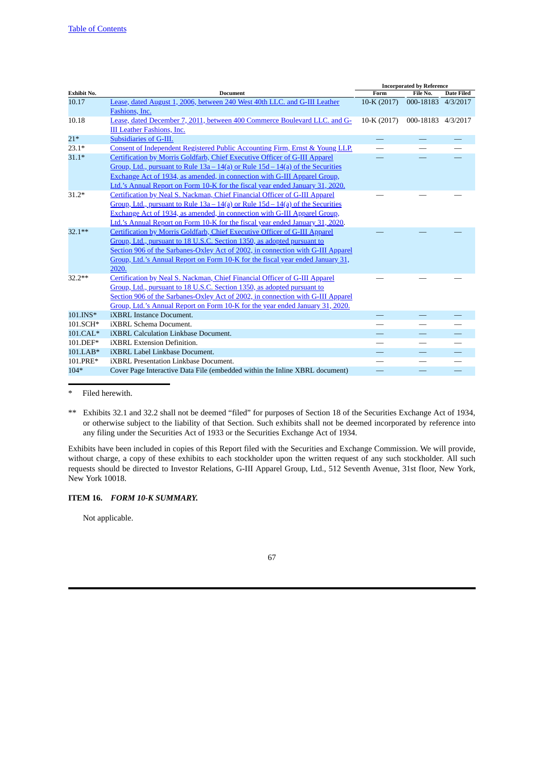| Exhibit No. | Document | Incorporated by Reference | | |
|---|---|---|---|---|
| | | Form | File No. | Date Filed |
| 10.17 | Lease, dated August 1, 2006, between 240 West 40th LLC. and G-III Leather Fashions, Inc. | 10-K (2017) | 000-18183 | 4/3/2017 |
| 10.18 | Lease, dated December 7, 2011, between 400 Commerce Boulevard LLC. and G-III Leather Fashions, Inc. | 10-K (2017) | 000-18183 | 4/3/2017 |
| 21* | Subsidiaries of G-III. | — | — | — |
| 23.1* | Consent of Independent Registered Public Accounting Firm, Ernst & Young LLP. | — | — | — |
| 31.1* | Certification by Morris Goldfarb, Chief Executive Officer of G-III Apparel Group, Ltd., pursuant to Rule 13a – 14(a) or Rule 15d – 14(a) of the Securities Exchange Act of 1934, as amended, in connection with G-III Apparel Group, Ltd.'s Annual Report on Form 10-K for the fiscal year ended January 31, 2020. | — | — | — |
| 31.2* | Certification by Neal S. Nackman, Chief Financial Officer of G-III Apparel Group, Ltd., pursuant to Rule 13a – 14(a) or Rule 15d – 14(a) of the Securities Exchange Act of 1934, as amended, in connection with G-III Apparel Group, Ltd.'s Annual Report on Form 10-K for the fiscal year ended January 31, 2020. | — | — | — |
| 32.1** | Certification by Morris Goldfarb, Chief Executive Officer of G-III Apparel Group, Ltd., pursuant to 18 U.S.C. Section 1350, as adopted pursuant to Section 906 of the Sarbanes-Oxley Act of 2002, in connection with G-III Apparel Group, Ltd.'s Annual Report on Form 10-K for the fiscal year ended January 31, 2020. | — | — | — |
| 32.2** | Certification by Neal S. Nackman, Chief Financial Officer of G-III Apparel Group, Ltd., pursuant to 18 U.S.C. Section 1350, as adopted pursuant to Section 906 of the Sarbanes-Oxley Act of 2002, in connection with G-III Apparel Group, Ltd.'s Annual Report on Form 10-K for the year ended January 31, 2020. | — | — | — |
| 101.INS* | iXBRL Instance Document. | — | — | — |
| 101.SCH* | iXBRL Schema Document. | — | — | — |
| 101.CAL* | iXBRL Calculation Linkbase Document. | — | — | — |
| 101.DEF* | iXBRL Extension Definition. | — | — | — |
| 101.LAB* | iXBRL Label Linkbase Document. | — | — | — |
| 101.PRE* | iXBRL Presentation Linkbase Document. | — | — | — |
| 104* | Cover Page Interactive Data File (embedded within the Inline XBRL document) | — | — | — |

\* Filed herewith.

\** Exhibits 32.1 and 32.2 shall not be deemed "filed" for purposes of Section 18 of the Securities Exchange Act of 1934, or otherwise subject to the liability of that Section. Such exhibits shall not be deemed incorporated by reference into any filing under the Securities Act of 1933 or the Securities Exchange Act of 1934.

Exhibits have been included in copies of this Report filed with the Securities and Exchange Commission. We will provide, without charge, a copy of these exhibits to each stockholder upon the written request of any such stockholder. All such requests should be directed to Investor Relations, G-III Apparel Group, Ltd., 512 Seventh Avenue, 31st floor, New York, New York 10018.

## ITEM 16. *FORM 10-K SUMMARY.*

Not applicable.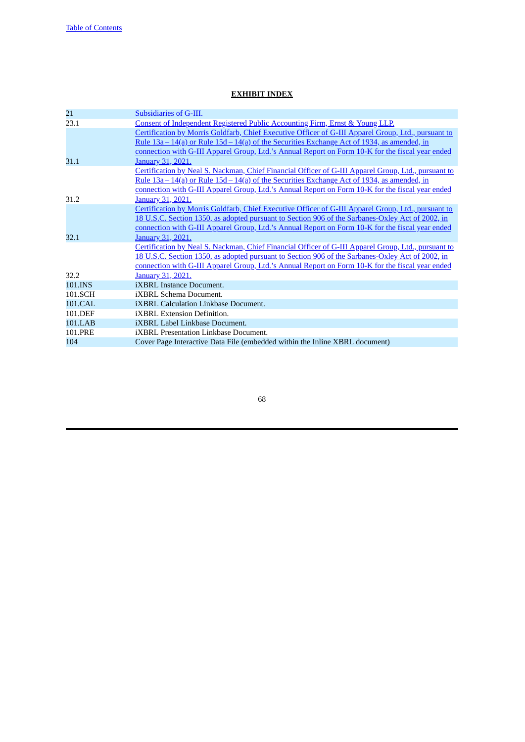**EXHIBIT INDEX**

| | |
|---|---|
| 21 | Subsidiaries of G-III. |
| 23.1 | Consent of Independent Registered Public Accounting Firm, Ernst & Young LLP. |
| 31.1 | Certification by Morris Goldfarb, Chief Executive Officer of G-III Apparel Group, Ltd., pursuant to Rule 13a – 14(a) or Rule 15d – 14(a) of the Securities Exchange Act of 1934, as amended, in connection with G-III Apparel Group, Ltd.'s Annual Report on Form 10-K for the fiscal year ended January 31, 2021. |
| 31.2 | Certification by Neal S. Nackman, Chief Financial Officer of G-III Apparel Group, Ltd., pursuant to Rule 13a – 14(a) or Rule 15d – 14(a) of the Securities Exchange Act of 1934, as amended, in connection with G-III Apparel Group, Ltd.'s Annual Report on Form 10-K for the fiscal year ended January 31, 2021. |
| 32.1 | Certification by Morris Goldfarb, Chief Executive Officer of G-III Apparel Group, Ltd., pursuant to 18 U.S.C. Section 1350, as adopted pursuant to Section 906 of the Sarbanes-Oxley Act of 2002, in connection with G-III Apparel Group, Ltd.'s Annual Report on Form 10-K for the fiscal year ended January 31, 2021. |
| 32.2 | Certification by Neal S. Nackman, Chief Financial Officer of G-III Apparel Group, Ltd., pursuant to 18 U.S.C. Section 1350, as adopted pursuant to Section 906 of the Sarbanes-Oxley Act of 2002, in connection with G-III Apparel Group, Ltd.'s Annual Report on Form 10-K for the fiscal year ended January 31, 2021. |
| 101.INS | iXBRL Instance Document. |
| 101.SCH | iXBRL Schema Document. |
| 101.CAL | iXBRL Calculation Linkbase Document. |
| 101.DEF | iXBRL Extension Definition. |
| 101.LAB | iXBRL Label Linkbase Document. |
| 101.PRE | iXBRL Presentation Linkbase Document. |
| 104 | Cover Page Interactive Data File (embedded within the Inline XBRL document) |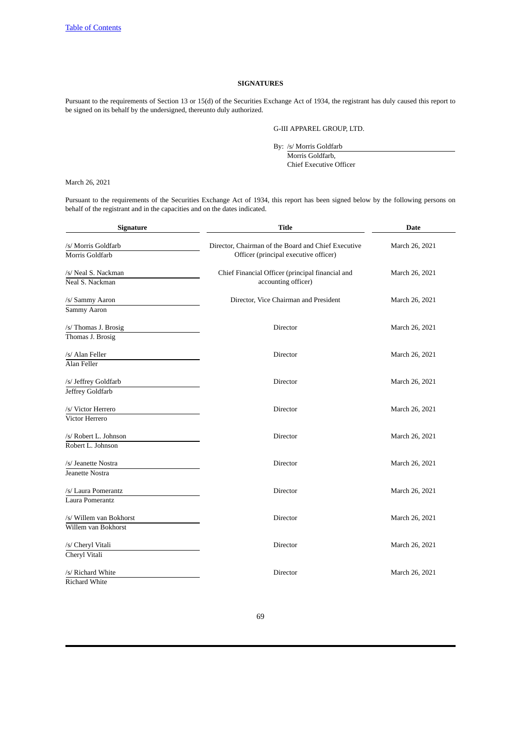[Table of Contents](#)

## SIGNATURES

Pursuant to the requirements of Section 13 or 15(d) of the Securities Exchange Act of 1934, the registrant has duly caused this report to be signed on its behalf by the undersigned, thereunto duly authorized.

G-III APPAREL GROUP, LTD.

By: /s/ Morris Goldfarb
Morris Goldfarb,
Chief Executive Officer

March 26, 2021

Pursuant to the requirements of the Securities Exchange Act of 1934, this report has been signed below by the following persons on behalf of the registrant and in the capacities and on the dates indicated.

| Signature | Title | Date |
|---|---|---|
| /s/ Morris Goldfarb<br>Morris Goldfarb | Director, Chairman of the Board and Chief Executive Officer (principal executive officer) | March 26, 2021 |
| /s/ Neal S. Nackman<br>Neal S. Nackman | Chief Financial Officer (principal financial and accounting officer) | March 26, 2021 |
| /s/ Sammy Aaron<br>Sammy Aaron | Director, Vice Chairman and President | March 26, 2021 |
| /s/ Thomas J. Brosig<br>Thomas J. Brosig | Director | March 26, 2021 |
| /s/ Alan Feller<br>Alan Feller | Director | March 26, 2021 |
| /s/ Jeffrey Goldfarb<br>Jeffrey Goldfarb | Director | March 26, 2021 |
| /s/ Victor Herrero<br>Victor Herrero | Director | March 26, 2021 |
| /s/ Robert L. Johnson<br>Robert L. Johnson | Director | March 26, 2021 |
| /s/ Jeanette Nostra<br>Jeanette Nostra | Director | March 26, 2021 |
| /s/ Laura Pomerantz<br>Laura Pomerantz | Director | March 26, 2021 |
| /s/ Willem van Bokhorst<br>Willem van Bokhorst | Director | March 26, 2021 |
| /s/ Cheryl Vitali<br>Cheryl Vitali | Director | March 26, 2021 |
| /s/ Richard White<br>Richard White | Director | March 26, 2021 |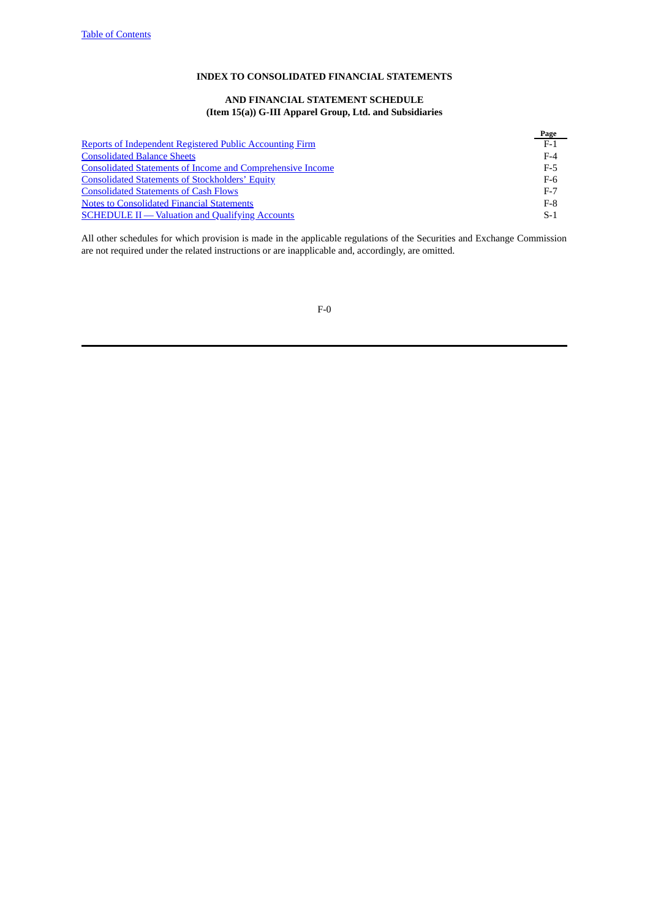# INDEX TO CONSOLIDATED FINANCIAL STATEMENTS

## AND FINANCIAL STATEMENT SCHEDULE
## (Item 15(a)) G-III Apparel Group, Ltd. and Subsidiaries

| | Page |
|---|---|
| Reports of Independent Registered Public Accounting Firm | F-1 |
| Consolidated Balance Sheets | F-4 |
| Consolidated Statements of Income and Comprehensive Income | F-5 |
| Consolidated Statements of Stockholders' Equity | F-6 |
| Consolidated Statements of Cash Flows | F-7 |
| Notes to Consolidated Financial Statements | F-8 |
| SCHEDULE II — Valuation and Qualifying Accounts | S-1 |

All other schedules for which provision is made in the applicable regulations of the Securities and Exchange Commission are not required under the related instructions or are inapplicable and, accordingly, are omitted.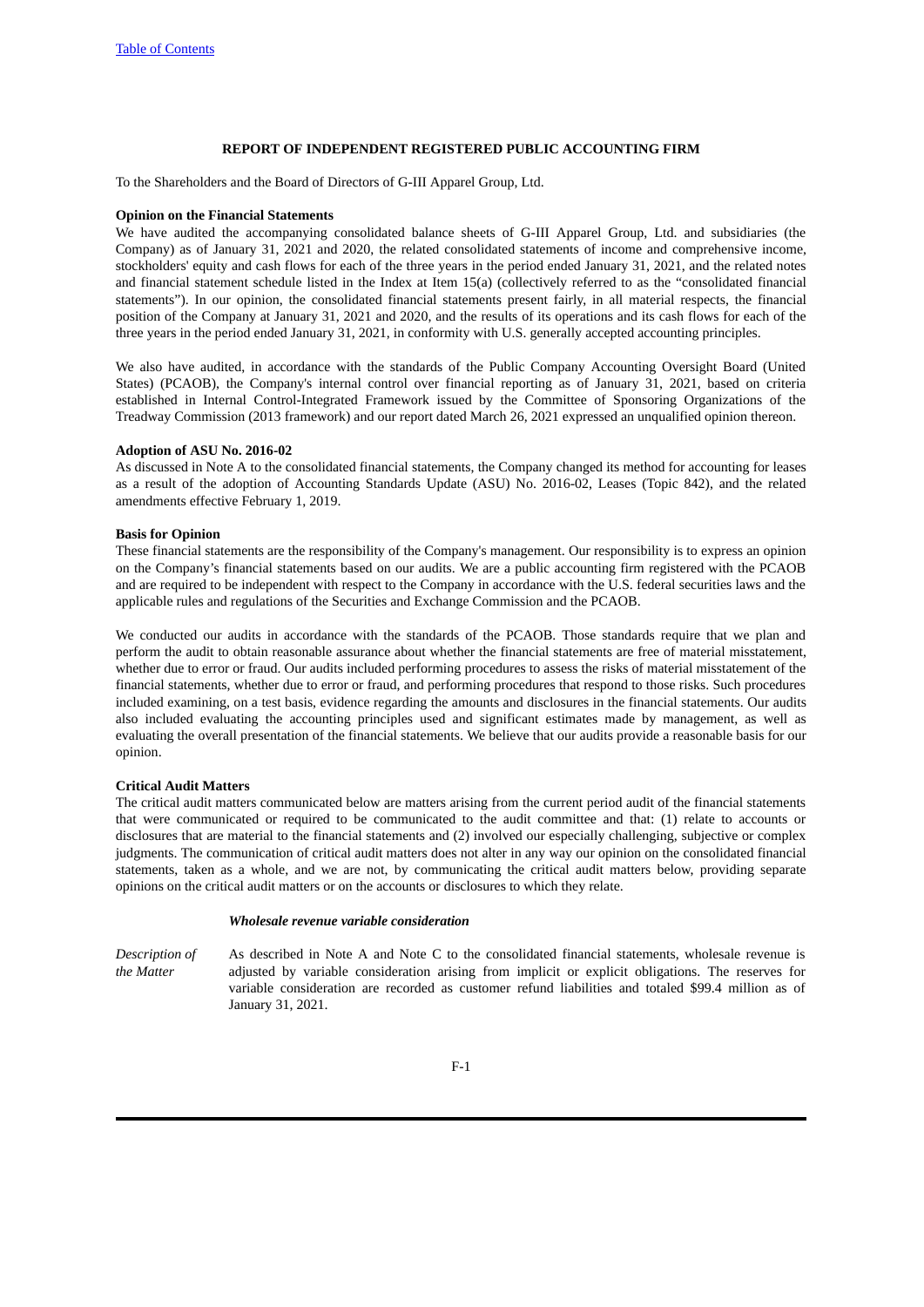## REPORT OF INDEPENDENT REGISTERED PUBLIC ACCOUNTING FIRM

To the Shareholders and the Board of Directors of G-III Apparel Group, Ltd.

**Opinion on the Financial Statements**

We have audited the accompanying consolidated balance sheets of G-III Apparel Group, Ltd. and subsidiaries (the Company) as of January 31, 2021 and 2020, the related consolidated statements of income and comprehensive income, stockholders' equity and cash flows for each of the three years in the period ended January 31, 2021, and the related notes and financial statement schedule listed in the Index at Item 15(a) (collectively referred to as the "consolidated financial statements"). In our opinion, the consolidated financial statements present fairly, in all material respects, the financial position of the Company at January 31, 2021 and 2020, and the results of its operations and its cash flows for each of the three years in the period ended January 31, 2021, in conformity with U.S. generally accepted accounting principles.

We also have audited, in accordance with the standards of the Public Company Accounting Oversight Board (United States) (PCAOB), the Company's internal control over financial reporting as of January 31, 2021, based on criteria established in Internal Control-Integrated Framework issued by the Committee of Sponsoring Organizations of the Treadway Commission (2013 framework) and our report dated March 26, 2021 expressed an unqualified opinion thereon.

**Adoption of ASU No. 2016-02**

As discussed in Note A to the consolidated financial statements, the Company changed its method for accounting for leases as a result of the adoption of Accounting Standards Update (ASU) No. 2016-02, Leases (Topic 842), and the related amendments effective February 1, 2019.

**Basis for Opinion**

These financial statements are the responsibility of the Company's management. Our responsibility is to express an opinion on the Company's financial statements based on our audits. We are a public accounting firm registered with the PCAOB and are required to be independent with respect to the Company in accordance with the U.S. federal securities laws and the applicable rules and regulations of the Securities and Exchange Commission and the PCAOB.

We conducted our audits in accordance with the standards of the PCAOB. Those standards require that we plan and perform the audit to obtain reasonable assurance about whether the financial statements are free of material misstatement, whether due to error or fraud. Our audits included performing procedures to assess the risks of material misstatement of the financial statements, whether due to error or fraud, and performing procedures that respond to those risks. Such procedures included examining, on a test basis, evidence regarding the amounts and disclosures in the financial statements. Our audits also included evaluating the accounting principles used and significant estimates made by management, as well as evaluating the overall presentation of the financial statements. We believe that our audits provide a reasonable basis for our opinion.

**Critical Audit Matters**

The critical audit matters communicated below are matters arising from the current period audit of the financial statements that were communicated or required to be communicated to the audit committee and that: (1) relate to accounts or disclosures that are material to the financial statements and (2) involved our especially challenging, subjective or complex judgments. The communication of critical audit matters does not alter in any way our opinion on the consolidated financial statements, taken as a whole, and we are not, by communicating the critical audit matters below, providing separate opinions on the critical audit matters or on the accounts or disclosures to which they relate.

***Wholesale revenue variable consideration***

| | |
|---|---|
| *Description of the Matter* | As described in Note A and Note C to the consolidated financial statements, wholesale revenue is adjusted by variable consideration arising from implicit or explicit obligations. The reserves for variable consideration are recorded as customer refund liabilities and totaled $99.4 million as of January 31, 2021. |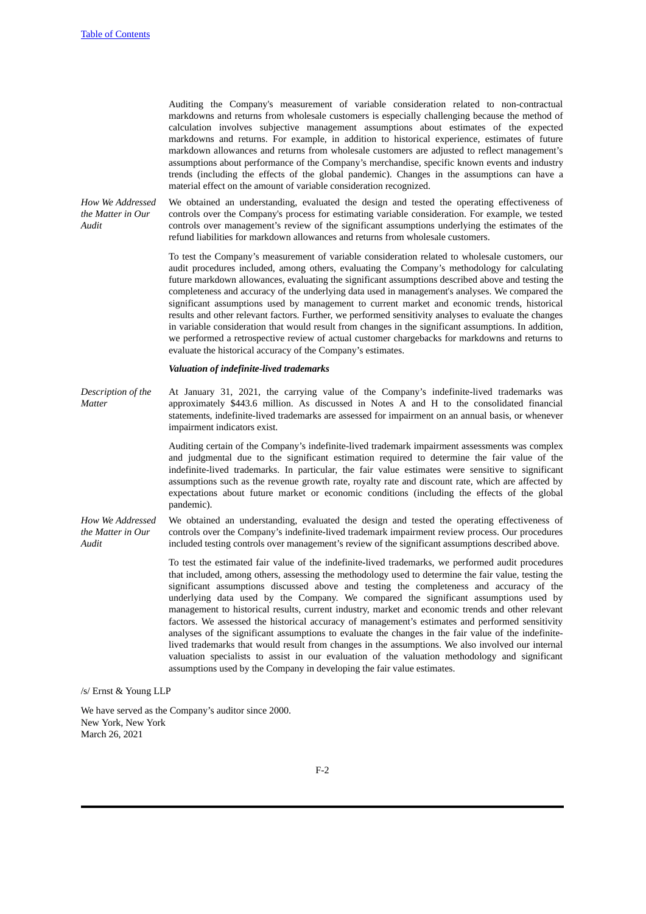Auditing the Company's measurement of variable consideration related to non-contractual markdowns and returns from wholesale customers is especially challenging because the method of calculation involves subjective management assumptions about estimates of the expected markdowns and returns. For example, in addition to historical experience, estimates of future markdown allowances and returns from wholesale customers are adjusted to reflect management's assumptions about performance of the Company's merchandise, specific known events and industry trends (including the effects of the global pandemic). Changes in the assumptions can have a material effect on the amount of variable consideration recognized.

*How We Addressed the Matter in Our Audit*

We obtained an understanding, evaluated the design and tested the operating effectiveness of controls over the Company's process for estimating variable consideration. For example, we tested controls over management's review of the significant assumptions underlying the estimates of the refund liabilities for markdown allowances and returns from wholesale customers.

To test the Company's measurement of variable consideration related to wholesale customers, our audit procedures included, among others, evaluating the Company's methodology for calculating future markdown allowances, evaluating the significant assumptions described above and testing the completeness and accuracy of the underlying data used in management's analyses. We compared the significant assumptions used by management to current market and economic trends, historical results and other relevant factors. Further, we performed sensitivity analyses to evaluate the changes in variable consideration that would result from changes in the significant assumptions. In addition, we performed a retrospective review of actual customer chargebacks for markdowns and returns to evaluate the historical accuracy of the Company's estimates.

***Valuation of indefinite-lived trademarks***

*Description of the Matter*

At January 31, 2021, the carrying value of the Company's indefinite-lived trademarks was approximately $443.6 million. As discussed in Notes A and H to the consolidated financial statements, indefinite-lived trademarks are assessed for impairment on an annual basis, or whenever impairment indicators exist.

Auditing certain of the Company's indefinite-lived trademark impairment assessments was complex and judgmental due to the significant estimation required to determine the fair value of the indefinite-lived trademarks. In particular, the fair value estimates were sensitive to significant assumptions such as the revenue growth rate, royalty rate and discount rate, which are affected by expectations about future market or economic conditions (including the effects of the global pandemic).

*How We Addressed the Matter in Our Audit*

We obtained an understanding, evaluated the design and tested the operating effectiveness of controls over the Company's indefinite-lived trademark impairment review process. Our procedures included testing controls over management's review of the significant assumptions described above.

To test the estimated fair value of the indefinite-lived trademarks, we performed audit procedures that included, among others, assessing the methodology used to determine the fair value, testing the significant assumptions discussed above and testing the completeness and accuracy of the underlying data used by the Company. We compared the significant assumptions used by management to historical results, current industry, market and economic trends and other relevant factors. We assessed the historical accuracy of management's estimates and performed sensitivity analyses of the significant assumptions to evaluate the changes in the fair value of the indefinite-lived trademarks that would result from changes in the assumptions. We also involved our internal valuation specialists to assist in our evaluation of the valuation methodology and significant assumptions used by the Company in developing the fair value estimates.

/s/ Ernst & Young LLP

We have served as the Company's auditor since 2000.
New York, New York
March 26, 2021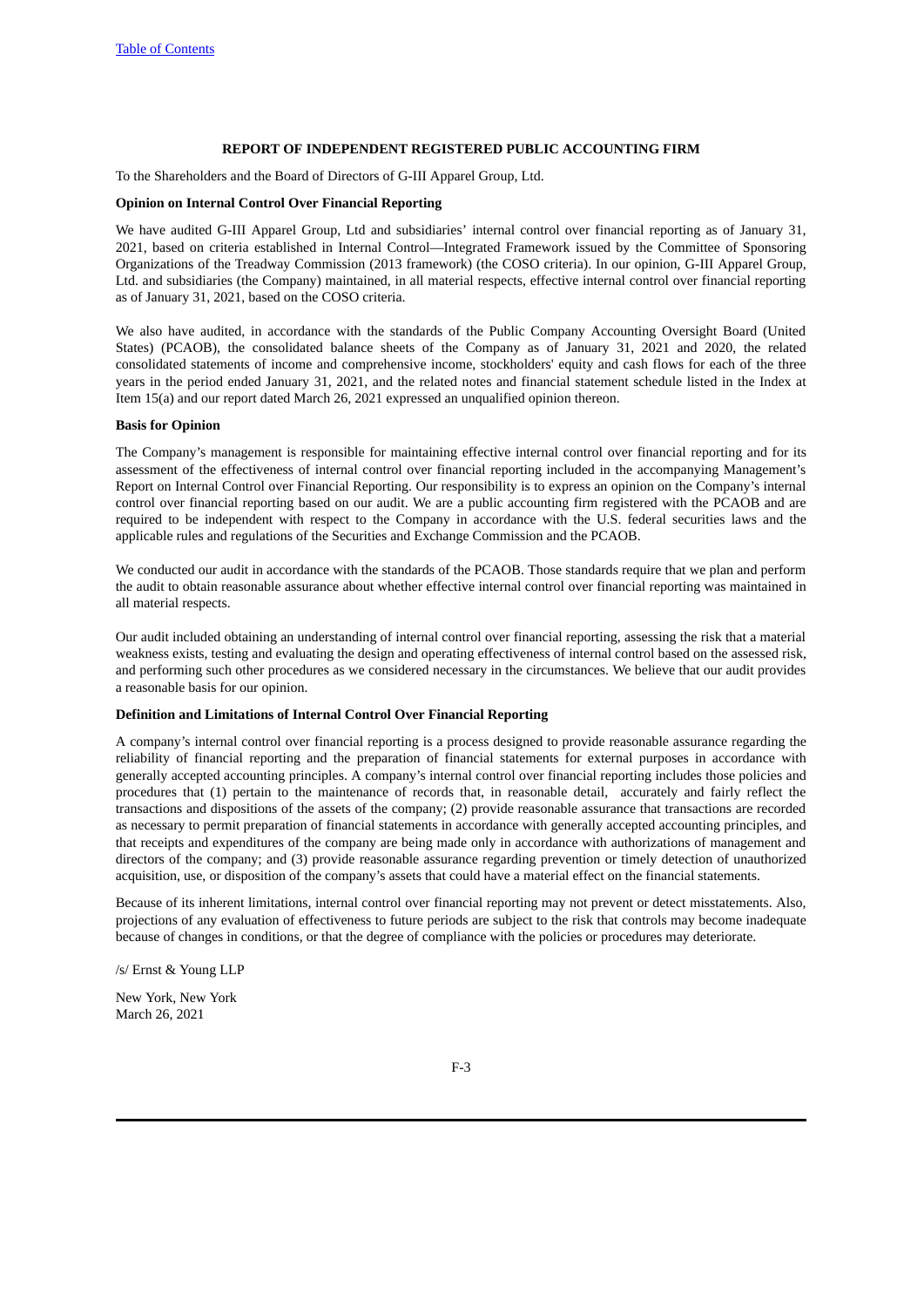## REPORT OF INDEPENDENT REGISTERED PUBLIC ACCOUNTING FIRM

To the Shareholders and the Board of Directors of G-III Apparel Group, Ltd.

**Opinion on Internal Control Over Financial Reporting**

We have audited G-III Apparel Group, Ltd and subsidiaries' internal control over financial reporting as of January 31, 2021, based on criteria established in Internal Control—Integrated Framework issued by the Committee of Sponsoring Organizations of the Treadway Commission (2013 framework) (the COSO criteria). In our opinion, G-III Apparel Group, Ltd. and subsidiaries (the Company) maintained, in all material respects, effective internal control over financial reporting as of January 31, 2021, based on the COSO criteria.

We also have audited, in accordance with the standards of the Public Company Accounting Oversight Board (United States) (PCAOB), the consolidated balance sheets of the Company as of January 31, 2021 and 2020, the related consolidated statements of income and comprehensive income, stockholders' equity and cash flows for each of the three years in the period ended January 31, 2021, and the related notes and financial statement schedule listed in the Index at Item 15(a) and our report dated March 26, 2021 expressed an unqualified opinion thereon.

**Basis for Opinion**

The Company's management is responsible for maintaining effective internal control over financial reporting and for its assessment of the effectiveness of internal control over financial reporting included in the accompanying Management's Report on Internal Control over Financial Reporting. Our responsibility is to express an opinion on the Company's internal control over financial reporting based on our audit. We are a public accounting firm registered with the PCAOB and are required to be independent with respect to the Company in accordance with the U.S. federal securities laws and the applicable rules and regulations of the Securities and Exchange Commission and the PCAOB.

We conducted our audit in accordance with the standards of the PCAOB. Those standards require that we plan and perform the audit to obtain reasonable assurance about whether effective internal control over financial reporting was maintained in all material respects.

Our audit included obtaining an understanding of internal control over financial reporting, assessing the risk that a material weakness exists, testing and evaluating the design and operating effectiveness of internal control based on the assessed risk, and performing such other procedures as we considered necessary in the circumstances. We believe that our audit provides a reasonable basis for our opinion.

**Definition and Limitations of Internal Control Over Financial Reporting**

A company's internal control over financial reporting is a process designed to provide reasonable assurance regarding the reliability of financial reporting and the preparation of financial statements for external purposes in accordance with generally accepted accounting principles. A company's internal control over financial reporting includes those policies and procedures that (1) pertain to the maintenance of records that, in reasonable detail, accurately and fairly reflect the transactions and dispositions of the assets of the company; (2) provide reasonable assurance that transactions are recorded as necessary to permit preparation of financial statements in accordance with generally accepted accounting principles, and that receipts and expenditures of the company are being made only in accordance with authorizations of management and directors of the company; and (3) provide reasonable assurance regarding prevention or timely detection of unauthorized acquisition, use, or disposition of the company's assets that could have a material effect on the financial statements.

Because of its inherent limitations, internal control over financial reporting may not prevent or detect misstatements. Also, projections of any evaluation of effectiveness to future periods are subject to the risk that controls may become inadequate because of changes in conditions, or that the degree of compliance with the policies or procedures may deteriorate.

/s/ Ernst & Young LLP

New York, New York
March 26, 2021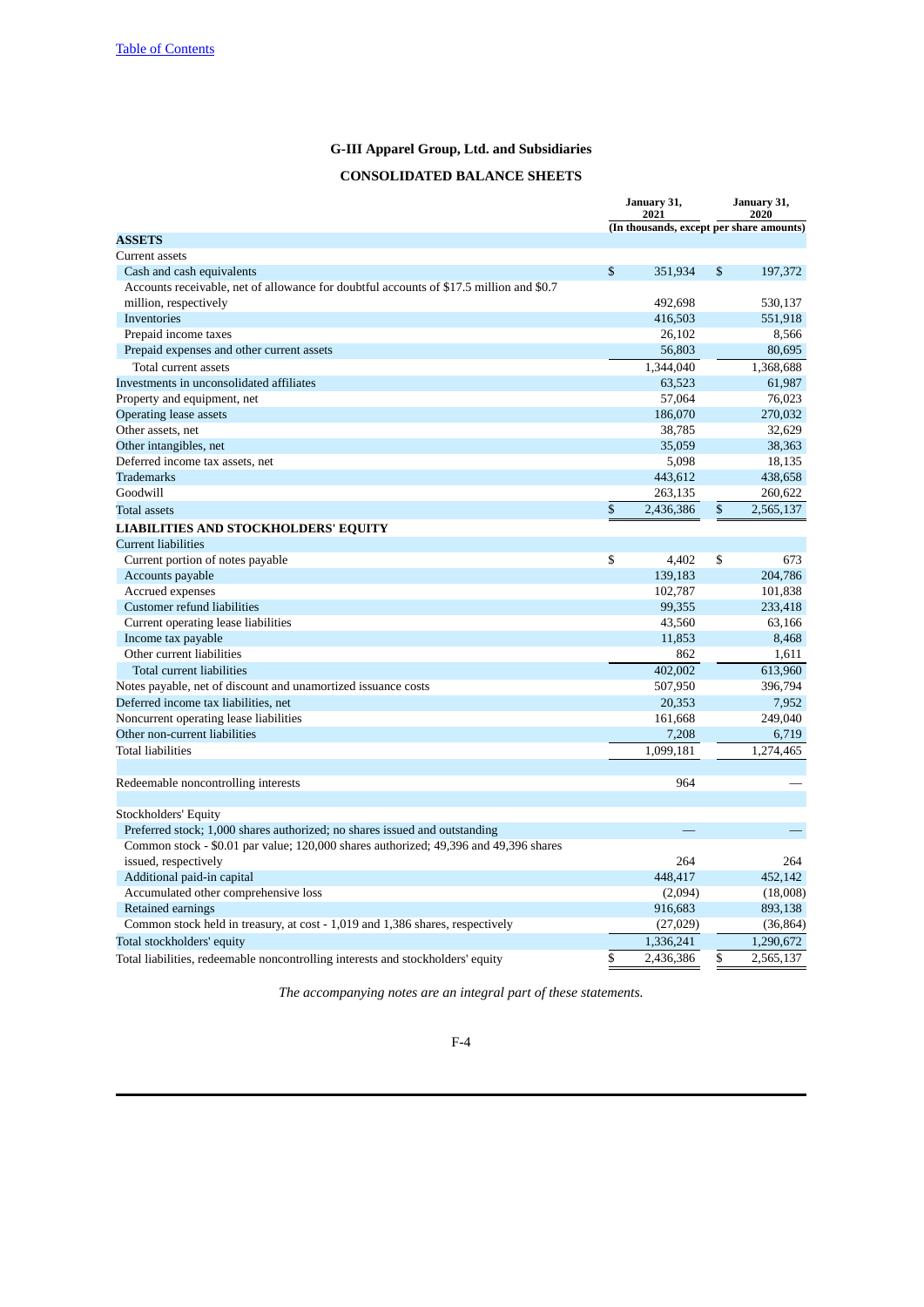# G-III Apparel Group, Ltd. and Subsidiaries

## CONSOLIDATED BALANCE SHEETS

| | January 31, 2021 | January 31, 2020 |
|---|---|---|
| | (In thousands, except per share amounts) | |
| **ASSETS** | | |
| Current assets | | |
| Cash and cash equivalents | $ 351,934 | $ 197,372 |
| Accounts receivable, net of allowance for doubtful accounts of $17.5 million and $0.7 million, respectively | 492,698 | 530,137 |
| Inventories | 416,503 | 551,918 |
| Prepaid income taxes | 26,102 | 8,566 |
| Prepaid expenses and other current assets | 56,803 | 80,695 |
| Total current assets | 1,344,040 | 1,368,688 |
| Investments in unconsolidated affiliates | 63,523 | 61,987 |
| Property and equipment, net | 57,064 | 76,023 |
| Operating lease assets | 186,070 | 270,032 |
| Other assets, net | 38,785 | 32,629 |
| Other intangibles, net | 35,059 | 38,363 |
| Deferred income tax assets, net | 5,098 | 18,135 |
| Trademarks | 443,612 | 438,658 |
| Goodwill | 263,135 | 260,622 |
| Total assets | $ 2,436,386 | $ 2,565,137 |
| **LIABILITIES AND STOCKHOLDERS' EQUITY** | | |
| Current liabilities | | |
| Current portion of notes payable | $ 4,402 | $ 673 |
| Accounts payable | 139,183 | 204,786 |
| Accrued expenses | 102,787 | 101,838 |
| Customer refund liabilities | 99,355 | 233,418 |
| Current operating lease liabilities | 43,560 | 63,166 |
| Income tax payable | 11,853 | 8,468 |
| Other current liabilities | 862 | 1,611 |
| Total current liabilities | 402,002 | 613,960 |
| Notes payable, net of discount and unamortized issuance costs | 507,950 | 396,794 |
| Deferred income tax liabilities, net | 20,353 | 7,952 |
| Noncurrent operating lease liabilities | 161,668 | 249,040 |
| Other non-current liabilities | 7,208 | 6,719 |
| Total liabilities | 1,099,181 | 1,274,465 |
| | | |
| Redeemable noncontrolling interests | 964 | — |
| | | |
| Stockholders' Equity | | |
| Preferred stock; 1,000 shares authorized; no shares issued and outstanding | — | — |
| Common stock - $0.01 par value; 120,000 shares authorized; 49,396 and 49,396 shares issued, respectively | 264 | 264 |
| Additional paid-in capital | 448,417 | 452,142 |
| Accumulated other comprehensive loss | (2,094) | (18,008) |
| Retained earnings | 916,683 | 893,138 |
| Common stock held in treasury, at cost - 1,019 and 1,386 shares, respectively | (27,029) | (36,864) |
| Total stockholders' equity | 1,336,241 | 1,290,672 |
| Total liabilities, redeemable noncontrolling interests and stockholders' equity | $ 2,436,386 | $ 2,565,137 |

*The accompanying notes are an integral part of these statements.*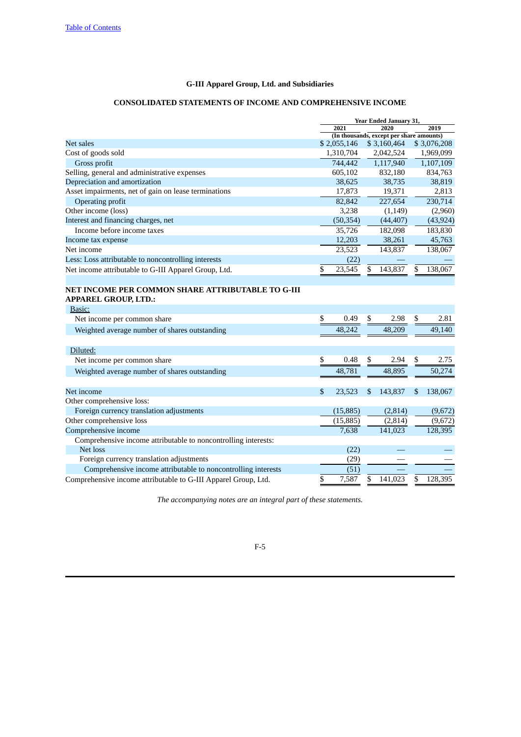## G-III Apparel Group, Ltd. and Subsidiaries

## CONSOLIDATED STATEMENTS OF INCOME AND COMPREHENSIVE INCOME

| | Year Ended January 31, | | |
|---|---|---|---|
| | 2021 | 2020 | 2019 |
| | (In thousands, except per share amounts) | | |
| Net sales | $ 2,055,146 | $ 3,160,464 | $ 3,076,208 |
| Cost of goods sold | 1,310,704 | 2,042,524 | 1,969,099 |
| Gross profit | 744,442 | 1,117,940 | 1,107,109 |
| Selling, general and administrative expenses | 605,102 | 832,180 | 834,763 |
| Depreciation and amortization | 38,625 | 38,735 | 38,819 |
| Asset impairments, net of gain on lease terminations | 17,873 | 19,371 | 2,813 |
| Operating profit | 82,842 | 227,654 | 230,714 |
| Other income (loss) | 3,238 | (1,149) | (2,960) |
| Interest and financing charges, net | (50,354) | (44,407) | (43,924) |
| Income before income taxes | 35,726 | 182,098 | 183,830 |
| Income tax expense | 12,203 | 38,261 | 45,763 |
| Net income | 23,523 | 143,837 | 138,067 |
| Less: Loss attributable to noncontrolling interests | (22) | — | — |
| Net income attributable to G-III Apparel Group, Ltd. | $ 23,545 | $ 143,837 | $ 138,067 |
| | | | |
| **NET INCOME PER COMMON SHARE ATTRIBUTABLE TO G-III APPAREL GROUP, LTD.:** | | | |
| Basic: | | | |
| Net income per common share | $ 0.49 | $ 2.98 | $ 2.81 |
| Weighted average number of shares outstanding | 48,242 | 48,209 | 49,140 |
| | | | |
| Diluted: | | | |
| Net income per common share | $ 0.48 | $ 2.94 | $ 2.75 |
| Weighted average number of shares outstanding | 48,781 | 48,895 | 50,274 |
| | | | |
| Net income | $ 23,523 | $ 143,837 | $ 138,067 |
| Other comprehensive loss: | | | |
| Foreign currency translation adjustments | (15,885) | (2,814) | (9,672) |
| Other comprehensive loss | (15,885) | (2,814) | (9,672) |
| Comprehensive income | 7,638 | 141,023 | 128,395 |
| Comprehensive income attributable to noncontrolling interests: | | | |
| Net loss | (22) | — | — |
| Foreign currency translation adjustments | (29) | — | — |
| Comprehensive income attributable to noncontrolling interests | (51) | — | — |
| Comprehensive income attributable to G-III Apparel Group, Ltd. | $ 7,587 | $ 141,023 | $ 128,395 |

*The accompanying notes are an integral part of these statements.*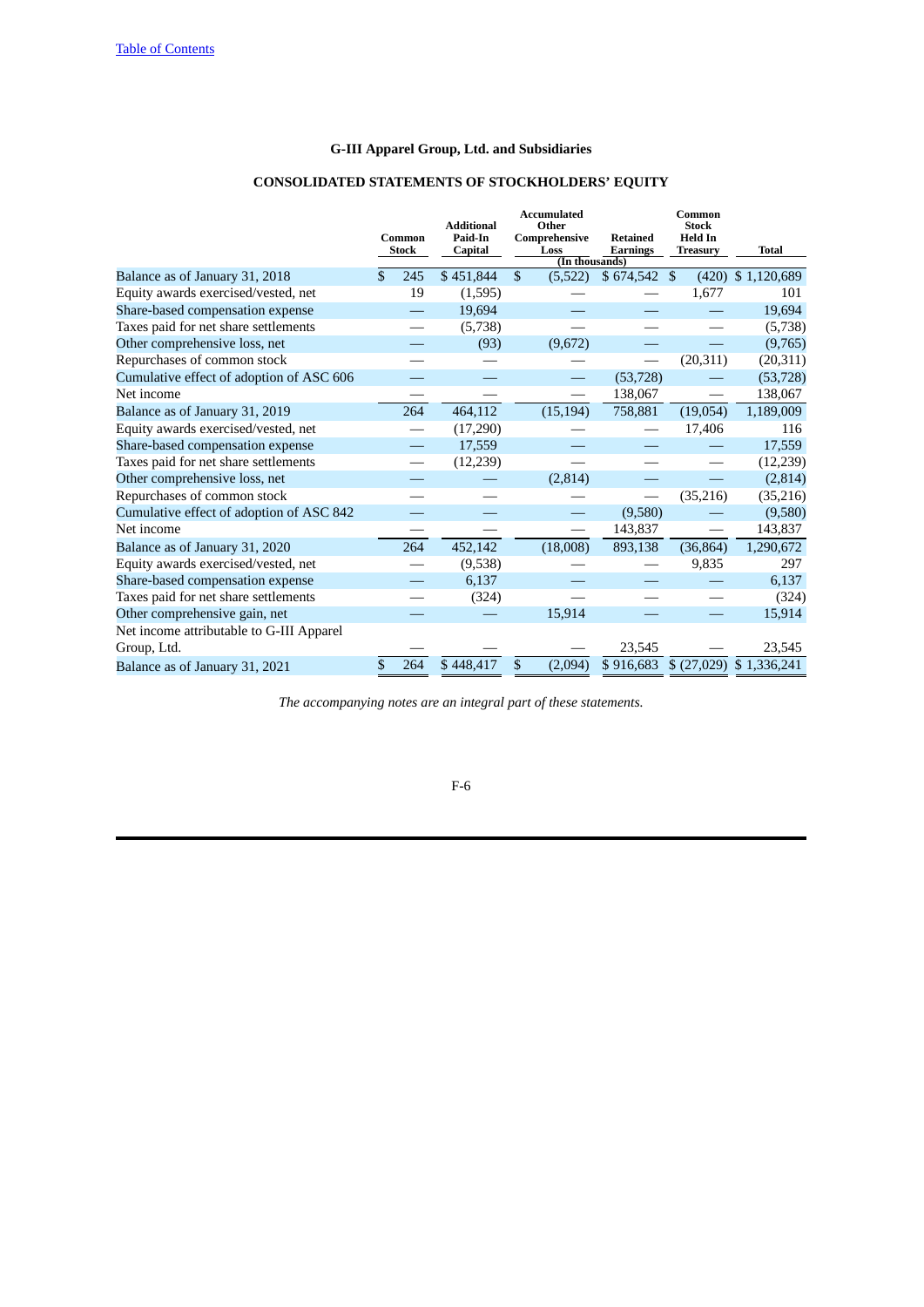[Table of Contents](#)

## G-III Apparel Group, Ltd. and Subsidiaries

## CONSOLIDATED STATEMENTS OF STOCKHOLDERS' EQUITY

| | Common Stock | Additional Paid-In Capital | Accumulated Other Comprehensive Loss | Retained Earnings | Common Stock Held In Treasury | Total |
|---|---|---|---|---|---|---|
| | | | (In thousands) | | | |
| Balance as of January 31, 2018 | $ 245 | $ 451,844 | $ (5,522) | $ 674,542 | $ (420) | $ 1,120,689 |
| Equity awards exercised/vested, net | 19 | (1,595) | — | — | 1,677 | 101 |
| Share-based compensation expense | — | 19,694 | — | — | — | 19,694 |
| Taxes paid for net share settlements | — | (5,738) | — | — | — | (5,738) |
| Other comprehensive loss, net | — | (93) | (9,672) | — | — | (9,765) |
| Repurchases of common stock | — | — | — | — | (20,311) | (20,311) |
| Cumulative effect of adoption of ASC 606 | — | — | — | (53,728) | — | (53,728) |
| Net income | — | — | — | 138,067 | — | 138,067 |
| Balance as of January 31, 2019 | 264 | 464,112 | (15,194) | 758,881 | (19,054) | 1,189,009 |
| Equity awards exercised/vested, net | — | (17,290) | — | — | 17,406 | 116 |
| Share-based compensation expense | — | 17,559 | — | — | — | 17,559 |
| Taxes paid for net share settlements | — | (12,239) | — | — | — | (12,239) |
| Other comprehensive loss, net | — | — | (2,814) | — | — | (2,814) |
| Repurchases of common stock | — | — | — | — | (35,216) | (35,216) |
| Cumulative effect of adoption of ASC 842 | — | — | — | (9,580) | — | (9,580) |
| Net income | — | — | — | 143,837 | — | 143,837 |
| Balance as of January 31, 2020 | 264 | 452,142 | (18,008) | 893,138 | (36,864) | 1,290,672 |
| Equity awards exercised/vested, net | — | (9,538) | — | — | 9,835 | 297 |
| Share-based compensation expense | — | 6,137 | — | — | — | 6,137 |
| Taxes paid for net share settlements | — | (324) | — | — | — | (324) |
| Other comprehensive gain, net | — | — | 15,914 | — | — | 15,914 |
| Net income attributable to G-III Apparel Group, Ltd. | — | — | — | 23,545 | — | 23,545 |
| Balance as of January 31, 2021 | $ 264 | $ 448,417 | $ (2,094) | $ 916,683 | $ (27,029) | $ 1,336,241 |

*The accompanying notes are an integral part of these statements.*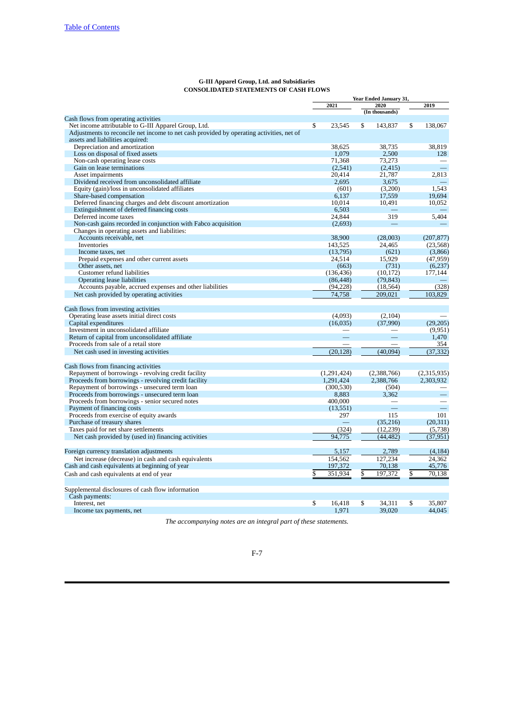**G-III Apparel Group, Ltd. and Subsidiaries**
**CONSOLIDATED STATEMENTS OF CASH FLOWS**

| | Year Ended January 31, | | |
|---|---|---|---|
| | 2021 | 2020 | 2019 |
| | | (In thousands) | |
| Cash flows from operating activities | | | |
| Net income attributable to G-III Apparel Group, Ltd. | $ 23,545 | $ 143,837 | $ 138,067 |
| Adjustments to reconcile net income to net cash provided by operating activities, net of assets and liabilities acquired: | | | |
| Depreciation and amortization | 38,625 | 38,735 | 38,819 |
| Loss on disposal of fixed assets | 1,079 | 2,500 | 128 |
| Non-cash operating lease costs | 71,368 | 73,273 | — |
| Gain on lease terminations | (2,541) | (2,415) | — |
| Asset impairments | 20,414 | 21,787 | 2,813 |
| Dividend received from unconsolidated affiliate | 2,695 | 3,675 | — |
| Equity (gain)/loss in unconsolidated affiliates | (601) | (3,200) | 1,543 |
| Share-based compensation | 6,137 | 17,559 | 19,694 |
| Deferred financing charges and debt discount amortization | 10,014 | 10,491 | 10,052 |
| Extinguishment of deferred financing costs | 6,503 | — | — |
| Deferred income taxes | 24,844 | 319 | 5,404 |
| Non-cash gains recorded in conjunction with Fabco acquisition | (2,693) | — | — |
| Changes in operating assets and liabilities: | | | |
| Accounts receivable, net | 38,900 | (28,003) | (207,877) |
| Inventories | 143,525 | 24,465 | (23,568) |
| Income taxes, net | (13,795) | (621) | (3,866) |
| Prepaid expenses and other current assets | 24,514 | 15,929 | (47,959) |
| Other assets, net | (663) | (731) | (6,237) |
| Customer refund liabilities | (136,436) | (10,172) | 177,144 |
| Operating lease liabilities | (86,448) | (79,843) | — |
| Accounts payable, accrued expenses and other liabilities | (94,228) | (18,564) | (328) |
| Net cash provided by operating activities | 74,758 | 209,021 | 103,829 |
| | | | |
| Cash flows from investing activities | | | |
| Operating lease assets initial direct costs | (4,093) | (2,104) | — |
| Capital expenditures | (16,035) | (37,990) | (29,205) |
| Investment in unconsolidated affiliate | — | — | (9,951) |
| Return of capital from unconsolidated affiliate | — | — | 1,470 |
| Proceeds from sale of a retail store | — | — | 354 |
| Net cash used in investing activities | (20,128) | (40,094) | (37,332) |
| | | | |
| Cash flows from financing activities | | | |
| Repayment of borrowings - revolving credit facility | (1,291,424) | (2,388,766) | (2,315,935) |
| Proceeds from borrowings - revolving credit facility | 1,291,424 | 2,388,766 | 2,303,932 |
| Repayment of borrowings - unsecured term loan | (300,530) | (504) | — |
| Proceeds from borrowings - unsecured term loan | 8,883 | 3,362 | — |
| Proceeds from borrowings - senior secured notes | 400,000 | — | — |
| Payment of financing costs | (13,551) | — | — |
| Proceeds from exercise of equity awards | 297 | 115 | 101 |
| Purchase of treasury shares | — | (35,216) | (20,311) |
| Taxes paid for net share settlements | (324) | (12,239) | (5,738) |
| Net cash provided by (used in) financing activities | 94,775 | (44,482) | (37,951) |
| | | | |
| Foreign currency translation adjustments | 5,157 | 2,789 | (4,184) |
| Net increase (decrease) in cash and cash equivalents | 154,562 | 127,234 | 24,362 |
| Cash and cash equivalents at beginning of year | 197,372 | 70,138 | 45,776 |
| Cash and cash equivalents at end of year | $ 351,934 | $ 197,372 | $ 70,138 |
| | | | |
| Supplemental disclosures of cash flow information | | | |
| Cash payments: | | | |
| Interest, net | $ 16,418 | $ 34,311 | $ 35,807 |
| Income tax payments, net | 1,971 | 39,020 | 44,045 |

*The accompanying notes are an integral part of these statements.*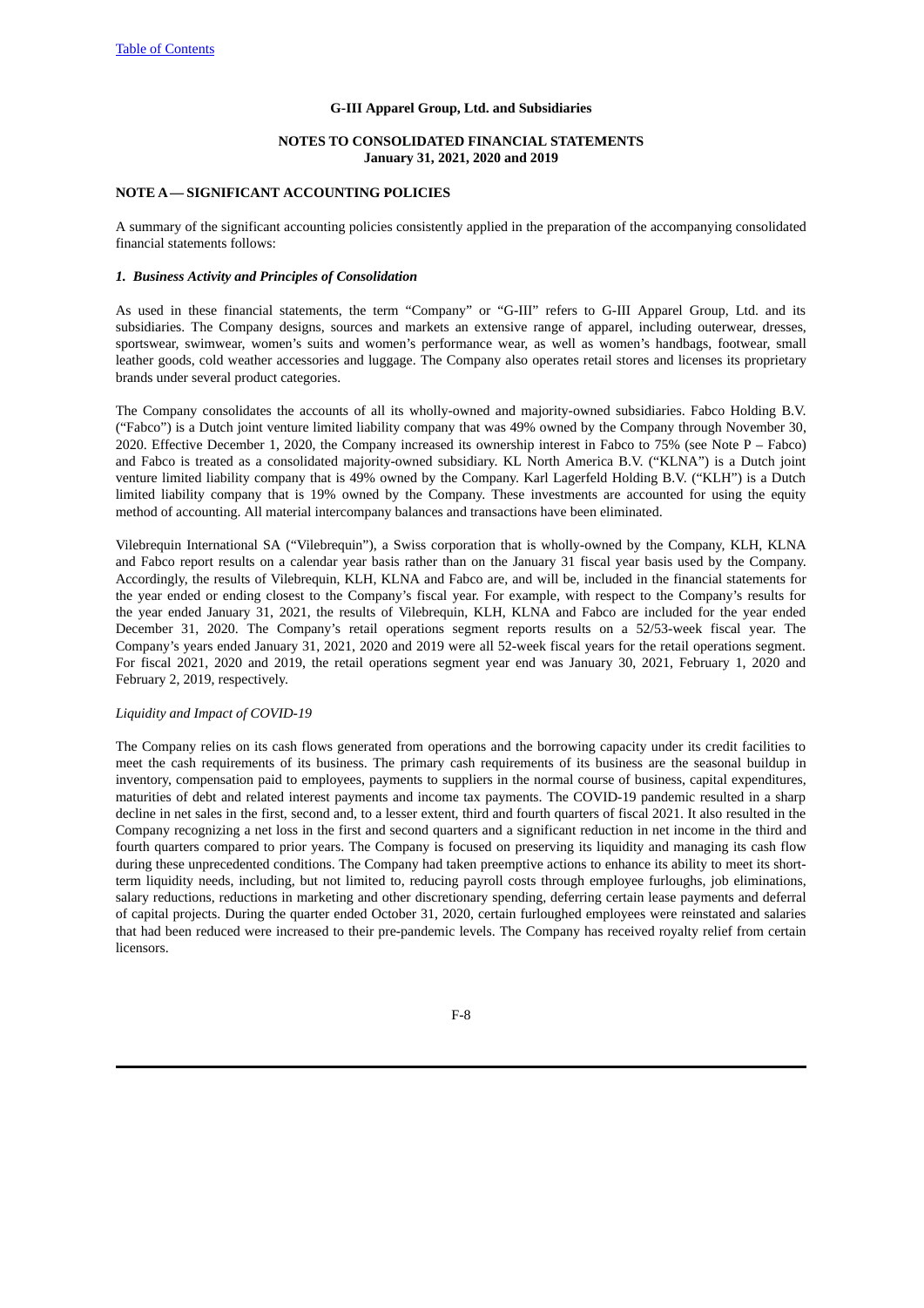**G-III Apparel Group, Ltd. and Subsidiaries**

**NOTES TO CONSOLIDATED FINANCIAL STATEMENTS**
**January 31, 2021, 2020 and 2019**

**NOTE A — SIGNIFICANT ACCOUNTING POLICIES**

A summary of the significant accounting policies consistently applied in the preparation of the accompanying consolidated financial statements follows:

***1. Business Activity and Principles of Consolidation***

As used in these financial statements, the term "Company" or "G-III" refers to G-III Apparel Group, Ltd. and its subsidiaries. The Company designs, sources and markets an extensive range of apparel, including outerwear, dresses, sportswear, swimwear, women's suits and women's performance wear, as well as women's handbags, footwear, small leather goods, cold weather accessories and luggage. The Company also operates retail stores and licenses its proprietary brands under several product categories.

The Company consolidates the accounts of all its wholly-owned and majority-owned subsidiaries. Fabco Holding B.V. ("Fabco") is a Dutch joint venture limited liability company that was 49% owned by the Company through November 30, 2020. Effective December 1, 2020, the Company increased its ownership interest in Fabco to 75% (see Note P – Fabco) and Fabco is treated as a consolidated majority-owned subsidiary. KL North America B.V. ("KLNA") is a Dutch joint venture limited liability company that is 49% owned by the Company. Karl Lagerfeld Holding B.V. ("KLH") is a Dutch limited liability company that is 19% owned by the Company. These investments are accounted for using the equity method of accounting. All material intercompany balances and transactions have been eliminated.

Vilebrequin International SA ("Vilebrequin"), a Swiss corporation that is wholly-owned by the Company, KLH, KLNA and Fabco report results on a calendar year basis rather than on the January 31 fiscal year basis used by the Company. Accordingly, the results of Vilebrequin, KLH, KLNA and Fabco are, and will be, included in the financial statements for the year ended or ending closest to the Company's fiscal year. For example, with respect to the Company's results for the year ended January 31, 2021, the results of Vilebrequin, KLH, KLNA and Fabco are included for the year ended December 31, 2020. The Company's retail operations segment reports results on a 52/53-week fiscal year. The Company's years ended January 31, 2021, 2020 and 2019 were all 52-week fiscal years for the retail operations segment. For fiscal 2021, 2020 and 2019, the retail operations segment year end was January 30, 2021, February 1, 2020 and February 2, 2019, respectively.

*Liquidity and Impact of COVID-19*

The Company relies on its cash flows generated from operations and the borrowing capacity under its credit facilities to meet the cash requirements of its business. The primary cash requirements of its business are the seasonal buildup in inventory, compensation paid to employees, payments to suppliers in the normal course of business, capital expenditures, maturities of debt and related interest payments and income tax payments. The COVID-19 pandemic resulted in a sharp decline in net sales in the first, second and, to a lesser extent, third and fourth quarters of fiscal 2021. It also resulted in the Company recognizing a net loss in the first and second quarters and a significant reduction in net income in the third and fourth quarters compared to prior years. The Company is focused on preserving its liquidity and managing its cash flow during these unprecedented conditions. The Company had taken preemptive actions to enhance its ability to meet its short-term liquidity needs, including, but not limited to, reducing payroll costs through employee furloughs, job eliminations, salary reductions, reductions in marketing and other discretionary spending, deferring certain lease payments and deferral of capital projects. During the quarter ended October 31, 2020, certain furloughed employees were reinstated and salaries that had been reduced were increased to their pre-pandemic levels. The Company has received royalty relief from certain licensors.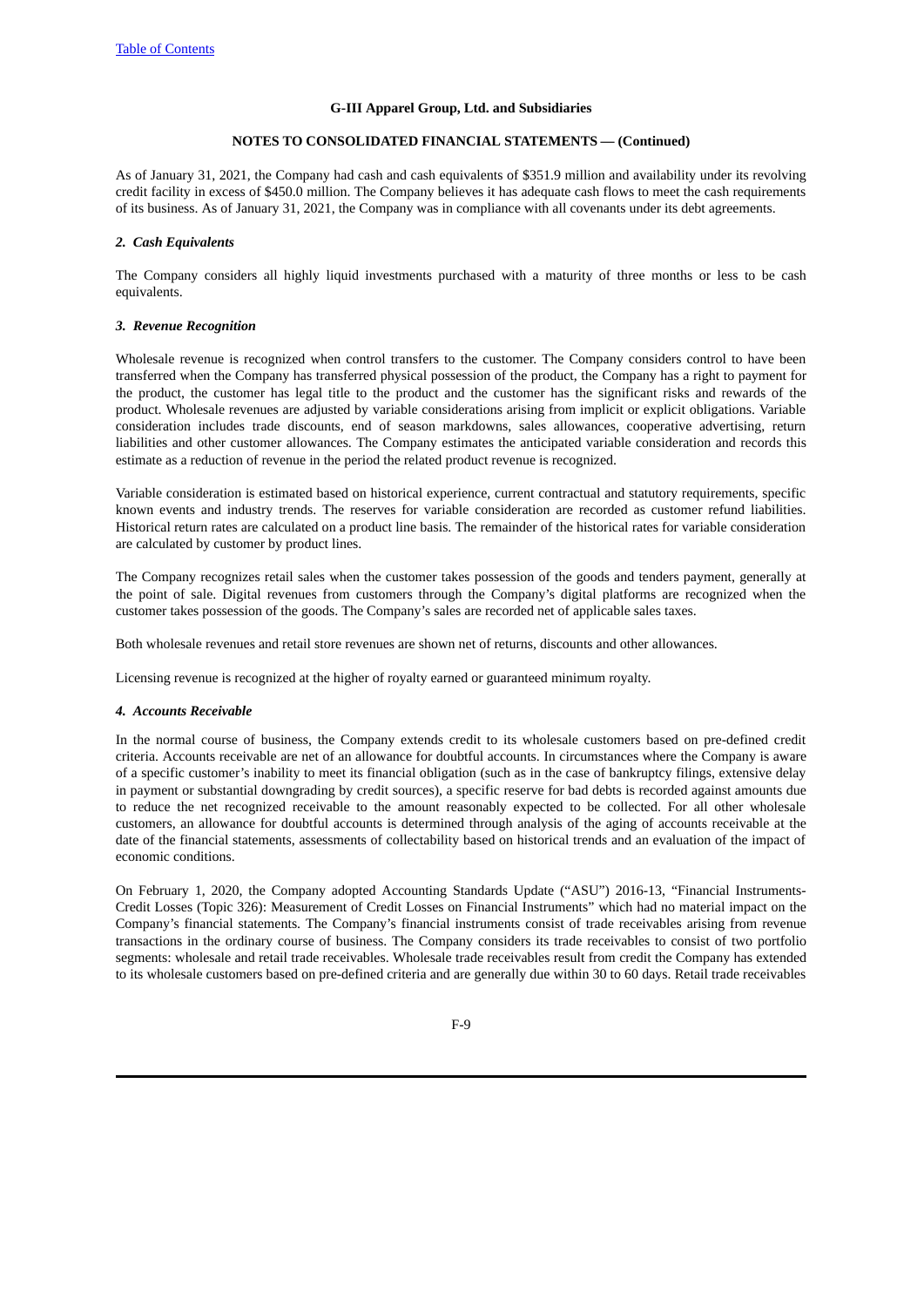As of January 31, 2021, the Company had cash and cash equivalents of $351.9 million and availability under its revolving credit facility in excess of $450.0 million. The Company believes it has adequate cash flows to meet the cash requirements of its business. As of January 31, 2021, the Company was in compliance with all covenants under its debt agreements.

### *2. Cash Equivalents*

The Company considers all highly liquid investments purchased with a maturity of three months or less to be cash equivalents.

### *3. Revenue Recognition*

Wholesale revenue is recognized when control transfers to the customer. The Company considers control to have been transferred when the Company has transferred physical possession of the product, the Company has a right to payment for the product, the customer has legal title to the product and the customer has the significant risks and rewards of the product. Wholesale revenues are adjusted by variable considerations arising from implicit or explicit obligations. Variable consideration includes trade discounts, end of season markdowns, sales allowances, cooperative advertising, return liabilities and other customer allowances. The Company estimates the anticipated variable consideration and records this estimate as a reduction of revenue in the period the related product revenue is recognized.

Variable consideration is estimated based on historical experience, current contractual and statutory requirements, specific known events and industry trends. The reserves for variable consideration are recorded as customer refund liabilities. Historical return rates are calculated on a product line basis. The remainder of the historical rates for variable consideration are calculated by customer by product lines.

The Company recognizes retail sales when the customer takes possession of the goods and tenders payment, generally at the point of sale. Digital revenues from customers through the Company's digital platforms are recognized when the customer takes possession of the goods. The Company's sales are recorded net of applicable sales taxes.

Both wholesale revenues and retail store revenues are shown net of returns, discounts and other allowances.

Licensing revenue is recognized at the higher of royalty earned or guaranteed minimum royalty.

### *4. Accounts Receivable*

In the normal course of business, the Company extends credit to its wholesale customers based on pre-defined credit criteria. Accounts receivable are net of an allowance for doubtful accounts. In circumstances where the Company is aware of a specific customer's inability to meet its financial obligation (such as in the case of bankruptcy filings, extensive delay in payment or substantial downgrading by credit sources), a specific reserve for bad debts is recorded against amounts due to reduce the net recognized receivable to the amount reasonably expected to be collected. For all other wholesale customers, an allowance for doubtful accounts is determined through analysis of the aging of accounts receivable at the date of the financial statements, assessments of collectability based on historical trends and an evaluation of the impact of economic conditions.

On February 1, 2020, the Company adopted Accounting Standards Update ("ASU") 2016-13, "Financial Instruments-Credit Losses (Topic 326): Measurement of Credit Losses on Financial Instruments" which had no material impact on the Company's financial statements. The Company's financial instruments consist of trade receivables arising from revenue transactions in the ordinary course of business. The Company considers its trade receivables to consist of two portfolio segments: wholesale and retail trade receivables. Wholesale trade receivables result from credit the Company has extended to its wholesale customers based on pre-defined criteria and are generally due within 30 to 60 days. Retail trade receivables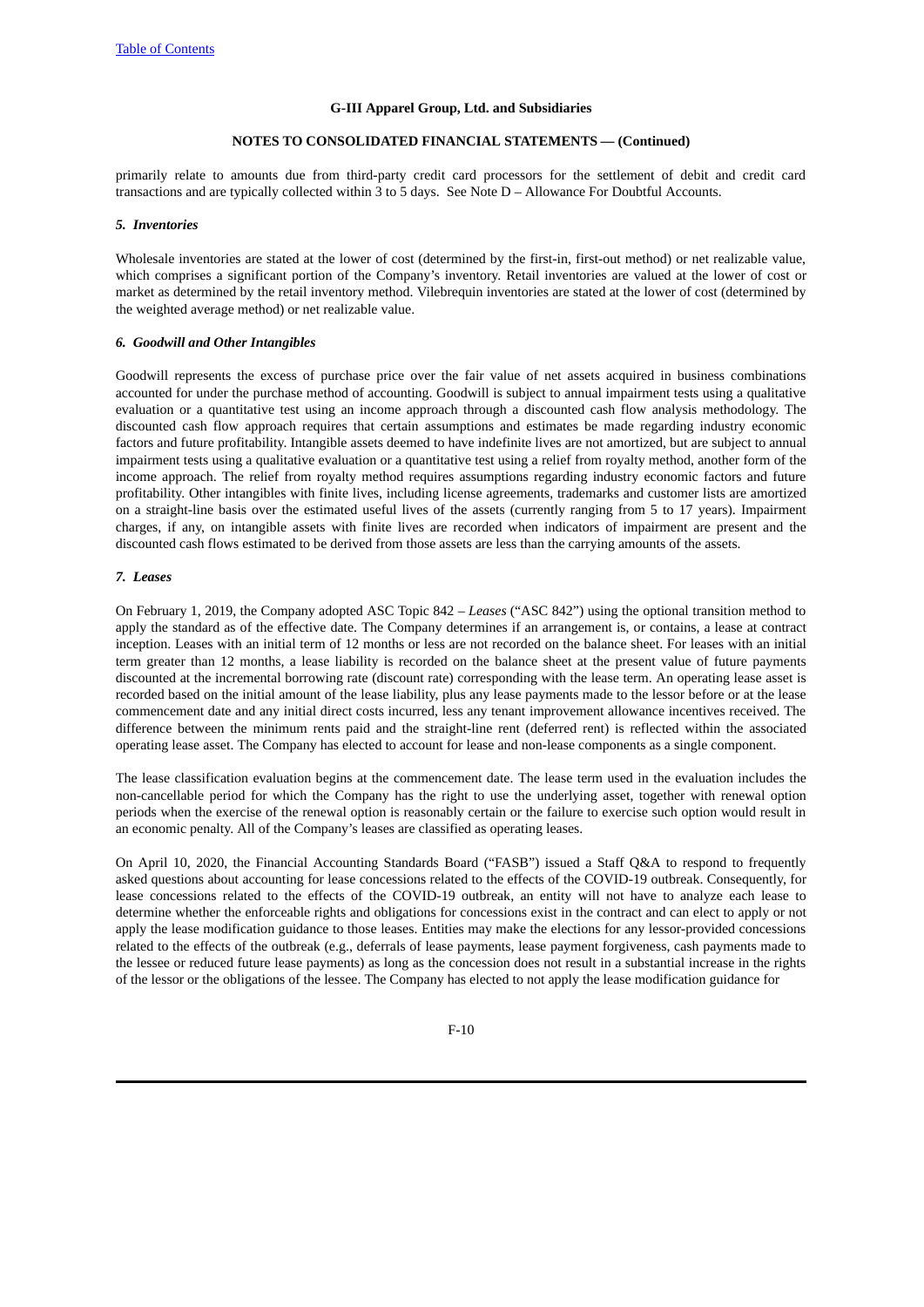primarily relate to amounts due from third-party credit card processors for the settlement of debit and credit card transactions and are typically collected within 3 to 5 days. See Note D – Allowance For Doubtful Accounts.

### *5. Inventories*

Wholesale inventories are stated at the lower of cost (determined by the first-in, first-out method) or net realizable value, which comprises a significant portion of the Company's inventory. Retail inventories are valued at the lower of cost or market as determined by the retail inventory method. Vilebrequin inventories are stated at the lower of cost (determined by the weighted average method) or net realizable value.

### *6. Goodwill and Other Intangibles*

Goodwill represents the excess of purchase price over the fair value of net assets acquired in business combinations accounted for under the purchase method of accounting. Goodwill is subject to annual impairment tests using a qualitative evaluation or a quantitative test using an income approach through a discounted cash flow analysis methodology. The discounted cash flow approach requires that certain assumptions and estimates be made regarding industry economic factors and future profitability. Intangible assets deemed to have indefinite lives are not amortized, but are subject to annual impairment tests using a qualitative evaluation or a quantitative test using a relief from royalty method, another form of the income approach. The relief from royalty method requires assumptions regarding industry economic factors and future profitability. Other intangibles with finite lives, including license agreements, trademarks and customer lists are amortized on a straight-line basis over the estimated useful lives of the assets (currently ranging from 5 to 17 years). Impairment charges, if any, on intangible assets with finite lives are recorded when indicators of impairment are present and the discounted cash flows estimated to be derived from those assets are less than the carrying amounts of the assets.

### *7. Leases*

On February 1, 2019, the Company adopted ASC Topic 842 – *Leases* ("ASC 842") using the optional transition method to apply the standard as of the effective date. The Company determines if an arrangement is, or contains, a lease at contract inception. Leases with an initial term of 12 months or less are not recorded on the balance sheet. For leases with an initial term greater than 12 months, a lease liability is recorded on the balance sheet at the present value of future payments discounted at the incremental borrowing rate (discount rate) corresponding with the lease term. An operating lease asset is recorded based on the initial amount of the lease liability, plus any lease payments made to the lessor before or at the lease commencement date and any initial direct costs incurred, less any tenant improvement allowance incentives received. The difference between the minimum rents paid and the straight-line rent (deferred rent) is reflected within the associated operating lease asset. The Company has elected to account for lease and non-lease components as a single component.

The lease classification evaluation begins at the commencement date. The lease term used in the evaluation includes the non-cancellable period for which the Company has the right to use the underlying asset, together with renewal option periods when the exercise of the renewal option is reasonably certain or the failure to exercise such option would result in an economic penalty. All of the Company's leases are classified as operating leases.

On April 10, 2020, the Financial Accounting Standards Board ("FASB") issued a Staff Q&A to respond to frequently asked questions about accounting for lease concessions related to the effects of the COVID-19 outbreak. Consequently, for lease concessions related to the effects of the COVID-19 outbreak, an entity will not have to analyze each lease to determine whether the enforceable rights and obligations for concessions exist in the contract and can elect to apply or not apply the lease modification guidance to those leases. Entities may make the elections for any lessor-provided concessions related to the effects of the outbreak (e.g., deferrals of lease payments, lease payment forgiveness, cash payments made to the lessee or reduced future lease payments) as long as the concession does not result in a substantial increase in the rights of the lessor or the obligations of the lessee. The Company has elected to not apply the lease modification guidance for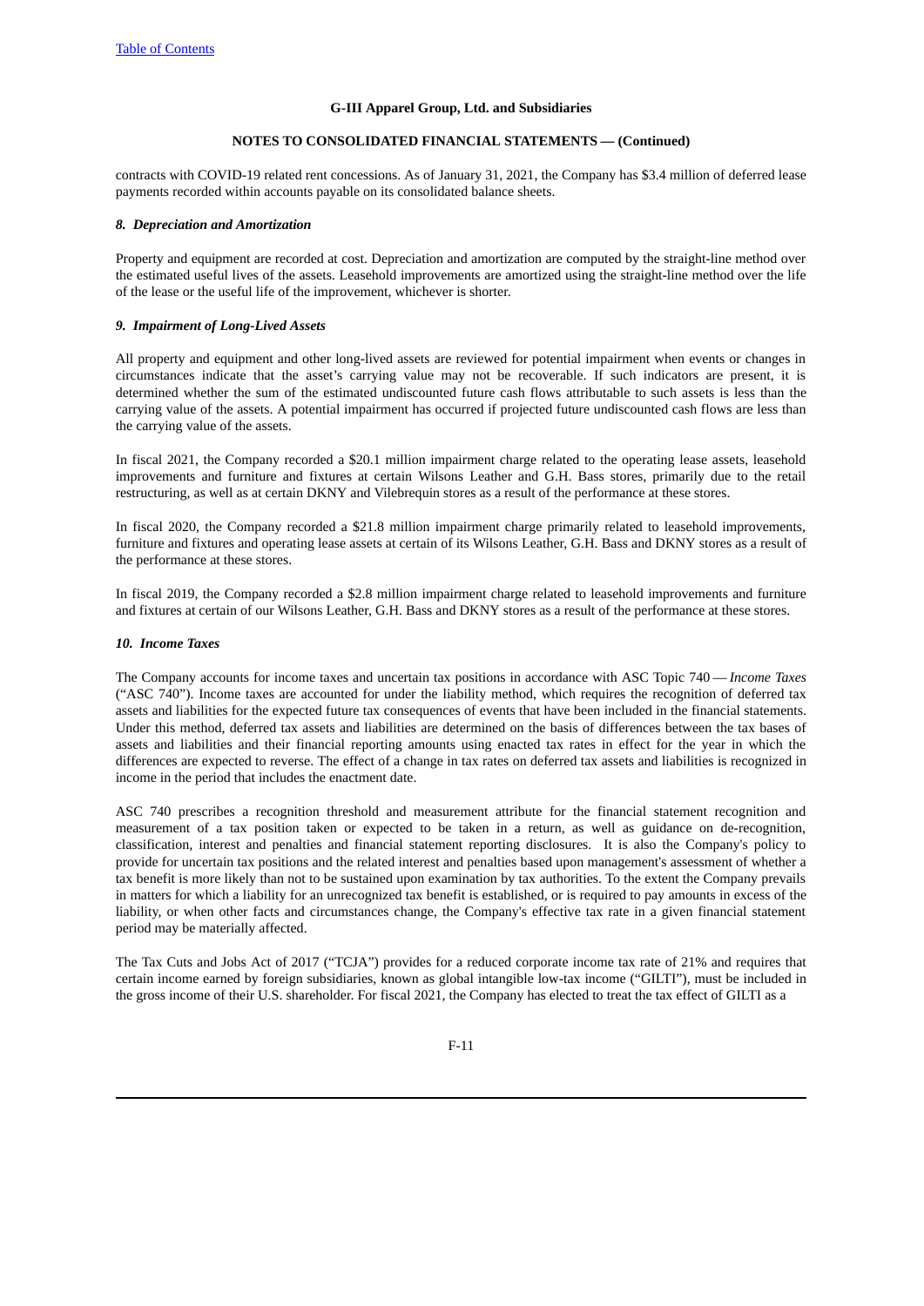contracts with COVID-19 related rent concessions. As of January 31, 2021, the Company has $3.4 million of deferred lease payments recorded within accounts payable on its consolidated balance sheets.

***8. Depreciation and Amortization***

Property and equipment are recorded at cost. Depreciation and amortization are computed by the straight-line method over the estimated useful lives of the assets. Leasehold improvements are amortized using the straight-line method over the life of the lease or the useful life of the improvement, whichever is shorter.

***9. Impairment of Long-Lived Assets***

All property and equipment and other long-lived assets are reviewed for potential impairment when events or changes in circumstances indicate that the asset's carrying value may not be recoverable. If such indicators are present, it is determined whether the sum of the estimated undiscounted future cash flows attributable to such assets is less than the carrying value of the assets. A potential impairment has occurred if projected future undiscounted cash flows are less than the carrying value of the assets.

In fiscal 2021, the Company recorded a $20.1 million impairment charge related to the operating lease assets, leasehold improvements and furniture and fixtures at certain Wilsons Leather and G.H. Bass stores, primarily due to the retail restructuring, as well as at certain DKNY and Vilebrequin stores as a result of the performance at these stores.

In fiscal 2020, the Company recorded a $21.8 million impairment charge primarily related to leasehold improvements, furniture and fixtures and operating lease assets at certain of its Wilsons Leather, G.H. Bass and DKNY stores as a result of the performance at these stores.

In fiscal 2019, the Company recorded a $2.8 million impairment charge related to leasehold improvements and furniture and fixtures at certain of our Wilsons Leather, G.H. Bass and DKNY stores as a result of the performance at these stores.

***10. Income Taxes***

The Company accounts for income taxes and uncertain tax positions in accordance with ASC Topic 740 — *Income Taxes* ("ASC 740"). Income taxes are accounted for under the liability method, which requires the recognition of deferred tax assets and liabilities for the expected future tax consequences of events that have been included in the financial statements. Under this method, deferred tax assets and liabilities are determined on the basis of differences between the tax bases of assets and liabilities and their financial reporting amounts using enacted tax rates in effect for the year in which the differences are expected to reverse. The effect of a change in tax rates on deferred tax assets and liabilities is recognized in income in the period that includes the enactment date.

ASC 740 prescribes a recognition threshold and measurement attribute for the financial statement recognition and measurement of a tax position taken or expected to be taken in a return, as well as guidance on de-recognition, classification, interest and penalties and financial statement reporting disclosures. It is also the Company's policy to provide for uncertain tax positions and the related interest and penalties based upon management's assessment of whether a tax benefit is more likely than not to be sustained upon examination by tax authorities. To the extent the Company prevails in matters for which a liability for an unrecognized tax benefit is established, or is required to pay amounts in excess of the liability, or when other facts and circumstances change, the Company's effective tax rate in a given financial statement period may be materially affected.

The Tax Cuts and Jobs Act of 2017 ("TCJA") provides for a reduced corporate income tax rate of 21% and requires that certain income earned by foreign subsidiaries, known as global intangible low-tax income ("GILTI"), must be included in the gross income of their U.S. shareholder. For fiscal 2021, the Company has elected to treat the tax effect of GILTI as a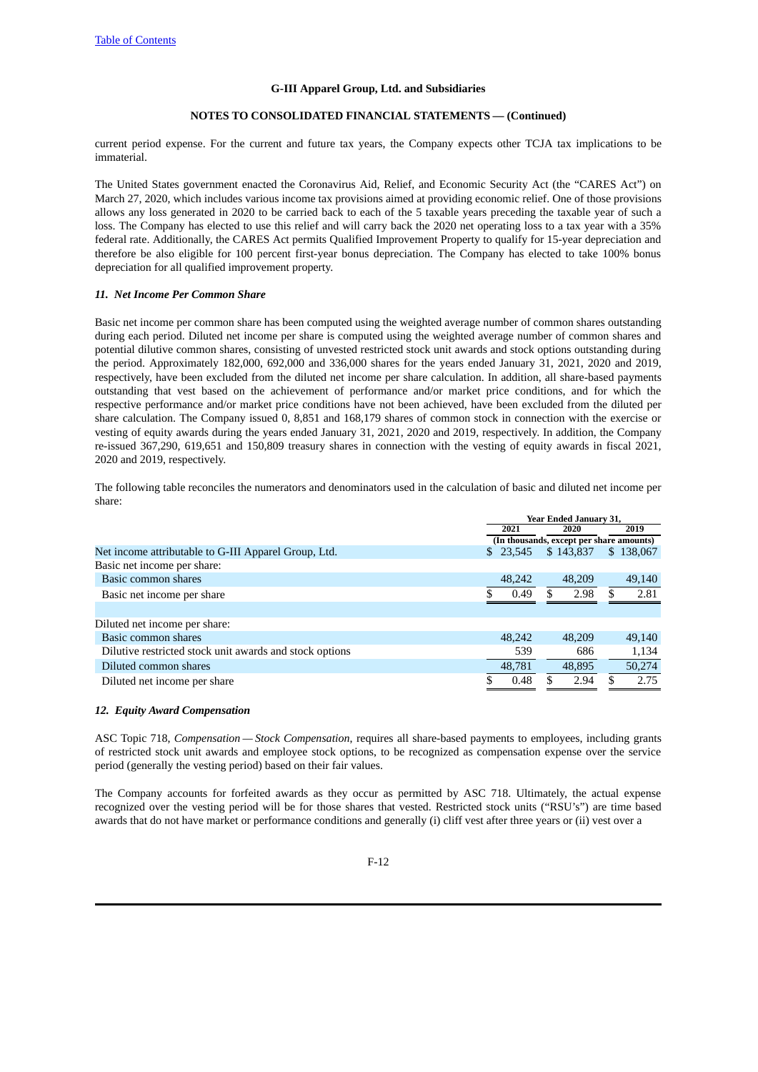current period expense. For the current and future tax years, the Company expects other TCJA tax implications to be immaterial.

The United States government enacted the Coronavirus Aid, Relief, and Economic Security Act (the "CARES Act") on March 27, 2020, which includes various income tax provisions aimed at providing economic relief. One of those provisions allows any loss generated in 2020 to be carried back to each of the 5 taxable years preceding the taxable year of such a loss. The Company has elected to use this relief and will carry back the 2020 net operating loss to a tax year with a 35% federal rate. Additionally, the CARES Act permits Qualified Improvement Property to qualify for 15-year depreciation and therefore be also eligible for 100 percent first-year bonus depreciation. The Company has elected to take 100% bonus depreciation for all qualified improvement property.

### *11. Net Income Per Common Share*

Basic net income per common share has been computed using the weighted average number of common shares outstanding during each period. Diluted net income per share is computed using the weighted average number of common shares and potential dilutive common shares, consisting of unvested restricted stock unit awards and stock options outstanding during the period. Approximately 182,000, 692,000 and 336,000 shares for the years ended January 31, 2021, 2020 and 2019, respectively, have been excluded from the diluted net income per share calculation. In addition, all share-based payments outstanding that vest based on the achievement of performance and/or market price conditions, and for which the respective performance and/or market price conditions have not been achieved, have been excluded from the diluted per share calculation. The Company issued 0, 8,851 and 168,179 shares of common stock in connection with the exercise or vesting of equity awards during the years ended January 31, 2021, 2020 and 2019, respectively. In addition, the Company re-issued 367,290, 619,651 and 150,809 treasury shares in connection with the vesting of equity awards in fiscal 2021, 2020 and 2019, respectively.

The following table reconciles the numerators and denominators used in the calculation of basic and diluted net income per share:

| | Year Ended January 31, | | |
|---|---|---|---|
| | 2021 | 2020 | 2019 |
| | (In thousands, except per share amounts) | | |
| Net income attributable to G-III Apparel Group, Ltd. | $ 23,545 | $ 143,837 | $ 138,067 |
| Basic net income per share: | | | |
| Basic common shares | 48,242 | 48,209 | 49,140 |
| Basic net income per share | $ 0.49 | $ 2.98 | $ 2.81 |
| | | | |
| Diluted net income per share: | | | |
| Basic common shares | 48,242 | 48,209 | 49,140 |
| Dilutive restricted stock unit awards and stock options | 539 | 686 | 1,134 |
| Diluted common shares | 48,781 | 48,895 | 50,274 |
| Diluted net income per share | $ 0.48 | $ 2.94 | $ 2.75 |

### *12. Equity Award Compensation*

ASC Topic 718, *Compensation — Stock Compensation*, requires all share-based payments to employees, including grants of restricted stock unit awards and employee stock options, to be recognized as compensation expense over the service period (generally the vesting period) based on their fair values.

The Company accounts for forfeited awards as they occur as permitted by ASC 718. Ultimately, the actual expense recognized over the vesting period will be for those shares that vested. Restricted stock units ("RSU's") are time based awards that do not have market or performance conditions and generally (i) cliff vest after three years or (ii) vest over a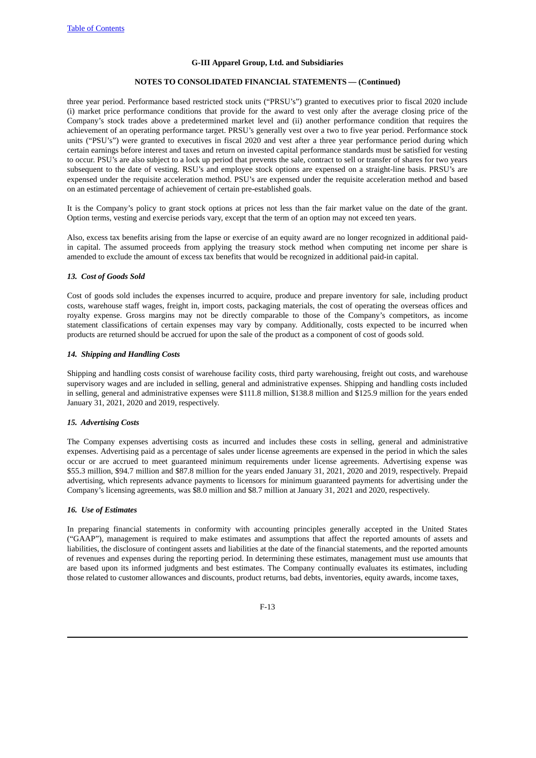three year period. Performance based restricted stock units ("PRSU's") granted to executives prior to fiscal 2020 include (i) market price performance conditions that provide for the award to vest only after the average closing price of the Company's stock trades above a predetermined market level and (ii) another performance condition that requires the achievement of an operating performance target. PRSU's generally vest over a two to five year period. Performance stock units ("PSU's") were granted to executives in fiscal 2020 and vest after a three year performance period during which certain earnings before interest and taxes and return on invested capital performance standards must be satisfied for vesting to occur. PSU's are also subject to a lock up period that prevents the sale, contract to sell or transfer of shares for two years subsequent to the date of vesting. RSU's and employee stock options are expensed on a straight-line basis. PRSU's are expensed under the requisite acceleration method. PSU's are expensed under the requisite acceleration method and based on an estimated percentage of achievement of certain pre-established goals.

It is the Company's policy to grant stock options at prices not less than the fair market value on the date of the grant. Option terms, vesting and exercise periods vary, except that the term of an option may not exceed ten years.

Also, excess tax benefits arising from the lapse or exercise of an equity award are no longer recognized in additional paid-in capital. The assumed proceeds from applying the treasury stock method when computing net income per share is amended to exclude the amount of excess tax benefits that would be recognized in additional paid-in capital.

### *13. Cost of Goods Sold*

Cost of goods sold includes the expenses incurred to acquire, produce and prepare inventory for sale, including product costs, warehouse staff wages, freight in, import costs, packaging materials, the cost of operating the overseas offices and royalty expense. Gross margins may not be directly comparable to those of the Company's competitors, as income statement classifications of certain expenses may vary by company. Additionally, costs expected to be incurred when products are returned should be accrued for upon the sale of the product as a component of cost of goods sold.

### *14. Shipping and Handling Costs*

Shipping and handling costs consist of warehouse facility costs, third party warehousing, freight out costs, and warehouse supervisory wages and are included in selling, general and administrative expenses. Shipping and handling costs included in selling, general and administrative expenses were $111.8 million, $138.8 million and $125.9 million for the years ended January 31, 2021, 2020 and 2019, respectively.

### *15. Advertising Costs*

The Company expenses advertising costs as incurred and includes these costs in selling, general and administrative expenses. Advertising paid as a percentage of sales under license agreements are expensed in the period in which the sales occur or are accrued to meet guaranteed minimum requirements under license agreements. Advertising expense was $55.3 million, $94.7 million and $87.8 million for the years ended January 31, 2021, 2020 and 2019, respectively. Prepaid advertising, which represents advance payments to licensors for minimum guaranteed payments for advertising under the Company's licensing agreements, was $8.0 million and $8.7 million at January 31, 2021 and 2020, respectively.

### *16. Use of Estimates*

In preparing financial statements in conformity with accounting principles generally accepted in the United States ("GAAP"), management is required to make estimates and assumptions that affect the reported amounts of assets and liabilities, the disclosure of contingent assets and liabilities at the date of the financial statements, and the reported amounts of revenues and expenses during the reporting period. In determining these estimates, management must use amounts that are based upon its informed judgments and best estimates. The Company continually evaluates its estimates, including those related to customer allowances and discounts, product returns, bad debts, inventories, equity awards, income taxes,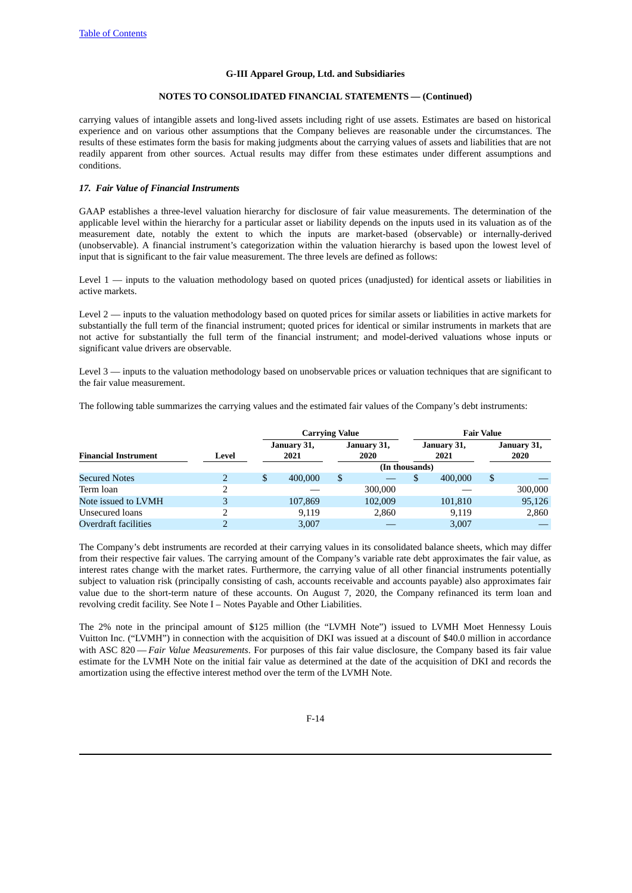carrying values of intangible assets and long-lived assets including right of use assets. Estimates are based on historical experience and on various other assumptions that the Company believes are reasonable under the circumstances. The results of these estimates form the basis for making judgments about the carrying values of assets and liabilities that are not readily apparent from other sources. Actual results may differ from these estimates under different assumptions and conditions.

### *17. Fair Value of Financial Instruments*

GAAP establishes a three-level valuation hierarchy for disclosure of fair value measurements. The determination of the applicable level within the hierarchy for a particular asset or liability depends on the inputs used in its valuation as of the measurement date, notably the extent to which the inputs are market-based (observable) or internally-derived (unobservable). A financial instrument's categorization within the valuation hierarchy is based upon the lowest level of input that is significant to the fair value measurement. The three levels are defined as follows:

Level 1 — inputs to the valuation methodology based on quoted prices (unadjusted) for identical assets or liabilities in active markets.

Level 2 — inputs to the valuation methodology based on quoted prices for similar assets or liabilities in active markets for substantially the full term of the financial instrument; quoted prices for identical or similar instruments in markets that are not active for substantially the full term of the financial instrument; and model-derived valuations whose inputs or significant value drivers are observable.

Level 3 — inputs to the valuation methodology based on unobservable prices or valuation techniques that are significant to the fair value measurement.

The following table summarizes the carrying values and the estimated fair values of the Company's debt instruments:

| | | Carrying Value | | Fair Value | |
|---|---|---|---|---|---|
| **Financial Instrument** | **Level** | **January 31, 2021** | **January 31, 2020** | **January 31, 2021** | **January 31, 2020** |
| | | (In thousands) | | | |
| Secured Notes | 2 | $ 400,000 | $ — | $ 400,000 | $ — |
| Term loan | 2 | — | 300,000 | — | 300,000 |
| Note issued to LVMH | 3 | 107,869 | 102,009 | 101,810 | 95,126 |
| Unsecured loans | 2 | 9,119 | 2,860 | 9,119 | 2,860 |
| Overdraft facilities | 2 | 3,007 | — | 3,007 | — |

The Company's debt instruments are recorded at their carrying values in its consolidated balance sheets, which may differ from their respective fair values. The carrying amount of the Company's variable rate debt approximates the fair value, as interest rates change with the market rates. Furthermore, the carrying value of all other financial instruments potentially subject to valuation risk (principally consisting of cash, accounts receivable and accounts payable) also approximates fair value due to the short-term nature of these accounts. On August 7, 2020, the Company refinanced its term loan and revolving credit facility. See Note I – Notes Payable and Other Liabilities.

The 2% note in the principal amount of $125 million (the "LVMH Note") issued to LVMH Moet Hennessy Louis Vuitton Inc. ("LVMH") in connection with the acquisition of DKI was issued at a discount of $40.0 million in accordance with ASC 820 — *Fair Value Measurements*. For purposes of this fair value disclosure, the Company based its fair value estimate for the LVMH Note on the initial fair value as determined at the date of the acquisition of DKI and records the amortization using the effective interest method over the term of the LVMH Note.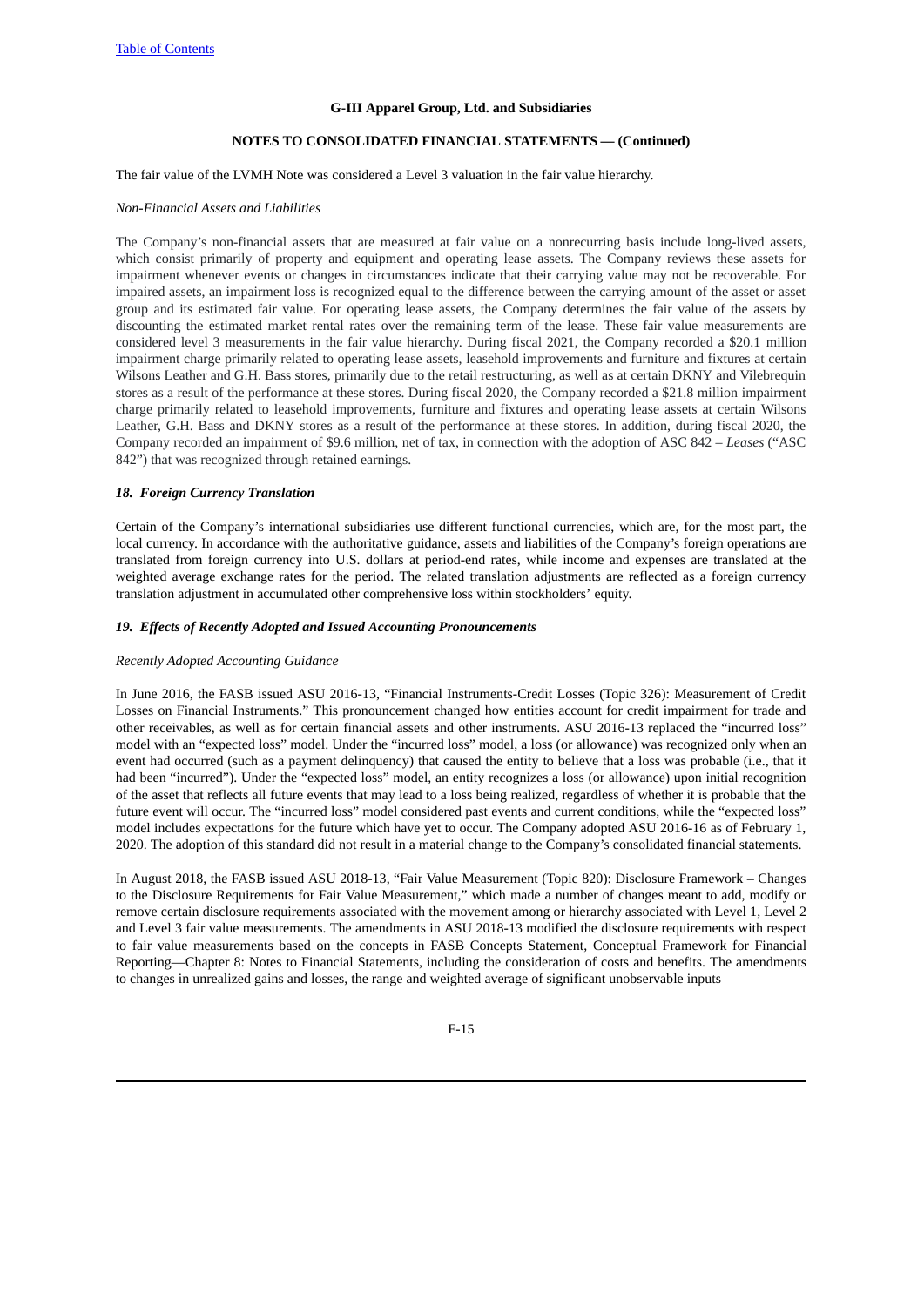The fair value of the LVMH Note was considered a Level 3 valuation in the fair value hierarchy.

*Non-Financial Assets and Liabilities*

The Company's non-financial assets that are measured at fair value on a nonrecurring basis include long-lived assets, which consist primarily of property and equipment and operating lease assets. The Company reviews these assets for impairment whenever events or changes in circumstances indicate that their carrying value may not be recoverable. For impaired assets, an impairment loss is recognized equal to the difference between the carrying amount of the asset or asset group and its estimated fair value. For operating lease assets, the Company determines the fair value of the assets by discounting the estimated market rental rates over the remaining term of the lease. These fair value measurements are considered level 3 measurements in the fair value hierarchy. During fiscal 2021, the Company recorded a $20.1 million impairment charge primarily related to operating lease assets, leasehold improvements and furniture and fixtures at certain Wilsons Leather and G.H. Bass stores, primarily due to the retail restructuring, as well as at certain DKNY and Vilebrequin stores as a result of the performance at these stores. During fiscal 2020, the Company recorded a $21.8 million impairment charge primarily related to leasehold improvements, furniture and fixtures and operating lease assets at certain Wilsons Leather, G.H. Bass and DKNY stores as a result of the performance at these stores. In addition, during fiscal 2020, the Company recorded an impairment of $9.6 million, net of tax, in connection with the adoption of ASC 842 – *Leases* ("ASC 842") that was recognized through retained earnings.

### *18. Foreign Currency Translation*

Certain of the Company's international subsidiaries use different functional currencies, which are, for the most part, the local currency. In accordance with the authoritative guidance, assets and liabilities of the Company's foreign operations are translated from foreign currency into U.S. dollars at period-end rates, while income and expenses are translated at the weighted average exchange rates for the period. The related translation adjustments are reflected as a foreign currency translation adjustment in accumulated other comprehensive loss within stockholders' equity.

### *19. Effects of Recently Adopted and Issued Accounting Pronouncements*

*Recently Adopted Accounting Guidance*

In June 2016, the FASB issued ASU 2016-13, "Financial Instruments-Credit Losses (Topic 326): Measurement of Credit Losses on Financial Instruments." This pronouncement changed how entities account for credit impairment for trade and other receivables, as well as for certain financial assets and other instruments. ASU 2016-13 replaced the "incurred loss" model with an "expected loss" model. Under the "incurred loss" model, a loss (or allowance) was recognized only when an event had occurred (such as a payment delinquency) that caused the entity to believe that a loss was probable (i.e., that it had been "incurred"). Under the "expected loss" model, an entity recognizes a loss (or allowance) upon initial recognition of the asset that reflects all future events that may lead to a loss being realized, regardless of whether it is probable that the future event will occur. The "incurred loss" model considered past events and current conditions, while the "expected loss" model includes expectations for the future which have yet to occur. The Company adopted ASU 2016-16 as of February 1, 2020. The adoption of this standard did not result in a material change to the Company's consolidated financial statements.

In August 2018, the FASB issued ASU 2018-13, "Fair Value Measurement (Topic 820): Disclosure Framework – Changes to the Disclosure Requirements for Fair Value Measurement," which made a number of changes meant to add, modify or remove certain disclosure requirements associated with the movement among or hierarchy associated with Level 1, Level 2 and Level 3 fair value measurements. The amendments in ASU 2018-13 modified the disclosure requirements with respect to fair value measurements based on the concepts in FASB Concepts Statement, Conceptual Framework for Financial Reporting—Chapter 8: Notes to Financial Statements, including the consideration of costs and benefits. The amendments to changes in unrealized gains and losses, the range and weighted average of significant unobservable inputs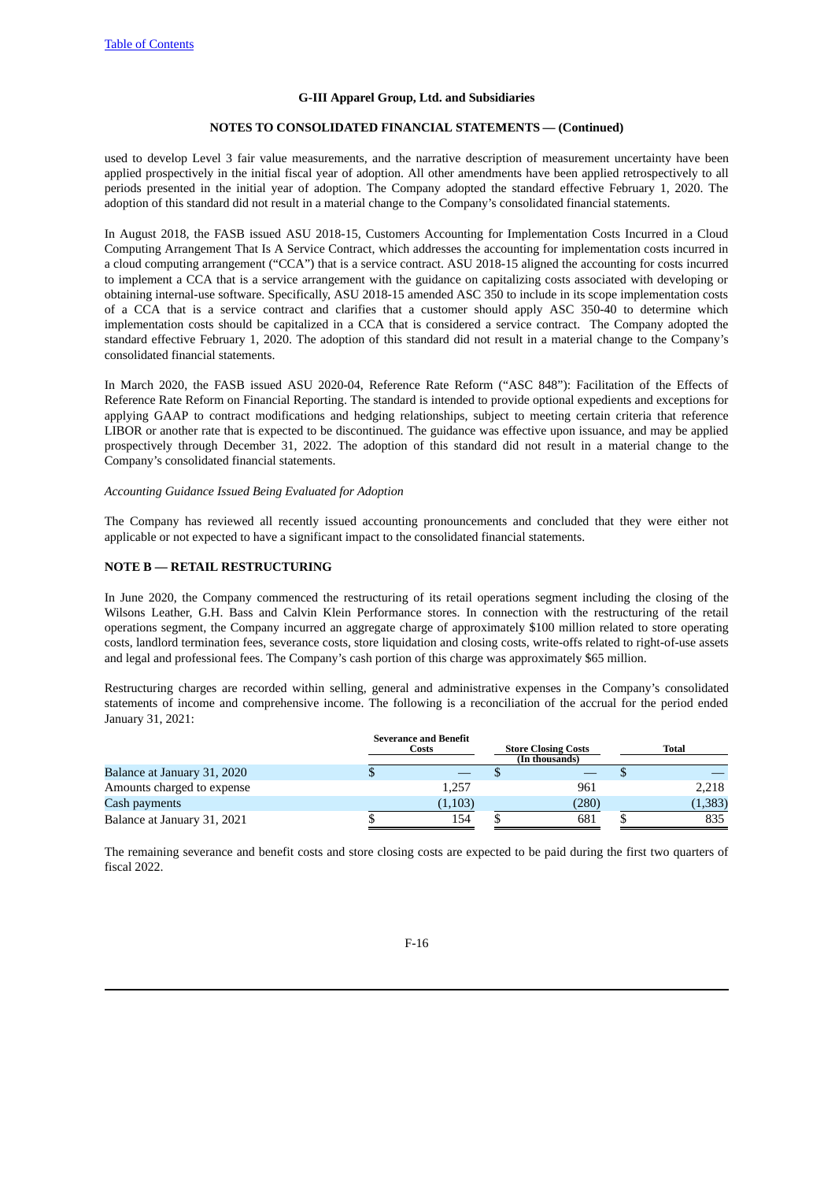used to develop Level 3 fair value measurements, and the narrative description of measurement uncertainty have been applied prospectively in the initial fiscal year of adoption. All other amendments have been applied retrospectively to all periods presented in the initial year of adoption. The Company adopted the standard effective February 1, 2020. The adoption of this standard did not result in a material change to the Company's consolidated financial statements.

In August 2018, the FASB issued ASU 2018-15, Customers Accounting for Implementation Costs Incurred in a Cloud Computing Arrangement That Is A Service Contract, which addresses the accounting for implementation costs incurred in a cloud computing arrangement ("CCA") that is a service contract. ASU 2018-15 aligned the accounting for costs incurred to implement a CCA that is a service arrangement with the guidance on capitalizing costs associated with developing or obtaining internal-use software. Specifically, ASU 2018-15 amended ASC 350 to include in its scope implementation costs of a CCA that is a service contract and clarifies that a customer should apply ASC 350-40 to determine which implementation costs should be capitalized in a CCA that is considered a service contract. The Company adopted the standard effective February 1, 2020. The adoption of this standard did not result in a material change to the Company's consolidated financial statements.

In March 2020, the FASB issued ASU 2020-04, Reference Rate Reform ("ASC 848"): Facilitation of the Effects of Reference Rate Reform on Financial Reporting. The standard is intended to provide optional expedients and exceptions for applying GAAP to contract modifications and hedging relationships, subject to meeting certain criteria that reference LIBOR or another rate that is expected to be discontinued. The guidance was effective upon issuance, and may be applied prospectively through December 31, 2022. The adoption of this standard did not result in a material change to the Company's consolidated financial statements.

*Accounting Guidance Issued Being Evaluated for Adoption*

The Company has reviewed all recently issued accounting pronouncements and concluded that they were either not applicable or not expected to have a significant impact to the consolidated financial statements.

## NOTE B — RETAIL RESTRUCTURING

In June 2020, the Company commenced the restructuring of its retail operations segment including the closing of the Wilsons Leather, G.H. Bass and Calvin Klein Performance stores. In connection with the restructuring of the retail operations segment, the Company incurred an aggregate charge of approximately $100 million related to store operating costs, landlord termination fees, severance costs, store liquidation and closing costs, write-offs related to right-of-use assets and legal and professional fees. The Company's cash portion of this charge was approximately $65 million.

Restructuring charges are recorded within selling, general and administrative expenses in the Company's consolidated statements of income and comprehensive income. The following is a reconciliation of the accrual for the period ended January 31, 2021:

| | Severance and Benefit Costs | Store Closing Costs | Total |
|---|---|---|---|
| | | (In thousands) | |
| Balance at January 31, 2020 | $ — | $ — | $ — |
| Amounts charged to expense | 1,257 | 961 | 2,218 |
| Cash payments | (1,103) | (280) | (1,383) |
| Balance at January 31, 2021 | $ 154 | $ 681 | $ 835 |

The remaining severance and benefit costs and store closing costs are expected to be paid during the first two quarters of fiscal 2022.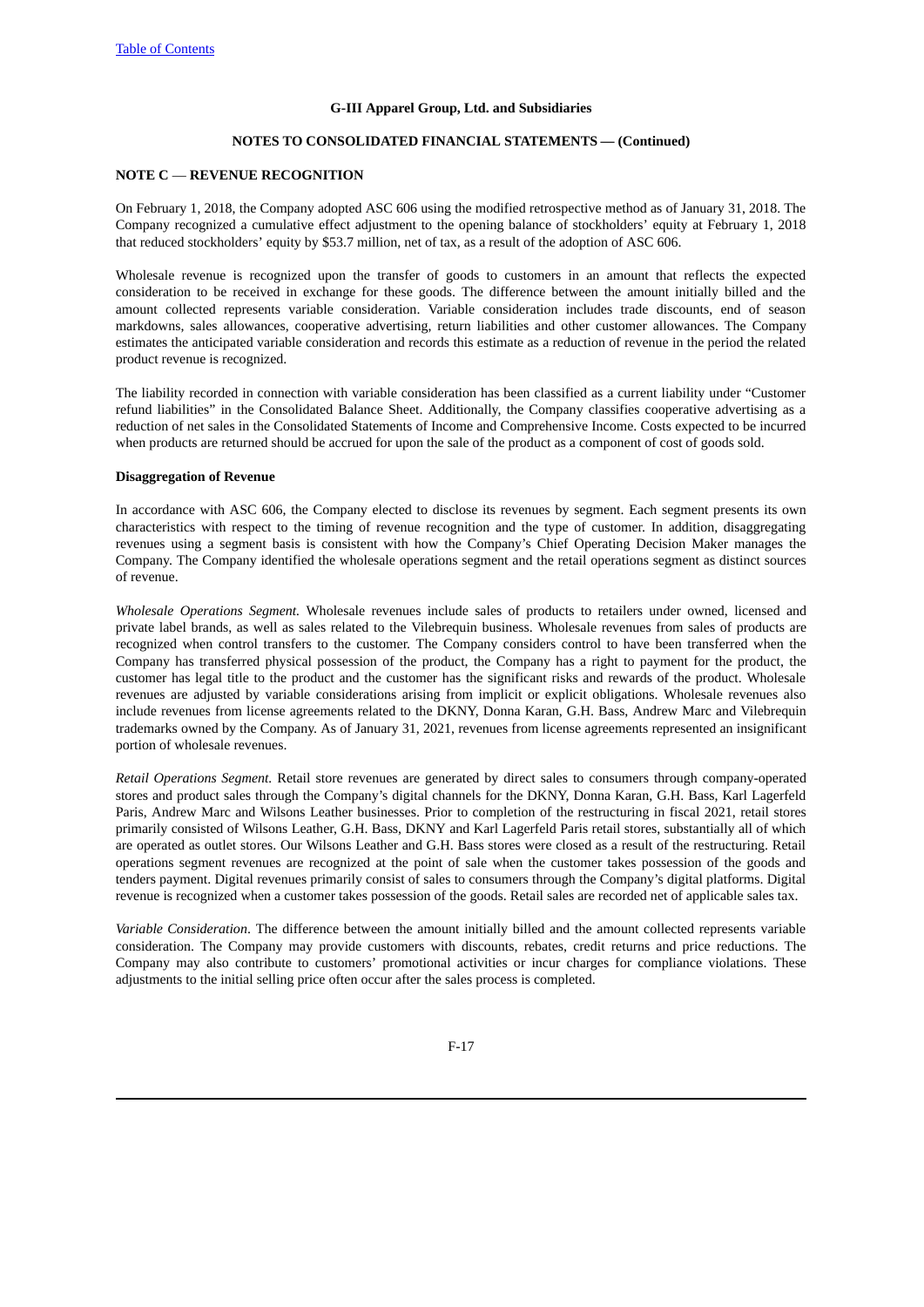**G-III Apparel Group, Ltd. and Subsidiaries**

**NOTES TO CONSOLIDATED FINANCIAL STATEMENTS — (Continued)**

**NOTE C — REVENUE RECOGNITION**

On February 1, 2018, the Company adopted ASC 606 using the modified retrospective method as of January 31, 2018. The Company recognized a cumulative effect adjustment to the opening balance of stockholders' equity at February 1, 2018 that reduced stockholders' equity by $53.7 million, net of tax, as a result of the adoption of ASC 606.

Wholesale revenue is recognized upon the transfer of goods to customers in an amount that reflects the expected consideration to be received in exchange for these goods. The difference between the amount initially billed and the amount collected represents variable consideration. Variable consideration includes trade discounts, end of season markdowns, sales allowances, cooperative advertising, return liabilities and other customer allowances. The Company estimates the anticipated variable consideration and records this estimate as a reduction of revenue in the period the related product revenue is recognized.

The liability recorded in connection with variable consideration has been classified as a current liability under "Customer refund liabilities" in the Consolidated Balance Sheet. Additionally, the Company classifies cooperative advertising as a reduction of net sales in the Consolidated Statements of Income and Comprehensive Income. Costs expected to be incurred when products are returned should be accrued for upon the sale of the product as a component of cost of goods sold.

**Disaggregation of Revenue**

In accordance with ASC 606, the Company elected to disclose its revenues by segment. Each segment presents its own characteristics with respect to the timing of revenue recognition and the type of customer. In addition, disaggregating revenues using a segment basis is consistent with how the Company's Chief Operating Decision Maker manages the Company. The Company identified the wholesale operations segment and the retail operations segment as distinct sources of revenue.

*Wholesale Operations Segment.* Wholesale revenues include sales of products to retailers under owned, licensed and private label brands, as well as sales related to the Vilebrequin business. Wholesale revenues from sales of products are recognized when control transfers to the customer. The Company considers control to have been transferred when the Company has transferred physical possession of the product, the Company has a right to payment for the product, the customer has legal title to the product and the customer has the significant risks and rewards of the product. Wholesale revenues are adjusted by variable considerations arising from implicit or explicit obligations. Wholesale revenues also include revenues from license agreements related to the DKNY, Donna Karan, G.H. Bass, Andrew Marc and Vilebrequin trademarks owned by the Company. As of January 31, 2021, revenues from license agreements represented an insignificant portion of wholesale revenues.

*Retail Operations Segment.* Retail store revenues are generated by direct sales to consumers through company-operated stores and product sales through the Company's digital channels for the DKNY, Donna Karan, G.H. Bass, Karl Lagerfeld Paris, Andrew Marc and Wilsons Leather businesses. Prior to completion of the restructuring in fiscal 2021, retail stores primarily consisted of Wilsons Leather, G.H. Bass, DKNY and Karl Lagerfeld Paris retail stores, substantially all of which are operated as outlet stores. Our Wilsons Leather and G.H. Bass stores were closed as a result of the restructuring. Retail operations segment revenues are recognized at the point of sale when the customer takes possession of the goods and tenders payment. Digital revenues primarily consist of sales to consumers through the Company's digital platforms. Digital revenue is recognized when a customer takes possession of the goods. Retail sales are recorded net of applicable sales tax.

*Variable Consideration*. The difference between the amount initially billed and the amount collected represents variable consideration. The Company may provide customers with discounts, rebates, credit returns and price reductions. The Company may also contribute to customers' promotional activities or incur charges for compliance violations. These adjustments to the initial selling price often occur after the sales process is completed.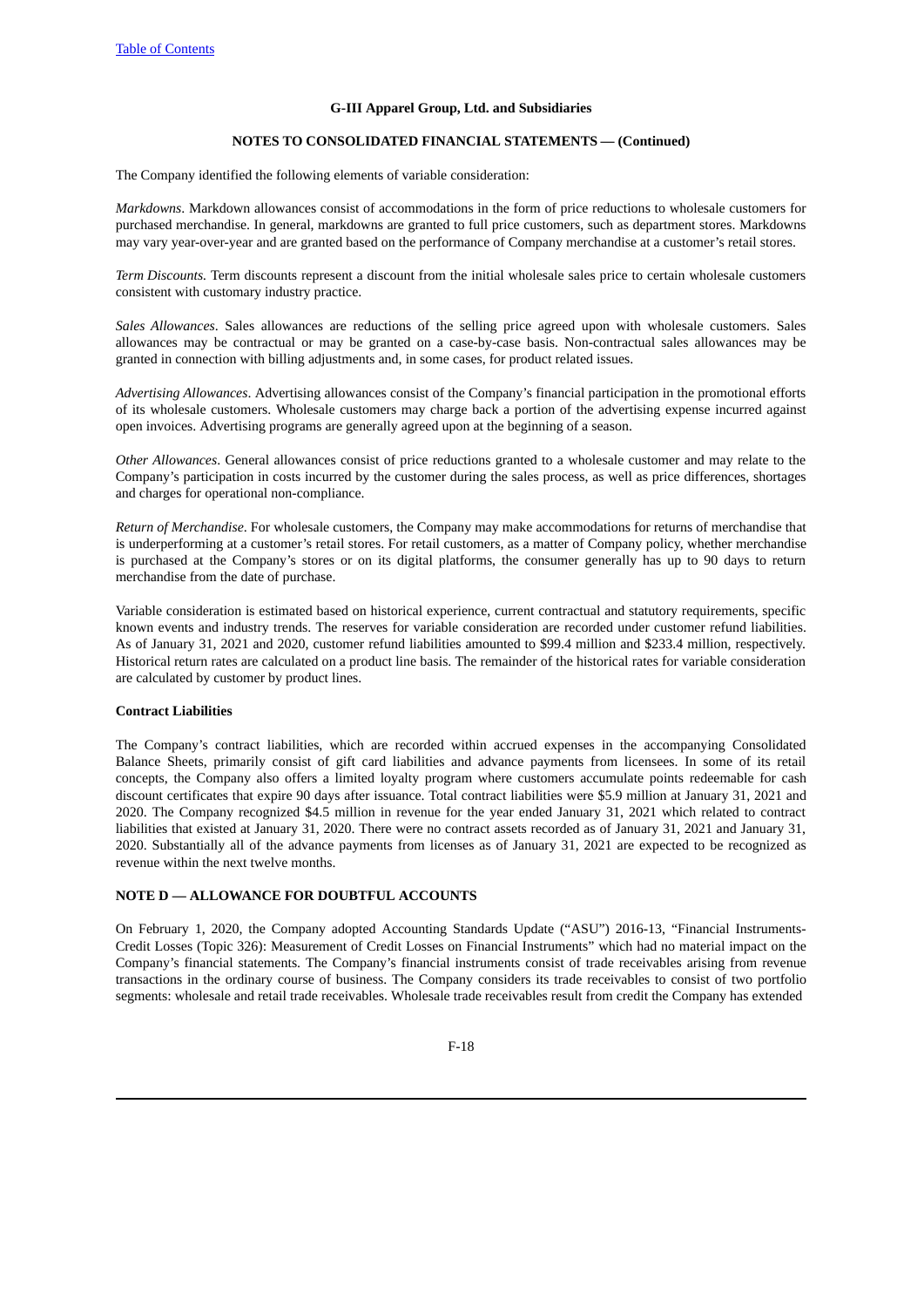The Company identified the following elements of variable consideration:

*Markdowns*. Markdown allowances consist of accommodations in the form of price reductions to wholesale customers for purchased merchandise. In general, markdowns are granted to full price customers, such as department stores. Markdowns may vary year-over-year and are granted based on the performance of Company merchandise at a customer's retail stores.

*Term Discounts.* Term discounts represent a discount from the initial wholesale sales price to certain wholesale customers consistent with customary industry practice.

*Sales Allowances*. Sales allowances are reductions of the selling price agreed upon with wholesale customers. Sales allowances may be contractual or may be granted on a case-by-case basis. Non-contractual sales allowances may be granted in connection with billing adjustments and, in some cases, for product related issues.

*Advertising Allowances*. Advertising allowances consist of the Company's financial participation in the promotional efforts of its wholesale customers. Wholesale customers may charge back a portion of the advertising expense incurred against open invoices. Advertising programs are generally agreed upon at the beginning of a season.

*Other Allowances*. General allowances consist of price reductions granted to a wholesale customer and may relate to the Company's participation in costs incurred by the customer during the sales process, as well as price differences, shortages and charges for operational non-compliance.

*Return of Merchandise*. For wholesale customers, the Company may make accommodations for returns of merchandise that is underperforming at a customer's retail stores. For retail customers, as a matter of Company policy, whether merchandise is purchased at the Company's stores or on its digital platforms, the consumer generally has up to 90 days to return merchandise from the date of purchase.

Variable consideration is estimated based on historical experience, current contractual and statutory requirements, specific known events and industry trends. The reserves for variable consideration are recorded under customer refund liabilities. As of January 31, 2021 and 2020, customer refund liabilities amounted to $99.4 million and $233.4 million, respectively. Historical return rates are calculated on a product line basis. The remainder of the historical rates for variable consideration are calculated by customer by product lines.

**Contract Liabilities**

The Company's contract liabilities, which are recorded within accrued expenses in the accompanying Consolidated Balance Sheets, primarily consist of gift card liabilities and advance payments from licensees. In some of its retail concepts, the Company also offers a limited loyalty program where customers accumulate points redeemable for cash discount certificates that expire 90 days after issuance. Total contract liabilities were $5.9 million at January 31, 2021 and 2020. The Company recognized $4.5 million in revenue for the year ended January 31, 2021 which related to contract liabilities that existed at January 31, 2020. There were no contract assets recorded as of January 31, 2021 and January 31, 2020. Substantially all of the advance payments from licenses as of January 31, 2021 are expected to be recognized as revenue within the next twelve months.

## NOTE D — ALLOWANCE FOR DOUBTFUL ACCOUNTS

On February 1, 2020, the Company adopted Accounting Standards Update ("ASU") 2016-13, "Financial Instruments-Credit Losses (Topic 326): Measurement of Credit Losses on Financial Instruments" which had no material impact on the Company's financial statements. The Company's financial instruments consist of trade receivables arising from revenue transactions in the ordinary course of business. The Company considers its trade receivables to consist of two portfolio segments: wholesale and retail trade receivables. Wholesale trade receivables result from credit the Company has extended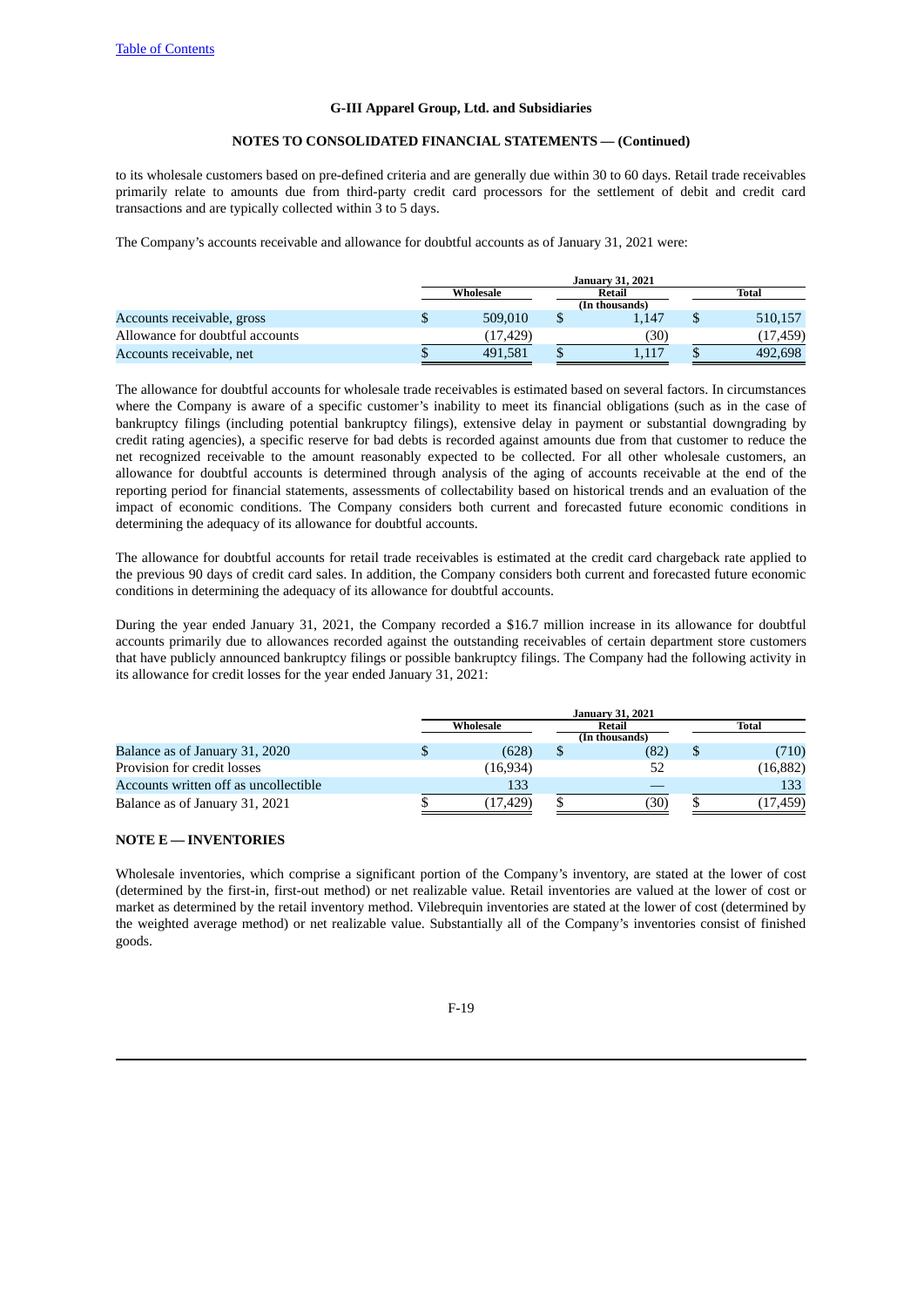to its wholesale customers based on pre-defined criteria and are generally due within 30 to 60 days. Retail trade receivables primarily relate to amounts due from third-party credit card processors for the settlement of debit and credit card transactions and are typically collected within 3 to 5 days.

The Company's accounts receivable and allowance for doubtful accounts as of January 31, 2021 were:

| | January 31, 2021 | | |
|---|---|---|---|
| | Wholesale | Retail | Total |
| | | (In thousands) | |
| Accounts receivable, gross | $ 509,010 | $ 1,147 | $ 510,157 |
| Allowance for doubtful accounts | (17,429) | (30) | (17,459) |
| Accounts receivable, net | $ 491,581 | $ 1,117 | $ 492,698 |

The allowance for doubtful accounts for wholesale trade receivables is estimated based on several factors. In circumstances where the Company is aware of a specific customer's inability to meet its financial obligations (such as in the case of bankruptcy filings (including potential bankruptcy filings), extensive delay in payment or substantial downgrading by credit rating agencies), a specific reserve for bad debts is recorded against amounts due from that customer to reduce the net recognized receivable to the amount reasonably expected to be collected. For all other wholesale customers, an allowance for doubtful accounts is determined through analysis of the aging of accounts receivable at the end of the reporting period for financial statements, assessments of collectability based on historical trends and an evaluation of the impact of economic conditions. The Company considers both current and forecasted future economic conditions in determining the adequacy of its allowance for doubtful accounts.

The allowance for doubtful accounts for retail trade receivables is estimated at the credit card chargeback rate applied to the previous 90 days of credit card sales. In addition, the Company considers both current and forecasted future economic conditions in determining the adequacy of its allowance for doubtful accounts.

During the year ended January 31, 2021, the Company recorded a $16.7 million increase in its allowance for doubtful accounts primarily due to allowances recorded against the outstanding receivables of certain department store customers that have publicly announced bankruptcy filings or possible bankruptcy filings. The Company had the following activity in its allowance for credit losses for the year ended January 31, 2021:

| | January 31, 2021 | | |
|---|---|---|---|
| | Wholesale | Retail | Total |
| | | (In thousands) | |
| Balance as of January 31, 2020 | $ (628) | $ (82) | $ (710) |
| Provision for credit losses | (16,934) | 52 | (16,882) |
| Accounts written off as uncollectible | 133 | — | 133 |
| Balance as of January 31, 2021 | $ (17,429) | $ (30) | $ (17,459) |

## NOTE E — INVENTORIES

Wholesale inventories, which comprise a significant portion of the Company's inventory, are stated at the lower of cost (determined by the first-in, first-out method) or net realizable value. Retail inventories are valued at the lower of cost or market as determined by the retail inventory method. Vilebrequin inventories are stated at the lower of cost (determined by the weighted average method) or net realizable value. Substantially all of the Company's inventories consist of finished goods.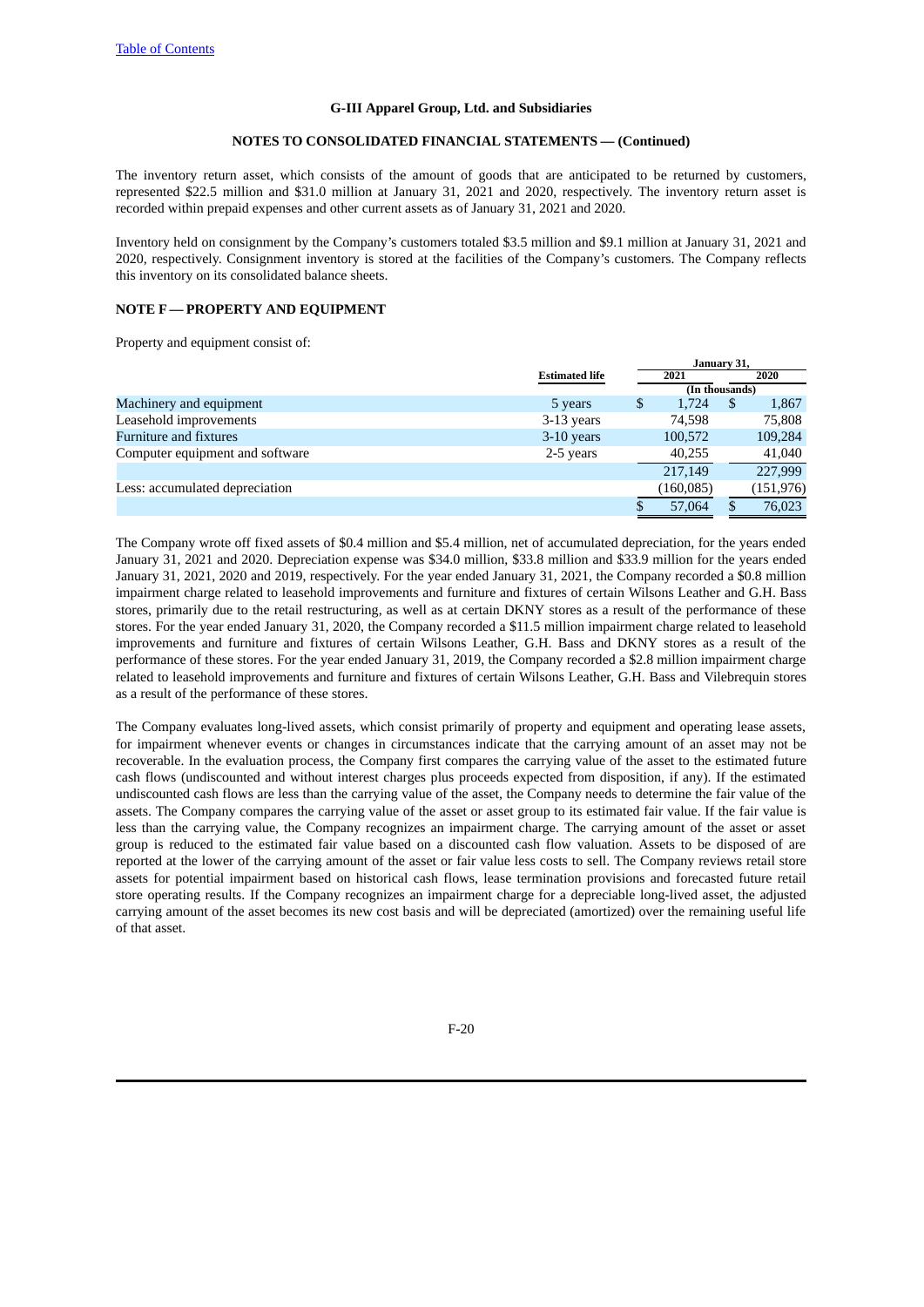The inventory return asset, which consists of the amount of goods that are anticipated to be returned by customers, represented $22.5 million and $31.0 million at January 31, 2021 and 2020, respectively. The inventory return asset is recorded within prepaid expenses and other current assets as of January 31, 2021 and 2020.

Inventory held on consignment by the Company's customers totaled $3.5 million and $9.1 million at January 31, 2021 and 2020, respectively. Consignment inventory is stored at the facilities of the Company's customers. The Company reflects this inventory on its consolidated balance sheets.

## NOTE F — PROPERTY AND EQUIPMENT

Property and equipment consist of:

| | Estimated life | January 31, 2021 | January 31, 2020 |
|---|---|---|---|
| | | (In thousands) | |
| Machinery and equipment | 5 years | $ 1,724 | $ 1,867 |
| Leasehold improvements | 3-13 years | 74,598 | 75,808 |
| Furniture and fixtures | 3-10 years | 100,572 | 109,284 |
| Computer equipment and software | 2-5 years | 40,255 | 41,040 |
| | | 217,149 | 227,999 |
| Less: accumulated depreciation | | (160,085) | (151,976) |
| | | $ 57,064 | $ 76,023 |

The Company wrote off fixed assets of $0.4 million and $5.4 million, net of accumulated depreciation, for the years ended January 31, 2021 and 2020. Depreciation expense was $34.0 million, $33.8 million and $33.9 million for the years ended January 31, 2021, 2020 and 2019, respectively. For the year ended January 31, 2021, the Company recorded a $0.8 million impairment charge related to leasehold improvements and furniture and fixtures of certain Wilsons Leather and G.H. Bass stores, primarily due to the retail restructuring, as well as at certain DKNY stores as a result of the performance of these stores. For the year ended January 31, 2020, the Company recorded a $11.5 million impairment charge related to leasehold improvements and furniture and fixtures of certain Wilsons Leather, G.H. Bass and DKNY stores as a result of the performance of these stores. For the year ended January 31, 2019, the Company recorded a $2.8 million impairment charge related to leasehold improvements and furniture and fixtures of certain Wilsons Leather, G.H. Bass and Vilebrequin stores as a result of the performance of these stores.

The Company evaluates long-lived assets, which consist primarily of property and equipment and operating lease assets, for impairment whenever events or changes in circumstances indicate that the carrying amount of an asset may not be recoverable. In the evaluation process, the Company first compares the carrying value of the asset to the estimated future cash flows (undiscounted and without interest charges plus proceeds expected from disposition, if any). If the estimated undiscounted cash flows are less than the carrying value of the asset, the Company needs to determine the fair value of the assets. The Company compares the carrying value of the asset or asset group to its estimated fair value. If the fair value is less than the carrying value, the Company recognizes an impairment charge. The carrying amount of the asset or asset group is reduced to the estimated fair value based on a discounted cash flow valuation. Assets to be disposed of are reported at the lower of the carrying amount of the asset or fair value less costs to sell. The Company reviews retail store assets for potential impairment based on historical cash flows, lease termination provisions and forecasted future retail store operating results. If the Company recognizes an impairment charge for a depreciable long-lived asset, the adjusted carrying amount of the asset becomes its new cost basis and will be depreciated (amortized) over the remaining useful life of that asset.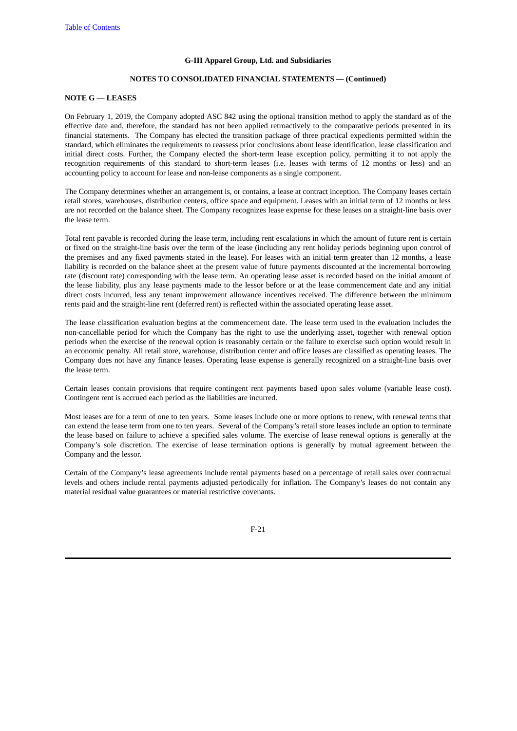**NOTE G — LEASES**

On February 1, 2019, the Company adopted ASC 842 using the optional transition method to apply the standard as of the effective date and, therefore, the standard has not been applied retroactively to the comparative periods presented in its financial statements. The Company has elected the transition package of three practical expedients permitted within the standard, which eliminates the requirements to reassess prior conclusions about lease identification, lease classification and initial direct costs. Further, the Company elected the short-term lease exception policy, permitting it to not apply the recognition requirements of this standard to short-term leases (i.e. leases with terms of 12 months or less) and an accounting policy to account for lease and non-lease components as a single component.

The Company determines whether an arrangement is, or contains, a lease at contract inception. The Company leases certain retail stores, warehouses, distribution centers, office space and equipment. Leases with an initial term of 12 months or less are not recorded on the balance sheet. The Company recognizes lease expense for these leases on a straight-line basis over the lease term.

Total rent payable is recorded during the lease term, including rent escalations in which the amount of future rent is certain or fixed on the straight-line basis over the term of the lease (including any rent holiday periods beginning upon control of the premises and any fixed payments stated in the lease). For leases with an initial term greater than 12 months, a lease liability is recorded on the balance sheet at the present value of future payments discounted at the incremental borrowing rate (discount rate) corresponding with the lease term. An operating lease asset is recorded based on the initial amount of the lease liability, plus any lease payments made to the lessor before or at the lease commencement date and any initial direct costs incurred, less any tenant improvement allowance incentives received. The difference between the minimum rents paid and the straight-line rent (deferred rent) is reflected within the associated operating lease asset.

The lease classification evaluation begins at the commencement date. The lease term used in the evaluation includes the non-cancellable period for which the Company has the right to use the underlying asset, together with renewal option periods when the exercise of the renewal option is reasonably certain or the failure to exercise such option would result in an economic penalty. All retail store, warehouse, distribution center and office leases are classified as operating leases. The Company does not have any finance leases. Operating lease expense is generally recognized on a straight-line basis over the lease term.

Certain leases contain provisions that require contingent rent payments based upon sales volume (variable lease cost). Contingent rent is accrued each period as the liabilities are incurred.

Most leases are for a term of one to ten years. Some leases include one or more options to renew, with renewal terms that can extend the lease term from one to ten years. Several of the Company's retail store leases include an option to terminate the lease based on failure to achieve a specified sales volume. The exercise of lease renewal options is generally at the Company's sole discretion. The exercise of lease termination options is generally by mutual agreement between the Company and the lessor.

Certain of the Company's lease agreements include rental payments based on a percentage of retail sales over contractual levels and others include rental payments adjusted periodically for inflation. The Company's leases do not contain any material residual value guarantees or material restrictive covenants.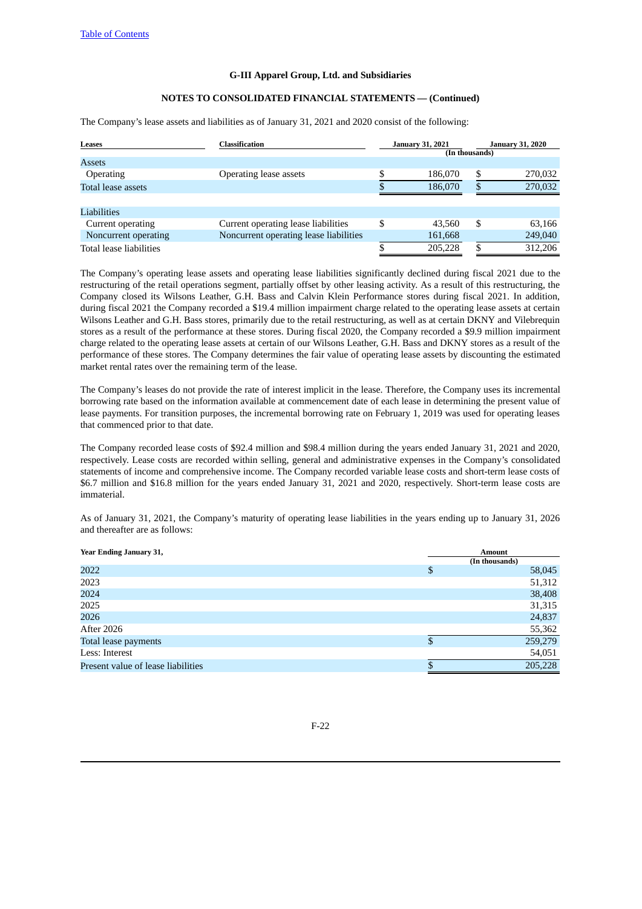The Company's lease assets and liabilities as of January 31, 2021 and 2020 consist of the following:

| Leases | Classification | January 31, 2021 | January 31, 2020 |
|---|---|---|---|
| | | (In thousands) | |
| Assets | | | |
| Operating | Operating lease assets | $ 186,070 | $ 270,032 |
| Total lease assets | | $ 186,070 | $ 270,032 |
| | | | |
| Liabilities | | | |
| Current operating | Current operating lease liabilities | $ 43,560 | $ 63,166 |
| Noncurrent operating | Noncurrent operating lease liabilities | 161,668 | 249,040 |
| Total lease liabilities | | $ 205,228 | $ 312,206 |

The Company's operating lease assets and operating lease liabilities significantly declined during fiscal 2021 due to the restructuring of the retail operations segment, partially offset by other leasing activity. As a result of this restructuring, the Company closed its Wilsons Leather, G.H. Bass and Calvin Klein Performance stores during fiscal 2021. In addition, during fiscal 2021 the Company recorded a $19.4 million impairment charge related to the operating lease assets at certain Wilsons Leather and G.H. Bass stores, primarily due to the retail restructuring, as well as at certain DKNY and Vilebrequin stores as a result of the performance at these stores. During fiscal 2020, the Company recorded a $9.9 million impairment charge related to the operating lease assets at certain of our Wilsons Leather, G.H. Bass and DKNY stores as a result of the performance of these stores. The Company determines the fair value of operating lease assets by discounting the estimated market rental rates over the remaining term of the lease.

The Company's leases do not provide the rate of interest implicit in the lease. Therefore, the Company uses its incremental borrowing rate based on the information available at commencement date of each lease in determining the present value of lease payments. For transition purposes, the incremental borrowing rate on February 1, 2019 was used for operating leases that commenced prior to that date.

The Company recorded lease costs of $92.4 million and $98.4 million during the years ended January 31, 2021 and 2020, respectively. Lease costs are recorded within selling, general and administrative expenses in the Company's consolidated statements of income and comprehensive income. The Company recorded variable lease costs and short-term lease costs of $6.7 million and $16.8 million for the years ended January 31, 2021 and 2020, respectively. Short-term lease costs are immaterial.

As of January 31, 2021, the Company's maturity of operating lease liabilities in the years ending up to January 31, 2026 and thereafter are as follows:

| Year Ending January 31, | Amount |
|---|---|
| | (In thousands) |
| 2022 | $ 58,045 |
| 2023 | 51,312 |
| 2024 | 38,408 |
| 2025 | 31,315 |
| 2026 | 24,837 |
| After 2026 | 55,362 |
| Total lease payments | $ 259,279 |
| Less: Interest | 54,051 |
| Present value of lease liabilities | $ 205,228 |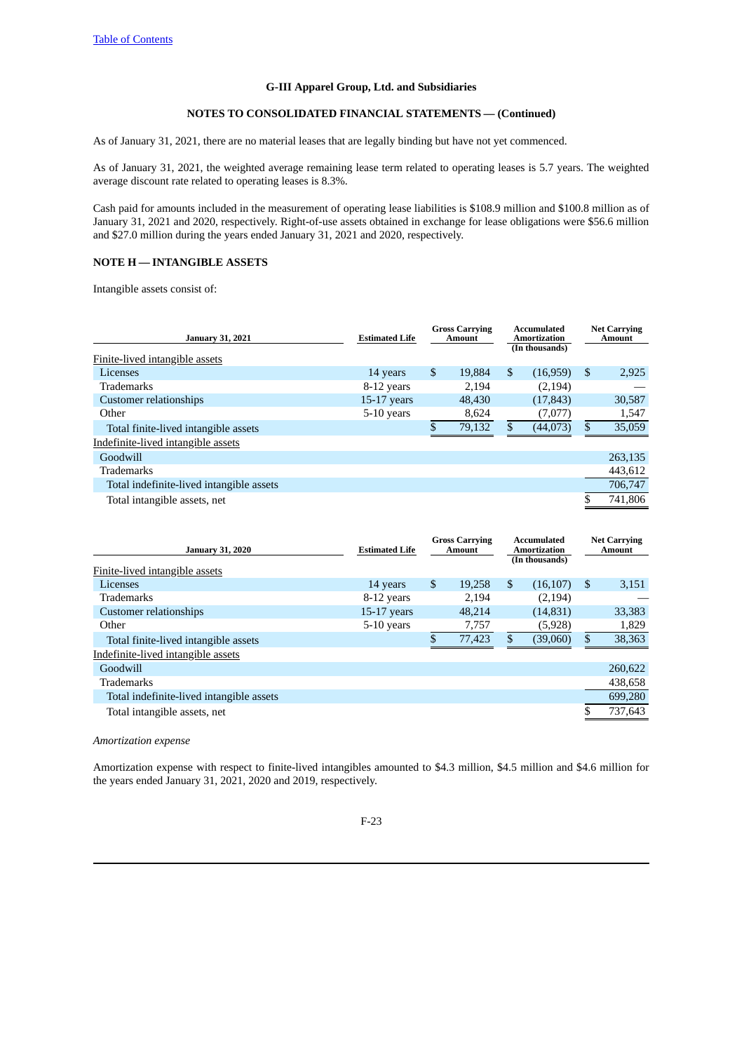G-III Apparel Group, Ltd. and Subsidiaries

NOTES TO CONSOLIDATED FINANCIAL STATEMENTS — (Continued)

As of January 31, 2021, there are no material leases that are legally binding but have not yet commenced.

As of January 31, 2021, the weighted average remaining lease term related to operating leases is 5.7 years. The weighted average discount rate related to operating leases is 8.3%.

Cash paid for amounts included in the measurement of operating lease liabilities is $108.9 million and $100.8 million as of January 31, 2021 and 2020, respectively. Right-of-use assets obtained in exchange for lease obligations were $56.6 million and $27.0 million during the years ended January 31, 2021 and 2020, respectively.

## NOTE H — INTANGIBLE ASSETS

Intangible assets consist of:

| January 31, 2021 | Estimated Life | Gross Carrying Amount | Accumulated Amortization (In thousands) | Net Carrying Amount |
|---|---|---|---|---|
| Finite-lived intangible assets | | | | |
| Licenses | 14 years | $ 19,884 | $ (16,959) | $ 2,925 |
| Trademarks | 8-12 years | 2,194 | (2,194) | — |
| Customer relationships | 15-17 years | 48,430 | (17,843) | 30,587 |
| Other | 5-10 years | 8,624 | (7,077) | 1,547 |
| Total finite-lived intangible assets | | $ 79,132 | $ (44,073) | $ 35,059 |
| Indefinite-lived intangible assets | | | | |
| Goodwill | | | | 263,135 |
| Trademarks | | | | 443,612 |
| Total indefinite-lived intangible assets | | | | 706,747 |
| Total intangible assets, net | | | | $ 741,806 |

| January 31, 2020 | Estimated Life | Gross Carrying Amount | Accumulated Amortization (In thousands) | Net Carrying Amount |
|---|---|---|---|---|
| Finite-lived intangible assets | | | | |
| Licenses | 14 years | $ 19,258 | $ (16,107) | $ 3,151 |
| Trademarks | 8-12 years | 2,194 | (2,194) | — |
| Customer relationships | 15-17 years | 48,214 | (14,831) | 33,383 |
| Other | 5-10 years | 7,757 | (5,928) | 1,829 |
| Total finite-lived intangible assets | | $ 77,423 | $ (39,060) | $ 38,363 |
| Indefinite-lived intangible assets | | | | |
| Goodwill | | | | 260,622 |
| Trademarks | | | | 438,658 |
| Total indefinite-lived intangible assets | | | | 699,280 |
| Total intangible assets, net | | | | $ 737,643 |

*Amortization expense*

Amortization expense with respect to finite-lived intangibles amounted to $4.3 million, $4.5 million and $4.6 million for the years ended January 31, 2021, 2020 and 2019, respectively.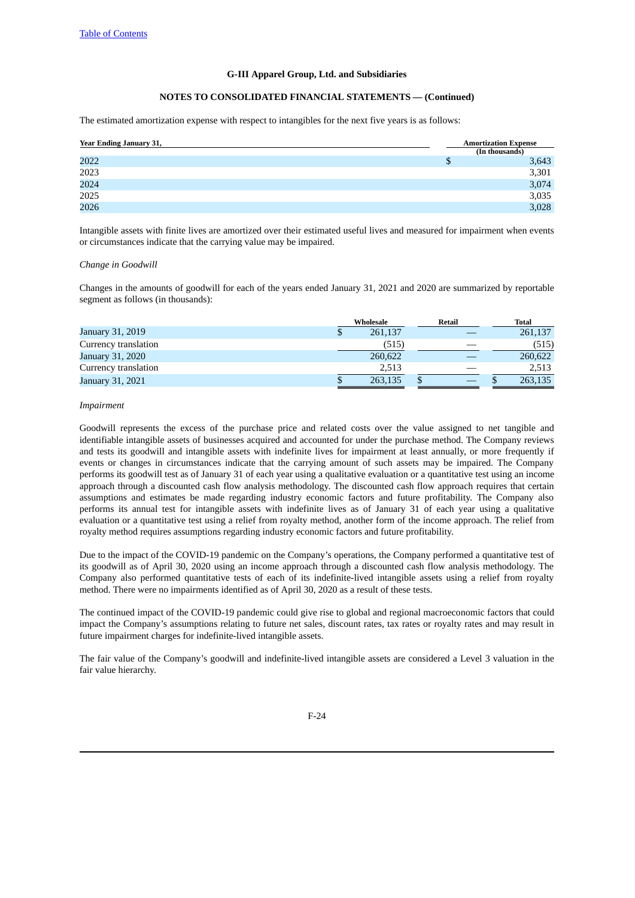The estimated amortization expense with respect to intangibles for the next five years is as follows:

| Year Ending January 31, | Amortization Expense (In thousands) |
|---|---|
| 2022 | $ 3,643 |
| 2023 | 3,301 |
| 2024 | 3,074 |
| 2025 | 3,035 |
| 2026 | 3,028 |

Intangible assets with finite lives are amortized over their estimated useful lives and measured for impairment when events or circumstances indicate that the carrying value may be impaired.

*Change in Goodwill*

Changes in the amounts of goodwill for each of the years ended January 31, 2021 and 2020 are summarized by reportable segment as follows (in thousands):

| | Wholesale | Retail | Total |
|---|---|---|---|
| January 31, 2019 | $ 261,137 | — | 261,137 |
| Currency translation | (515) | — | (515) |
| January 31, 2020 | 260,622 | — | 260,622 |
| Currency translation | 2,513 | — | 2,513 |
| January 31, 2021 | $ 263,135 | $ — | $ 263,135 |

*Impairment*

Goodwill represents the excess of the purchase price and related costs over the value assigned to net tangible and identifiable intangible assets of businesses acquired and accounted for under the purchase method. The Company reviews and tests its goodwill and intangible assets with indefinite lives for impairment at least annually, or more frequently if events or changes in circumstances indicate that the carrying amount of such assets may be impaired. The Company performs its goodwill test as of January 31 of each year using a qualitative evaluation or a quantitative test using an income approach through a discounted cash flow analysis methodology. The discounted cash flow approach requires that certain assumptions and estimates be made regarding industry economic factors and future profitability. The Company also performs its annual test for intangible assets with indefinite lives as of January 31 of each year using a qualitative evaluation or a quantitative test using a relief from royalty method, another form of the income approach. The relief from royalty method requires assumptions regarding industry economic factors and future profitability.

Due to the impact of the COVID-19 pandemic on the Company's operations, the Company performed a quantitative test of its goodwill as of April 30, 2020 using an income approach through a discounted cash flow analysis methodology. The Company also performed quantitative tests of each of its indefinite-lived intangible assets using a relief from royalty method. There were no impairments identified as of April 30, 2020 as a result of these tests.

The continued impact of the COVID-19 pandemic could give rise to global and regional macroeconomic factors that could impact the Company's assumptions relating to future net sales, discount rates, tax rates or royalty rates and may result in future impairment charges for indefinite-lived intangible assets.

The fair value of the Company's goodwill and indefinite-lived intangible assets are considered a Level 3 valuation in the fair value hierarchy.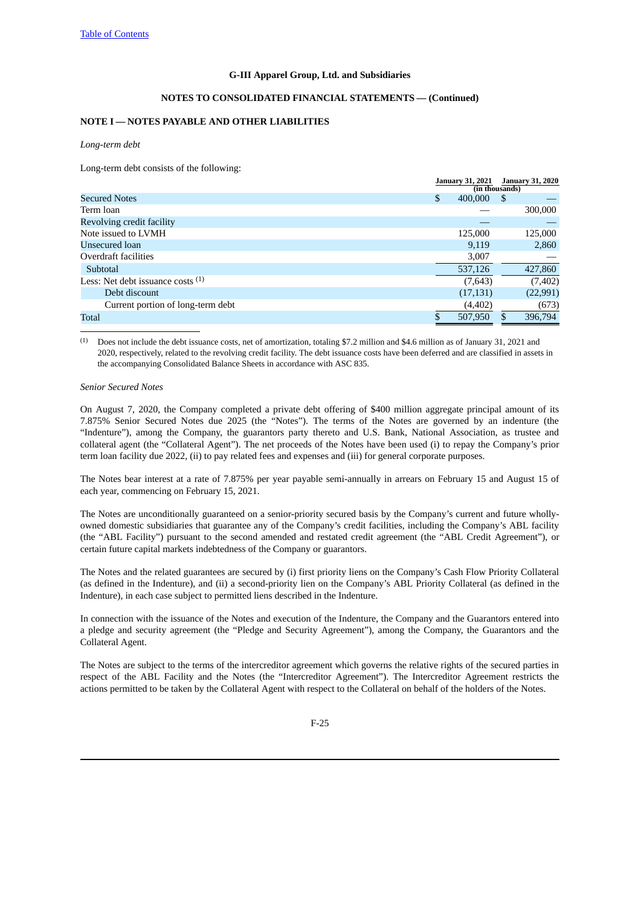**G-III Apparel Group, Ltd. and Subsidiaries**

**NOTES TO CONSOLIDATED FINANCIAL STATEMENTS — (Continued)**

**NOTE I — NOTES PAYABLE AND OTHER LIABILITIES**

*Long-term debt*

Long-term debt consists of the following:

| | January 31, 2021 | January 31, 2020 |
|---|---|---|
| | (in thousands) | |
| Secured Notes | $ 400,000 | $ — |
| Term loan | — | 300,000 |
| Revolving credit facility | — | — |
| Note issued to LVMH | 125,000 | 125,000 |
| Unsecured loan | 9,119 | 2,860 |
| Overdraft facilities | 3,007 | — |
| Subtotal | 537,126 | 427,860 |
| Less: Net debt issuance costs [(1)] | (7,643) | (7,402) |
| Debt discount | (17,131) | (22,991) |
| Current portion of long-term debt | (4,402) | (673) |
| Total | $ 507,950 | $ 396,794 |

(1) Does not include the debt issuance costs, net of amortization, totaling $7.2 million and $4.6 million as of January 31, 2021 and 2020, respectively, related to the revolving credit facility. The debt issuance costs have been deferred and are classified in assets in the accompanying Consolidated Balance Sheets in accordance with ASC 835.

*Senior Secured Notes*

On August 7, 2020, the Company completed a private debt offering of $400 million aggregate principal amount of its 7.875% Senior Secured Notes due 2025 (the "Notes"). The terms of the Notes are governed by an indenture (the "Indenture"), among the Company, the guarantors party thereto and U.S. Bank, National Association, as trustee and collateral agent (the "Collateral Agent"). The net proceeds of the Notes have been used (i) to repay the Company's prior term loan facility due 2022, (ii) to pay related fees and expenses and (iii) for general corporate purposes.

The Notes bear interest at a rate of 7.875% per year payable semi-annually in arrears on February 15 and August 15 of each year, commencing on February 15, 2021.

The Notes are unconditionally guaranteed on a senior-priority secured basis by the Company's current and future wholly-owned domestic subsidiaries that guarantee any of the Company's credit facilities, including the Company's ABL facility (the "ABL Facility") pursuant to the second amended and restated credit agreement (the "ABL Credit Agreement"), or certain future capital markets indebtedness of the Company or guarantors.

The Notes and the related guarantees are secured by (i) first priority liens on the Company's Cash Flow Priority Collateral (as defined in the Indenture), and (ii) a second-priority lien on the Company's ABL Priority Collateral (as defined in the Indenture), in each case subject to permitted liens described in the Indenture.

In connection with the issuance of the Notes and execution of the Indenture, the Company and the Guarantors entered into a pledge and security agreement (the "Pledge and Security Agreement"), among the Company, the Guarantors and the Collateral Agent.

The Notes are subject to the terms of the intercreditor agreement which governs the relative rights of the secured parties in respect of the ABL Facility and the Notes (the "Intercreditor Agreement"). The Intercreditor Agreement restricts the actions permitted to be taken by the Collateral Agent with respect to the Collateral on behalf of the holders of the Notes.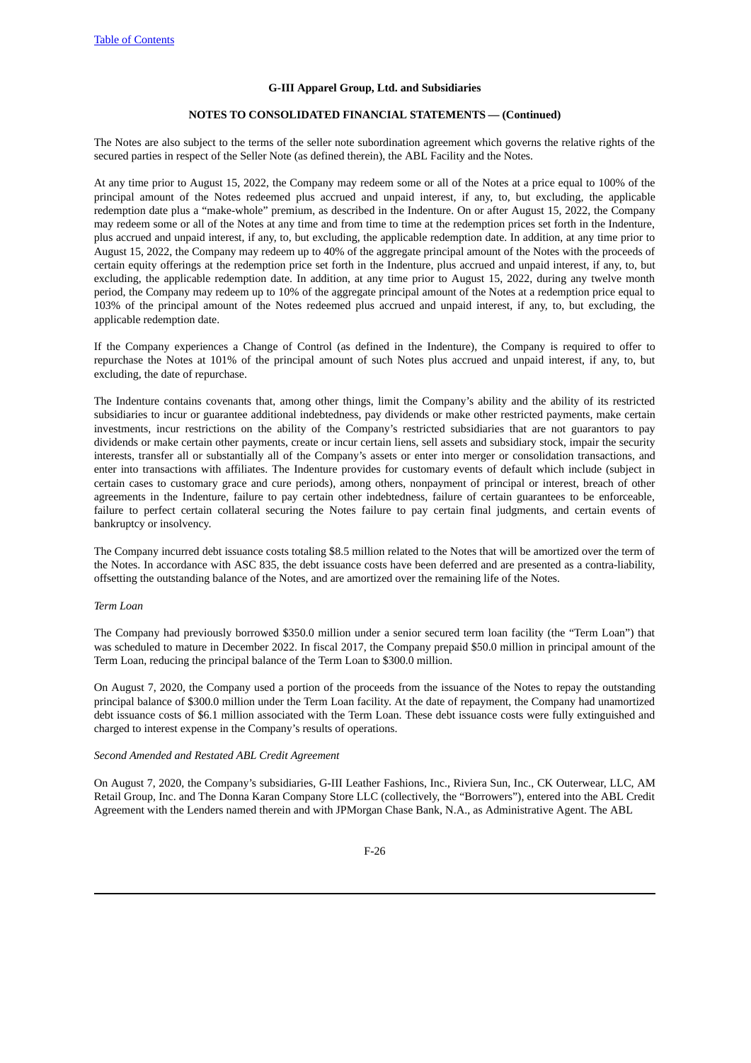The Notes are also subject to the terms of the seller note subordination agreement which governs the relative rights of the secured parties in respect of the Seller Note (as defined therein), the ABL Facility and the Notes.

At any time prior to August 15, 2022, the Company may redeem some or all of the Notes at a price equal to 100% of the principal amount of the Notes redeemed plus accrued and unpaid interest, if any, to, but excluding, the applicable redemption date plus a "make-whole" premium, as described in the Indenture. On or after August 15, 2022, the Company may redeem some or all of the Notes at any time and from time to time at the redemption prices set forth in the Indenture, plus accrued and unpaid interest, if any, to, but excluding, the applicable redemption date. In addition, at any time prior to August 15, 2022, the Company may redeem up to 40% of the aggregate principal amount of the Notes with the proceeds of certain equity offerings at the redemption price set forth in the Indenture, plus accrued and unpaid interest, if any, to, but excluding, the applicable redemption date. In addition, at any time prior to August 15, 2022, during any twelve month period, the Company may redeem up to 10% of the aggregate principal amount of the Notes at a redemption price equal to 103% of the principal amount of the Notes redeemed plus accrued and unpaid interest, if any, to, but excluding, the applicable redemption date.

If the Company experiences a Change of Control (as defined in the Indenture), the Company is required to offer to repurchase the Notes at 101% of the principal amount of such Notes plus accrued and unpaid interest, if any, to, but excluding, the date of repurchase.

The Indenture contains covenants that, among other things, limit the Company's ability and the ability of its restricted subsidiaries to incur or guarantee additional indebtedness, pay dividends or make other restricted payments, make certain investments, incur restrictions on the ability of the Company's restricted subsidiaries that are not guarantors to pay dividends or make certain other payments, create or incur certain liens, sell assets and subsidiary stock, impair the security interests, transfer all or substantially all of the Company's assets or enter into merger or consolidation transactions, and enter into transactions with affiliates. The Indenture provides for customary events of default which include (subject in certain cases to customary grace and cure periods), among others, nonpayment of principal or interest, breach of other agreements in the Indenture, failure to pay certain other indebtedness, failure of certain guarantees to be enforceable, failure to perfect certain collateral securing the Notes failure to pay certain final judgments, and certain events of bankruptcy or insolvency.

The Company incurred debt issuance costs totaling $8.5 million related to the Notes that will be amortized over the term of the Notes. In accordance with ASC 835, the debt issuance costs have been deferred and are presented as a contra-liability, offsetting the outstanding balance of the Notes, and are amortized over the remaining life of the Notes.

*Term Loan*

The Company had previously borrowed $350.0 million under a senior secured term loan facility (the "Term Loan") that was scheduled to mature in December 2022. In fiscal 2017, the Company prepaid $50.0 million in principal amount of the Term Loan, reducing the principal balance of the Term Loan to $300.0 million.

On August 7, 2020, the Company used a portion of the proceeds from the issuance of the Notes to repay the outstanding principal balance of $300.0 million under the Term Loan facility. At the date of repayment, the Company had unamortized debt issuance costs of $6.1 million associated with the Term Loan. These debt issuance costs were fully extinguished and charged to interest expense in the Company's results of operations.

*Second Amended and Restated ABL Credit Agreement*

On August 7, 2020, the Company's subsidiaries, G-III Leather Fashions, Inc., Riviera Sun, Inc., CK Outerwear, LLC, AM Retail Group, Inc. and The Donna Karan Company Store LLC (collectively, the "Borrowers"), entered into the ABL Credit Agreement with the Lenders named therein and with JPMorgan Chase Bank, N.A., as Administrative Agent. The ABL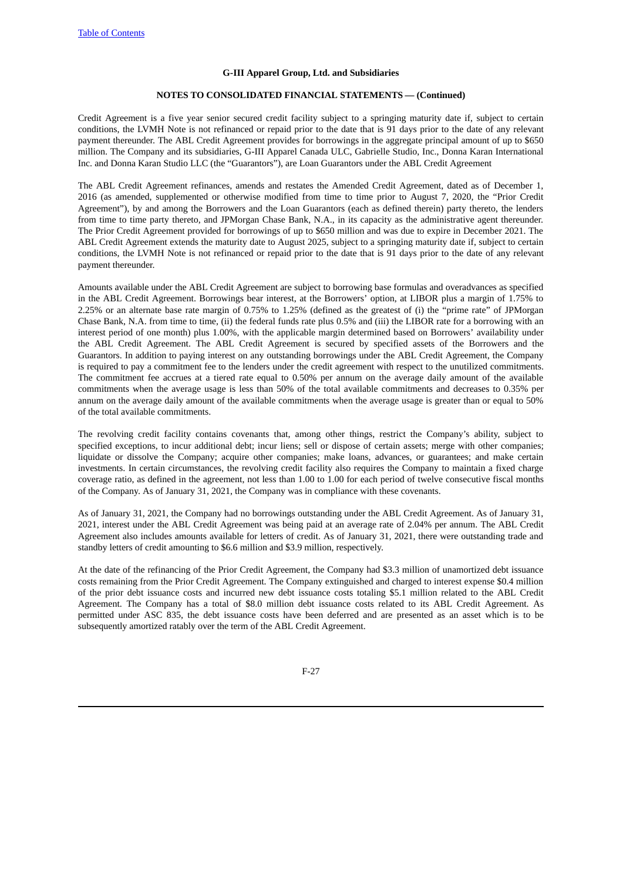Credit Agreement is a five year senior secured credit facility subject to a springing maturity date if, subject to certain conditions, the LVMH Note is not refinanced or repaid prior to the date that is 91 days prior to the date of any relevant payment thereunder. The ABL Credit Agreement provides for borrowings in the aggregate principal amount of up to $650 million. The Company and its subsidiaries, G-III Apparel Canada ULC, Gabrielle Studio, Inc., Donna Karan International Inc. and Donna Karan Studio LLC (the "Guarantors"), are Loan Guarantors under the ABL Credit Agreement

The ABL Credit Agreement refinances, amends and restates the Amended Credit Agreement, dated as of December 1, 2016 (as amended, supplemented or otherwise modified from time to time prior to August 7, 2020, the "Prior Credit Agreement"), by and among the Borrowers and the Loan Guarantors (each as defined therein) party thereto, the lenders from time to time party thereto, and JPMorgan Chase Bank, N.A., in its capacity as the administrative agent thereunder. The Prior Credit Agreement provided for borrowings of up to $650 million and was due to expire in December 2021. The ABL Credit Agreement extends the maturity date to August 2025, subject to a springing maturity date if, subject to certain conditions, the LVMH Note is not refinanced or repaid prior to the date that is 91 days prior to the date of any relevant payment thereunder.

Amounts available under the ABL Credit Agreement are subject to borrowing base formulas and overadvances as specified in the ABL Credit Agreement. Borrowings bear interest, at the Borrowers' option, at LIBOR plus a margin of 1.75% to 2.25% or an alternate base rate margin of 0.75% to 1.25% (defined as the greatest of (i) the "prime rate" of JPMorgan Chase Bank, N.A. from time to time, (ii) the federal funds rate plus 0.5% and (iii) the LIBOR rate for a borrowing with an interest period of one month) plus 1.00%, with the applicable margin determined based on Borrowers' availability under the ABL Credit Agreement. The ABL Credit Agreement is secured by specified assets of the Borrowers and the Guarantors. In addition to paying interest on any outstanding borrowings under the ABL Credit Agreement, the Company is required to pay a commitment fee to the lenders under the credit agreement with respect to the unutilized commitments. The commitment fee accrues at a tiered rate equal to 0.50% per annum on the average daily amount of the available commitments when the average usage is less than 50% of the total available commitments and decreases to 0.35% per annum on the average daily amount of the available commitments when the average usage is greater than or equal to 50% of the total available commitments.

The revolving credit facility contains covenants that, among other things, restrict the Company's ability, subject to specified exceptions, to incur additional debt; incur liens; sell or dispose of certain assets; merge with other companies; liquidate or dissolve the Company; acquire other companies; make loans, advances, or guarantees; and make certain investments. In certain circumstances, the revolving credit facility also requires the Company to maintain a fixed charge coverage ratio, as defined in the agreement, not less than 1.00 to 1.00 for each period of twelve consecutive fiscal months of the Company. As of January 31, 2021, the Company was in compliance with these covenants.

As of January 31, 2021, the Company had no borrowings outstanding under the ABL Credit Agreement. As of January 31, 2021, interest under the ABL Credit Agreement was being paid at an average rate of 2.04% per annum. The ABL Credit Agreement also includes amounts available for letters of credit. As of January 31, 2021, there were outstanding trade and standby letters of credit amounting to $6.6 million and $3.9 million, respectively.

At the date of the refinancing of the Prior Credit Agreement, the Company had $3.3 million of unamortized debt issuance costs remaining from the Prior Credit Agreement. The Company extinguished and charged to interest expense $0.4 million of the prior debt issuance costs and incurred new debt issuance costs totaling $5.1 million related to the ABL Credit Agreement. The Company has a total of $8.0 million debt issuance costs related to its ABL Credit Agreement. As permitted under ASC 835, the debt issuance costs have been deferred and are presented as an asset which is to be subsequently amortized ratably over the term of the ABL Credit Agreement.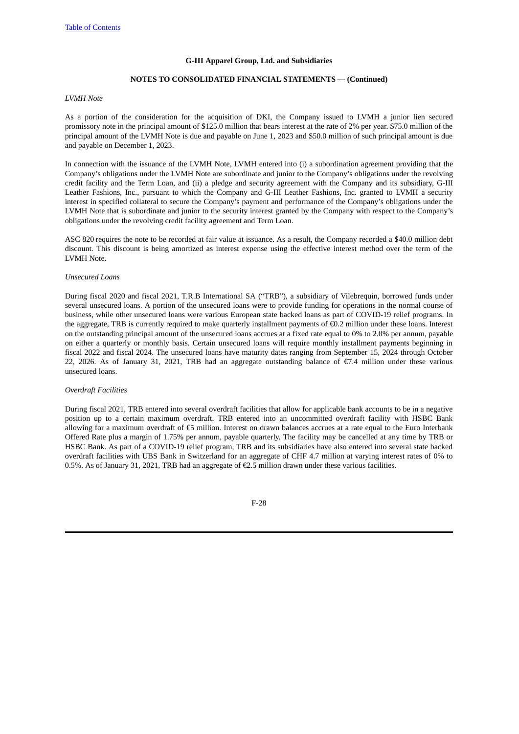# G-III Apparel Group, Ltd. and Subsidiaries

## NOTES TO CONSOLIDATED FINANCIAL STATEMENTS — (Continued)

*LVMH Note*

As a portion of the consideration for the acquisition of DKI, the Company issued to LVMH a junior lien secured promissory note in the principal amount of $125.0 million that bears interest at the rate of 2% per year. $75.0 million of the principal amount of the LVMH Note is due and payable on June 1, 2023 and $50.0 million of such principal amount is due and payable on December 1, 2023.

In connection with the issuance of the LVMH Note, LVMH entered into (i) a subordination agreement providing that the Company's obligations under the LVMH Note are subordinate and junior to the Company's obligations under the revolving credit facility and the Term Loan, and (ii) a pledge and security agreement with the Company and its subsidiary, G-III Leather Fashions, Inc., pursuant to which the Company and G-III Leather Fashions, Inc. granted to LVMH a security interest in specified collateral to secure the Company's payment and performance of the Company's obligations under the LVMH Note that is subordinate and junior to the security interest granted by the Company with respect to the Company's obligations under the revolving credit facility agreement and Term Loan.

ASC 820 requires the note to be recorded at fair value at issuance. As a result, the Company recorded a $40.0 million debt discount. This discount is being amortized as interest expense using the effective interest method over the term of the LVMH Note.

*Unsecured Loans*

During fiscal 2020 and fiscal 2021, T.R.B International SA ("TRB"), a subsidiary of Vilebrequin, borrowed funds under several unsecured loans. A portion of the unsecured loans were to provide funding for operations in the normal course of business, while other unsecured loans were various European state backed loans as part of COVID-19 relief programs. In the aggregate, TRB is currently required to make quarterly installment payments of €0.2 million under these loans. Interest on the outstanding principal amount of the unsecured loans accrues at a fixed rate equal to 0% to 2.0% per annum, payable on either a quarterly or monthly basis. Certain unsecured loans will require monthly installment payments beginning in fiscal 2022 and fiscal 2024. The unsecured loans have maturity dates ranging from September 15, 2024 through October 22, 2026. As of January 31, 2021, TRB had an aggregate outstanding balance of €7.4 million under these various unsecured loans.

*Overdraft Facilities*

During fiscal 2021, TRB entered into several overdraft facilities that allow for applicable bank accounts to be in a negative position up to a certain maximum overdraft. TRB entered into an uncommitted overdraft facility with HSBC Bank allowing for a maximum overdraft of €5 million. Interest on drawn balances accrues at a rate equal to the Euro Interbank Offered Rate plus a margin of 1.75% per annum, payable quarterly. The facility may be cancelled at any time by TRB or HSBC Bank. As part of a COVID-19 relief program, TRB and its subsidiaries have also entered into several state backed overdraft facilities with UBS Bank in Switzerland for an aggregate of CHF 4.7 million at varying interest rates of 0% to 0.5%. As of January 31, 2021, TRB had an aggregate of €2.5 million drawn under these various facilities.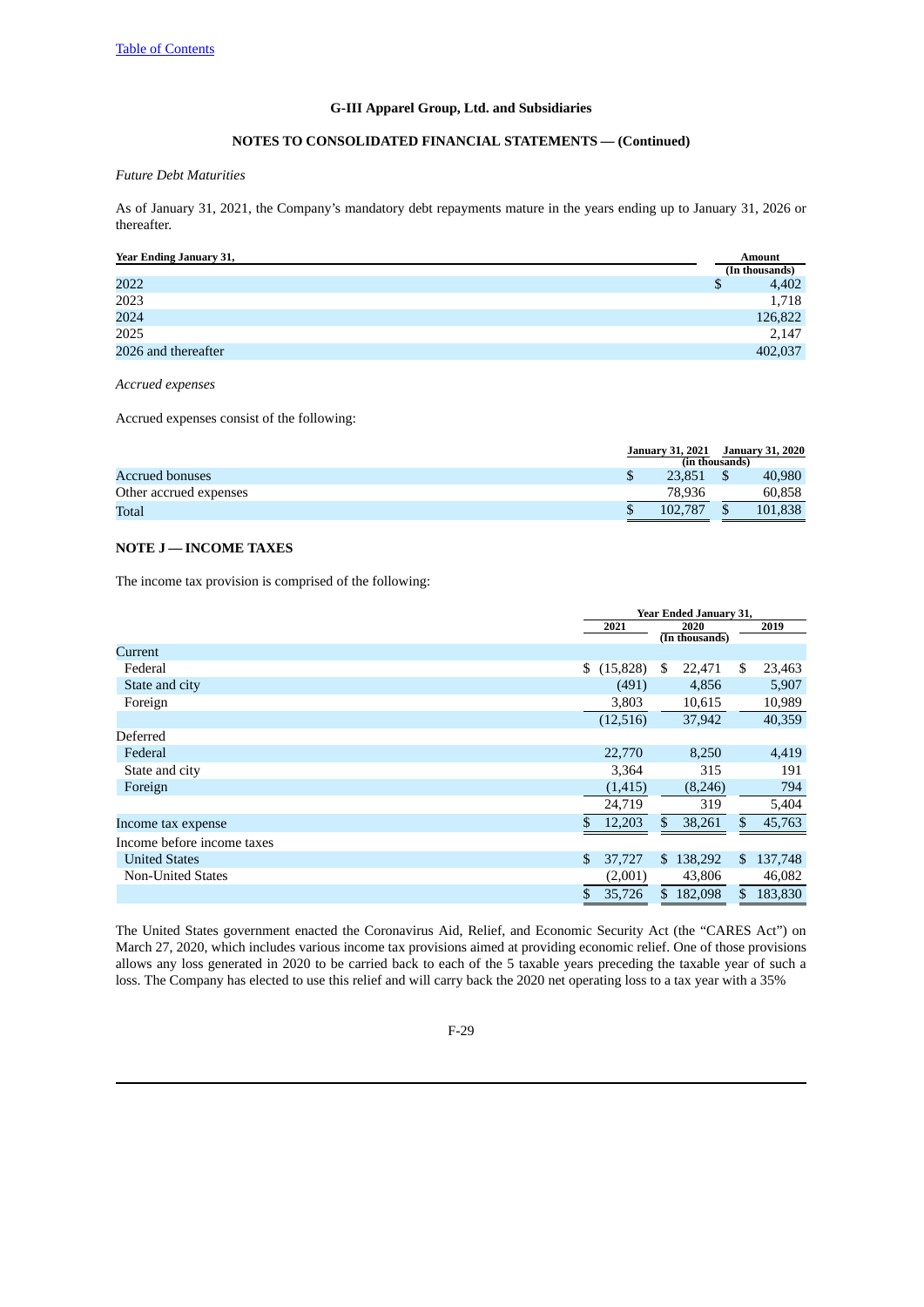Table of Contents

**G-III Apparel Group, Ltd. and Subsidiaries**

**NOTES TO CONSOLIDATED FINANCIAL STATEMENTS — (Continued)**

*Future Debt Maturities*

As of January 31, 2021, the Company's mandatory debt repayments mature in the years ending up to January 31, 2026 or thereafter.

| Year Ending January 31, | Amount (In thousands) |
|---|---|
| 2022 | $ 4,402 |
| 2023 | 1,718 |
| 2024 | 126,822 |
| 2025 | 2,147 |
| 2026 and thereafter | 402,037 |

*Accrued expenses*

Accrued expenses consist of the following:

| | January 31, 2021 | January 31, 2020 |
|---|---|---|
| | (in thousands) | |
| Accrued bonuses | $ 23,851 | $ 40,980 |
| Other accrued expenses | 78,936 | 60,858 |
| Total | $ 102,787 | $ 101,838 |

**NOTE J — INCOME TAXES**

The income tax provision is comprised of the following:

| | Year Ended January 31, | | |
|---|---|---|---|
| | 2021 | 2020 | 2019 |
| | | (In thousands) | |
| Current | | | |
| Federal | $ (15,828) | $ 22,471 | $ 23,463 |
| State and city | (491) | 4,856 | 5,907 |
| Foreign | 3,803 | 10,615 | 10,989 |
| | (12,516) | 37,942 | 40,359 |
| Deferred | | | |
| Federal | 22,770 | 8,250 | 4,419 |
| State and city | 3,364 | 315 | 191 |
| Foreign | (1,415) | (8,246) | 794 |
| | 24,719 | 319 | 5,404 |
| Income tax expense | $ 12,203 | $ 38,261 | $ 45,763 |
| Income before income taxes | | | |
| United States | $ 37,727 | $ 138,292 | $ 137,748 |
| Non-United States | (2,001) | 43,806 | 46,082 |
| | $ 35,726 | $ 182,098 | $ 183,830 |

The United States government enacted the Coronavirus Aid, Relief, and Economic Security Act (the "CARES Act") on March 27, 2020, which includes various income tax provisions aimed at providing economic relief. One of those provisions allows any loss generated in 2020 to be carried back to each of the 5 taxable years preceding the taxable year of such a loss. The Company has elected to use this relief and will carry back the 2020 net operating loss to a tax year with a 35%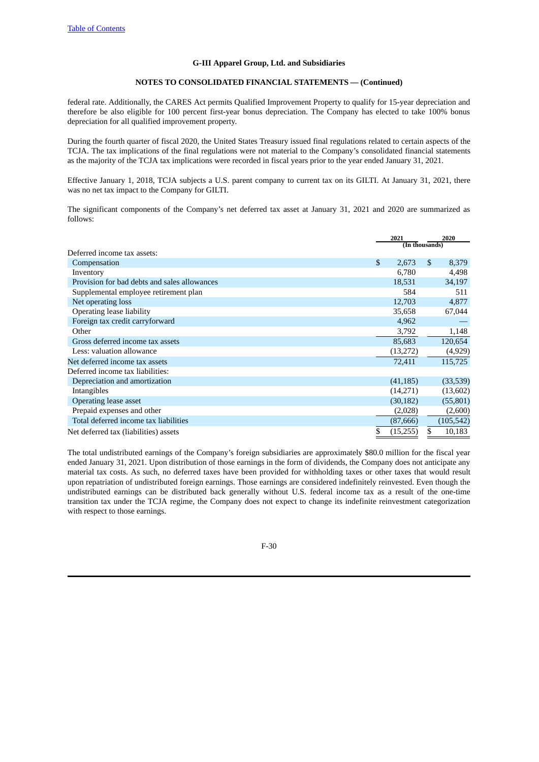federal rate. Additionally, the CARES Act permits Qualified Improvement Property to qualify for 15-year depreciation and therefore be also eligible for 100 percent first-year bonus depreciation. The Company has elected to take 100% bonus depreciation for all qualified improvement property.

During the fourth quarter of fiscal 2020, the United States Treasury issued final regulations related to certain aspects of the TCJA. The tax implications of the final regulations were not material to the Company's consolidated financial statements as the majority of the TCJA tax implications were recorded in fiscal years prior to the year ended January 31, 2021.

Effective January 1, 2018, TCJA subjects a U.S. parent company to current tax on its GILTI. At January 31, 2021, there was no net tax impact to the Company for GILTI.

The significant components of the Company's net deferred tax asset at January 31, 2021 and 2020 are summarized as follows:

| | 2021 | 2020 |
|---|---|---|
| | (In thousands) | |
| Deferred income tax assets: | | |
| Compensation | $ 2,673 | $ 8,379 |
| Inventory | 6,780 | 4,498 |
| Provision for bad debts and sales allowances | 18,531 | 34,197 |
| Supplemental employee retirement plan | 584 | 511 |
| Net operating loss | 12,703 | 4,877 |
| Operating lease liability | 35,658 | 67,044 |
| Foreign tax credit carryforward | 4,962 | — |
| Other | 3,792 | 1,148 |
| Gross deferred income tax assets | 85,683 | 120,654 |
| Less: valuation allowance | (13,272) | (4,929) |
| Net deferred income tax assets | 72,411 | 115,725 |
| Deferred income tax liabilities: | | |
| Depreciation and amortization | (41,185) | (33,539) |
| Intangibles | (14,271) | (13,602) |
| Operating lease asset | (30,182) | (55,801) |
| Prepaid expenses and other | (2,028) | (2,600) |
| Total deferred income tax liabilities | (87,666) | (105,542) |
| Net deferred tax (liabilities) assets | $ (15,255) | $ 10,183 |

The total undistributed earnings of the Company's foreign subsidiaries are approximately $80.0 million for the fiscal year ended January 31, 2021. Upon distribution of those earnings in the form of dividends, the Company does not anticipate any material tax costs. As such, no deferred taxes have been provided for withholding taxes or other taxes that would result upon repatriation of undistributed foreign earnings. Those earnings are considered indefinitely reinvested. Even though the undistributed earnings can be distributed back generally without U.S. federal income tax as a result of the one-time transition tax under the TCJA regime, the Company does not expect to change its indefinite reinvestment categorization with respect to those earnings.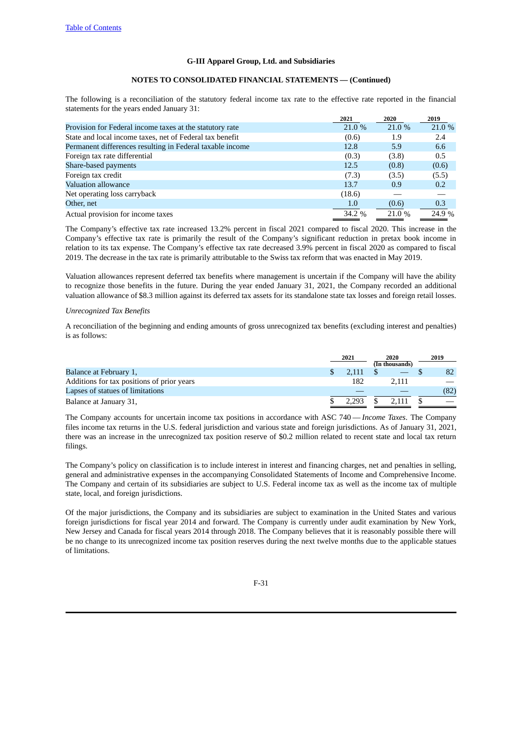G-III Apparel Group, Ltd. and Subsidiaries

**NOTES TO CONSOLIDATED FINANCIAL STATEMENTS — (Continued)**

The following is a reconciliation of the statutory federal income tax rate to the effective rate reported in the financial statements for the years ended January 31:

| | 2021 | 2020 | 2019 |
|---|---|---|---|
| Provision for Federal income taxes at the statutory rate | 21.0 % | 21.0 % | 21.0 % |
| State and local income taxes, net of Federal tax benefit | (0.6) | 1.9 | 2.4 |
| Permanent differences resulting in Federal taxable income | 12.8 | 5.9 | 6.6 |
| Foreign tax rate differential | (0.3) | (3.8) | 0.5 |
| Share-based payments | 12.5 | (0.8) | (0.6) |
| Foreign tax credit | (7.3) | (3.5) | (5.5) |
| Valuation allowance | 13.7 | 0.9 | 0.2 |
| Net operating loss carryback | (18.6) | — | — |
| Other, net | 1.0 | (0.6) | 0.3 |
| Actual provision for income taxes | 34.2 % | 21.0 % | 24.9 % |

The Company's effective tax rate increased 13.2% percent in fiscal 2021 compared to fiscal 2020. This increase in the Company's effective tax rate is primarily the result of the Company's significant reduction in pretax book income in relation to its tax expense. The Company's effective tax rate decreased 3.9% percent in fiscal 2020 as compared to fiscal 2019. The decrease in the tax rate is primarily attributable to the Swiss tax reform that was enacted in May 2019.

Valuation allowances represent deferred tax benefits where management is uncertain if the Company will have the ability to recognize those benefits in the future. During the year ended January 31, 2021, the Company recorded an additional valuation allowance of $8.3 million against its deferred tax assets for its standalone state tax losses and foreign retail losses.

*Unrecognized Tax Benefits*

A reconciliation of the beginning and ending amounts of gross unrecognized tax benefits (excluding interest and penalties) is as follows:

| | 2021 | 2020 | 2019 |
|---|---|---|---|
| | | (In thousands) | |
| Balance at February 1, | $ 2,111 | $ — | $ 82 |
| Additions for tax positions of prior years | 182 | 2,111 | — |
| Lapses of statues of limitations | — | — | (82) |
| Balance at January 31, | $ 2,293 | $ 2,111 | $ — |

The Company accounts for uncertain income tax positions in accordance with ASC 740 — *Income Taxes*. The Company files income tax returns in the U.S. federal jurisdiction and various state and foreign jurisdictions. As of January 31, 2021, there was an increase in the unrecognized tax position reserve of $0.2 million related to recent state and local tax return filings.

The Company's policy on classification is to include interest in interest and financing charges, net and penalties in selling, general and administrative expenses in the accompanying Consolidated Statements of Income and Comprehensive Income. The Company and certain of its subsidiaries are subject to U.S. Federal income tax as well as the income tax of multiple state, local, and foreign jurisdictions.

Of the major jurisdictions, the Company and its subsidiaries are subject to examination in the United States and various foreign jurisdictions for fiscal year 2014 and forward. The Company is currently under audit examination by New York, New Jersey and Canada for fiscal years 2014 through 2018. The Company believes that it is reasonably possible there will be no change to its unrecognized income tax position reserves during the next twelve months due to the applicable statues of limitations.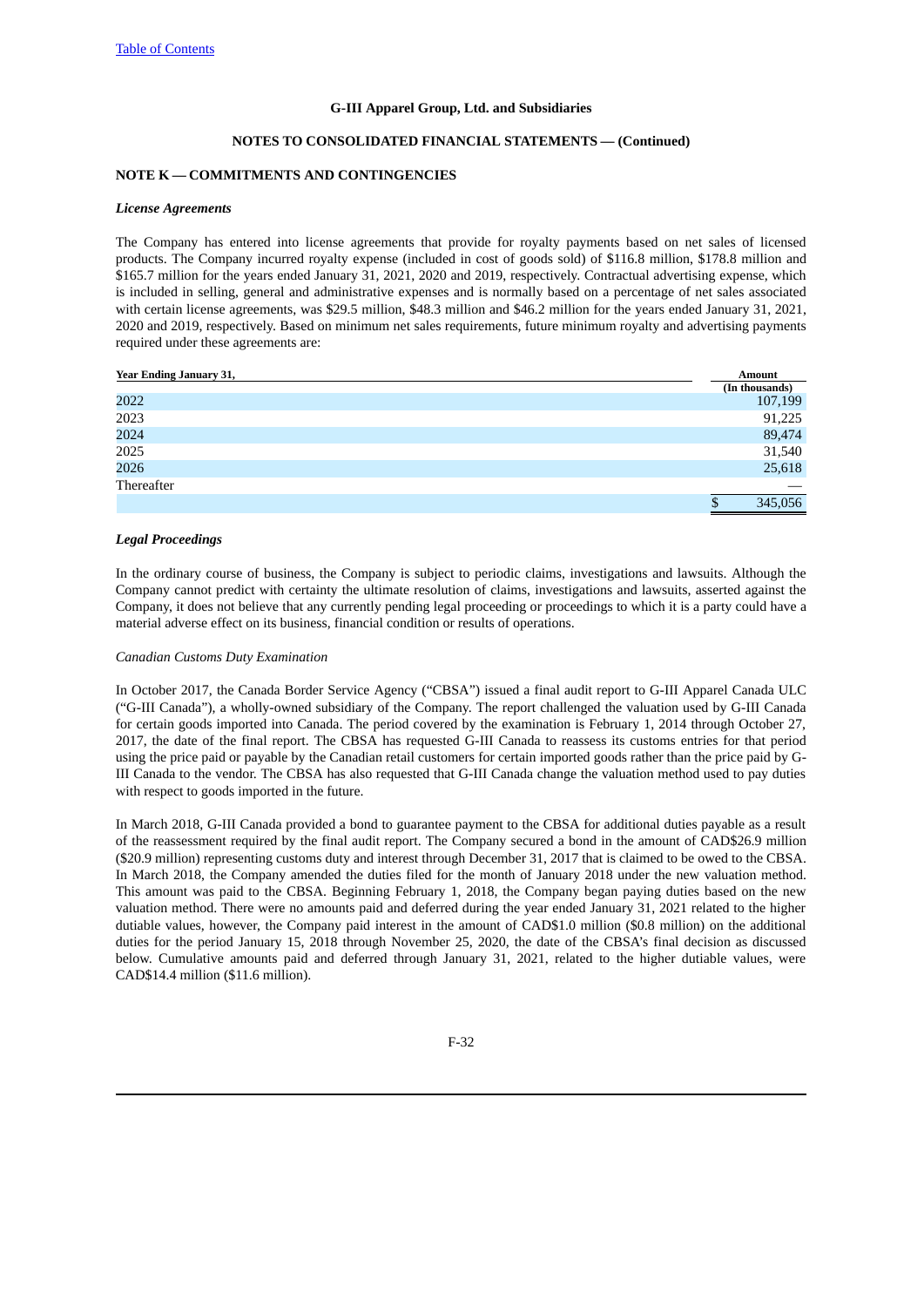G-III Apparel Group, Ltd. and Subsidiaries

NOTES TO CONSOLIDATED FINANCIAL STATEMENTS — (Continued)

## NOTE K — COMMITMENTS AND CONTINGENCIES

### *License Agreements*

The Company has entered into license agreements that provide for royalty payments based on net sales of licensed products. The Company incurred royalty expense (included in cost of goods sold) of $116.8 million, $178.8 million and $165.7 million for the years ended January 31, 2021, 2020 and 2019, respectively. Contractual advertising expense, which is included in selling, general and administrative expenses and is normally based on a percentage of net sales associated with certain license agreements, was $29.5 million, $48.3 million and $46.2 million for the years ended January 31, 2021, 2020 and 2019, respectively. Based on minimum net sales requirements, future minimum royalty and advertising payments required under these agreements are:

| Year Ending January 31, | Amount (In thousands) |
|---|---|
| 2022 | 107,199 |
| 2023 | 91,225 |
| 2024 | 89,474 |
| 2025 | 31,540 |
| 2026 | 25,618 |
| Thereafter | — |
| | $ 345,056 |

### *Legal Proceedings*

In the ordinary course of business, the Company is subject to periodic claims, investigations and lawsuits. Although the Company cannot predict with certainty the ultimate resolution of claims, investigations and lawsuits, asserted against the Company, it does not believe that any currently pending legal proceeding or proceedings to which it is a party could have a material adverse effect on its business, financial condition or results of operations.

*Canadian Customs Duty Examination*

In October 2017, the Canada Border Service Agency ("CBSA") issued a final audit report to G-III Apparel Canada ULC ("G-III Canada"), a wholly-owned subsidiary of the Company. The report challenged the valuation used by G-III Canada for certain goods imported into Canada. The period covered by the examination is February 1, 2014 through October 27, 2017, the date of the final report. The CBSA has requested G-III Canada to reassess its customs entries for that period using the price paid or payable by the Canadian retail customers for certain imported goods rather than the price paid by G-III Canada to the vendor. The CBSA has also requested that G-III Canada change the valuation method used to pay duties with respect to goods imported in the future.

In March 2018, G-III Canada provided a bond to guarantee payment to the CBSA for additional duties payable as a result of the reassessment required by the final audit report. The Company secured a bond in the amount of CAD$26.9 million ($20.9 million) representing customs duty and interest through December 31, 2017 that is claimed to be owed to the CBSA. In March 2018, the Company amended the duties filed for the month of January 2018 under the new valuation method. This amount was paid to the CBSA. Beginning February 1, 2018, the Company began paying duties based on the new valuation method. There were no amounts paid and deferred during the year ended January 31, 2021 related to the higher dutiable values, however, the Company paid interest in the amount of CAD$1.0 million ($0.8 million) on the additional duties for the period January 15, 2018 through November 25, 2020, the date of the CBSA's final decision as discussed below. Cumulative amounts paid and deferred through January 31, 2021, related to the higher dutiable values, were CAD$14.4 million ($11.6 million).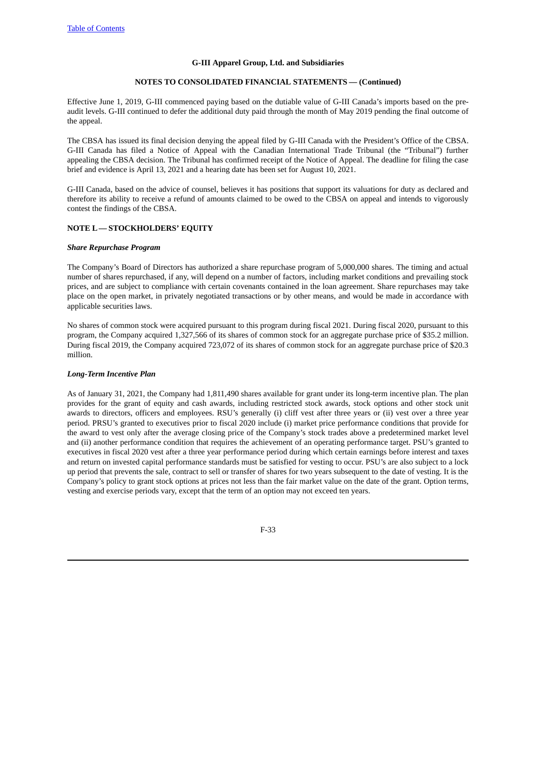Effective June 1, 2019, G-III commenced paying based on the dutiable value of G-III Canada's imports based on the pre-audit levels. G-III continued to defer the additional duty paid through the month of May 2019 pending the final outcome of the appeal.

The CBSA has issued its final decision denying the appeal filed by G-III Canada with the President's Office of the CBSA. G-III Canada has filed a Notice of Appeal with the Canadian International Trade Tribunal (the "Tribunal") further appealing the CBSA decision. The Tribunal has confirmed receipt of the Notice of Appeal. The deadline for filing the case brief and evidence is April 13, 2021 and a hearing date has been set for August 10, 2021.

G-III Canada, based on the advice of counsel, believes it has positions that support its valuations for duty as declared and therefore its ability to receive a refund of amounts claimed to be owed to the CBSA on appeal and intends to vigorously contest the findings of the CBSA.

## NOTE L — STOCKHOLDERS' EQUITY

### *Share Repurchase Program*

The Company's Board of Directors has authorized a share repurchase program of 5,000,000 shares. The timing and actual number of shares repurchased, if any, will depend on a number of factors, including market conditions and prevailing stock prices, and are subject to compliance with certain covenants contained in the loan agreement. Share repurchases may take place on the open market, in privately negotiated transactions or by other means, and would be made in accordance with applicable securities laws.

No shares of common stock were acquired pursuant to this program during fiscal 2021. During fiscal 2020, pursuant to this program, the Company acquired 1,327,566 of its shares of common stock for an aggregate purchase price of $35.2 million. During fiscal 2019, the Company acquired 723,072 of its shares of common stock for an aggregate purchase price of $20.3 million.

### *Long-Term Incentive Plan*

As of January 31, 2021, the Company had 1,811,490 shares available for grant under its long-term incentive plan. The plan provides for the grant of equity and cash awards, including restricted stock awards, stock options and other stock unit awards to directors, officers and employees. RSU's generally (i) cliff vest after three years or (ii) vest over a three year period. PRSU's granted to executives prior to fiscal 2020 include (i) market price performance conditions that provide for the award to vest only after the average closing price of the Company's stock trades above a predetermined market level and (ii) another performance condition that requires the achievement of an operating performance target. PSU's granted to executives in fiscal 2020 vest after a three year performance period during which certain earnings before interest and taxes and return on invested capital performance standards must be satisfied for vesting to occur. PSU's are also subject to a lock up period that prevents the sale, contract to sell or transfer of shares for two years subsequent to the date of vesting. It is the Company's policy to grant stock options at prices not less than the fair market value on the date of the grant. Option terms, vesting and exercise periods vary, except that the term of an option may not exceed ten years.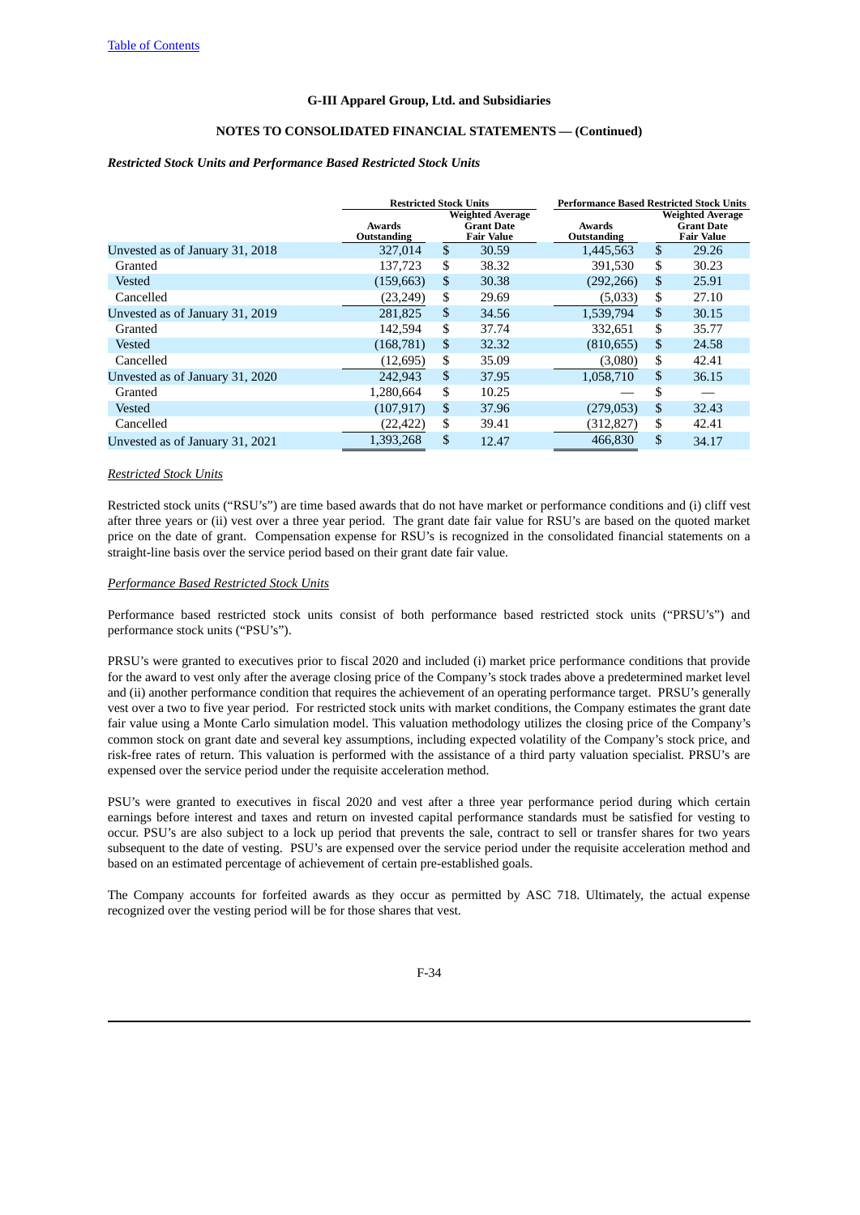G-III Apparel Group, Ltd. and Subsidiaries

NOTES TO CONSOLIDATED FINANCIAL STATEMENTS — (Continued)

*Restricted Stock Units and Performance Based Restricted Stock Units*

| | Restricted Stock Units | | Performance Based Restricted Stock Units | |
|---|---|---|---|---|
| | Awards Outstanding | Weighted Average Grant Date Fair Value | Awards Outstanding | Weighted Average Grant Date Fair Value |
| Unvested as of January 31, 2018 | 327,014 | $ 30.59 | 1,445,563 | $ 29.26 |
| Granted | 137,723 | $ 38.32 | 391,530 | $ 30.23 |
| Vested | (159,663) | $ 30.38 | (292,266) | $ 25.91 |
| Cancelled | (23,249) | $ 29.69 | (5,033) | $ 27.10 |
| Unvested as of January 31, 2019 | 281,825 | $ 34.56 | 1,539,794 | $ 30.15 |
| Granted | 142,594 | $ 37.74 | 332,651 | $ 35.77 |
| Vested | (168,781) | $ 32.32 | (810,655) | $ 24.58 |
| Cancelled | (12,695) | $ 35.09 | (3,080) | $ 42.41 |
| Unvested as of January 31, 2020 | 242,943 | $ 37.95 | 1,058,710 | $ 36.15 |
| Granted | 1,280,664 | $ 10.25 | — | $ — |
| Vested | (107,917) | $ 37.96 | (279,053) | $ 32.43 |
| Cancelled | (22,422) | $ 39.41 | (312,827) | $ 42.41 |
| Unvested as of January 31, 2021 | 1,393,268 | $ 12.47 | 466,830 | $ 34.17 |

*Restricted Stock Units*

Restricted stock units ("RSU's") are time based awards that do not have market or performance conditions and (i) cliff vest after three years or (ii) vest over a three year period. The grant date fair value for RSU's are based on the quoted market price on the date of grant. Compensation expense for RSU's is recognized in the consolidated financial statements on a straight-line basis over the service period based on their grant date fair value.

*Performance Based Restricted Stock Units*

Performance based restricted stock units consist of both performance based restricted stock units ("PRSU's") and performance stock units ("PSU's").

PRSU's were granted to executives prior to fiscal 2020 and included (i) market price performance conditions that provide for the award to vest only after the average closing price of the Company's stock trades above a predetermined market level and (ii) another performance condition that requires the achievement of an operating performance target. PRSU's generally vest over a two to five year period. For restricted stock units with market conditions, the Company estimates the grant date fair value using a Monte Carlo simulation model. This valuation methodology utilizes the closing price of the Company's common stock on grant date and several key assumptions, including expected volatility of the Company's stock price, and risk-free rates of return. This valuation is performed with the assistance of a third party valuation specialist. PRSU's are expensed over the service period under the requisite acceleration method.

PSU's were granted to executives in fiscal 2020 and vest after a three year performance period during which certain earnings before interest and taxes and return on invested capital performance standards must be satisfied for vesting to occur. PSU's are also subject to a lock up period that prevents the sale, contract to sell or transfer shares for two years subsequent to the date of vesting. PSU's are expensed over the service period under the requisite acceleration method and based on an estimated percentage of achievement of certain pre-established goals.

The Company accounts for forfeited awards as they occur as permitted by ASC 718. Ultimately, the actual expense recognized over the vesting period will be for those shares that vest.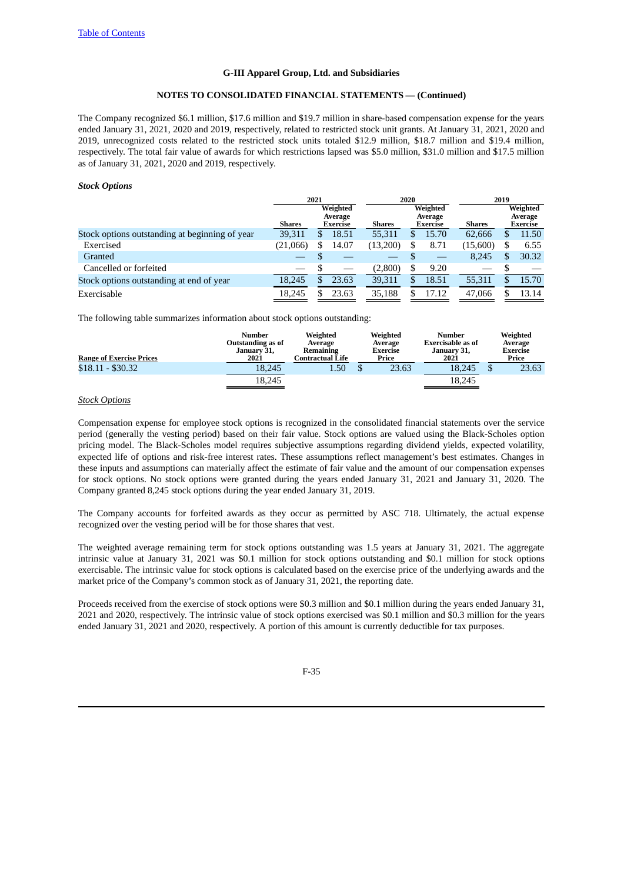## G-III Apparel Group, Ltd. and Subsidiaries

## NOTES TO CONSOLIDATED FINANCIAL STATEMENTS — (Continued)

The Company recognized $6.1 million, $17.6 million and $19.7 million in share-based compensation expense for the years ended January 31, 2021, 2020 and 2019, respectively, related to restricted stock unit grants. At January 31, 2021, 2020 and 2019, unrecognized costs related to the restricted stock units totaled $12.9 million, $18.7 million and $19.4 million, respectively. The total fair value of awards for which restrictions lapsed was $5.0 million, $31.0 million and $17.5 million as of January 31, 2021, 2020 and 2019, respectively.

***Stock Options***

| | 2021 | | 2020 | | 2019 | |
|---|---|---|---|---|---|---|
| | Shares | Weighted Average Exercise | Shares | Weighted Average Exercise | Shares | Weighted Average Exercise |
| Stock options outstanding at beginning of year | 39,311 | $ 18.51 | 55,311 | $ 15.70 | 62,666 | $ 11.50 |
| Exercised | (21,066) | $ 14.07 | (13,200) | $ 8.71 | (15,600) | $ 6.55 |
| Granted | — | $ — | — | $ — | 8,245 | $ 30.32 |
| Cancelled or forfeited | — | $ — | (2,800) | $ 9.20 | — | $ — |
| Stock options outstanding at end of year | 18,245 | $ 23.63 | 39,311 | $ 18.51 | 55,311 | $ 15.70 |
| Exercisable | 18,245 | $ 23.63 | 35,188 | $ 17.12 | 47,066 | $ 13.14 |

The following table summarizes information about stock options outstanding:

| Range of Exercise Prices | Number Outstanding as of January 31, 2021 | Weighted Average Remaining Contractual Life | Weighted Average Exercise Price | Number Exercisable as of January 31, 2021 | Weighted Average Exercise Price |
|---|---|---|---|---|---|
| $18.11 - $30.32 | 18,245 | 1.50 | $ 23.63 | 18,245 | $ 23.63 |
| | 18,245 | | | 18,245 | |

*Stock Options*

Compensation expense for employee stock options is recognized in the consolidated financial statements over the service period (generally the vesting period) based on their fair value. Stock options are valued using the Black-Scholes option pricing model. The Black-Scholes model requires subjective assumptions regarding dividend yields, expected volatility, expected life of options and risk-free interest rates. These assumptions reflect management's best estimates. Changes in these inputs and assumptions can materially affect the estimate of fair value and the amount of our compensation expenses for stock options. No stock options were granted during the years ended January 31, 2021 and January 31, 2020. The Company granted 8,245 stock options during the year ended January 31, 2019.

The Company accounts for forfeited awards as they occur as permitted by ASC 718. Ultimately, the actual expense recognized over the vesting period will be for those shares that vest.

The weighted average remaining term for stock options outstanding was 1.5 years at January 31, 2021. The aggregate intrinsic value at January 31, 2021 was $0.1 million for stock options outstanding and $0.1 million for stock options exercisable. The intrinsic value for stock options is calculated based on the exercise price of the underlying awards and the market price of the Company's common stock as of January 31, 2021, the reporting date.

Proceeds received from the exercise of stock options were $0.3 million and $0.1 million during the years ended January 31, 2021 and 2020, respectively. The intrinsic value of stock options exercised was $0.1 million and $0.3 million for the years ended January 31, 2021 and 2020, respectively. A portion of this amount is currently deductible for tax purposes.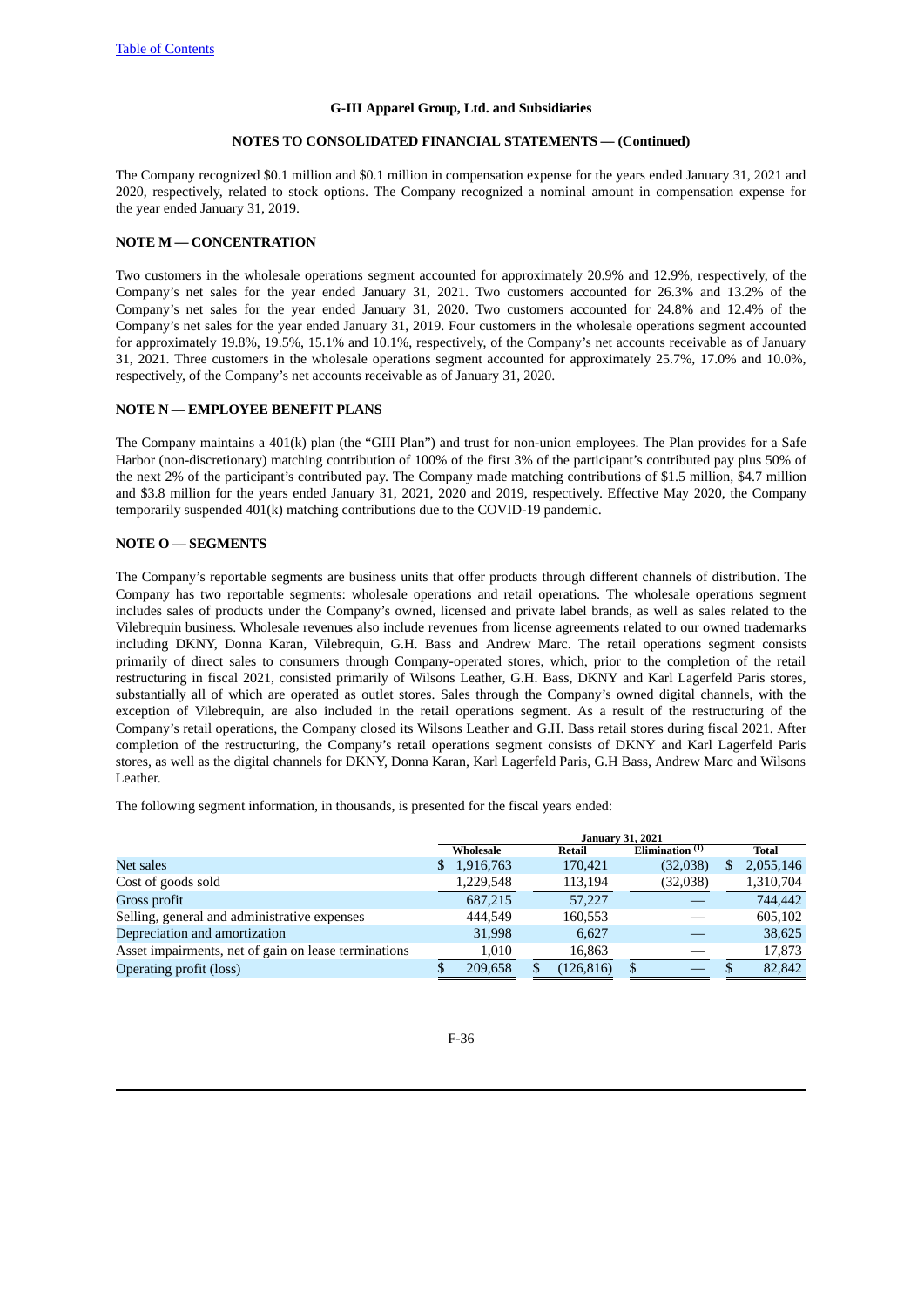G-III Apparel Group, Ltd. and Subsidiaries

NOTES TO CONSOLIDATED FINANCIAL STATEMENTS — (Continued)

The Company recognized $0.1 million and $0.1 million in compensation expense for the years ended January 31, 2021 and 2020, respectively, related to stock options. The Company recognized a nominal amount in compensation expense for the year ended January 31, 2019.

## NOTE M — CONCENTRATION

Two customers in the wholesale operations segment accounted for approximately 20.9% and 12.9%, respectively, of the Company's net sales for the year ended January 31, 2021. Two customers accounted for 26.3% and 13.2% of the Company's net sales for the year ended January 31, 2020. Two customers accounted for 24.8% and 12.4% of the Company's net sales for the year ended January 31, 2019. Four customers in the wholesale operations segment accounted for approximately 19.8%, 19.5%, 15.1% and 10.1%, respectively, of the Company's net accounts receivable as of January 31, 2021. Three customers in the wholesale operations segment accounted for approximately 25.7%, 17.0% and 10.0%, respectively, of the Company's net accounts receivable as of January 31, 2020.

## NOTE N — EMPLOYEE BENEFIT PLANS

The Company maintains a 401(k) plan (the "GIII Plan") and trust for non-union employees. The Plan provides for a Safe Harbor (non-discretionary) matching contribution of 100% of the first 3% of the participant's contributed pay plus 50% of the next 2% of the participant's contributed pay. The Company made matching contributions of $1.5 million, $4.7 million and $3.8 million for the years ended January 31, 2021, 2020 and 2019, respectively. Effective May 2020, the Company temporarily suspended 401(k) matching contributions due to the COVID-19 pandemic.

## NOTE O — SEGMENTS

The Company's reportable segments are business units that offer products through different channels of distribution. The Company has two reportable segments: wholesale operations and retail operations. The wholesale operations segment includes sales of products under the Company's owned, licensed and private label brands, as well as sales related to the Vilebrequin business. Wholesale revenues also include revenues from license agreements related to our owned trademarks including DKNY, Donna Karan, Vilebrequin, G.H. Bass and Andrew Marc. The retail operations segment consists primarily of direct sales to consumers through Company-operated stores, which, prior to the completion of the retail restructuring in fiscal 2021, consisted primarily of Wilsons Leather, G.H. Bass, DKNY and Karl Lagerfeld Paris stores, substantially all of which are operated as outlet stores. Sales through the Company's owned digital channels, with the exception of Vilebrequin, are also included in the retail operations segment. As a result of the restructuring of the Company's retail operations, the Company closed its Wilsons Leather and G.H. Bass retail stores during fiscal 2021. After completion of the restructuring, the Company's retail operations segment consists of DKNY and Karl Lagerfeld Paris stores, as well as the digital channels for DKNY, Donna Karan, Karl Lagerfeld Paris, G.H Bass, Andrew Marc and Wilsons Leather.

The following segment information, in thousands, is presented for the fiscal years ended:

| | January 31, 2021 | | | |
|---|---|---|---|---|
| | Wholesale | Retail | Elimination [(1)] | Total |
| Net sales | $ 1,916,763 | 170,421 | (32,038) | $ 2,055,146 |
| Cost of goods sold | 1,229,548 | 113,194 | (32,038) | 1,310,704 |
| Gross profit | 687,215 | 57,227 | — | 744,442 |
| Selling, general and administrative expenses | 444,549 | 160,553 | — | 605,102 |
| Depreciation and amortization | 31,998 | 6,627 | — | 38,625 |
| Asset impairments, net of gain on lease terminations | 1,010 | 16,863 | — | 17,873 |
| Operating profit (loss) | $ 209,658 | $ (126,816) | $ — | $ 82,842 |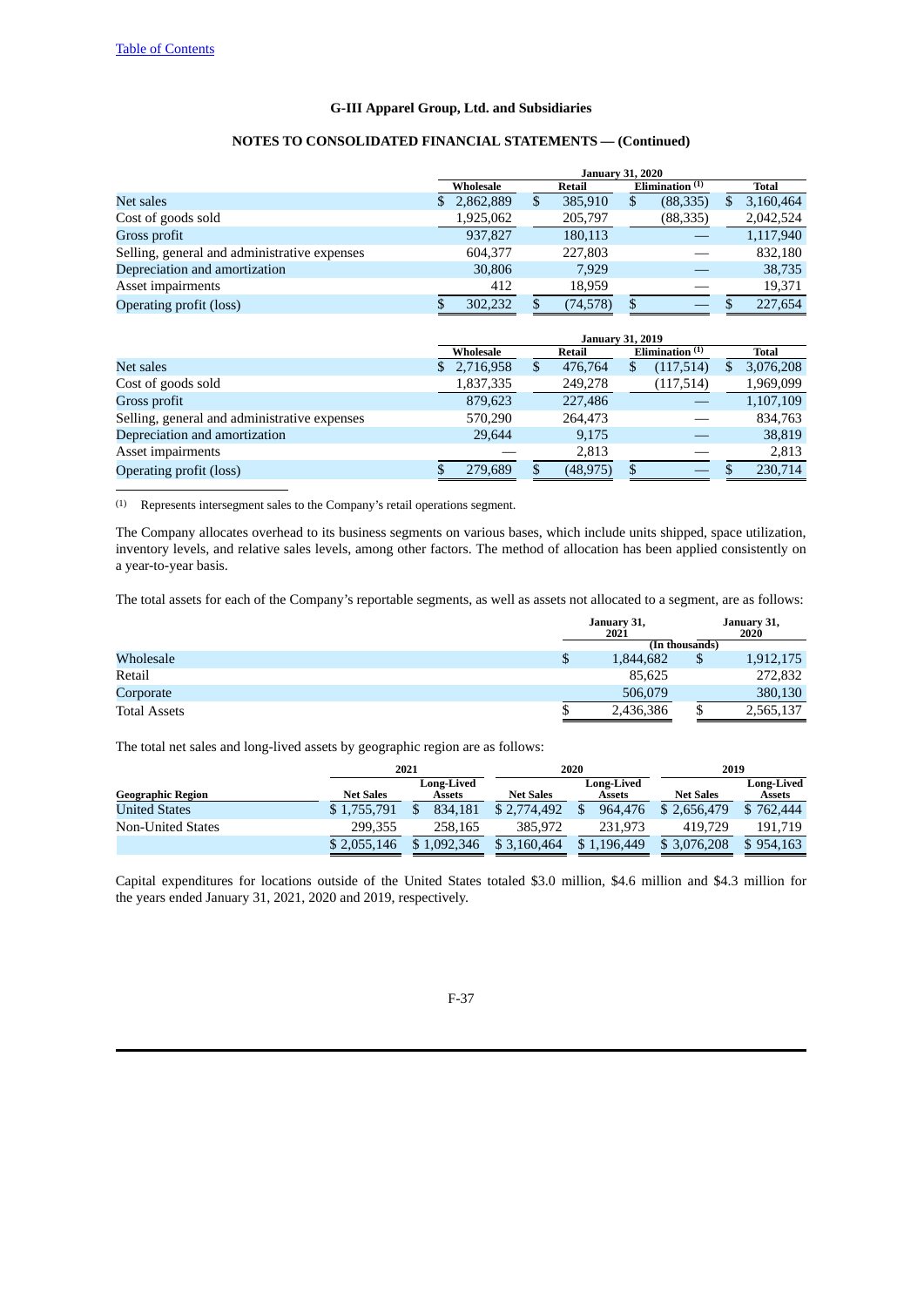## G-III Apparel Group, Ltd. and Subsidiaries

## NOTES TO CONSOLIDATED FINANCIAL STATEMENTS — (Continued)

| | January 31, 2020 | | | |
|---|---|---|---|---|
| | Wholesale | Retail | Elimination [(1)] | Total |
| Net sales | $ 2,862,889 | $ 385,910 | $ (88,335) | $ 3,160,464 |
| Cost of goods sold | 1,925,062 | 205,797 | (88,335) | 2,042,524 |
| Gross profit | 937,827 | 180,113 | — | 1,117,940 |
| Selling, general and administrative expenses | 604,377 | 227,803 | — | 832,180 |
| Depreciation and amortization | 30,806 | 7,929 | — | 38,735 |
| Asset impairments | 412 | 18,959 | — | 19,371 |
| Operating profit (loss) | $ 302,232 | $ (74,578) | $ — | $ 227,654 |

| | January 31, 2019 | | | |
|---|---|---|---|---|
| | Wholesale | Retail | Elimination [(1)] | Total |
| Net sales | $ 2,716,958 | $ 476,764 | $ (117,514) | $ 3,076,208 |
| Cost of goods sold | 1,837,335 | 249,278 | (117,514) | 1,969,099 |
| Gross profit | 879,623 | 227,486 | — | 1,107,109 |
| Selling, general and administrative expenses | 570,290 | 264,473 | — | 834,763 |
| Depreciation and amortization | 29,644 | 9,175 | — | 38,819 |
| Asset impairments | — | 2,813 | — | 2,813 |
| Operating profit (loss) | $ 279,689 | $ (48,975) | $ — | $ 230,714 |

(1) Represents intersegment sales to the Company's retail operations segment.

The Company allocates overhead to its business segments on various bases, which include units shipped, space utilization, inventory levels, and relative sales levels, among other factors. The method of allocation has been applied consistently on a year-to-year basis.

The total assets for each of the Company's reportable segments, as well as assets not allocated to a segment, are as follows:

| | January 31, 2021 | January 31, 2020 |
|---|---|---|
| | (In thousands) | |
| Wholesale | $ 1,844,682 | $ 1,912,175 |
| Retail | 85,625 | 272,832 |
| Corporate | 506,079 | 380,130 |
| Total Assets | $ 2,436,386 | $ 2,565,137 |

The total net sales and long-lived assets by geographic region are as follows:

| | 2021 | | 2020 | | 2019 | |
|---|---|---|---|---|---|---|
| Geographic Region | Net Sales | Long-Lived Assets | Net Sales | Long-Lived Assets | Net Sales | Long-Lived Assets |
| United States | $ 1,755,791 | $ 834,181 | $ 2,774,492 | $ 964,476 | $ 2,656,479 | $ 762,444 |
| Non-United States | 299,355 | 258,165 | 385,972 | 231,973 | 419,729 | 191,719 |
| | $ 2,055,146 | $ 1,092,346 | $ 3,160,464 | $ 1,196,449 | $ 3,076,208 | $ 954,163 |

Capital expenditures for locations outside of the United States totaled $3.0 million, $4.6 million and $4.3 million for the years ended January 31, 2021, 2020 and 2019, respectively.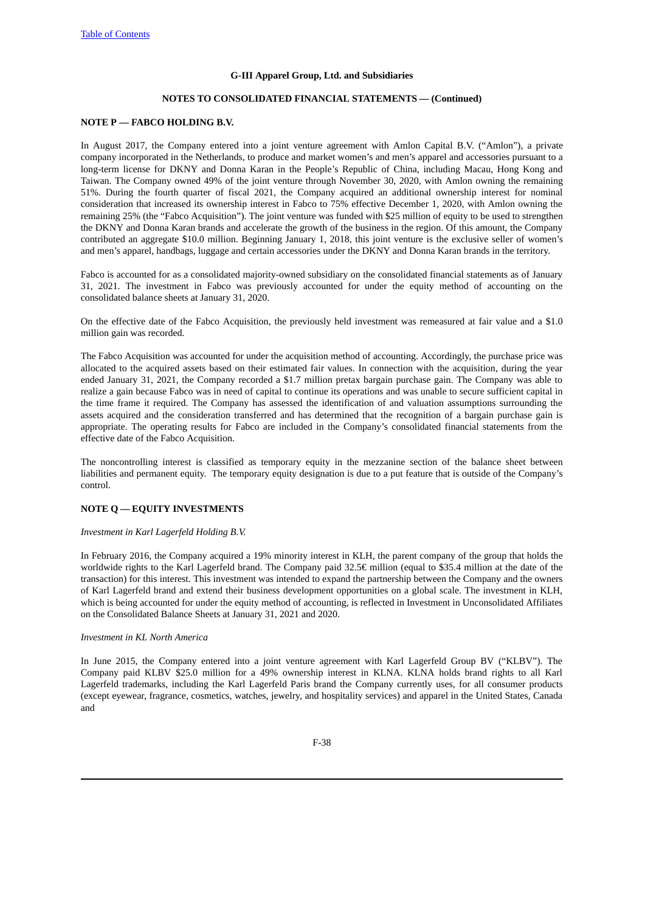G-III Apparel Group, Ltd. and Subsidiaries

NOTES TO CONSOLIDATED FINANCIAL STATEMENTS — (Continued)

## NOTE P — FABCO HOLDING B.V.

In August 2017, the Company entered into a joint venture agreement with Amlon Capital B.V. ("Amlon"), a private company incorporated in the Netherlands, to produce and market women's and men's apparel and accessories pursuant to a long-term license for DKNY and Donna Karan in the People's Republic of China, including Macau, Hong Kong and Taiwan. The Company owned 49% of the joint venture through November 30, 2020, with Amlon owning the remaining 51%. During the fourth quarter of fiscal 2021, the Company acquired an additional ownership interest for nominal consideration that increased its ownership interest in Fabco to 75% effective December 1, 2020, with Amlon owning the remaining 25% (the "Fabco Acquisition"). The joint venture was funded with $25 million of equity to be used to strengthen the DKNY and Donna Karan brands and accelerate the growth of the business in the region. Of this amount, the Company contributed an aggregate $10.0 million. Beginning January 1, 2018, this joint venture is the exclusive seller of women's and men's apparel, handbags, luggage and certain accessories under the DKNY and Donna Karan brands in the territory.

Fabco is accounted for as a consolidated majority-owned subsidiary on the consolidated financial statements as of January 31, 2021. The investment in Fabco was previously accounted for under the equity method of accounting on the consolidated balance sheets at January 31, 2020.

On the effective date of the Fabco Acquisition, the previously held investment was remeasured at fair value and a $1.0 million gain was recorded.

The Fabco Acquisition was accounted for under the acquisition method of accounting. Accordingly, the purchase price was allocated to the acquired assets based on their estimated fair values. In connection with the acquisition, during the year ended January 31, 2021, the Company recorded a $1.7 million pretax bargain purchase gain. The Company was able to realize a gain because Fabco was in need of capital to continue its operations and was unable to secure sufficient capital in the time frame it required. The Company has assessed the identification of and valuation assumptions surrounding the assets acquired and the consideration transferred and has determined that the recognition of a bargain purchase gain is appropriate. The operating results for Fabco are included in the Company's consolidated financial statements from the effective date of the Fabco Acquisition.

The noncontrolling interest is classified as temporary equity in the mezzanine section of the balance sheet between liabilities and permanent equity. The temporary equity designation is due to a put feature that is outside of the Company's control.

## NOTE Q — EQUITY INVESTMENTS

*Investment in Karl Lagerfeld Holding B.V.*

In February 2016, the Company acquired a 19% minority interest in KLH, the parent company of the group that holds the worldwide rights to the Karl Lagerfeld brand. The Company paid 32.5€ million (equal to $35.4 million at the date of the transaction) for this interest. This investment was intended to expand the partnership between the Company and the owners of Karl Lagerfeld brand and extend their business development opportunities on a global scale. The investment in KLH, which is being accounted for under the equity method of accounting, is reflected in Investment in Unconsolidated Affiliates on the Consolidated Balance Sheets at January 31, 2021 and 2020.

*Investment in KL North America*

In June 2015, the Company entered into a joint venture agreement with Karl Lagerfeld Group BV ("KLBV"). The Company paid KLBV $25.0 million for a 49% ownership interest in KLNA. KLNA holds brand rights to all Karl Lagerfeld trademarks, including the Karl Lagerfeld Paris brand the Company currently uses, for all consumer products (except eyewear, fragrance, cosmetics, watches, jewelry, and hospitality services) and apparel in the United States, Canada and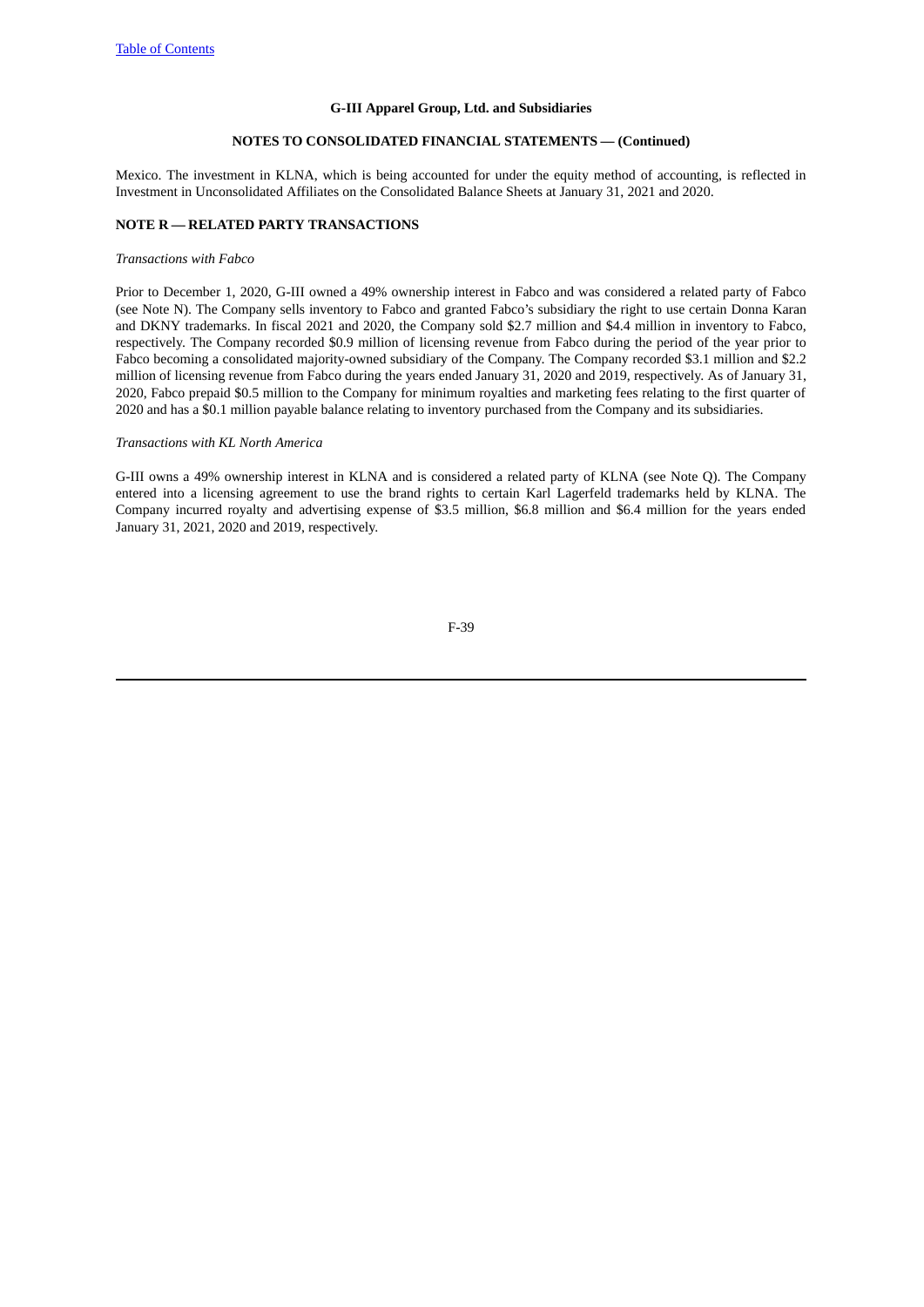Mexico. The investment in KLNA, which is being accounted for under the equity method of accounting, is reflected in Investment in Unconsolidated Affiliates on the Consolidated Balance Sheets at January 31, 2021 and 2020.

## NOTE R — RELATED PARTY TRANSACTIONS

*Transactions with Fabco*

Prior to December 1, 2020, G-III owned a 49% ownership interest in Fabco and was considered a related party of Fabco (see Note N). The Company sells inventory to Fabco and granted Fabco's subsidiary the right to use certain Donna Karan and DKNY trademarks. In fiscal 2021 and 2020, the Company sold $2.7 million and $4.4 million in inventory to Fabco, respectively. The Company recorded $0.9 million of licensing revenue from Fabco during the period of the year prior to Fabco becoming a consolidated majority-owned subsidiary of the Company. The Company recorded $3.1 million and $2.2 million of licensing revenue from Fabco during the years ended January 31, 2020 and 2019, respectively. As of January 31, 2020, Fabco prepaid $0.5 million to the Company for minimum royalties and marketing fees relating to the first quarter of 2020 and has a $0.1 million payable balance relating to inventory purchased from the Company and its subsidiaries.

*Transactions with KL North America*

G-III owns a 49% ownership interest in KLNA and is considered a related party of KLNA (see Note Q). The Company entered into a licensing agreement to use the brand rights to certain Karl Lagerfeld trademarks held by KLNA. The Company incurred royalty and advertising expense of $3.5 million, $6.8 million and $6.4 million for the years ended January 31, 2021, 2020 and 2019, respectively.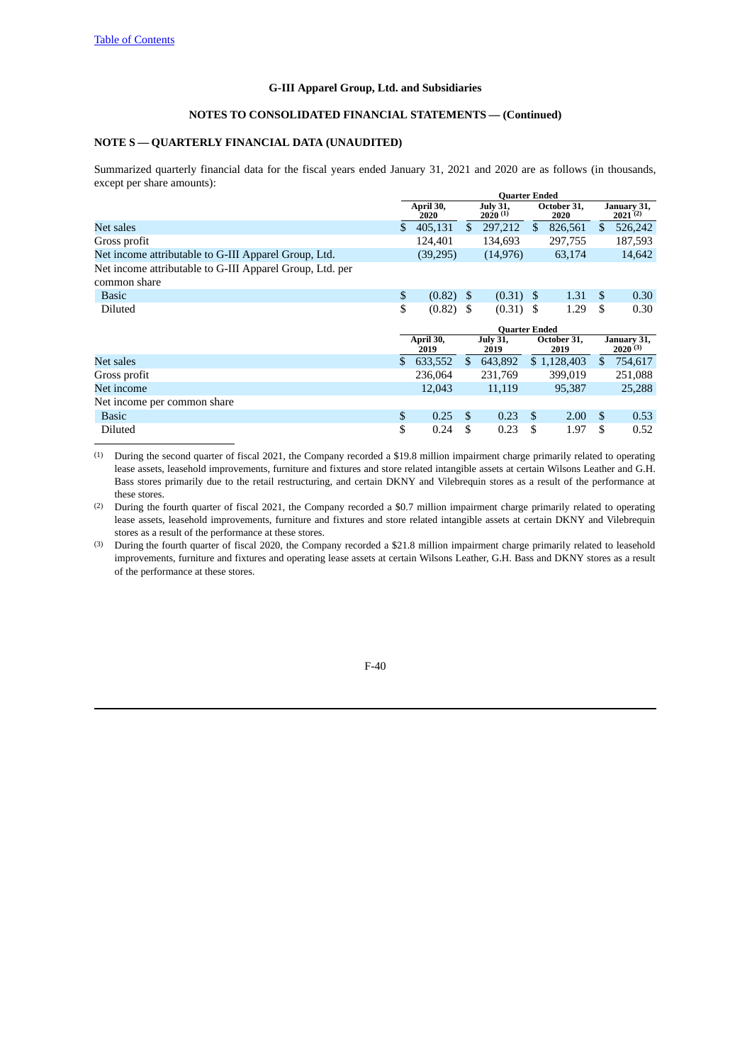G-III Apparel Group, Ltd. and Subsidiaries

NOTES TO CONSOLIDATED FINANCIAL STATEMENTS — (Continued)

## NOTE S — QUARTERLY FINANCIAL DATA (UNAUDITED)

Summarized quarterly financial data for the fiscal years ended January 31, 2021 and 2020 are as follows (in thousands, except per share amounts):

| | Quarter Ended | | | |
|---|---|---|---|---|
| | April 30, 2020 | July 31, 2020 (1) | October 31, 2020 | January 31, 2021 (2) |
| Net sales | $ 405,131 | $ 297,212 | $ 826,561 | $ 526,242 |
| Gross profit | 124,401 | 134,693 | 297,755 | 187,593 |
| Net income attributable to G-III Apparel Group, Ltd. | (39,295) | (14,976) | 63,174 | 14,642 |
| Net income attributable to G-III Apparel Group, Ltd. per common share | | | | |
| Basic | $ (0.82) | $ (0.31) | $ 1.31 | $ 0.30 |
| Diluted | $ (0.82) | $ (0.31) | $ 1.29 | $ 0.30 |

| | Quarter Ended | | | |
|---|---|---|---|---|
| | April 30, 2019 | July 31, 2019 | October 31, 2019 | January 31, 2020 (3) |
| Net sales | $ 633,552 | $ 643,892 | $ 1,128,403 | $ 754,617 |
| Gross profit | 236,064 | 231,769 | 399,019 | 251,088 |
| Net income | 12,043 | 11,119 | 95,387 | 25,288 |
| Net income per common share | | | | |
| Basic | $ 0.25 | $ 0.23 | $ 2.00 | $ 0.53 |
| Diluted | $ 0.24 | $ 0.23 | $ 1.97 | $ 0.52 |

(1) During the second quarter of fiscal 2021, the Company recorded a $19.8 million impairment charge primarily related to operating lease assets, leasehold improvements, furniture and fixtures and store related intangible assets at certain Wilsons Leather and G.H. Bass stores primarily due to the retail restructuring, and certain DKNY and Vilebrequin stores as a result of the performance at these stores.

(2) During the fourth quarter of fiscal 2021, the Company recorded a $0.7 million impairment charge primarily related to operating lease assets, leasehold improvements, furniture and fixtures and store related intangible assets at certain DKNY and Vilebrequin stores as a result of the performance at these stores.

(3) During the fourth quarter of fiscal 2020, the Company recorded a $21.8 million impairment charge primarily related to leasehold improvements, furniture and fixtures and operating lease assets at certain Wilsons Leather, G.H. Bass and DKNY stores as a result of the performance at these stores.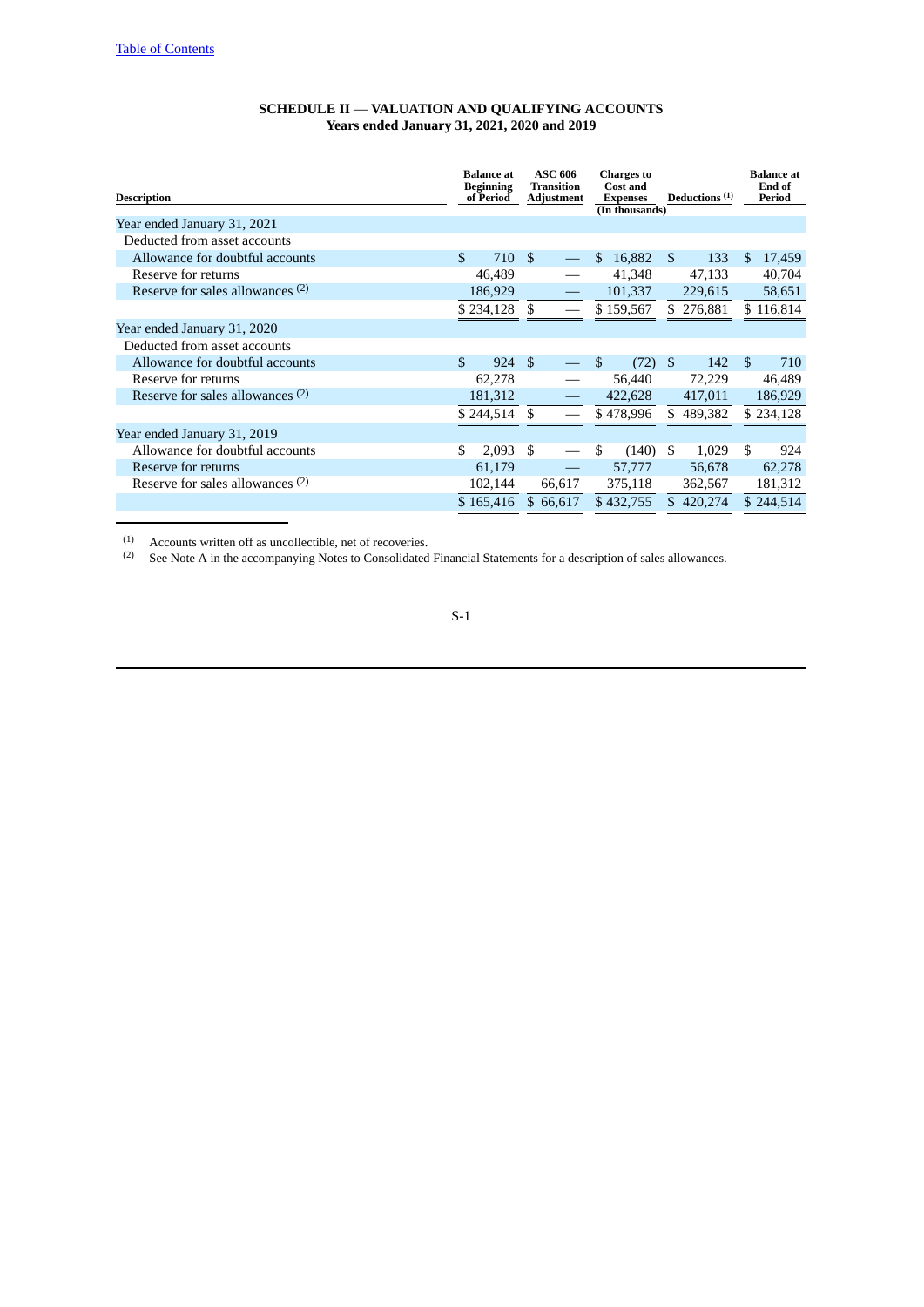# SCHEDULE II — VALUATION AND QUALIFYING ACCOUNTS
## Years ended January 31, 2021, 2020 and 2019

| Description | Balance at Beginning of Period | ASC 606 Transition Adjustment | Charges to Cost and Expenses | Deductions [(1)] | Balance at End of Period |
|---|---|---|---|---|---|
| | | | (In thousands) | | |
| Year ended January 31, 2021 | | | | | |
| Deducted from asset accounts | | | | | |
| Allowance for doubtful accounts | $ 710 | $ — | $ 16,882 | $ 133 | $ 17,459 |
| Reserve for returns | 46,489 | — | 41,348 | 47,133 | 40,704 |
| Reserve for sales allowances [(2)] | 186,929 | — | 101,337 | 229,615 | 58,651 |
| | $ 234,128 | $ — | $ 159,567 | $ 276,881 | $ 116,814 |
| Year ended January 31, 2020 | | | | | |
| Deducted from asset accounts | | | | | |
| Allowance for doubtful accounts | $ 924 | $ — | $ (72) | $ 142 | $ 710 |
| Reserve for returns | 62,278 | — | 56,440 | 72,229 | 46,489 |
| Reserve for sales allowances [(2)] | 181,312 | — | 422,628 | 417,011 | 186,929 |
| | $ 244,514 | $ — | $ 478,996 | $ 489,382 | $ 234,128 |
| Year ended January 31, 2019 | | | | | |
| Allowance for doubtful accounts | $ 2,093 | $ — | $ (140) | $ 1,029 | $ 924 |
| Reserve for returns | 61,179 | — | 57,777 | 56,678 | 62,278 |
| Reserve for sales allowances [(2)] | 102,144 | 66,617 | 375,118 | 362,567 | 181,312 |
| | $ 165,416 | $ 66,617 | $ 432,755 | $ 420,274 | $ 244,514 |

(1) Accounts written off as uncollectible, net of recoveries.

(2) See Note A in the accompanying Notes to Consolidated Financial Statements for a description of sales allowances.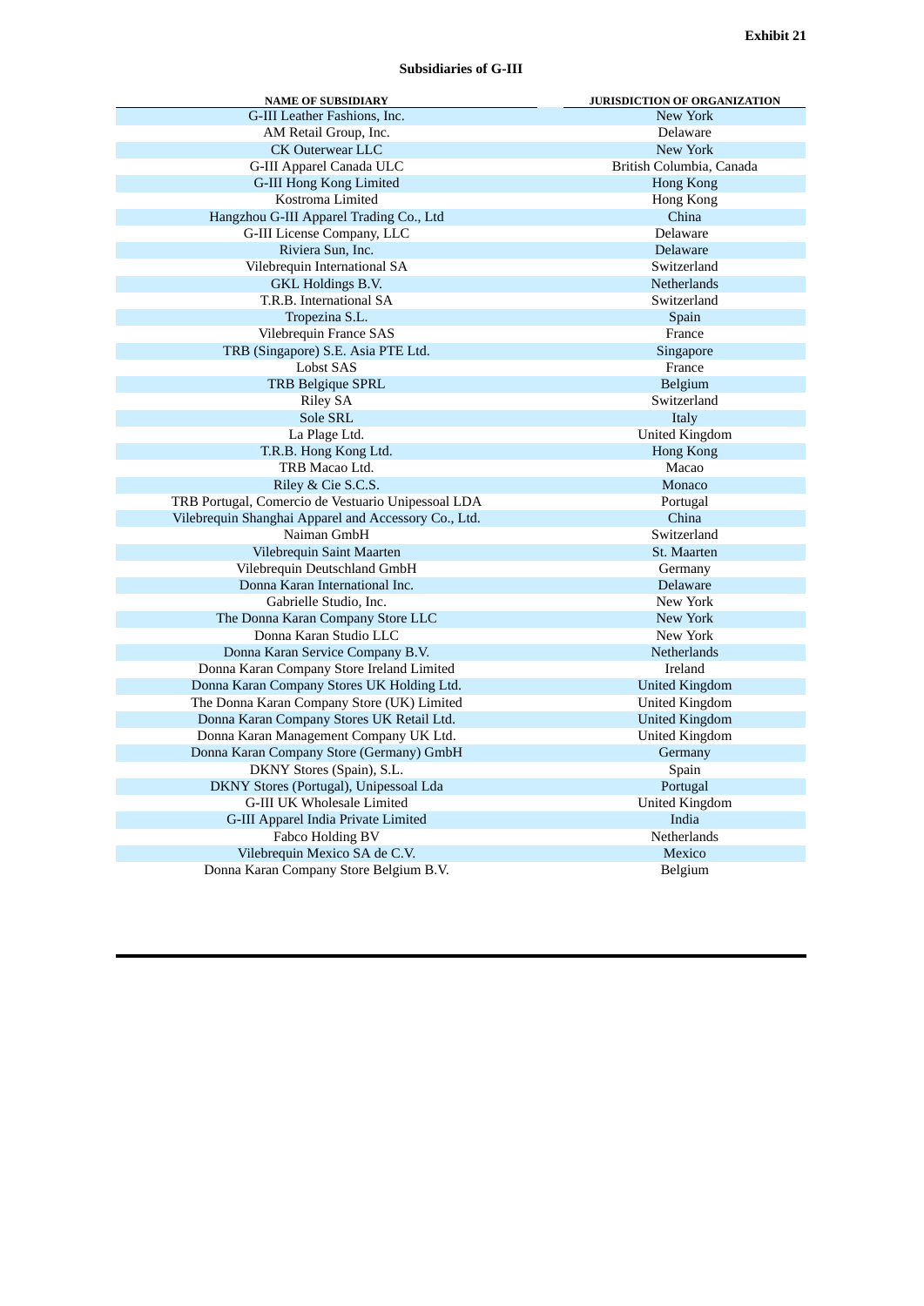**Exhibit 21**

**Subsidiaries of G-III**

| NAME OF SUBSIDIARY | JURISDICTION OF ORGANIZATION |
|---|---|
| G-III Leather Fashions, Inc. | New York |
| AM Retail Group, Inc. | Delaware |
| CK Outerwear LLC | New York |
| G-III Apparel Canada ULC | British Columbia, Canada |
| G-III Hong Kong Limited | Hong Kong |
| Kostroma Limited | Hong Kong |
| Hangzhou G-III Apparel Trading Co., Ltd | China |
| G-III License Company, LLC | Delaware |
| Riviera Sun, Inc. | Delaware |
| Vilebrequin International SA | Switzerland |
| GKL Holdings B.V. | Netherlands |
| T.R.B. International SA | Switzerland |
| Tropezina S.L. | Spain |
| Vilebrequin France SAS | France |
| TRB (Singapore) S.E. Asia PTE Ltd. | Singapore |
| Lobst SAS | France |
| TRB Belgique SPRL | Belgium |
| Riley SA | Switzerland |
| Sole SRL | Italy |
| La Plage Ltd. | United Kingdom |
| T.R.B. Hong Kong Ltd. | Hong Kong |
| TRB Macao Ltd. | Macao |
| Riley & Cie S.C.S. | Monaco |
| TRB Portugal, Comercio de Vestuario Unipessoal LDA | Portugal |
| Vilebrequin Shanghai Apparel and Accessory Co., Ltd. | China |
| Naiman GmbH | Switzerland |
| Vilebrequin Saint Maarten | St. Maarten |
| Vilebrequin Deutschland GmbH | Germany |
| Donna Karan International Inc. | Delaware |
| Gabrielle Studio, Inc. | New York |
| The Donna Karan Company Store LLC | New York |
| Donna Karan Studio LLC | New York |
| Donna Karan Service Company B.V. | Netherlands |
| Donna Karan Company Store Ireland Limited | Ireland |
| Donna Karan Company Stores UK Holding Ltd. | United Kingdom |
| The Donna Karan Company Store (UK) Limited | United Kingdom |
| Donna Karan Company Stores UK Retail Ltd. | United Kingdom |
| Donna Karan Management Company UK Ltd. | United Kingdom |
| Donna Karan Company Store (Germany) GmbH | Germany |
| DKNY Stores (Spain), S.L. | Spain |
| DKNY Stores (Portugal), Unipessoal Lda | Portugal |
| G-III UK Wholesale Limited | United Kingdom |
| G-III Apparel India Private Limited | India |
| Fabco Holding BV | Netherlands |
| Vilebrequin Mexico SA de C.V. | Mexico |
| Donna Karan Company Store Belgium B.V. | Belgium |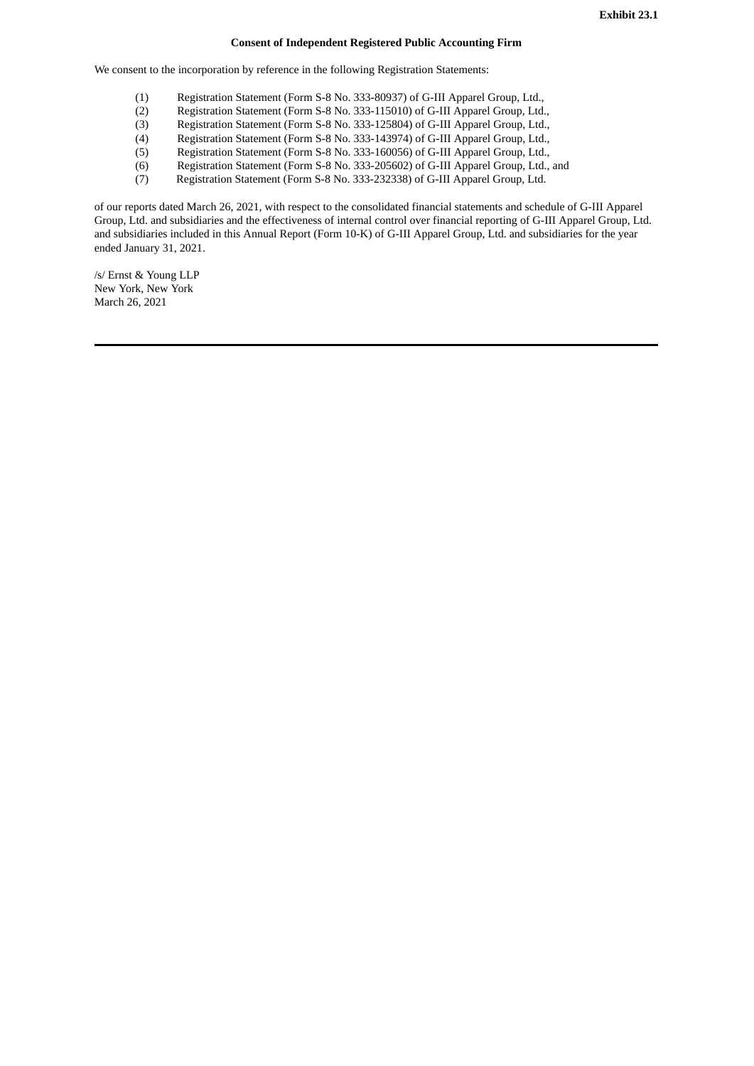**Exhibit 23.1**

**Consent of Independent Registered Public Accounting Firm**

We consent to the incorporation by reference in the following Registration Statements:

(1) Registration Statement (Form S-8 No. 333-80937) of G-III Apparel Group, Ltd.,
(2) Registration Statement (Form S-8 No. 333-115010) of G-III Apparel Group, Ltd.,
(3) Registration Statement (Form S-8 No. 333-125804) of G-III Apparel Group, Ltd.,
(4) Registration Statement (Form S-8 No. 333-143974) of G-III Apparel Group, Ltd.,
(5) Registration Statement (Form S-8 No. 333-160056) of G-III Apparel Group, Ltd.,
(6) Registration Statement (Form S-8 No. 333-205602) of G-III Apparel Group, Ltd., and
(7) Registration Statement (Form S-8 No. 333-232338) of G-III Apparel Group, Ltd.

of our reports dated March 26, 2021, with respect to the consolidated financial statements and schedule of G-III Apparel Group, Ltd. and subsidiaries and the effectiveness of internal control over financial reporting of G-III Apparel Group, Ltd. and subsidiaries included in this Annual Report (Form 10-K) of G-III Apparel Group, Ltd. and subsidiaries for the year ended January 31, 2021.

/s/ Ernst & Young LLP
New York, New York
March 26, 2021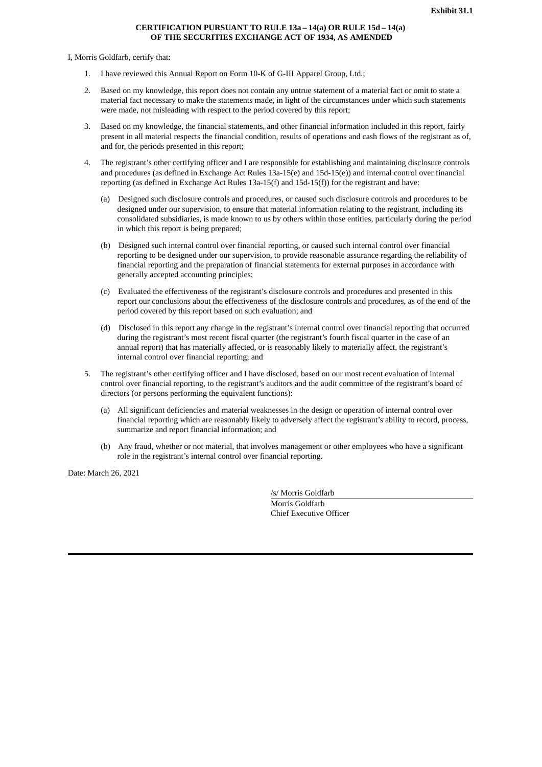**Exhibit 31.1**

**CERTIFICATION PURSUANT TO RULE 13a – 14(a) OR RULE 15d – 14(a)**
**OF THE SECURITIES EXCHANGE ACT OF 1934, AS AMENDED**

I, Morris Goldfarb, certify that:

1. I have reviewed this Annual Report on Form 10-K of G-III Apparel Group, Ltd.;

2. Based on my knowledge, this report does not contain any untrue statement of a material fact or omit to state a material fact necessary to make the statements made, in light of the circumstances under which such statements were made, not misleading with respect to the period covered by this report;

3. Based on my knowledge, the financial statements, and other financial information included in this report, fairly present in all material respects the financial condition, results of operations and cash flows of the registrant as of, and for, the periods presented in this report;

4. The registrant's other certifying officer and I are responsible for establishing and maintaining disclosure controls and procedures (as defined in Exchange Act Rules 13a-15(e) and 15d-15(e)) and internal control over financial reporting (as defined in Exchange Act Rules 13a-15(f) and 15d-15(f)) for the registrant and have:

   (a) Designed such disclosure controls and procedures, or caused such disclosure controls and procedures to be designed under our supervision, to ensure that material information relating to the registrant, including its consolidated subsidiaries, is made known to us by others within those entities, particularly during the period in which this report is being prepared;

   (b) Designed such internal control over financial reporting, or caused such internal control over financial reporting to be designed under our supervision, to provide reasonable assurance regarding the reliability of financial reporting and the preparation of financial statements for external purposes in accordance with generally accepted accounting principles;

   (c) Evaluated the effectiveness of the registrant's disclosure controls and procedures and presented in this report our conclusions about the effectiveness of the disclosure controls and procedures, as of the end of the period covered by this report based on such evaluation; and

   (d) Disclosed in this report any change in the registrant's internal control over financial reporting that occurred during the registrant's most recent fiscal quarter (the registrant's fourth fiscal quarter in the case of an annual report) that has materially affected, or is reasonably likely to materially affect, the registrant's internal control over financial reporting; and

5. The registrant's other certifying officer and I have disclosed, based on our most recent evaluation of internal control over financial reporting, to the registrant's auditors and the audit committee of the registrant's board of directors (or persons performing the equivalent functions):

   (a) All significant deficiencies and material weaknesses in the design or operation of internal control over financial reporting which are reasonably likely to adversely affect the registrant's ability to record, process, summarize and report financial information; and

   (b) Any fraud, whether or not material, that involves management or other employees who have a significant role in the registrant's internal control over financial reporting.

Date: March 26, 2021

/s/ Morris Goldfarb
Morris Goldfarb
Chief Executive Officer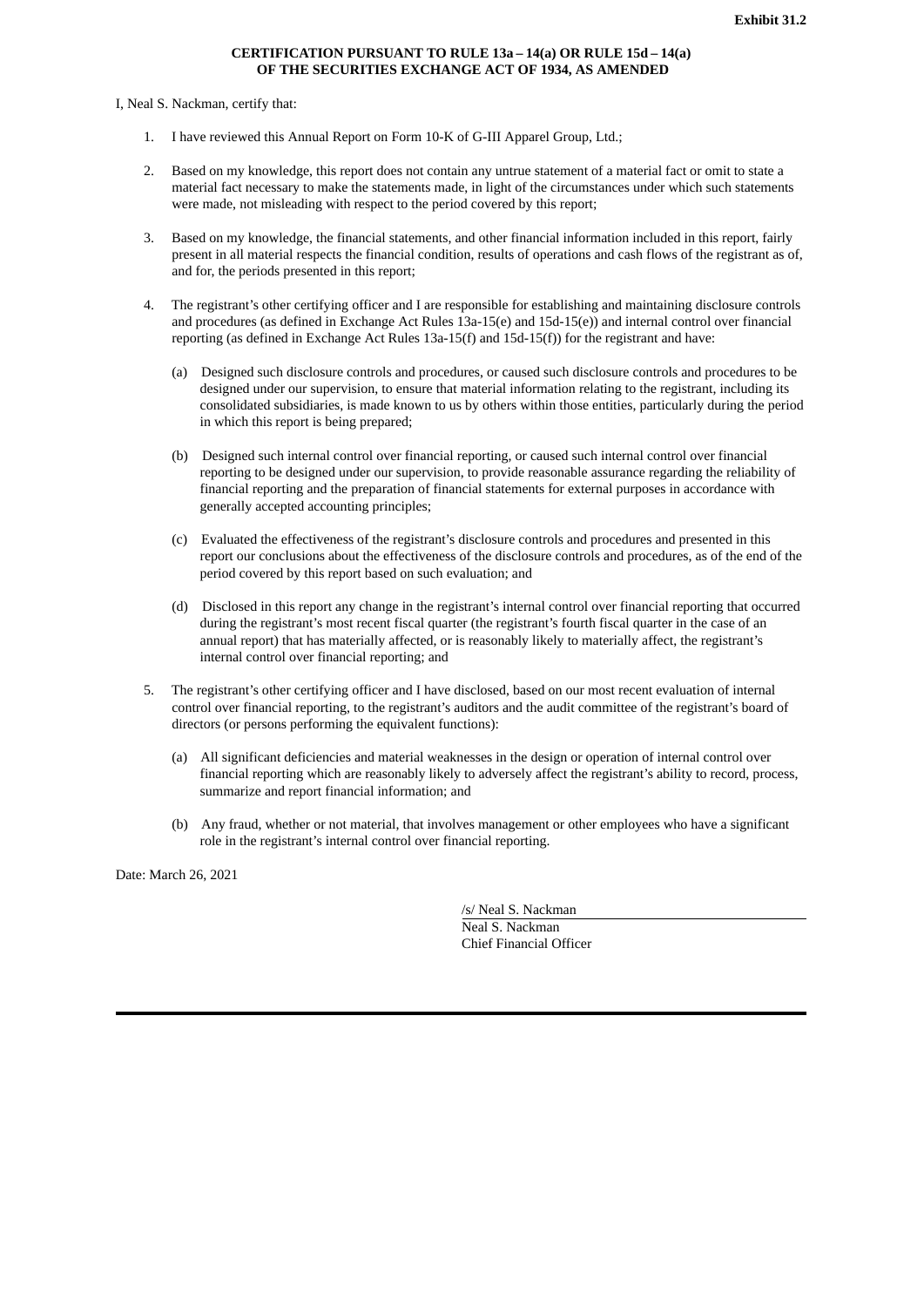**Exhibit 31.2**

**CERTIFICATION PURSUANT TO RULE 13a – 14(a) OR RULE 15d – 14(a) OF THE SECURITIES EXCHANGE ACT OF 1934, AS AMENDED**

I, Neal S. Nackman, certify that:

1. I have reviewed this Annual Report on Form 10-K of G-III Apparel Group, Ltd.;

2. Based on my knowledge, this report does not contain any untrue statement of a material fact or omit to state a material fact necessary to make the statements made, in light of the circumstances under which such statements were made, not misleading with respect to the period covered by this report;

3. Based on my knowledge, the financial statements, and other financial information included in this report, fairly present in all material respects the financial condition, results of operations and cash flows of the registrant as of, and for, the periods presented in this report;

4. The registrant's other certifying officer and I are responsible for establishing and maintaining disclosure controls and procedures (as defined in Exchange Act Rules 13a-15(e) and 15d-15(e)) and internal control over financial reporting (as defined in Exchange Act Rules 13a-15(f) and 15d-15(f)) for the registrant and have:

   (a) Designed such disclosure controls and procedures, or caused such disclosure controls and procedures to be designed under our supervision, to ensure that material information relating to the registrant, including its consolidated subsidiaries, is made known to us by others within those entities, particularly during the period in which this report is being prepared;

   (b) Designed such internal control over financial reporting, or caused such internal control over financial reporting to be designed under our supervision, to provide reasonable assurance regarding the reliability of financial reporting and the preparation of financial statements for external purposes in accordance with generally accepted accounting principles;

   (c) Evaluated the effectiveness of the registrant's disclosure controls and procedures and presented in this report our conclusions about the effectiveness of the disclosure controls and procedures, as of the end of the period covered by this report based on such evaluation; and

   (d) Disclosed in this report any change in the registrant's internal control over financial reporting that occurred during the registrant's most recent fiscal quarter (the registrant's fourth fiscal quarter in the case of an annual report) that has materially affected, or is reasonably likely to materially affect, the registrant's internal control over financial reporting; and

5. The registrant's other certifying officer and I have disclosed, based on our most recent evaluation of internal control over financial reporting, to the registrant's auditors and the audit committee of the registrant's board of directors (or persons performing the equivalent functions):

   (a) All significant deficiencies and material weaknesses in the design or operation of internal control over financial reporting which are reasonably likely to adversely affect the registrant's ability to record, process, summarize and report financial information; and

   (b) Any fraud, whether or not material, that involves management or other employees who have a significant role in the registrant's internal control over financial reporting.

Date: March 26, 2021

/s/ Neal S. Nackman
Neal S. Nackman
Chief Financial Officer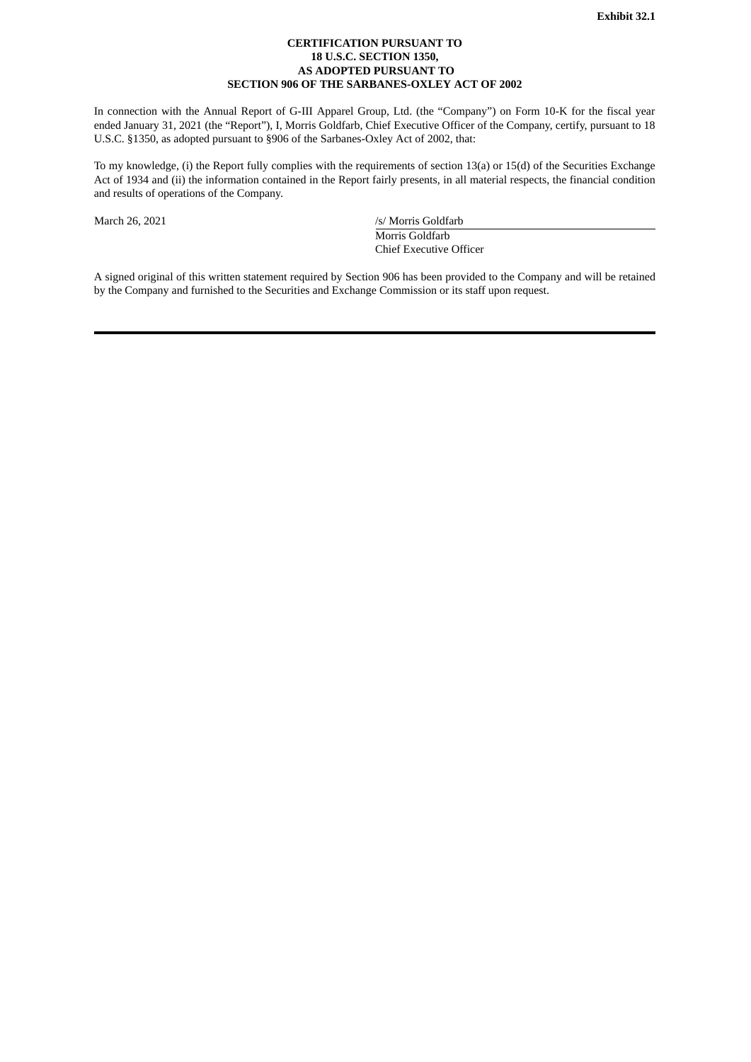**Exhibit 32.1**

**CERTIFICATION PURSUANT TO
18 U.S.C. SECTION 1350,
AS ADOPTED PURSUANT TO
SECTION 906 OF THE SARBANES-OXLEY ACT OF 2002**

In connection with the Annual Report of G-III Apparel Group, Ltd. (the "Company") on Form 10-K for the fiscal year ended January 31, 2021 (the "Report"), I, Morris Goldfarb, Chief Executive Officer of the Company, certify, pursuant to 18 U.S.C. §1350, as adopted pursuant to §906 of the Sarbanes-Oxley Act of 2002, that:

To my knowledge, (i) the Report fully complies with the requirements of section 13(a) or 15(d) of the Securities Exchange Act of 1934 and (ii) the information contained in the Report fairly presents, in all material respects, the financial condition and results of operations of the Company.

March 26, 2021

/s/ Morris Goldfarb
Morris Goldfarb
Chief Executive Officer

A signed original of this written statement required by Section 906 has been provided to the Company and will be retained by the Company and furnished to the Securities and Exchange Commission or its staff upon request.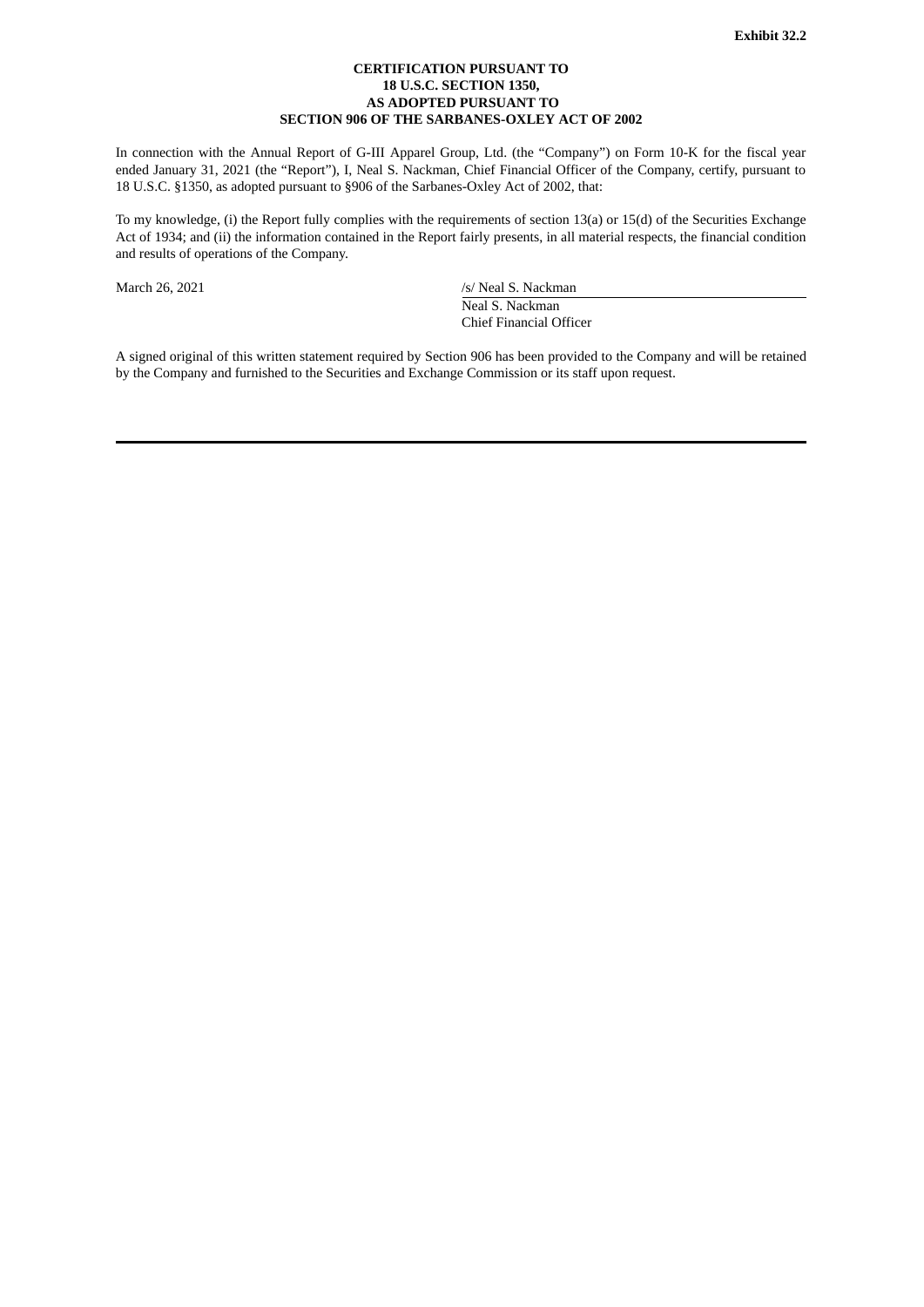**Exhibit 32.2**

**CERTIFICATION PURSUANT TO**
**18 U.S.C. SECTION 1350,**
**AS ADOPTED PURSUANT TO**
**SECTION 906 OF THE SARBANES-OXLEY ACT OF 2002**

In connection with the Annual Report of G-III Apparel Group, Ltd. (the "Company") on Form 10-K for the fiscal year ended January 31, 2021 (the "Report"), I, Neal S. Nackman, Chief Financial Officer of the Company, certify, pursuant to 18 U.S.C. §1350, as adopted pursuant to §906 of the Sarbanes-Oxley Act of 2002, that:

To my knowledge, (i) the Report fully complies with the requirements of section 13(a) or 15(d) of the Securities Exchange Act of 1934; and (ii) the information contained in the Report fairly presents, in all material respects, the financial condition and results of operations of the Company.

March 26, 2021

/s/ Neal S. Nackman
Neal S. Nackman
Chief Financial Officer

A signed original of this written statement required by Section 906 has been provided to the Company and will be retained by the Company and furnished to the Securities and Exchange Commission or its staff upon request.